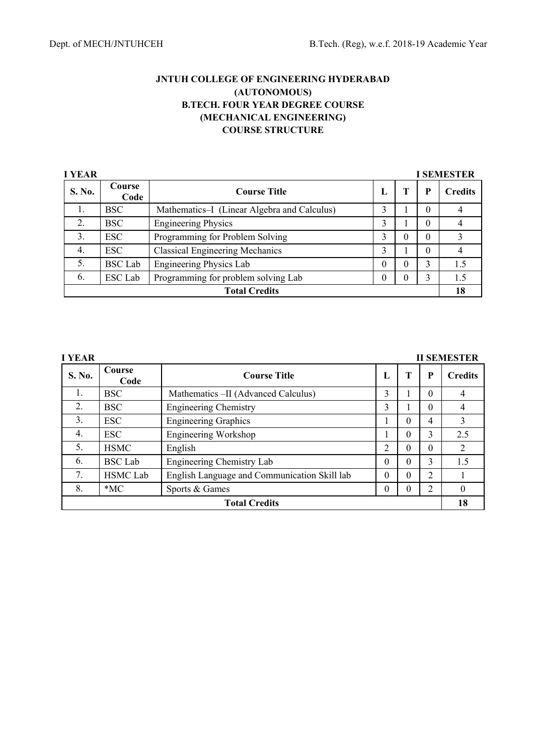# JNTUH COLLEGE OF ENGINEERING HYDERABAD
## (AUTONOMOUS)
## B.TECH. FOUR YEAR DEGREE COURSE
## (MECHANICAL ENGINEERING)
## COURSE STRUCTURE

**I YEAR** **I SEMESTER**

| S. No. | Course Code | Course Title | L | T | P | Credits |
|---|---|---|---|---|---|---|
| 1. | BSC | Mathematics–I (Linear Algebra and Calculus) | 3 | 1 | 0 | 4 |
| 2. | BSC | Engineering Physics | 3 | 1 | 0 | 4 |
| 3. | ESC | Programming for Problem Solving | 3 | 0 | 0 | 3 |
| 4. | ESC | Classical Engineering Mechanics | 3 | 1 | 0 | 4 |
| 5. | BSC Lab | Engineering Physics Lab | 0 | 0 | 3 | 1.5 |
| 6. | ESC Lab | Programming for problem solving Lab | 0 | 0 | 3 | 1.5 |
| | | **Total Credits** | | | | **18** |

**I YEAR** **II SEMESTER**

| S. No. | Course Code | Course Title | L | T | P | Credits |
|---|---|---|---|---|---|---|
| 1. | BSC | Mathematics –II (Advanced Calculus) | 3 | 1 | 0 | 4 |
| 2. | BSC | Engineering Chemistry | 3 | 1 | 0 | 4 |
| 3. | ESC | Engineering Graphics | 1 | 0 | 4 | 3 |
| 4. | ESC | Engineering Workshop | 1 | 0 | 3 | 2.5 |
| 5. | HSMC | English | 2 | 0 | 0 | 2 |
| 6. | BSC Lab | Engineering Chemistry Lab | 0 | 0 | 3 | 1.5 |
| 7. | HSMC Lab | English Language and Communication Skill lab | 0 | 0 | 2 | 1 |
| 8. | *MC | Sports & Games | 0 | 0 | 2 | 0 |
| | | **Total Credits** | | | | **18** |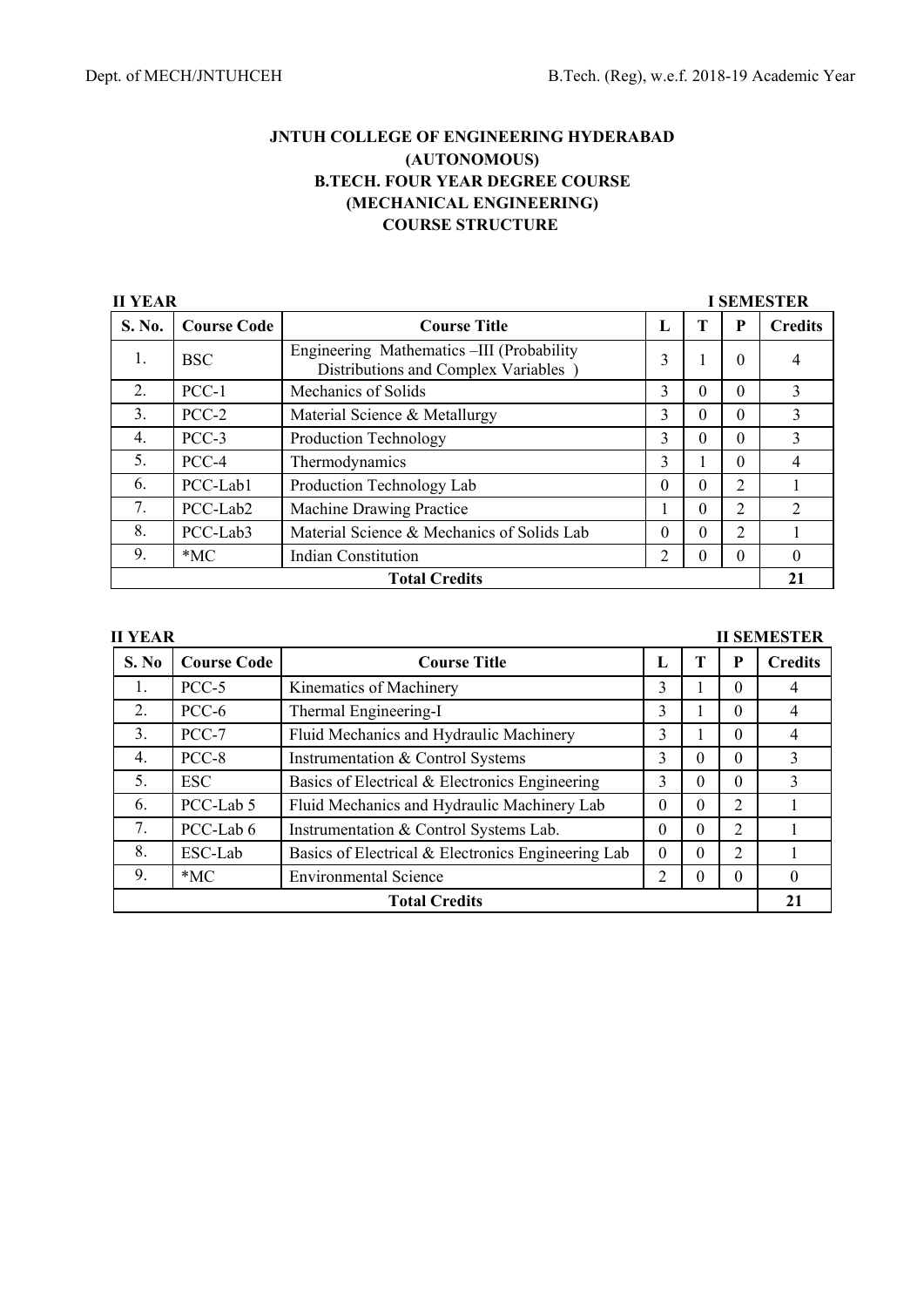**JNTUH COLLEGE OF ENGINEERING HYDERABAD**
**(AUTONOMOUS)**
**B.TECH. FOUR YEAR DEGREE COURSE**
**(MECHANICAL ENGINEERING)**
**COURSE STRUCTURE**

**II YEAR** **I SEMESTER**

| S. No. | Course Code | Course Title | L | T | P | Credits |
|---|---|---|---|---|---|---|
| 1. | BSC | Engineering Mathematics –III (Probability Distributions and Complex Variables ) | 3 | 1 | 0 | 4 |
| 2. | PCC-1 | Mechanics of Solids | 3 | 0 | 0 | 3 |
| 3. | PCC-2 | Material Science & Metallurgy | 3 | 0 | 0 | 3 |
| 4. | PCC-3 | Production Technology | 3 | 0 | 0 | 3 |
| 5. | PCC-4 | Thermodynamics | 3 | 1 | 0 | 4 |
| 6. | PCC-Lab1 | Production Technology Lab | 0 | 0 | 2 | 1 |
| 7. | PCC-Lab2 | Machine Drawing Practice | 1 | 0 | 2 | 2 |
| 8. | PCC-Lab3 | Material Science & Mechanics of Solids Lab | 0 | 0 | 2 | 1 |
| 9. | *MC | Indian Constitution | 2 | 0 | 0 | 0 |
| | | **Total Credits** | | | | **21** |

**II YEAR** **II SEMESTER**

| S. No | Course Code | Course Title | L | T | P | Credits |
|---|---|---|---|---|---|---|
| 1. | PCC-5 | Kinematics of Machinery | 3 | 1 | 0 | 4 |
| 2. | PCC-6 | Thermal Engineering-I | 3 | 1 | 0 | 4 |
| 3. | PCC-7 | Fluid Mechanics and Hydraulic Machinery | 3 | 1 | 0 | 4 |
| 4. | PCC-8 | Instrumentation & Control Systems | 3 | 0 | 0 | 3 |
| 5. | ESC | Basics of Electrical & Electronics Engineering | 3 | 0 | 0 | 3 |
| 6. | PCC-Lab 5 | Fluid Mechanics and Hydraulic Machinery Lab | 0 | 0 | 2 | 1 |
| 7. | PCC-Lab 6 | Instrumentation & Control Systems Lab. | 0 | 0 | 2 | 1 |
| 8. | ESC-Lab | Basics of Electrical & Electronics Engineering Lab | 0 | 0 | 2 | 1 |
| 9. | *MC | Environmental Science | 2 | 0 | 0 | 0 |
| | | **Total Credits** | | | | **21** |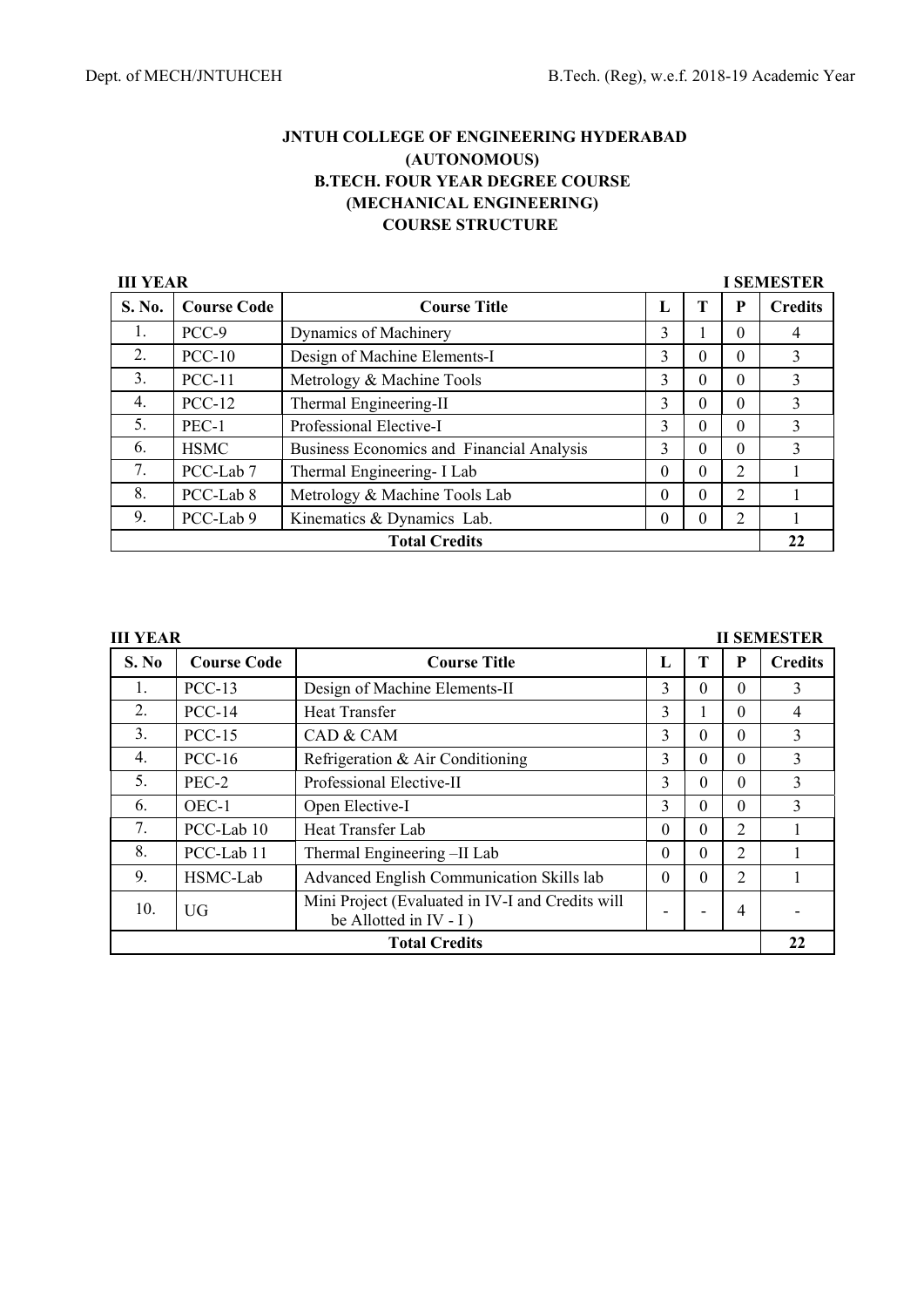# JNTUH COLLEGE OF ENGINEERING HYDERABAD
## (AUTONOMOUS)
## B.TECH. FOUR YEAR DEGREE COURSE
## (MECHANICAL ENGINEERING)
## COURSE STRUCTURE

**III YEAR** **I SEMESTER**

| S. No. | Course Code | Course Title | L | T | P | Credits |
|---|---|---|---|---|---|---|
| 1. | PCC-9 | Dynamics of Machinery | 3 | 1 | 0 | 4 |
| 2. | PCC-10 | Design of Machine Elements-I | 3 | 0 | 0 | 3 |
| 3. | PCC-11 | Metrology & Machine Tools | 3 | 0 | 0 | 3 |
| 4. | PCC-12 | Thermal Engineering-II | 3 | 0 | 0 | 3 |
| 5. | PEC-1 | Professional Elective-I | 3 | 0 | 0 | 3 |
| 6. | HSMC | Business Economics and Financial Analysis | 3 | 0 | 0 | 3 |
| 7. | PCC-Lab 7 | Thermal Engineering- I Lab | 0 | 0 | 2 | 1 |
| 8. | PCC-Lab 8 | Metrology & Machine Tools Lab | 0 | 0 | 2 | 1 |
| 9. | PCC-Lab 9 | Kinematics & Dynamics Lab. | 0 | 0 | 2 | 1 |
| **Total Credits** | | | | | | **22** |

**III YEAR** **II SEMESTER**

| S. No | Course Code | Course Title | L | T | P | Credits |
|---|---|---|---|---|---|---|
| 1. | PCC-13 | Design of Machine Elements-II | 3 | 0 | 0 | 3 |
| 2. | PCC-14 | Heat Transfer | 3 | 1 | 0 | 4 |
| 3. | PCC-15 | CAD & CAM | 3 | 0 | 0 | 3 |
| 4. | PCC-16 | Refrigeration & Air Conditioning | 3 | 0 | 0 | 3 |
| 5. | PEC-2 | Professional Elective-II | 3 | 0 | 0 | 3 |
| 6. | OEC-1 | Open Elective-I | 3 | 0 | 0 | 3 |
| 7. | PCC-Lab 10 | Heat Transfer Lab | 0 | 0 | 2 | 1 |
| 8. | PCC-Lab 11 | Thermal Engineering –II Lab | 0 | 0 | 2 | 1 |
| 9. | HSMC-Lab | Advanced English Communication Skills lab | 0 | 0 | 2 | 1 |
| 10. | UG | Mini Project (Evaluated in IV-I and Credits will be Allotted in IV - I ) | - | - | 4 | - |
| **Total Credits** | | | | | | **22** |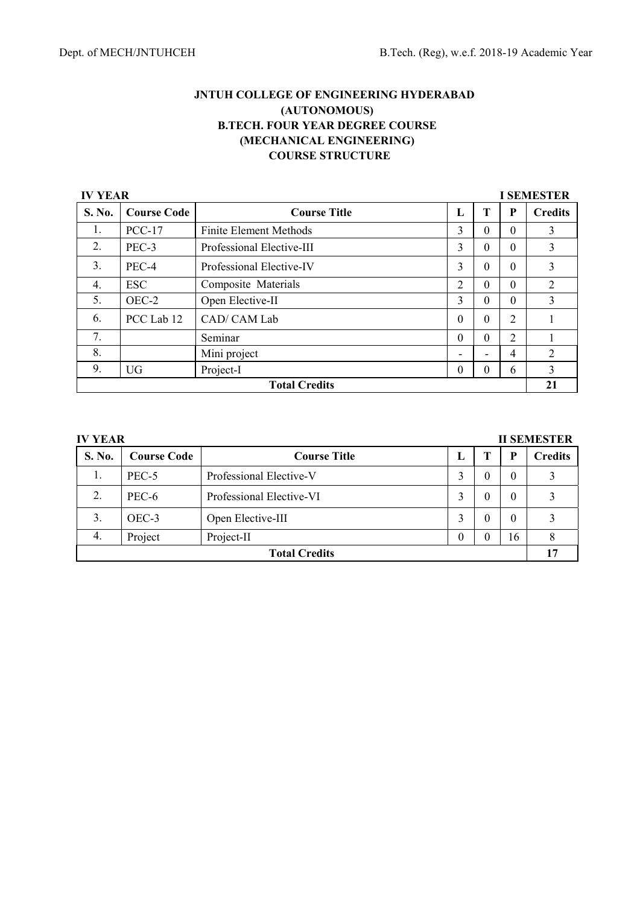**JNTUH COLLEGE OF ENGINEERING HYDERABAD**
**(AUTONOMOUS)**
**B.TECH. FOUR YEAR DEGREE COURSE**
**(MECHANICAL ENGINEERING)**
**COURSE STRUCTURE**

**IV YEAR** **I SEMESTER**

| S. No. | Course Code | Course Title | L | T | P | Credits |
|---|---|---|---|---|---|---|
| 1. | PCC-17 | Finite Element Methods | 3 | 0 | 0 | 3 |
| 2. | PEC-3 | Professional Elective-III | 3 | 0 | 0 | 3 |
| 3. | PEC-4 | Professional Elective-IV | 3 | 0 | 0 | 3 |
| 4. | ESC | Composite Materials | 2 | 0 | 0 | 2 |
| 5. | OEC-2 | Open Elective-II | 3 | 0 | 0 | 3 |
| 6. | PCC Lab 12 | CAD/ CAM Lab | 0 | 0 | 2 | 1 |
| 7. | | Seminar | 0 | 0 | 2 | 1 |
| 8. | | Mini project | - | - | 4 | 2 |
| 9. | UG | Project-I | 0 | 0 | 6 | 3 |
| **Total Credits** | | | | | | **21** |

**IV YEAR** **II SEMESTER**

| S. No. | Course Code | Course Title | L | T | P | Credits |
|---|---|---|---|---|---|---|
| 1. | PEC-5 | Professional Elective-V | 3 | 0 | 0 | 3 |
| 2. | PEC-6 | Professional Elective-VI | 3 | 0 | 0 | 3 |
| 3. | OEC-3 | Open Elective-III | 3 | 0 | 0 | 3 |
| 4. | Project | Project-II | 0 | 0 | 16 | 8 |
| **Total Credits** | | | | | | **17** |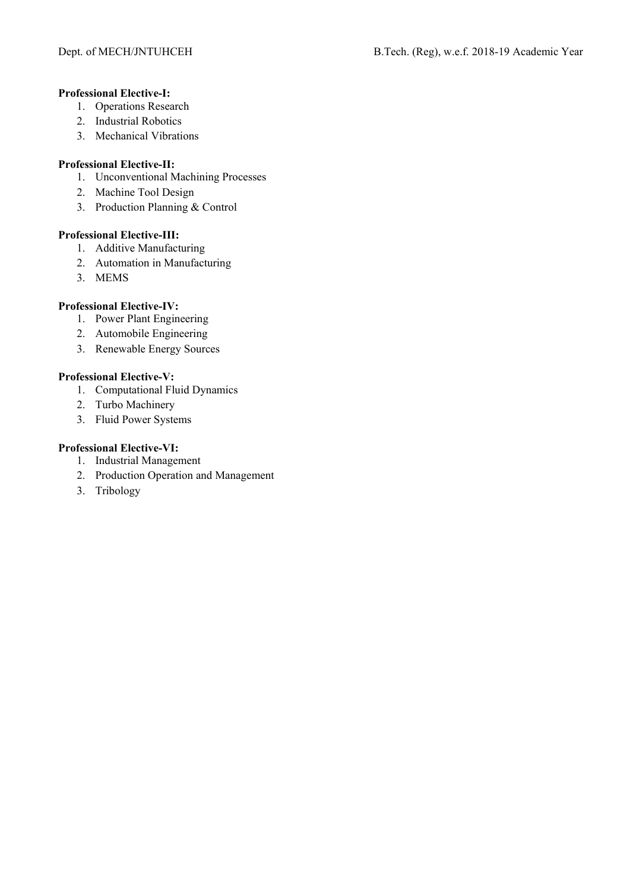**Professional Elective-I:**

1. Operations Research
2. Industrial Robotics
3. Mechanical Vibrations

**Professional Elective-II:**

1. Unconventional Machining Processes
2. Machine Tool Design
3. Production Planning & Control

**Professional Elective-III:**

1. Additive Manufacturing
2. Automation in Manufacturing
3. MEMS

**Professional Elective-IV:**

1. Power Plant Engineering
2. Automobile Engineering
3. Renewable Energy Sources

**Professional Elective-V:**

1. Computational Fluid Dynamics
2. Turbo Machinery
3. Fluid Power Systems

**Professional Elective-VI:**

1. Industrial Management
2. Production Operation and Management
3. Tribology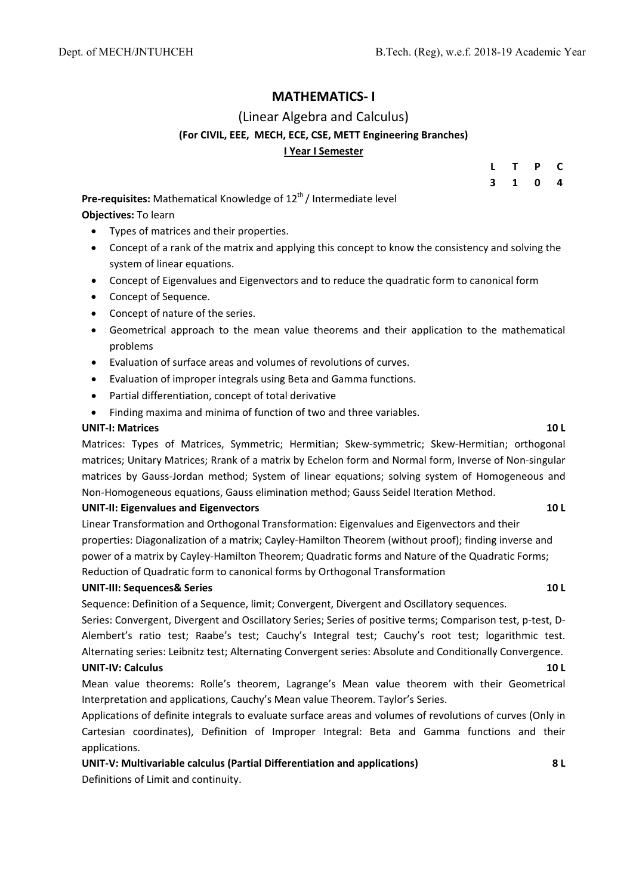## MATHEMATICS- I

### (Linear Algebra and Calculus)

**(For CIVIL, EEE, MECH, ECE, CSE, METT Engineering Branches)**

**I Year I Semester**

| L | T | P | C |
|---|---|---|---|
| 3 | 1 | 0 | 4 |

**Pre-requisites:** Mathematical Knowledge of $12^{th}$ / Intermediate level

**Objectives:** To learn

- Types of matrices and their properties.
- Concept of a rank of the matrix and applying this concept to know the consistency and solving the system of linear equations.
- Concept of Eigenvalues and Eigenvectors and to reduce the quadratic form to canonical form
- Concept of Sequence.
- Concept of nature of the series.
- Geometrical approach to the mean value theorems and their application to the mathematical problems
- Evaluation of surface areas and volumes of revolutions of curves.
- Evaluation of improper integrals using Beta and Gamma functions.
- Partial differentiation, concept of total derivative
- Finding maxima and minima of function of two and three variables.

**UNIT-I: Matrices** **10 L**

Matrices: Types of Matrices, Symmetric; Hermitian; Skew-symmetric; Skew-Hermitian; orthogonal matrices; Unitary Matrices; Rrank of a matrix by Echelon form and Normal form, Inverse of Non-singular matrices by Gauss-Jordan method; System of linear equations; solving system of Homogeneous and Non-Homogeneous equations, Gauss elimination method; Gauss Seidel Iteration Method.

**UNIT-II: Eigenvalues and Eigenvectors** **10 L**

Linear Transformation and Orthogonal Transformation: Eigenvalues and Eigenvectors and their properties: Diagonalization of a matrix; Cayley-Hamilton Theorem (without proof); finding inverse and power of a matrix by Cayley-Hamilton Theorem; Quadratic forms and Nature of the Quadratic Forms; Reduction of Quadratic form to canonical forms by Orthogonal Transformation

**UNIT-III: Sequences& Series** **10 L**

Sequence: Definition of a Sequence, limit; Convergent, Divergent and Oscillatory sequences.

Series: Convergent, Divergent and Oscillatory Series; Series of positive terms; Comparison test, p-test, D-Alembert's ratio test; Raabe's test; Cauchy's Integral test; Cauchy's root test; logarithmic test. Alternating series: Leibnitz test; Alternating Convergent series: Absolute and Conditionally Convergence.

**UNIT-IV: Calculus** **10 L**

Mean value theorems: Rolle's theorem, Lagrange's Mean value theorem with their Geometrical Interpretation and applications, Cauchy's Mean value Theorem. Taylor's Series.

Applications of definite integrals to evaluate surface areas and volumes of revolutions of curves (Only in Cartesian coordinates), Definition of Improper Integral: Beta and Gamma functions and their applications.

**UNIT-V: Multivariable calculus (Partial Differentiation and applications)** **8 L**

Definitions of Limit and continuity.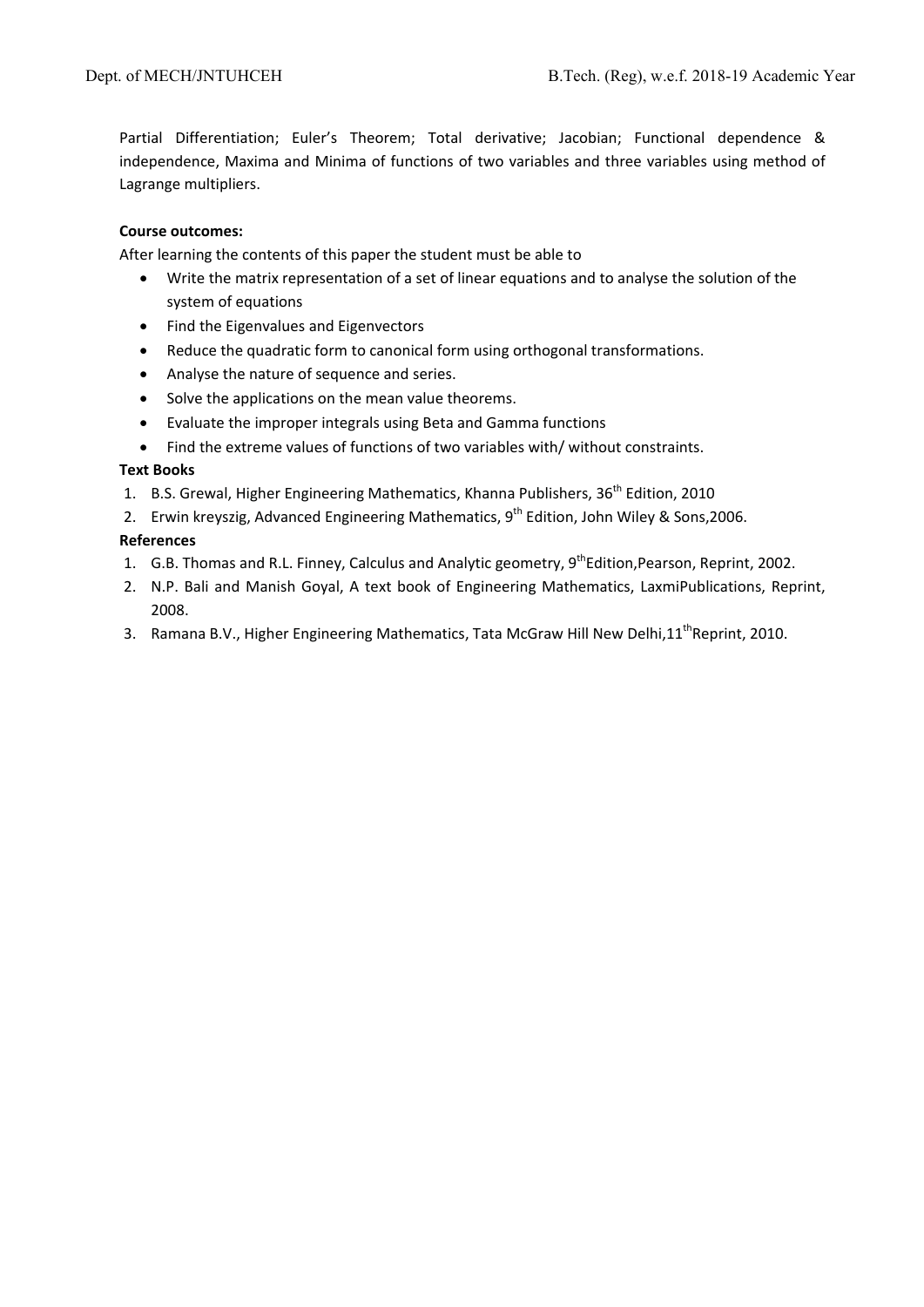Partial Differentiation; Euler's Theorem; Total derivative; Jacobian; Functional dependence & independence, Maxima and Minima of functions of two variables and three variables using method of Lagrange multipliers.

**Course outcomes:**

After learning the contents of this paper the student must be able to

- Write the matrix representation of a set of linear equations and to analyse the solution of the system of equations
- Find the Eigenvalues and Eigenvectors
- Reduce the quadratic form to canonical form using orthogonal transformations.
- Analyse the nature of sequence and series.
- Solve the applications on the mean value theorems.
- Evaluate the improper integrals using Beta and Gamma functions
- Find the extreme values of functions of two variables with/ without constraints.

**Text Books**

1. B.S. Grewal, Higher Engineering Mathematics, Khanna Publishers, 36th Edition, 2010
2. Erwin kreyszig, Advanced Engineering Mathematics, 9th Edition, John Wiley & Sons,2006.

**References**

1. G.B. Thomas and R.L. Finney, Calculus and Analytic geometry, 9thEdition,Pearson, Reprint, 2002.
2. N.P. Bali and Manish Goyal, A text book of Engineering Mathematics, LaxmiPublications, Reprint, 2008.
3. Ramana B.V., Higher Engineering Mathematics, Tata McGraw Hill New Delhi,11thReprint, 2010.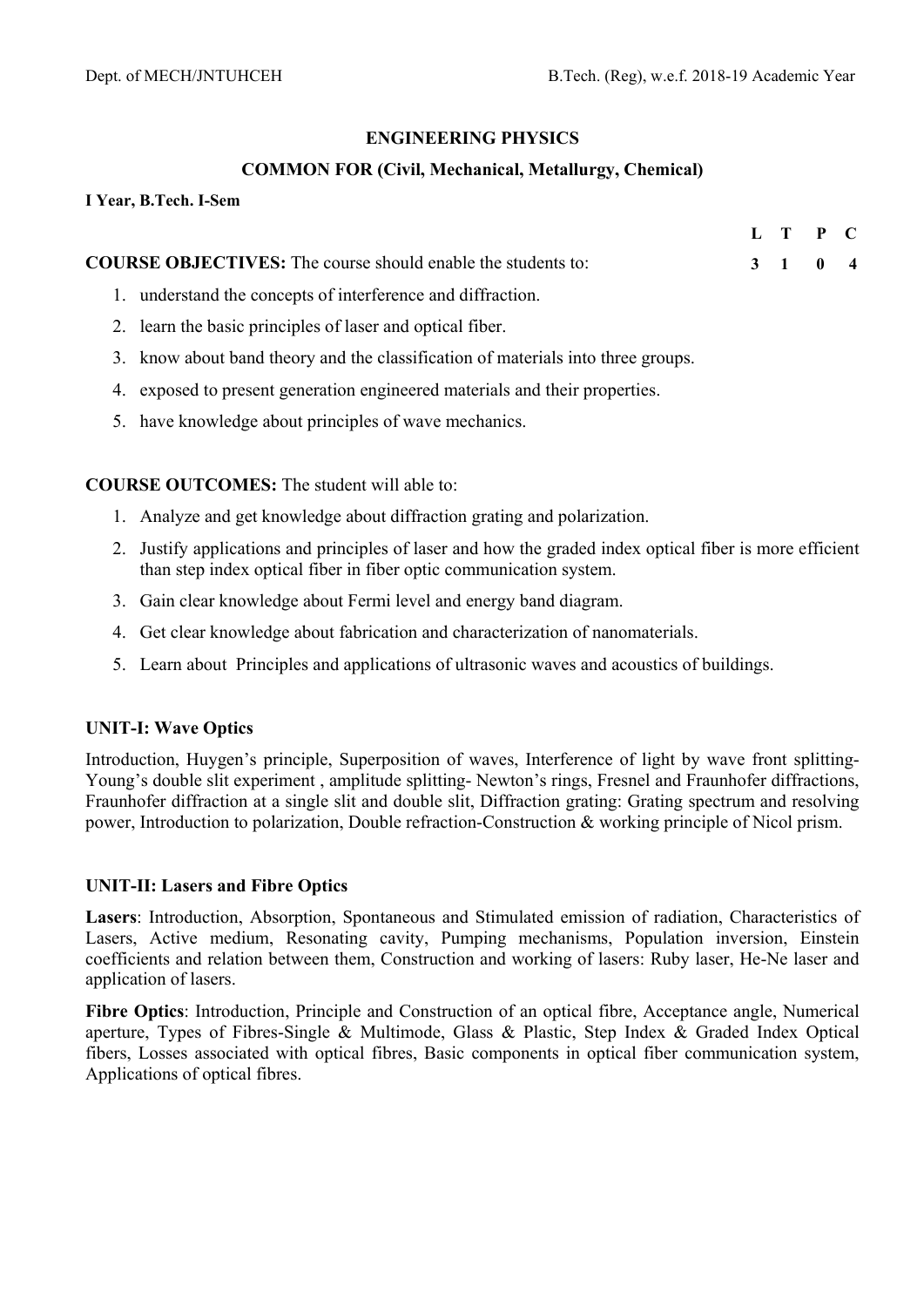## ENGINEERING PHYSICS

### COMMON FOR (Civil, Mechanical, Metallurgy, Chemical)

**I Year, B.Tech. I-Sem**

| L | T | P | C |
|---|---|---|---|
| 3 | 1 | 0 | 4 |

**COURSE OBJECTIVES:** The course should enable the students to:

1. understand the concepts of interference and diffraction.
2. learn the basic principles of laser and optical fiber.
3. know about band theory and the classification of materials into three groups.
4. exposed to present generation engineered materials and their properties.
5. have knowledge about principles of wave mechanics.

**COURSE OUTCOMES:** The student will able to:

1. Analyze and get knowledge about diffraction grating and polarization.
2. Justify applications and principles of laser and how the graded index optical fiber is more efficient than step index optical fiber in fiber optic communication system.
3. Gain clear knowledge about Fermi level and energy band diagram.
4. Get clear knowledge about fabrication and characterization of nanomaterials.
5. Learn about Principles and applications of ultrasonic waves and acoustics of buildings.

**UNIT-I: Wave Optics**

Introduction, Huygen's principle, Superposition of waves, Interference of light by wave front splitting-Young's double slit experiment , amplitude splitting- Newton's rings, Fresnel and Fraunhofer diffractions, Fraunhofer diffraction at a single slit and double slit, Diffraction grating: Grating spectrum and resolving power, Introduction to polarization, Double refraction-Construction & working principle of Nicol prism.

**UNIT-II: Lasers and Fibre Optics**

**Lasers**: Introduction, Absorption, Spontaneous and Stimulated emission of radiation, Characteristics of Lasers, Active medium, Resonating cavity, Pumping mechanisms, Population inversion, Einstein coefficients and relation between them, Construction and working of lasers: Ruby laser, He-Ne laser and application of lasers.

**Fibre Optics**: Introduction, Principle and Construction of an optical fibre, Acceptance angle, Numerical aperture, Types of Fibres-Single & Multimode, Glass & Plastic, Step Index & Graded Index Optical fibers, Losses associated with optical fibres, Basic components in optical fiber communication system, Applications of optical fibres.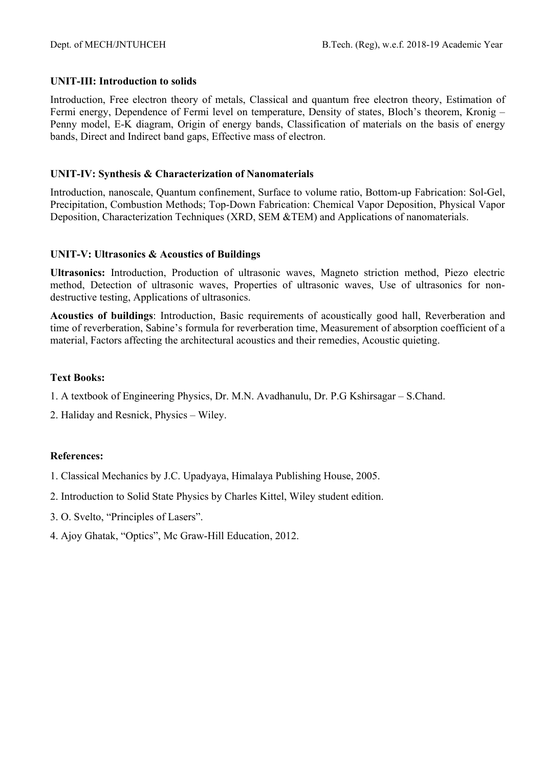**UNIT-III: Introduction to solids**

Introduction, Free electron theory of metals, Classical and quantum free electron theory, Estimation of Fermi energy, Dependence of Fermi level on temperature, Density of states, Bloch's theorem, Kronig – Penny model, E-K diagram, Origin of energy bands, Classification of materials on the basis of energy bands, Direct and Indirect band gaps, Effective mass of electron.

**UNIT-IV: Synthesis & Characterization of Nanomaterials**

Introduction, nanoscale, Quantum confinement, Surface to volume ratio, Bottom-up Fabrication: Sol-Gel, Precipitation, Combustion Methods; Top-Down Fabrication: Chemical Vapor Deposition, Physical Vapor Deposition, Characterization Techniques (XRD, SEM &TEM) and Applications of nanomaterials.

**UNIT-V: Ultrasonics & Acoustics of Buildings**

**Ultrasonics:** Introduction, Production of ultrasonic waves, Magneto striction method, Piezo electric method, Detection of ultrasonic waves, Properties of ultrasonic waves, Use of ultrasonics for non-destructive testing, Applications of ultrasonics.

**Acoustics of buildings**: Introduction, Basic requirements of acoustically good hall, Reverberation and time of reverberation, Sabine's formula for reverberation time, Measurement of absorption coefficient of a material, Factors affecting the architectural acoustics and their remedies, Acoustic quieting.

**Text Books:**

1. A textbook of Engineering Physics, Dr. M.N. Avadhanulu, Dr. P.G Kshirsagar – S.Chand.
2. Haliday and Resnick, Physics – Wiley.

**References:**

1. Classical Mechanics by J.C. Upadyaya, Himalaya Publishing House, 2005.
2. Introduction to Solid State Physics by Charles Kittel, Wiley student edition.
3. O. Svelto, "Principles of Lasers".
4. Ajoy Ghatak, "Optics", Mc Graw-Hill Education, 2012.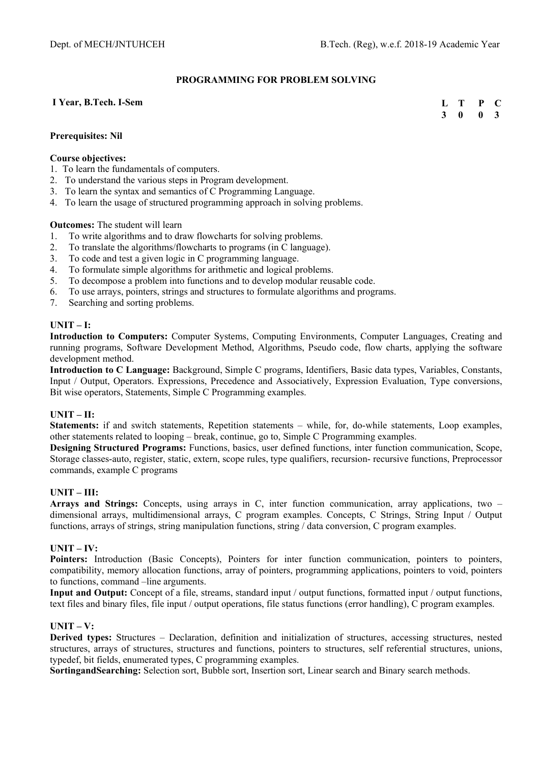## PROGRAMMING FOR PROBLEM SOLVING

**I Year, B.Tech. I-Sem**

| L | T | P | C |
|---|---|---|---|
| 3 | 0 | 0 | 3 |

**Prerequisites: Nil**

**Course objectives:**

1. To learn the fundamentals of computers.
2. To understand the various steps in Program development.
3. To learn the syntax and semantics of C Programming Language.
4. To learn the usage of structured programming approach in solving problems.

**Outcomes:** The student will learn

1. To write algorithms and to draw flowcharts for solving problems.
2. To translate the algorithms/flowcharts to programs (in C language).
3. To code and test a given logic in C programming language.
4. To formulate simple algorithms for arithmetic and logical problems.
5. To decompose a problem into functions and to develop modular reusable code.
6. To use arrays, pointers, strings and structures to formulate algorithms and programs.
7. Searching and sorting problems.

**UNIT – I:**

**Introduction to Computers:** Computer Systems, Computing Environments, Computer Languages, Creating and running programs, Software Development Method, Algorithms, Pseudo code, flow charts, applying the software development method.

**Introduction to C Language:** Background, Simple C programs, Identifiers, Basic data types, Variables, Constants, Input / Output, Operators. Expressions, Precedence and Associatively, Expression Evaluation, Type conversions, Bit wise operators, Statements, Simple C Programming examples.

**UNIT – II:**

**Statements:** if and switch statements, Repetition statements – while, for, do-while statements, Loop examples, other statements related to looping – break, continue, go to, Simple C Programming examples.

**Designing Structured Programs:** Functions, basics, user defined functions, inter function communication, Scope, Storage classes-auto, register, static, extern, scope rules, type qualifiers, recursion- recursive functions, Preprocessor commands, example C programs

**UNIT – III:**

**Arrays and Strings:** Concepts, using arrays in C, inter function communication, array applications, two – dimensional arrays, multidimensional arrays, C program examples. Concepts, C Strings, String Input / Output functions, arrays of strings, string manipulation functions, string / data conversion, C program examples.

**UNIT – IV:**

**Pointers:** Introduction (Basic Concepts), Pointers for inter function communication, pointers to pointers, compatibility, memory allocation functions, array of pointers, programming applications, pointers to void, pointers to functions, command –line arguments.

**Input and Output:** Concept of a file, streams, standard input / output functions, formatted input / output functions, text files and binary files, file input / output operations, file status functions (error handling), C program examples.

**UNIT – V:**

**Derived types:** Structures – Declaration, definition and initialization of structures, accessing structures, nested structures, arrays of structures, structures and functions, pointers to structures, self referential structures, unions, typedef, bit fields, enumerated types, C programming examples.

**SortingandSearching:** Selection sort, Bubble sort, Insertion sort, Linear search and Binary search methods.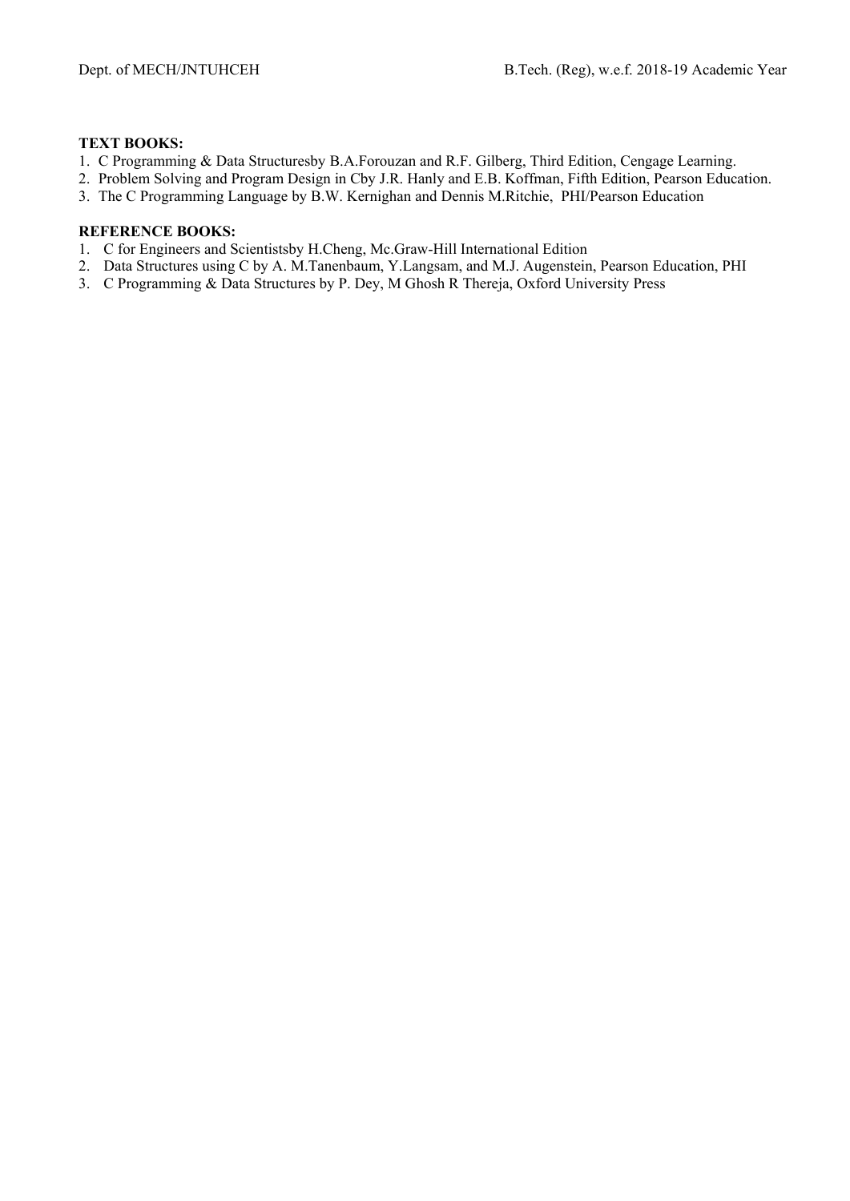**TEXT BOOKS:**

1. C Programming & Data Structuresby B.A.Forouzan and R.F. Gilberg, Third Edition, Cengage Learning.
2. Problem Solving and Program Design in Cby J.R. Hanly and E.B. Koffman, Fifth Edition, Pearson Education.
3. The C Programming Language by B.W. Kernighan and Dennis M.Ritchie, PHI/Pearson Education

**REFERENCE BOOKS:**

1. C for Engineers and Scientistsby H.Cheng, Mc.Graw-Hill International Edition
2. Data Structures using C by A. M.Tanenbaum, Y.Langsam, and M.J. Augenstein, Pearson Education, PHI
3. C Programming & Data Structures by P. Dey, M Ghosh R Thereja, Oxford University Press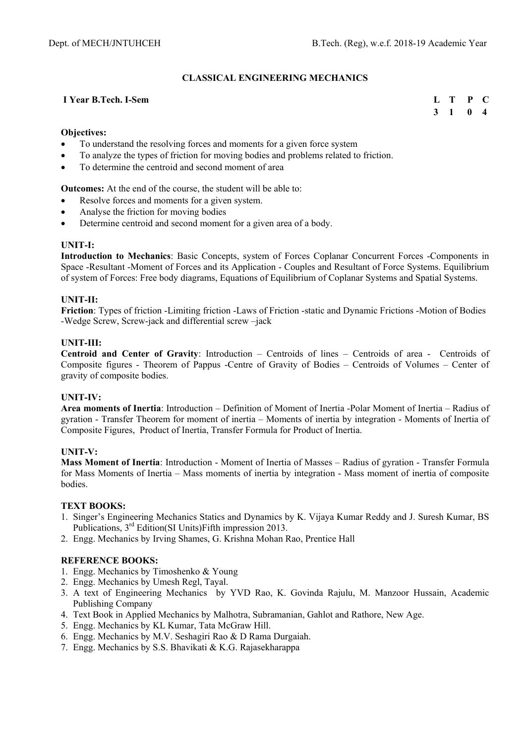## CLASSICAL ENGINEERING MECHANICS

**I Year B.Tech. I-Sem**

| L | T | P | C |
|---|---|---|---|
| 3 | 1 | 0 | 4 |

**Objectives:**

- To understand the resolving forces and moments for a given force system
- To analyze the types of friction for moving bodies and problems related to friction.
- To determine the centroid and second moment of area

**Outcomes:** At the end of the course, the student will be able to:

- Resolve forces and moments for a given system.
- Analyse the friction for moving bodies
- Determine centroid and second moment for a given area of a body.

**UNIT-I:**

**Introduction to Mechanics**: Basic Concepts, system of Forces Coplanar Concurrent Forces -Components in Space -Resultant -Moment of Forces and its Application - Couples and Resultant of Force Systems. Equilibrium of system of Forces: Free body diagrams, Equations of Equilibrium of Coplanar Systems and Spatial Systems.

**UNIT-II:**

**Friction**: Types of friction -Limiting friction -Laws of Friction -static and Dynamic Frictions -Motion of Bodies -Wedge Screw, Screw-jack and differential screw –jack

**UNIT-III:**

**Centroid and Center of Gravity**: Introduction – Centroids of lines – Centroids of area - Centroids of Composite figures - Theorem of Pappus -Centre of Gravity of Bodies – Centroids of Volumes – Center of gravity of composite bodies.

**UNIT-IV:**

**Area moments of Inertia**: Introduction – Definition of Moment of Inertia -Polar Moment of Inertia – Radius of gyration - Transfer Theorem for moment of inertia – Moments of inertia by integration - Moments of Inertia of Composite Figures, Product of Inertia, Transfer Formula for Product of Inertia.

**UNIT-V:**

**Mass Moment of Inertia**: Introduction - Moment of Inertia of Masses – Radius of gyration - Transfer Formula for Mass Moments of Inertia – Mass moments of inertia by integration - Mass moment of inertia of composite bodies.

**TEXT BOOKS:**

1. Singer's Engineering Mechanics Statics and Dynamics by K. Vijaya Kumar Reddy and J. Suresh Kumar, BS Publications, 3rd Edition(SI Units)Fifth impression 2013.
2. Engg. Mechanics by Irving Shames, G. Krishna Mohan Rao, Prentice Hall

**REFERENCE BOOKS:**

1. Engg. Mechanics by Timoshenko & Young
2. Engg. Mechanics by Umesh Regl, Tayal.
3. A text of Engineering Mechanics by YVD Rao, K. Govinda Rajulu, M. Manzoor Hussain, Academic Publishing Company
4. Text Book in Applied Mechanics by Malhotra, Subramanian, Gahlot and Rathore, New Age.
5. Engg. Mechanics by KL Kumar, Tata McGraw Hill.
6. Engg. Mechanics by M.V. Seshagiri Rao & D Rama Durgaiah.
7. Engg. Mechanics by S.S. Bhavikati & K.G. Rajasekharappa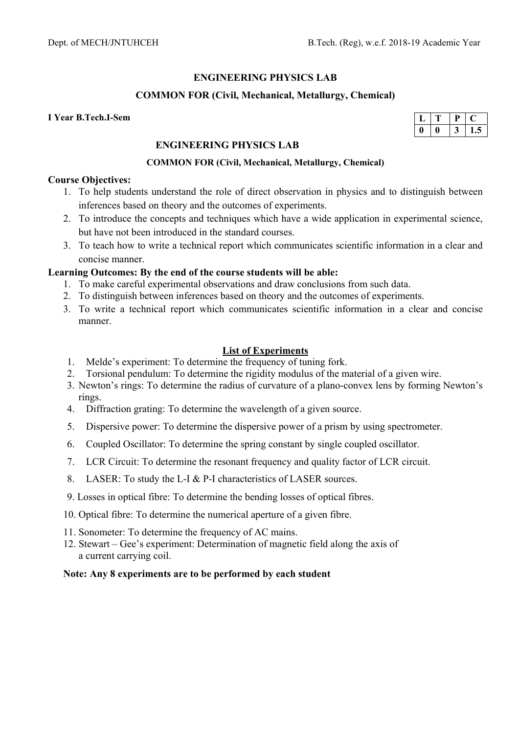## ENGINEERING PHYSICS LAB

### COMMON FOR (Civil, Mechanical, Metallurgy, Chemical)

**I Year B.Tech.I-Sem**

| L | T | P | C |
|---|---|---|---|
| 0 | 0 | 3 | 1.5 |

## ENGINEERING PHYSICS LAB

### COMMON FOR (Civil, Mechanical, Metallurgy, Chemical)

**Course Objectives:**

1. To help students understand the role of direct observation in physics and to distinguish between inferences based on theory and the outcomes of experiments.
2. To introduce the concepts and techniques which have a wide application in experimental science, but have not been introduced in the standard courses.
3. To teach how to write a technical report which communicates scientific information in a clear and concise manner.

**Learning Outcomes: By the end of the course students will be able:**

1. To make careful experimental observations and draw conclusions from such data.
2. To distinguish between inferences based on theory and the outcomes of experiments.
3. To write a technical report which communicates scientific information in a clear and concise manner.

**List of Experiments**

1. Melde's experiment: To determine the frequency of tuning fork.
2. Torsional pendulum: To determine the rigidity modulus of the material of a given wire.
3. Newton's rings: To determine the radius of curvature of a plano-convex lens by forming Newton's rings.
4. Diffraction grating: To determine the wavelength of a given source.
5. Dispersive power: To determine the dispersive power of a prism by using spectrometer.
6. Coupled Oscillator: To determine the spring constant by single coupled oscillator.
7. LCR Circuit: To determine the resonant frequency and quality factor of LCR circuit.
8. LASER: To study the L-I & P-I characteristics of LASER sources.
9. Losses in optical fibre: To determine the bending losses of optical fibres.
10. Optical fibre: To determine the numerical aperture of a given fibre.
11. Sonometer: To determine the frequency of AC mains.
12. Stewart – Gee's experiment: Determination of magnetic field along the axis of a current carrying coil.

**Note: Any 8 experiments are to be performed by each student**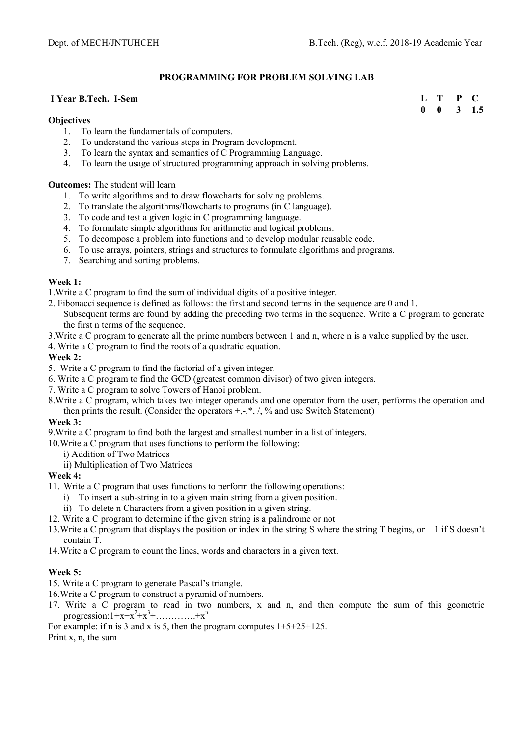## PROGRAMMING FOR PROBLEM SOLVING LAB

**I Year B.Tech. I-Sem**

| L | T | P | C |
|---|---|---|---|
| 0 | 0 | 3 | 1.5 |

**Objectives**

1. To learn the fundamentals of computers.
2. To understand the various steps in Program development.
3. To learn the syntax and semantics of C Programming Language.
4. To learn the usage of structured programming approach in solving problems.

**Outcomes:** The student will learn

1. To write algorithms and to draw flowcharts for solving problems.
2. To translate the algorithms/flowcharts to programs (in C language).
3. To code and test a given logic in C programming language.
4. To formulate simple algorithms for arithmetic and logical problems.
5. To decompose a problem into functions and to develop modular reusable code.
6. To use arrays, pointers, strings and structures to formulate algorithms and programs.
7. Searching and sorting problems.

**Week 1:**

1. Write a C program to find the sum of individual digits of a positive integer.
2. Fibonacci sequence is defined as follows: the first and second terms in the sequence are 0 and 1. Subsequent terms are found by adding the preceding two terms in the sequence. Write a C program to generate the first n terms of the sequence.
3. Write a C program to generate all the prime numbers between 1 and n, where n is a value supplied by the user.
4. Write a C program to find the roots of a quadratic equation.

**Week 2:**

5. Write a C program to find the factorial of a given integer.
6. Write a C program to find the GCD (greatest common divisor) of two given integers.
7. Write a C program to solve Towers of Hanoi problem.
8. Write a C program, which takes two integer operands and one operator from the user, performs the operation and then prints the result. (Consider the operators +,-,*, /, % and use Switch Statement)

**Week 3:**

9. Write a C program to find both the largest and smallest number in a list of integers.
10. Write a C program that uses functions to perform the following:
    i) Addition of Two Matrices
    ii) Multiplication of Two Matrices

**Week 4:**

11. Write a C program that uses functions to perform the following operations:
    i) To insert a sub-string in to a given main string from a given position.
    ii) To delete n Characters from a given position in a given string.
12. Write a C program to determine if the given string is a palindrome or not
13. Write a C program that displays the position or index in the string S where the string T begins, or – 1 if S doesn't contain T.
14. Write a C program to count the lines, words and characters in a given text.

**Week 5:**

15. Write a C program to generate Pascal's triangle.
16. Write a C program to construct a pyramid of numbers.
17. Write a C program to read in two numbers, x and n, and then compute the sum of this geometric progression: $1+x+x^2+x^3+\ldots\ldots\ldots\ldots+x^n$

For example: if n is 3 and x is 5, then the program computes 1+5+25+125.

Print x, n, the sum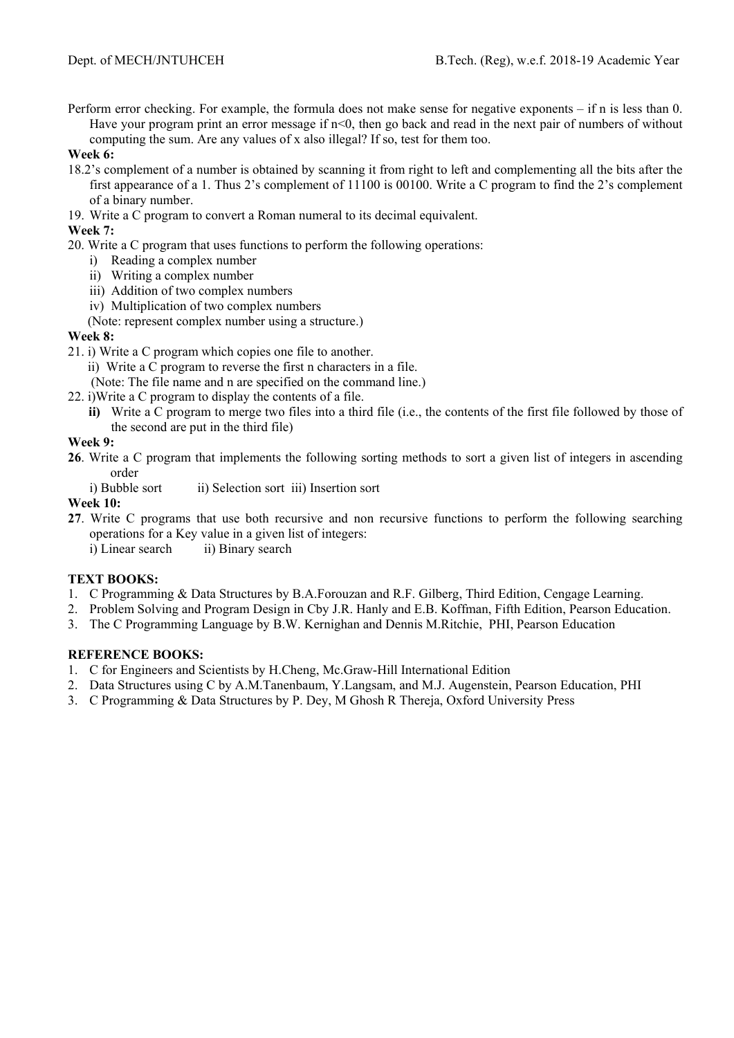Perform error checking. For example, the formula does not make sense for negative exponents – if n is less than 0. Have your program print an error message if n<0, then go back and read in the next pair of numbers of without computing the sum. Are any values of x also illegal? If so, test for them too.

**Week 6:**

18. 2's complement of a number is obtained by scanning it from right to left and complementing all the bits after the first appearance of a 1. Thus 2's complement of 11100 is 00100. Write a C program to find the 2's complement of a binary number.
19. Write a C program to convert a Roman numeral to its decimal equivalent.

**Week 7:**

20. Write a C program that uses functions to perform the following operations:
    i) Reading a complex number
    ii) Writing a complex number
    iii) Addition of two complex numbers
    iv) Multiplication of two complex numbers
    (Note: represent complex number using a structure.)

**Week 8:**

21. i) Write a C program which copies one file to another.
    ii) Write a C program to reverse the first n characters in a file.
    (Note: The file name and n are specified on the command line.)
22. i) Write a C program to display the contents of a file.
    **ii)** Write a C program to merge two files into a third file (i.e., the contents of the first file followed by those of the second are put in the third file)

**Week 9:**

**26**. Write a C program that implements the following sorting methods to sort a given list of integers in ascending order
i) Bubble sort   ii) Selection sort   iii) Insertion sort

**Week 10:**

**27**. Write C programs that use both recursive and non recursive functions to perform the following searching operations for a Key value in a given list of integers:
i) Linear search   ii) Binary search

**TEXT BOOKS:**

1. C Programming & Data Structures by B.A.Forouzan and R.F. Gilberg, Third Edition, Cengage Learning.
2. Problem Solving and Program Design in Cby J.R. Hanly and E.B. Koffman, Fifth Edition, Pearson Education.
3. The C Programming Language by B.W. Kernighan and Dennis M.Ritchie, PHI, Pearson Education

**REFERENCE BOOKS:**

1. C for Engineers and Scientists by H.Cheng, Mc.Graw-Hill International Edition
2. Data Structures using C by A.M.Tanenbaum, Y.Langsam, and M.J. Augenstein, Pearson Education, PHI
3. C Programming & Data Structures by P. Dey, M Ghosh R Thereja, Oxford University Press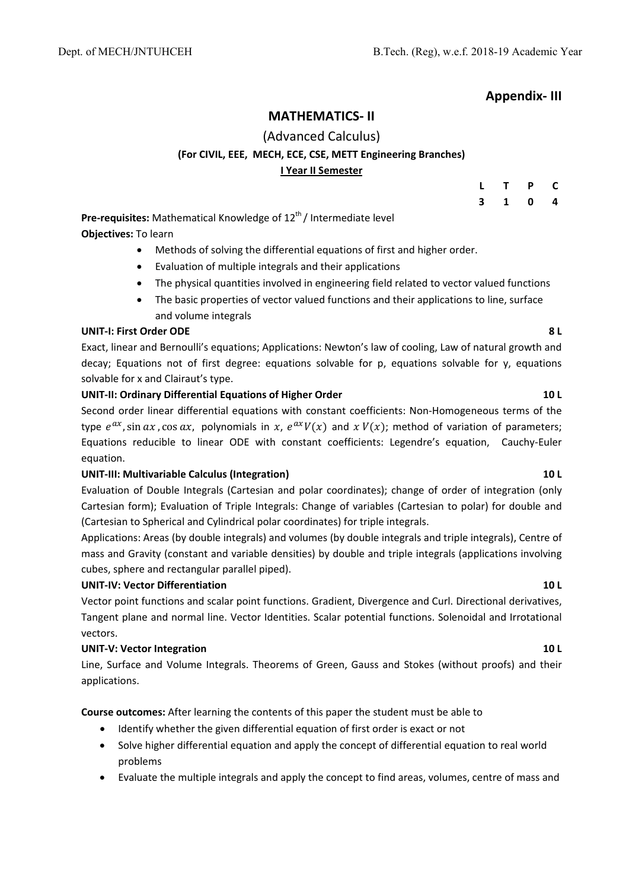## Appendix- III

# MATHEMATICS- II

## (Advanced Calculus)

**(For CIVIL, EEE, MECH, ECE, CSE, METT Engineering Branches)**

**I Year II Semester**

| L | T | P | C |
|---|---|---|---|
| 3 | 1 | 0 | 4 |

**Pre-requisites:** Mathematical Knowledge of 12th / Intermediate level

**Objectives:** To learn

- Methods of solving the differential equations of first and higher order.
- Evaluation of multiple integrals and their applications
- The physical quantities involved in engineering field related to vector valued functions
- The basic properties of vector valued functions and their applications to line, surface and volume integrals

**UNIT-I: First Order ODE** **8 L**

Exact, linear and Bernoulli's equations; Applications: Newton's law of cooling, Law of natural growth and decay; Equations not of first degree: equations solvable for p, equations solvable for y, equations solvable for x and Clairaut's type.

**UNIT-II: Ordinary Differential Equations of Higher Order** **10 L**

Second order linear differential equations with constant coefficients: Non-Homogeneous terms of the type $e^{ax}$, $\sin ax$, $\cos ax$, polynomials in $x$, $e^{ax}V(x)$ and $x\,V(x)$; method of variation of parameters; Equations reducible to linear ODE with constant coefficients: Legendre's equation, Cauchy-Euler equation.

**UNIT-III: Multivariable Calculus (Integration)** **10 L**

Evaluation of Double Integrals (Cartesian and polar coordinates); change of order of integration (only Cartesian form); Evaluation of Triple Integrals: Change of variables (Cartesian to polar) for double and (Cartesian to Spherical and Cylindrical polar coordinates) for triple integrals.

Applications: Areas (by double integrals) and volumes (by double integrals and triple integrals), Centre of mass and Gravity (constant and variable densities) by double and triple integrals (applications involving cubes, sphere and rectangular parallel piped).

**UNIT-IV: Vector Differentiation** **10 L**

Vector point functions and scalar point functions. Gradient, Divergence and Curl. Directional derivatives, Tangent plane and normal line. Vector Identities. Scalar potential functions. Solenoidal and Irrotational vectors.

**UNIT-V: Vector Integration** **10 L**

Line, Surface and Volume Integrals. Theorems of Green, Gauss and Stokes (without proofs) and their applications.

**Course outcomes:** After learning the contents of this paper the student must be able to

- Identify whether the given differential equation of first order is exact or not
- Solve higher differential equation and apply the concept of differential equation to real world problems
- Evaluate the multiple integrals and apply the concept to find areas, volumes, centre of mass and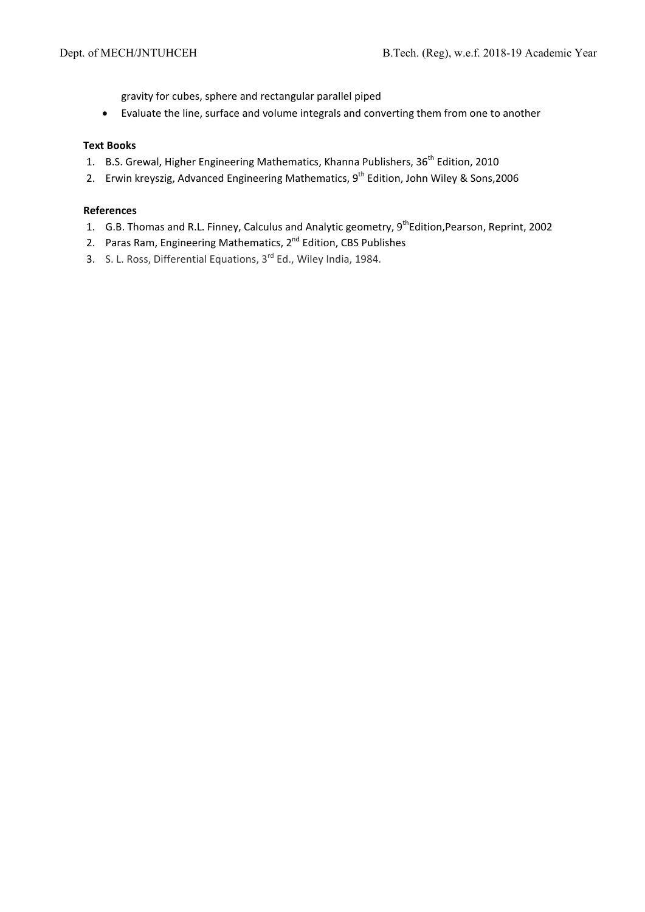gravity for cubes, sphere and rectangular parallel piped

- Evaluate the line, surface and volume integrals and converting them from one to another

**Text Books**

1. B.S. Grewal, Higher Engineering Mathematics, Khanna Publishers, 36th Edition, 2010
2. Erwin kreyszig, Advanced Engineering Mathematics, 9th Edition, John Wiley & Sons,2006

**References**

1. G.B. Thomas and R.L. Finney, Calculus and Analytic geometry, 9thEdition,Pearson, Reprint, 2002
2. Paras Ram, Engineering Mathematics, 2nd Edition, CBS Publishes
3. S. L. Ross, Differential Equations, 3rd Ed., Wiley India, 1984.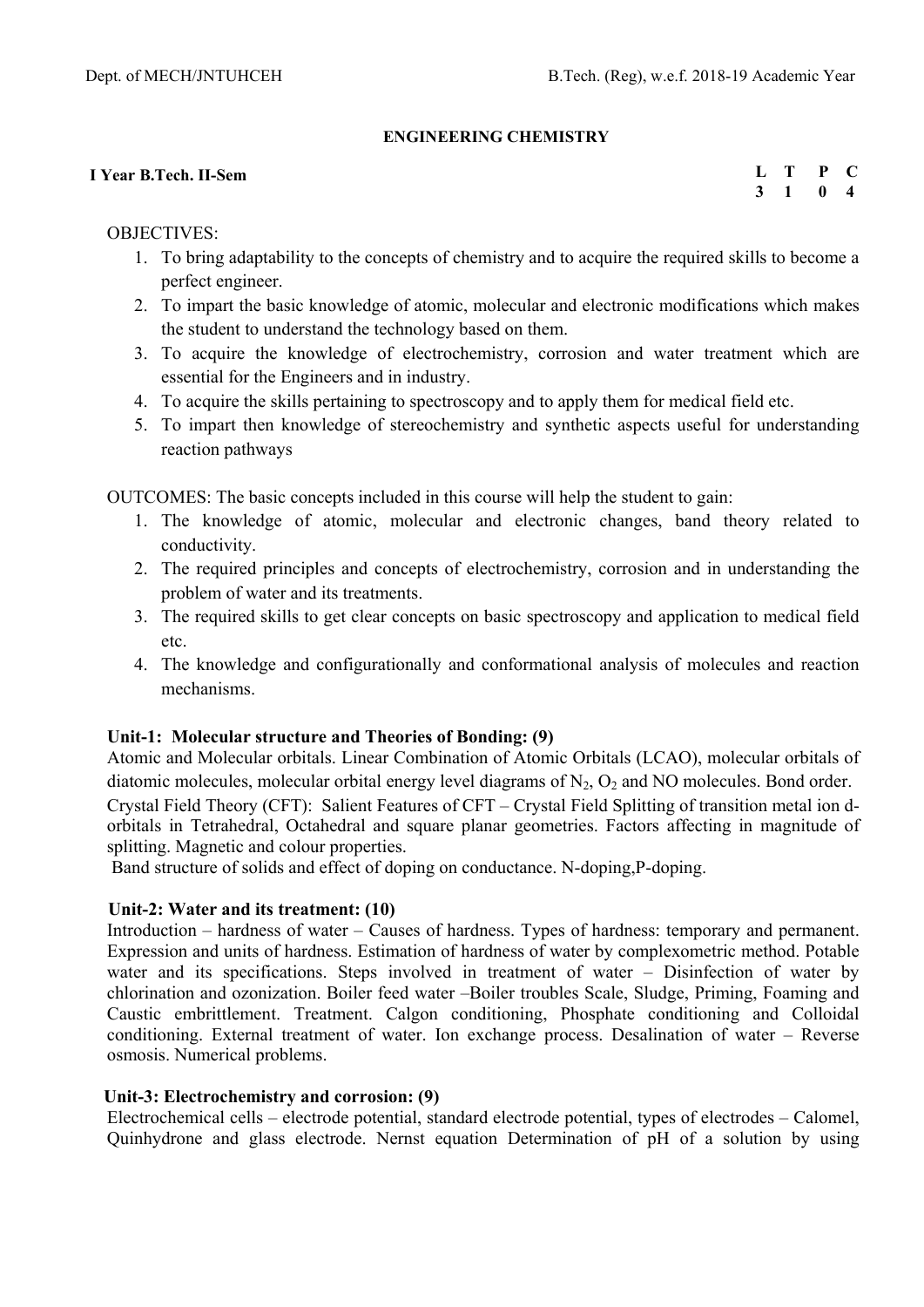## ENGINEERING CHEMISTRY

**I Year B.Tech. II-Sem**

| L | T | P | C |
|---|---|---|---|
| 3 | 1 | 0 | 4 |

OBJECTIVES:

1. To bring adaptability to the concepts of chemistry and to acquire the required skills to become a perfect engineer.
2. To impart the basic knowledge of atomic, molecular and electronic modifications which makes the student to understand the technology based on them.
3. To acquire the knowledge of electrochemistry, corrosion and water treatment which are essential for the Engineers and in industry.
4. To acquire the skills pertaining to spectroscopy and to apply them for medical field etc.
5. To impart then knowledge of stereochemistry and synthetic aspects useful for understanding reaction pathways

OUTCOMES: The basic concepts included in this course will help the student to gain:

1. The knowledge of atomic, molecular and electronic changes, band theory related to conductivity.
2. The required principles and concepts of electrochemistry, corrosion and in understanding the problem of water and its treatments.
3. The required skills to get clear concepts on basic spectroscopy and application to medical field etc.
4. The knowledge and configurationally and conformational analysis of molecules and reaction mechanisms.

**Unit-1: Molecular structure and Theories of Bonding: (9)**

Atomic and Molecular orbitals. Linear Combination of Atomic Orbitals (LCAO), molecular orbitals of diatomic molecules, molecular orbital energy level diagrams of $N_2$, $O_2$ and NO molecules. Bond order.

Crystal Field Theory (CFT): Salient Features of CFT – Crystal Field Splitting of transition metal ion d-orbitals in Tetrahedral, Octahedral and square planar geometries. Factors affecting in magnitude of splitting. Magnetic and colour properties.

Band structure of solids and effect of doping on conductance. N-doping,P-doping.

**Unit-2: Water and its treatment: (10)**

Introduction – hardness of water – Causes of hardness. Types of hardness: temporary and permanent. Expression and units of hardness. Estimation of hardness of water by complexometric method. Potable water and its specifications. Steps involved in treatment of water – Disinfection of water by chlorination and ozonization. Boiler feed water –Boiler troubles Scale, Sludge, Priming, Foaming and Caustic embrittlement. Treatment. Calgon conditioning, Phosphate conditioning and Colloidal conditioning. External treatment of water. Ion exchange process. Desalination of water – Reverse osmosis. Numerical problems.

**Unit-3: Electrochemistry and corrosion: (9)**

Electrochemical cells – electrode potential, standard electrode potential, types of electrodes – Calomel, Quinhydrone and glass electrode. Nernst equation Determination of pH of a solution by using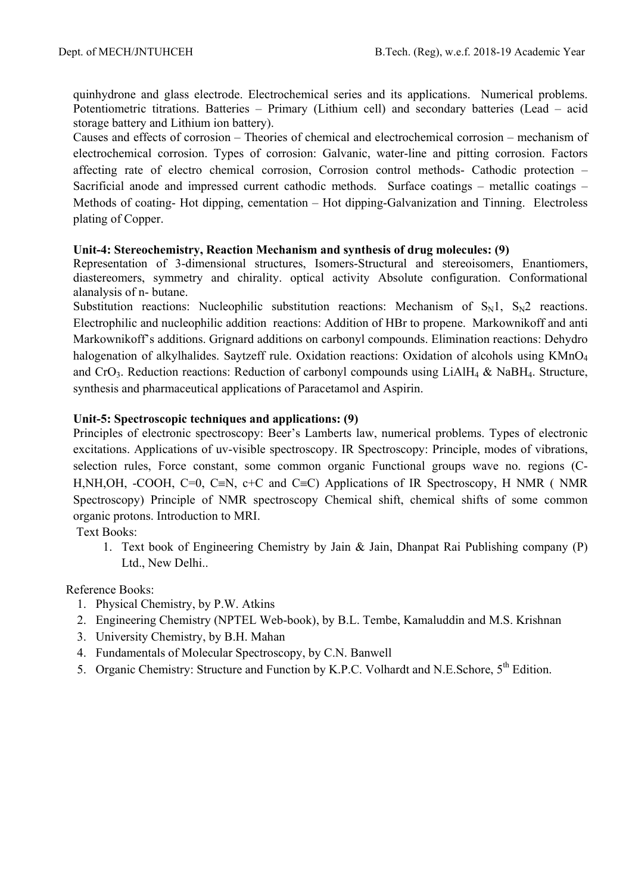quinhydrone and glass electrode. Electrochemical series and its applications. Numerical problems. Potentiometric titrations. Batteries – Primary (Lithium cell) and secondary batteries (Lead – acid storage battery and Lithium ion battery).

Causes and effects of corrosion – Theories of chemical and electrochemical corrosion – mechanism of electrochemical corrosion. Types of corrosion: Galvanic, water-line and pitting corrosion. Factors affecting rate of electro chemical corrosion, Corrosion control methods- Cathodic protection – Sacrificial anode and impressed current cathodic methods. Surface coatings – metallic coatings – Methods of coating- Hot dipping, cementation – Hot dipping-Galvanization and Tinning. Electroless plating of Copper.

**Unit-4: Stereochemistry, Reaction Mechanism and synthesis of drug molecules: (9)**

Representation of 3-dimensional structures, Isomers-Structural and stereoisomers, Enantiomers, diastereomers, symmetry and chirality. optical activity Absolute configuration. Conformational alanalysis of n- butane.

Substitution reactions: Nucleophilic substitution reactions: Mechanism of $S_N1$, $S_N2$ reactions. Electrophilic and nucleophilic addition reactions: Addition of HBr to propene. Markownikoff and anti Markownikoff's additions. Grignard additions on carbonyl compounds. Elimination reactions: Dehydro halogenation of alkylhalides. Saytzeff rule. Oxidation reactions: Oxidation of alcohols using $KMnO_4$ and $CrO_3$. Reduction reactions: Reduction of carbonyl compounds using $LiAlH_4$ & $NaBH_4$. Structure, synthesis and pharmaceutical applications of Paracetamol and Aspirin.

**Unit-5: Spectroscopic techniques and applications: (9)**

Principles of electronic spectroscopy: Beer's Lamberts law, numerical problems. Types of electronic excitations. Applications of uv-visible spectroscopy. IR Spectroscopy: Principle, modes of vibrations, selection rules, Force constant, some common organic Functional groups wave no. regions (C-H,NH,OH, -COOH, C=0, C≡N, c+C and C≡C) Applications of IR Spectroscopy, H NMR ( NMR Spectroscopy) Principle of NMR spectroscopy Chemical shift, chemical shifts of some common organic protons. Introduction to MRI.

Text Books:

1. Text book of Engineering Chemistry by Jain & Jain, Dhanpat Rai Publishing company (P) Ltd., New Delhi..

Reference Books:

1. Physical Chemistry, by P.W. Atkins
2. Engineering Chemistry (NPTEL Web-book), by B.L. Tembe, Kamaluddin and M.S. Krishnan
3. University Chemistry, by B.H. Mahan
4. Fundamentals of Molecular Spectroscopy, by C.N. Banwell
5. Organic Chemistry: Structure and Function by K.P.C. Volhardt and N.E.Schore, 5th Edition.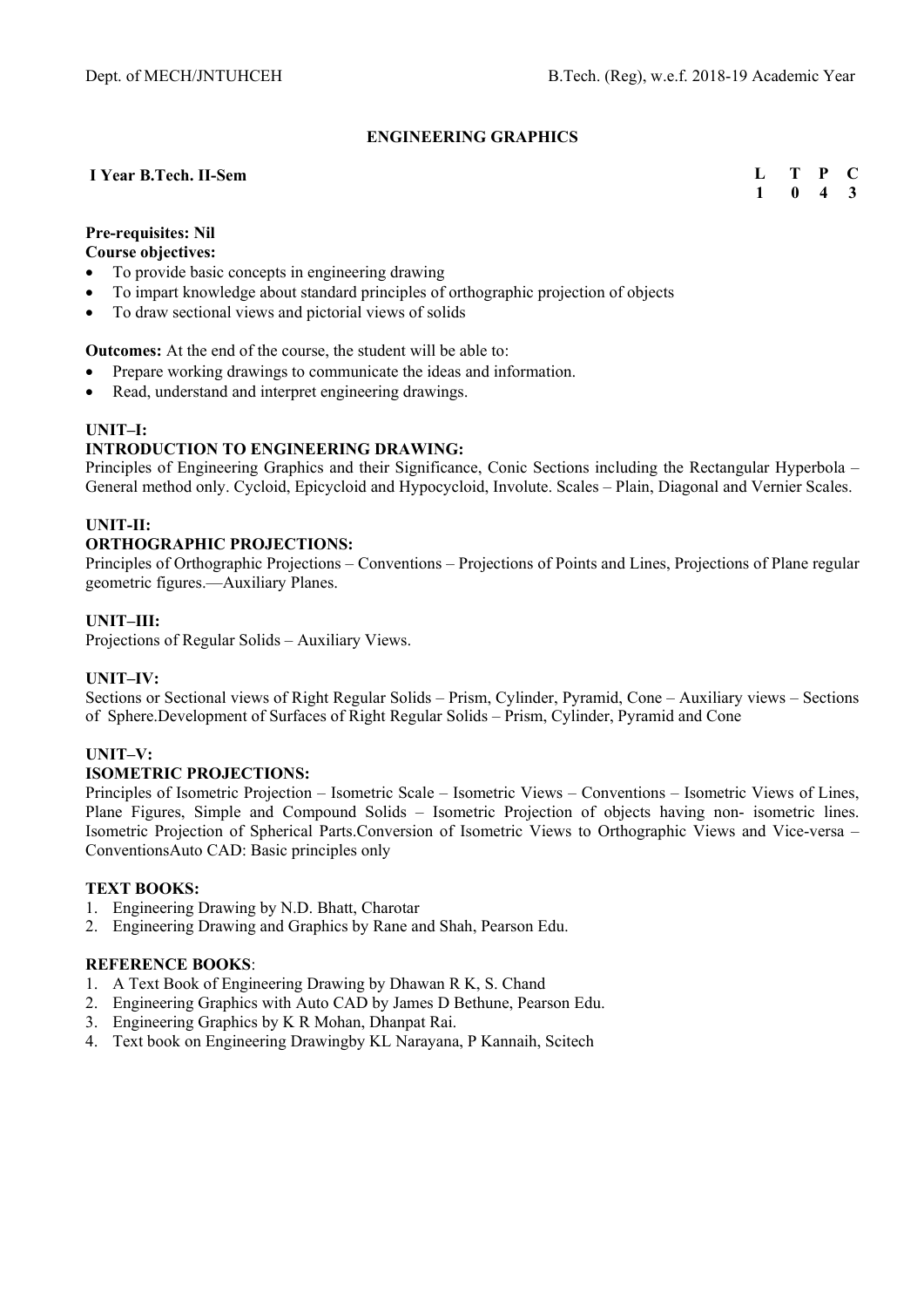## ENGINEERING GRAPHICS

**I Year B.Tech. II-Sem**

| L | T | P | C |
|---|---|---|---|
| 1 | 0 | 4 | 3 |

**Pre-requisites: Nil**

**Course objectives:**

- To provide basic concepts in engineering drawing
- To impart knowledge about standard principles of orthographic projection of objects
- To draw sectional views and pictorial views of solids

**Outcomes:** At the end of the course, the student will be able to:

- Prepare working drawings to communicate the ideas and information.
- Read, understand and interpret engineering drawings.

**UNIT–I:**

**INTRODUCTION TO ENGINEERING DRAWING:**

Principles of Engineering Graphics and their Significance, Conic Sections including the Rectangular Hyperbola – General method only. Cycloid, Epicycloid and Hypocycloid, Involute. Scales – Plain, Diagonal and Vernier Scales.

**UNIT-II:**

**ORTHOGRAPHIC PROJECTIONS:**

Principles of Orthographic Projections – Conventions – Projections of Points and Lines, Projections of Plane regular geometric figures.—Auxiliary Planes.

**UNIT–III:**

Projections of Regular Solids – Auxiliary Views.

**UNIT–IV:**

Sections or Sectional views of Right Regular Solids – Prism, Cylinder, Pyramid, Cone – Auxiliary views – Sections of Sphere.Development of Surfaces of Right Regular Solids – Prism, Cylinder, Pyramid and Cone

**UNIT–V:**

**ISOMETRIC PROJECTIONS:**

Principles of Isometric Projection – Isometric Scale – Isometric Views – Conventions – Isometric Views of Lines, Plane Figures, Simple and Compound Solids – Isometric Projection of objects having non- isometric lines. Isometric Projection of Spherical Parts.Conversion of Isometric Views to Orthographic Views and Vice-versa – ConventionsAuto CAD: Basic principles only

**TEXT BOOKS:**

1. Engineering Drawing by N.D. Bhatt, Charotar
2. Engineering Drawing and Graphics by Rane and Shah, Pearson Edu.

**REFERENCE BOOKS**:

1. A Text Book of Engineering Drawing by Dhawan R K, S. Chand
2. Engineering Graphics with Auto CAD by James D Bethune, Pearson Edu.
3. Engineering Graphics by K R Mohan, Dhanpat Rai.
4. Text book on Engineering Drawingby KL Narayana, P Kannaih, Scitech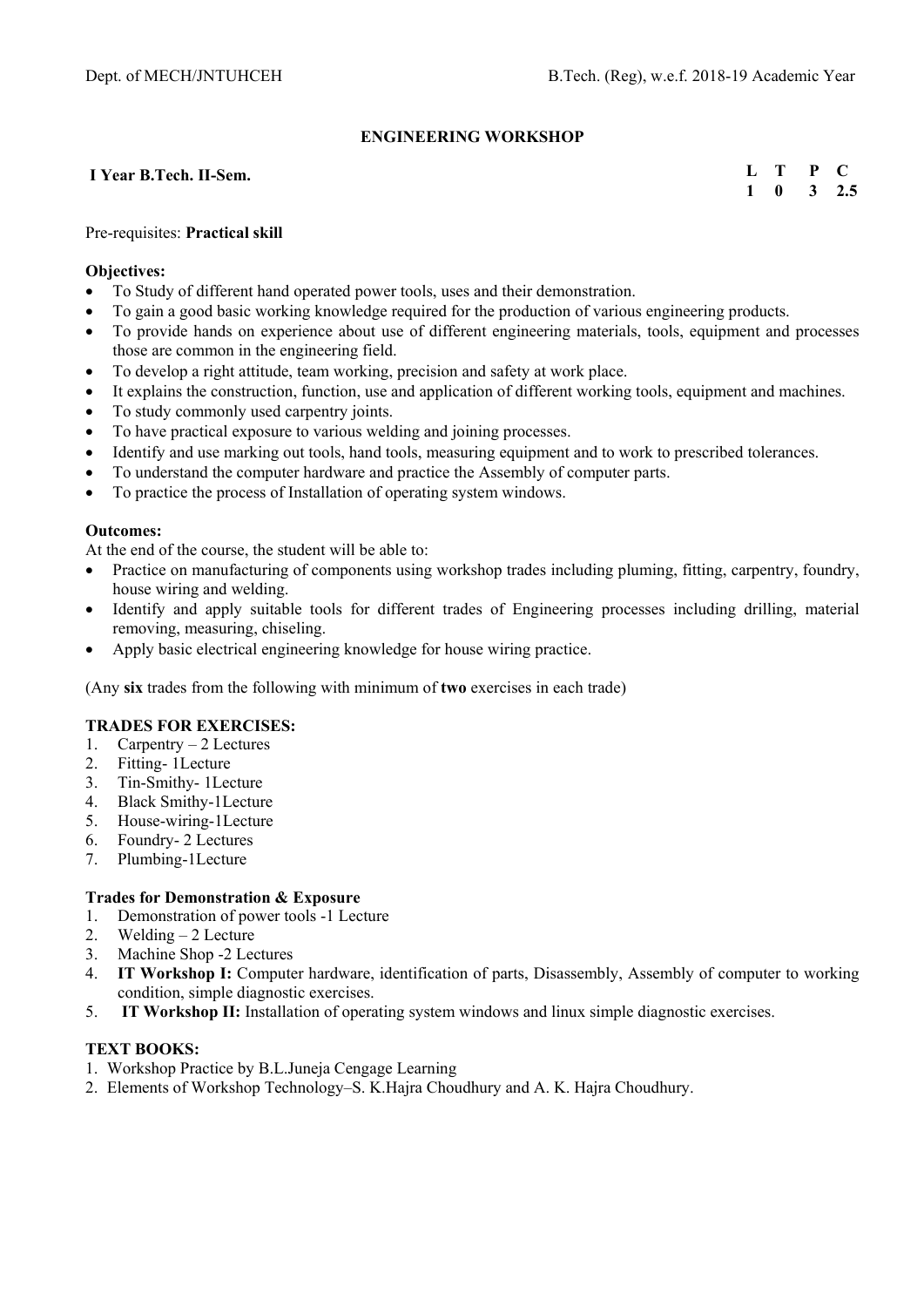## ENGINEERING WORKSHOP

**I Year B.Tech. II-Sem.**

| L | T | P | C |
|---|---|---|---|
| 1 | 0 | 3 | 2.5 |

Pre-requisites: **Practical skill**

**Objectives:**

- To Study of different hand operated power tools, uses and their demonstration.
- To gain a good basic working knowledge required for the production of various engineering products.
- To provide hands on experience about use of different engineering materials, tools, equipment and processes those are common in the engineering field.
- To develop a right attitude, team working, precision and safety at work place.
- It explains the construction, function, use and application of different working tools, equipment and machines.
- To study commonly used carpentry joints.
- To have practical exposure to various welding and joining processes.
- Identify and use marking out tools, hand tools, measuring equipment and to work to prescribed tolerances.
- To understand the computer hardware and practice the Assembly of computer parts.
- To practice the process of Installation of operating system windows.

**Outcomes:**

At the end of the course, the student will be able to:

- Practice on manufacturing of components using workshop trades including pluming, fitting, carpentry, foundry, house wiring and welding.
- Identify and apply suitable tools for different trades of Engineering processes including drilling, material removing, measuring, chiseling.
- Apply basic electrical engineering knowledge for house wiring practice.

(Any **six** trades from the following with minimum of **two** exercises in each trade)

**TRADES FOR EXERCISES:**

1. Carpentry – 2 Lectures
2. Fitting- 1Lecture
3. Tin-Smithy- 1Lecture
4. Black Smithy-1Lecture
5. House-wiring-1Lecture
6. Foundry- 2 Lectures
7. Plumbing-1Lecture

**Trades for Demonstration & Exposure**

1. Demonstration of power tools -1 Lecture
2. Welding – 2 Lecture
3. Machine Shop -2 Lectures
4. **IT Workshop I:** Computer hardware, identification of parts, Disassembly, Assembly of computer to working condition, simple diagnostic exercises.
5. **IT Workshop II:** Installation of operating system windows and linux simple diagnostic exercises.

**TEXT BOOKS:**

1. Workshop Practice by B.L.Juneja Cengage Learning
2. Elements of Workshop Technology–S. K.Hajra Choudhury and A. K. Hajra Choudhury.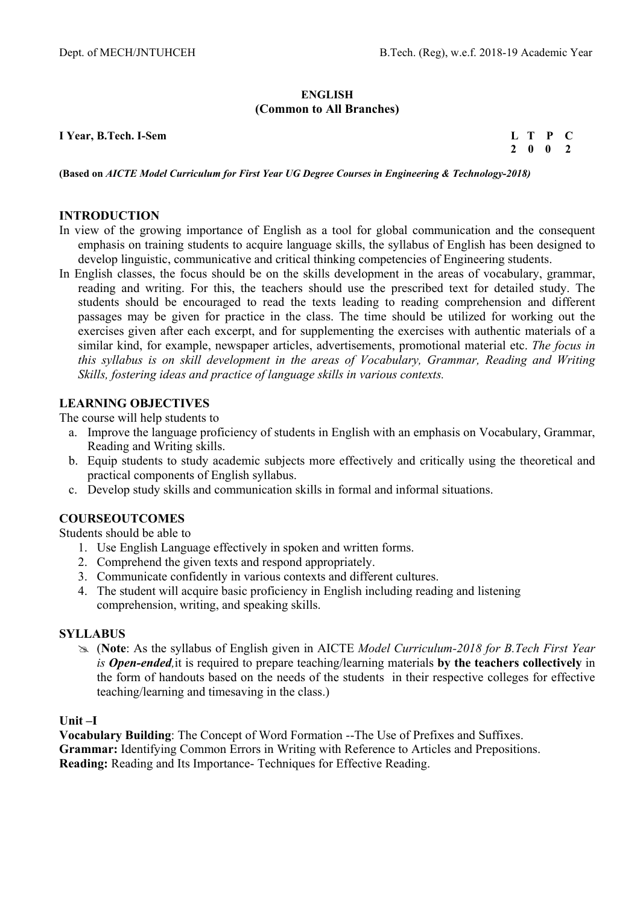# ENGLISH
## (Common to All Branches)

**I Year, B.Tech. I-Sem**

| L | T | P | C |
|---|---|---|---|
| 2 | 0 | 0 | 2 |

**(Based on *AICTE Model Curriculum for First Year UG Degree Courses in Engineering & Technology-2018)***

## INTRODUCTION

In view of the growing importance of English as a tool for global communication and the consequent emphasis on training students to acquire language skills, the syllabus of English has been designed to develop linguistic, communicative and critical thinking competencies of Engineering students.

In English classes, the focus should be on the skills development in the areas of vocabulary, grammar, reading and writing. For this, the teachers should use the prescribed text for detailed study. The students should be encouraged to read the texts leading to reading comprehension and different passages may be given for practice in the class. The time should be utilized for working out the exercises given after each excerpt, and for supplementing the exercises with authentic materials of a similar kind, for example, newspaper articles, advertisements, promotional material etc. *The focus in this syllabus is on skill development in the areas of Vocabulary, Grammar, Reading and Writing Skills, fostering ideas and practice of language skills in various contexts.*

## LEARNING OBJECTIVES

The course will help students to

a. Improve the language proficiency of students in English with an emphasis on Vocabulary, Grammar, Reading and Writing skills.
b. Equip students to study academic subjects more effectively and critically using the theoretical and practical components of English syllabus.
c. Develop study skills and communication skills in formal and informal situations.

## COURSEOUTCOMES

Students should be able to

1. Use English Language effectively in spoken and written forms.
2. Comprehend the given texts and respond appropriately.
3. Communicate confidently in various contexts and different cultures.
4. The student will acquire basic proficiency in English including reading and listening comprehension, writing, and speaking skills.

## SYLLABUS

- (**Note**: As the syllabus of English given in AICTE *Model Curriculum-2018 for B.Tech First Year is* ***Open-ended***,it is required to prepare teaching/learning materials **by the teachers collectively** in the form of handouts based on the needs of the students in their respective colleges for effective teaching/learning and timesaving in the class.)

### Unit –I

**Vocabulary Building**: The Concept of Word Formation --The Use of Prefixes and Suffixes.
**Grammar:** Identifying Common Errors in Writing with Reference to Articles and Prepositions.
**Reading:** Reading and Its Importance- Techniques for Effective Reading.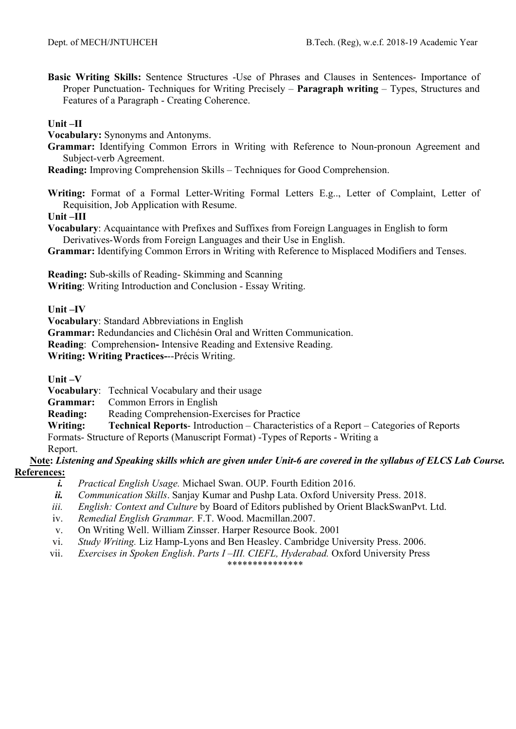**Basic Writing Skills:** Sentence Structures -Use of Phrases and Clauses in Sentences- Importance of Proper Punctuation- Techniques for Writing Precisely – **Paragraph writing** – Types, Structures and Features of a Paragraph - Creating Coherence.

**Unit –II**

**Vocabulary:** Synonyms and Antonyms.

**Grammar:** Identifying Common Errors in Writing with Reference to Noun-pronoun Agreement and Subject-verb Agreement.

**Reading:** Improving Comprehension Skills – Techniques for Good Comprehension.

**Writing:** Format of a Formal Letter-Writing Formal Letters E.g.., Letter of Complaint, Letter of Requisition, Job Application with Resume.

**Unit –III**

**Vocabulary**: Acquaintance with Prefixes and Suffixes from Foreign Languages in English to form Derivatives-Words from Foreign Languages and their Use in English.

**Grammar:** Identifying Common Errors in Writing with Reference to Misplaced Modifiers and Tenses.

**Reading:** Sub-skills of Reading- Skimming and Scanning

**Writing**: Writing Introduction and Conclusion - Essay Writing.

**Unit –IV**

**Vocabulary**: Standard Abbreviations in English

**Grammar:** Redundancies and Clichésin Oral and Written Communication.

**Reading**: Comprehension**-** Intensive Reading and Extensive Reading.

**Writing: Writing Practices-**--Précis Writing.

**Unit –V**

**Vocabulary**: Technical Vocabulary and their usage

**Grammar:** Common Errors in English

**Reading:** Reading Comprehension-Exercises for Practice

**Writing:** **Technical Reports**- Introduction – Characteristics of a Report – Categories of Reports Formats- Structure of Reports (Manuscript Format) -Types of Reports - Writing a Report.

**Note:** ***Listening and Speaking skills which are given under Unit-6 are covered in the syllabus of ELCS Lab Course.***

**References:**

i. *Practical English Usage.* Michael Swan. OUP. Fourth Edition 2016.
ii. *Communication Skills*. Sanjay Kumar and Pushp Lata. Oxford University Press. 2018.
iii. *English: Context and Culture* by Board of Editors published by Orient BlackSwanPvt. Ltd.
iv. *Remedial English Grammar.* F.T. Wood. Macmillan.2007.
v. On Writing Well. William Zinsser. Harper Resource Book. 2001
vi. *Study Writing.* Liz Hamp-Lyons and Ben Heasley. Cambridge University Press. 2006.
vii. *Exercises in Spoken English*. *Parts I –III. CIEFL, Hyderabad.* Oxford University Press

\*\*\*\*\*\*\*\*\*\*\*\*\*\*\*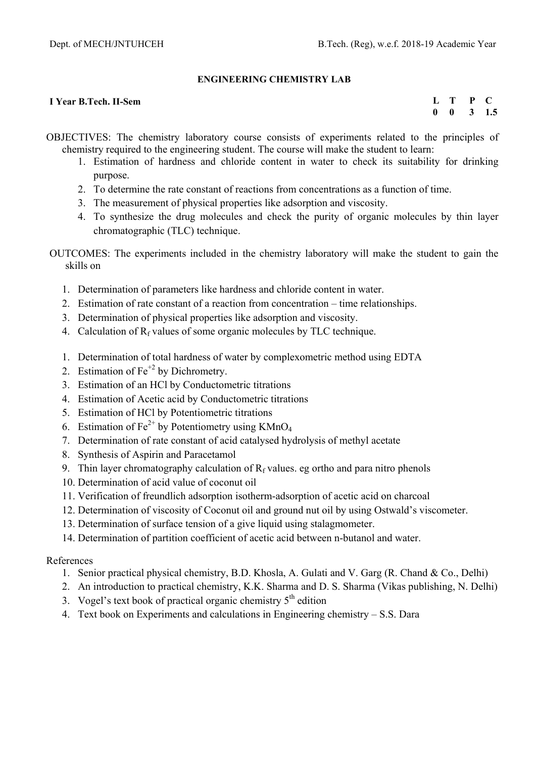## ENGINEERING CHEMISTRY LAB

**I Year B.Tech. II-Sem**

| L | T | P | C |
|---|---|---|---|
| 0 | 0 | 3 | 1.5 |

OBJECTIVES: The chemistry laboratory course consists of experiments related to the principles of chemistry required to the engineering student. The course will make the student to learn:

1. Estimation of hardness and chloride content in water to check its suitability for drinking purpose.
2. To determine the rate constant of reactions from concentrations as a function of time.
3. The measurement of physical properties like adsorption and viscosity.
4. To synthesize the drug molecules and check the purity of organic molecules by thin layer chromatographic (TLC) technique.

OUTCOMES: The experiments included in the chemistry laboratory will make the student to gain the skills on

1. Determination of parameters like hardness and chloride content in water.
2. Estimation of rate constant of a reaction from concentration – time relationships.
3. Determination of physical properties like adsorption and viscosity.
4. Calculation of $R_f$ values of some organic molecules by TLC technique.

1. Determination of total hardness of water by complexometric method using EDTA
2. Estimation of $Fe^{+2}$ by Dichrometry.
3. Estimation of an HCl by Conductometric titrations
4. Estimation of Acetic acid by Conductometric titrations
5. Estimation of HCl by Potentiometric titrations
6. Estimation of $Fe^{2+}$ by Potentiometry using $KMnO_4$
7. Determination of rate constant of acid catalysed hydrolysis of methyl acetate
8. Synthesis of Aspirin and Paracetamol
9. Thin layer chromatography calculation of $R_f$ values. eg ortho and para nitro phenols
10. Determination of acid value of coconut oil
11. Verification of freundlich adsorption isotherm-adsorption of acetic acid on charcoal
12. Determination of viscosity of Coconut oil and ground nut oil by using Ostwald's viscometer.
13. Determination of surface tension of a give liquid using stalagmometer.
14. Determination of partition coefficient of acetic acid between n-butanol and water.

References

1. Senior practical physical chemistry, B.D. Khosla, A. Gulati and V. Garg (R. Chand & Co., Delhi)
2. An introduction to practical chemistry, K.K. Sharma and D. S. Sharma (Vikas publishing, N. Delhi)
3. Vogel's text book of practical organic chemistry 5th edition
4. Text book on Experiments and calculations in Engineering chemistry – S.S. Dara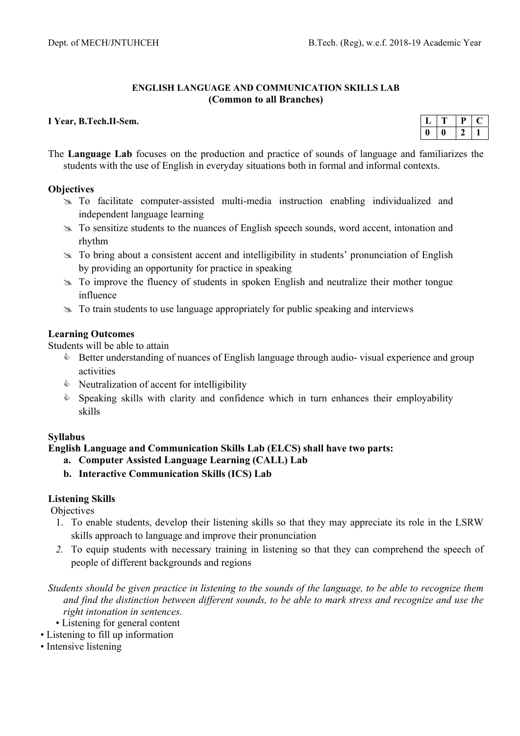**ENGLISH LANGUAGE AND COMMUNICATION SKILLS LAB**
**(Common to all Branches)**

**I Year, B.Tech.II-Sem.**

| L | T | P | C |
|---|---|---|---|
| 0 | 0 | 2 | 1 |

The **Language Lab** focuses on the production and practice of sounds of language and familiarizes the students with the use of English in everyday situations both in formal and informal contexts.

**Objectives**

- To facilitate computer-assisted multi-media instruction enabling individualized and independent language learning
- To sensitize students to the nuances of English speech sounds, word accent, intonation and rhythm
- To bring about a consistent accent and intelligibility in students' pronunciation of English by providing an opportunity for practice in speaking
- To improve the fluency of students in spoken English and neutralize their mother tongue influence
- To train students to use language appropriately for public speaking and interviews

**Learning Outcomes**

Students will be able to attain

- Better understanding of nuances of English language through audio- visual experience and group activities
- Neutralization of accent for intelligibility
- Speaking skills with clarity and confidence which in turn enhances their employability skills

**Syllabus**

**English Language and Communication Skills Lab (ELCS) shall have two parts:**

- **a. Computer Assisted Language Learning (CALL) Lab**
- **b. Interactive Communication Skills (ICS) Lab**

**Listening Skills**

Objectives

1. To enable students, develop their listening skills so that they may appreciate its role in the LSRW skills approach to language and improve their pronunciation
2. To equip students with necessary training in listening so that they can comprehend the speech of people of different backgrounds and regions

*Students should be given practice in listening to the sounds of the language, to be able to recognize them and find the distinction between different sounds, to be able to mark stress and recognize and use the right intonation in sentences.*

- Listening for general content
- Listening to fill up information
- Intensive listening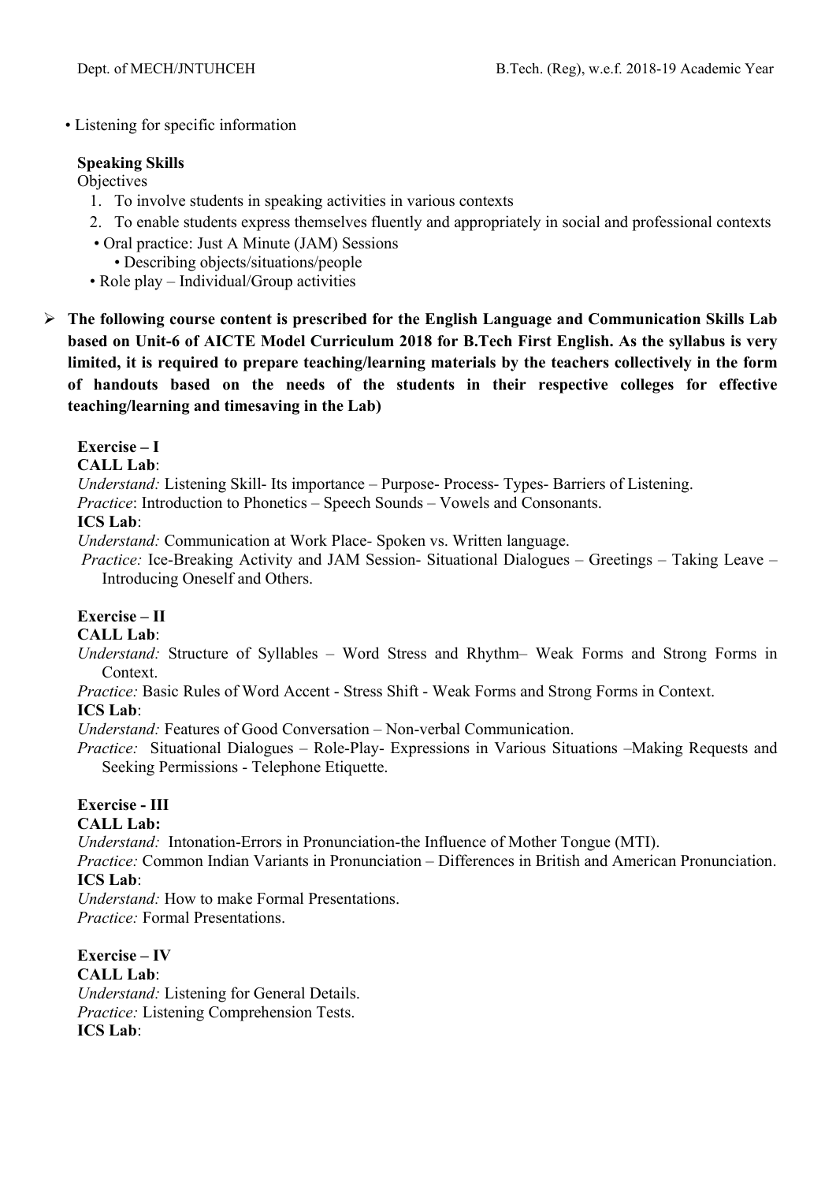- Listening for specific information

**Speaking Skills**

Objectives

1. To involve students in speaking activities in various contexts
2. To enable students express themselves fluently and appropriately in social and professional contexts

- Oral practice: Just A Minute (JAM) Sessions
  - Describing objects/situations/people
- Role play – Individual/Group activities

➢ **The following course content is prescribed for the English Language and Communication Skills Lab based on Unit-6 of AICTE Model Curriculum 2018 for B.Tech First English. As the syllabus is very limited, it is required to prepare teaching/learning materials by the teachers collectively in the form of handouts based on the needs of the students in their respective colleges for effective teaching/learning and timesaving in the Lab)**

**Exercise – I**

**CALL Lab**:

*Understand:* Listening Skill- Its importance – Purpose- Process- Types- Barriers of Listening.

*Practice*: Introduction to Phonetics – Speech Sounds – Vowels and Consonants.

**ICS Lab**:

*Understand:* Communication at Work Place- Spoken vs. Written language.

*Practice:* Ice-Breaking Activity and JAM Session- Situational Dialogues – Greetings – Taking Leave – Introducing Oneself and Others.

**Exercise – II**

**CALL Lab**:

*Understand:* Structure of Syllables – Word Stress and Rhythm– Weak Forms and Strong Forms in Context.

*Practice:* Basic Rules of Word Accent - Stress Shift - Weak Forms and Strong Forms in Context.

**ICS Lab**:

*Understand:* Features of Good Conversation – Non-verbal Communication.

*Practice:* Situational Dialogues – Role-Play- Expressions in Various Situations –Making Requests and Seeking Permissions - Telephone Etiquette.

**Exercise - III**

**CALL Lab:**

*Understand:* Intonation-Errors in Pronunciation-the Influence of Mother Tongue (MTI).

*Practice:* Common Indian Variants in Pronunciation – Differences in British and American Pronunciation.

**ICS Lab**:

*Understand:* How to make Formal Presentations.

*Practice:* Formal Presentations.

**Exercise – IV**

**CALL Lab**:

*Understand:* Listening for General Details.

*Practice:* Listening Comprehension Tests.

**ICS Lab**: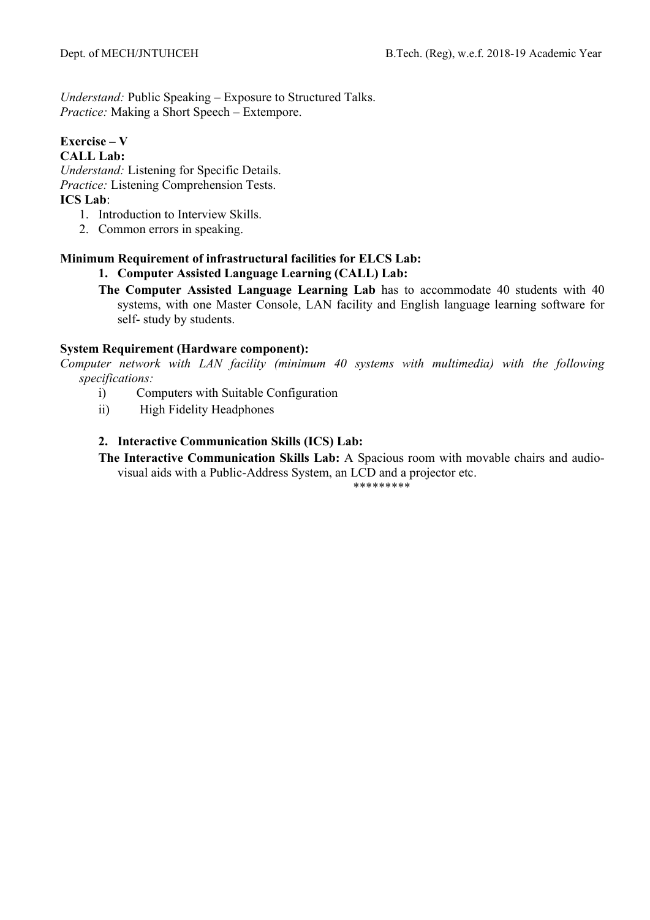*Understand:* Public Speaking – Exposure to Structured Talks.
*Practice:* Making a Short Speech – Extempore.

**Exercise – V**

**CALL Lab:**

*Understand:* Listening for Specific Details.
*Practice:* Listening Comprehension Tests.

**ICS Lab**:

1. Introduction to Interview Skills.
2. Common errors in speaking.

**Minimum Requirement of infrastructural facilities for ELCS Lab:**

1. **Computer Assisted Language Learning (CALL) Lab:**

   **The Computer Assisted Language Learning Lab** has to accommodate 40 students with 40 systems, with one Master Console, LAN facility and English language learning software for self- study by students.

**System Requirement (Hardware component):**

*Computer network with LAN facility (minimum 40 systems with multimedia) with the following specifications:*

i) Computers with Suitable Configuration
ii) High Fidelity Headphones

2. **Interactive Communication Skills (ICS) Lab:**

   **The Interactive Communication Skills Lab:** A Spacious room with movable chairs and audio-visual aids with a Public-Address System, an LCD and a projector etc.

*********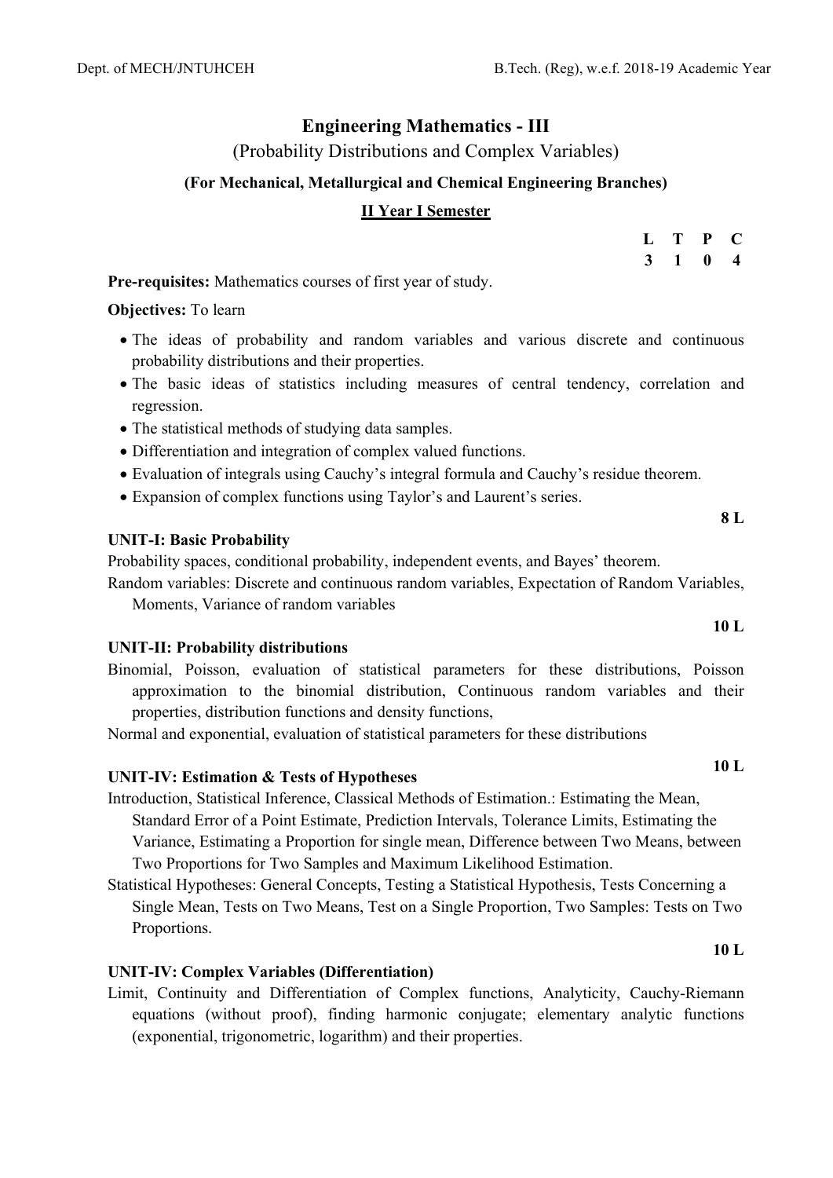# Engineering Mathematics - III

(Probability Distributions and Complex Variables)

**(For Mechanical, Metallurgical and Chemical Engineering Branches)**

**II Year I Semester**

| L | T | P | C |
|---|---|---|---|
| 3 | 1 | 0 | 4 |

**Pre-requisites:** Mathematics courses of first year of study.

**Objectives:** To learn

- The ideas of probability and random variables and various discrete and continuous probability distributions and their properties.
- The basic ideas of statistics including measures of central tendency, correlation and regression.
- The statistical methods of studying data samples.
- Differentiation and integration of complex valued functions.
- Evaluation of integrals using Cauchy's integral formula and Cauchy's residue theorem.
- Expansion of complex functions using Taylor's and Laurent's series.

**8 L**

**UNIT-I: Basic Probability**

Probability spaces, conditional probability, independent events, and Bayes' theorem.

Random variables: Discrete and continuous random variables, Expectation of Random Variables, Moments, Variance of random variables

**10 L**

**UNIT-II: Probability distributions**

Binomial, Poisson, evaluation of statistical parameters for these distributions, Poisson approximation to the binomial distribution, Continuous random variables and their properties, distribution functions and density functions,

Normal and exponential, evaluation of statistical parameters for these distributions

**10 L**

**UNIT-IV: Estimation & Tests of Hypotheses**

Introduction, Statistical Inference, Classical Methods of Estimation.: Estimating the Mean, Standard Error of a Point Estimate, Prediction Intervals, Tolerance Limits, Estimating the Variance, Estimating a Proportion for single mean, Difference between Two Means, between Two Proportions for Two Samples and Maximum Likelihood Estimation.

Statistical Hypotheses: General Concepts, Testing a Statistical Hypothesis, Tests Concerning a Single Mean, Tests on Two Means, Test on a Single Proportion, Two Samples: Tests on Two Proportions.

**10 L**

**UNIT-IV: Complex Variables (Differentiation)**

Limit, Continuity and Differentiation of Complex functions, Analyticity, Cauchy-Riemann equations (without proof), finding harmonic conjugate; elementary analytic functions (exponential, trigonometric, logarithm) and their properties.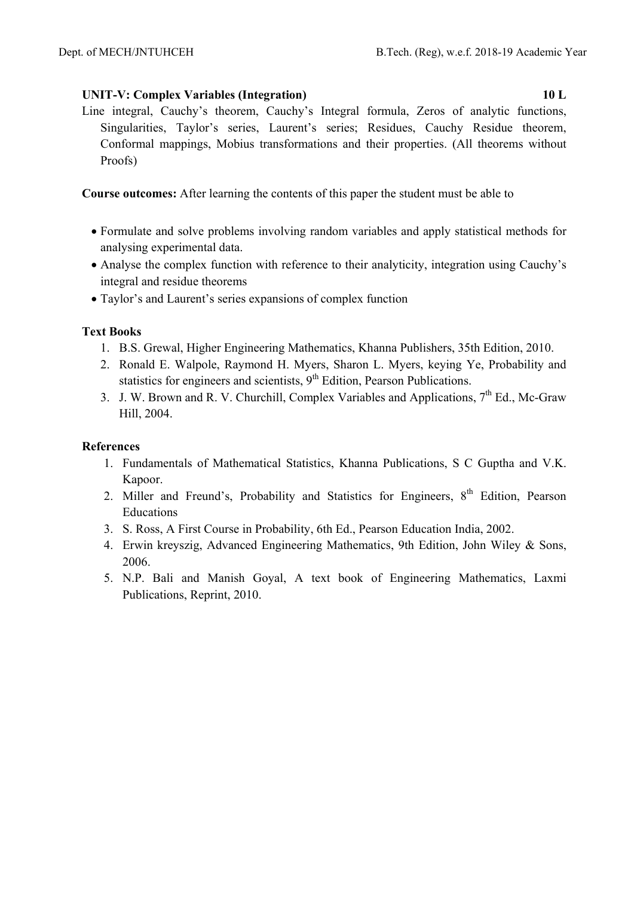**UNIT-V: Complex Variables (Integration)** **10 L**

Line integral, Cauchy's theorem, Cauchy's Integral formula, Zeros of analytic functions, Singularities, Taylor's series, Laurent's series; Residues, Cauchy Residue theorem, Conformal mappings, Mobius transformations and their properties. (All theorems without Proofs)

**Course outcomes:** After learning the contents of this paper the student must be able to

- Formulate and solve problems involving random variables and apply statistical methods for analysing experimental data.
- Analyse the complex function with reference to their analyticity, integration using Cauchy's integral and residue theorems
- Taylor's and Laurent's series expansions of complex function

**Text Books**

1. B.S. Grewal, Higher Engineering Mathematics, Khanna Publishers, 35th Edition, 2010.
2. Ronald E. Walpole, Raymond H. Myers, Sharon L. Myers, keying Ye, Probability and statistics for engineers and scientists, 9th Edition, Pearson Publications.
3. J. W. Brown and R. V. Churchill, Complex Variables and Applications, 7th Ed., Mc-Graw Hill, 2004.

**References**

1. Fundamentals of Mathematical Statistics, Khanna Publications, S C Guptha and V.K. Kapoor.
2. Miller and Freund's, Probability and Statistics for Engineers, 8th Edition, Pearson Educations
3. S. Ross, A First Course in Probability, 6th Ed., Pearson Education India, 2002.
4. Erwin kreyszig, Advanced Engineering Mathematics, 9th Edition, John Wiley & Sons, 2006.
5. N.P. Bali and Manish Goyal, A text book of Engineering Mathematics, Laxmi Publications, Reprint, 2010.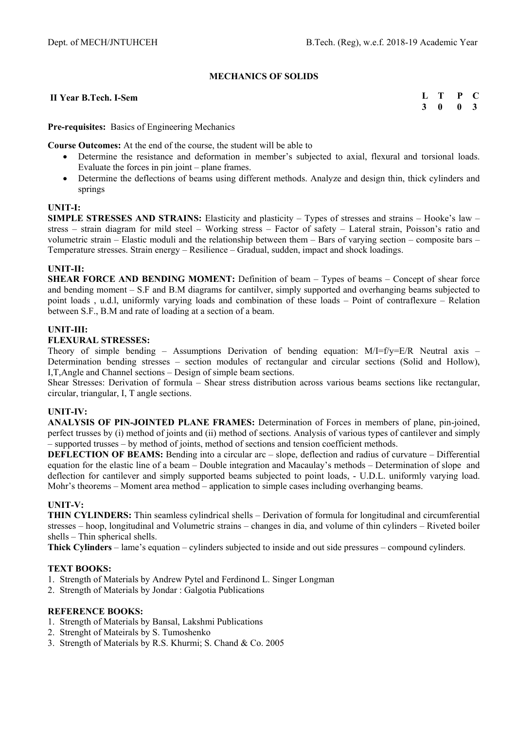**MECHANICS OF SOLIDS**

**II Year B.Tech. I-Sem**

| L | T | P | C |
|---|---|---|---|
| 3 | 0 | 0 | 3 |

**Pre-requisites:** Basics of Engineering Mechanics

**Course Outcomes:** At the end of the course, the student will be able to

- Determine the resistance and deformation in member's subjected to axial, flexural and torsional loads. Evaluate the forces in pin joint – plane frames.
- Determine the deflections of beams using different methods. Analyze and design thin, thick cylinders and springs

**UNIT-I:**

**SIMPLE STRESSES AND STRAINS:** Elasticity and plasticity – Types of stresses and strains – Hooke's law – stress – strain diagram for mild steel – Working stress – Factor of safety – Lateral strain, Poisson's ratio and volumetric strain – Elastic moduli and the relationship between them – Bars of varying section – composite bars – Temperature stresses. Strain energy – Resilience – Gradual, sudden, impact and shock loadings.

**UNIT-II:**

**SHEAR FORCE AND BENDING MOMENT:** Definition of beam – Types of beams – Concept of shear force and bending moment – S.F and B.M diagrams for cantilver, simply supported and overhanging beams subjected to point loads , u.d.l, uniformly varying loads and combination of these loads – Point of contraflexure – Relation between S.F., B.M and rate of loading at a section of a beam.

**UNIT-III:**

**FLEXURAL STRESSES:**

Theory of simple bending – Assumptions Derivation of bending equation: $M/I=f/y=E/R$ Neutral axis – Determination bending stresses – section modules of rectangular and circular sections (Solid and Hollow), I,T,Angle and Channel sections – Design of simple beam sections.

Shear Stresses: Derivation of formula – Shear stress distribution across various beams sections like rectangular, circular, triangular, I, T angle sections.

**UNIT-IV:**

**ANALYSIS OF PIN-JOINTED PLANE FRAMES:** Determination of Forces in members of plane, pin-joined, perfect trusses by (i) method of joints and (ii) method of sections. Analysis of various types of cantilever and simply – supported trusses – by method of joints, method of sections and tension coefficient methods.

**DEFLECTION OF BEAMS:** Bending into a circular arc – slope, deflection and radius of curvature – Differential equation for the elastic line of a beam – Double integration and Macaulay's methods – Determination of slope and deflection for cantilever and simply supported beams subjected to point loads, - U.D.L. uniformly varying load. Mohr's theorems – Moment area method – application to simple cases including overhanging beams.

**UNIT-V:**

**THIN CYLINDERS:** Thin seamless cylindrical shells – Derivation of formula for longitudinal and circumferential stresses – hoop, longitudinal and Volumetric strains – changes in dia, and volume of thin cylinders – Riveted boiler shells – Thin spherical shells.

**Thick Cylinders** – lame's equation – cylinders subjected to inside and out side pressures – compound cylinders.

**TEXT BOOKS:**

1. Strength of Materials by Andrew Pytel and Ferdinond L. Singer Longman
2. Strength of Materials by Jondar : Galgotia Publications

**REFERENCE BOOKS:**

1. Strength of Materials by Bansal, Lakshmi Publications
2. Strenght of Mateirals by S. Tumoshenko
3. Strength of Materials by R.S. Khurmi; S. Chand & Co. 2005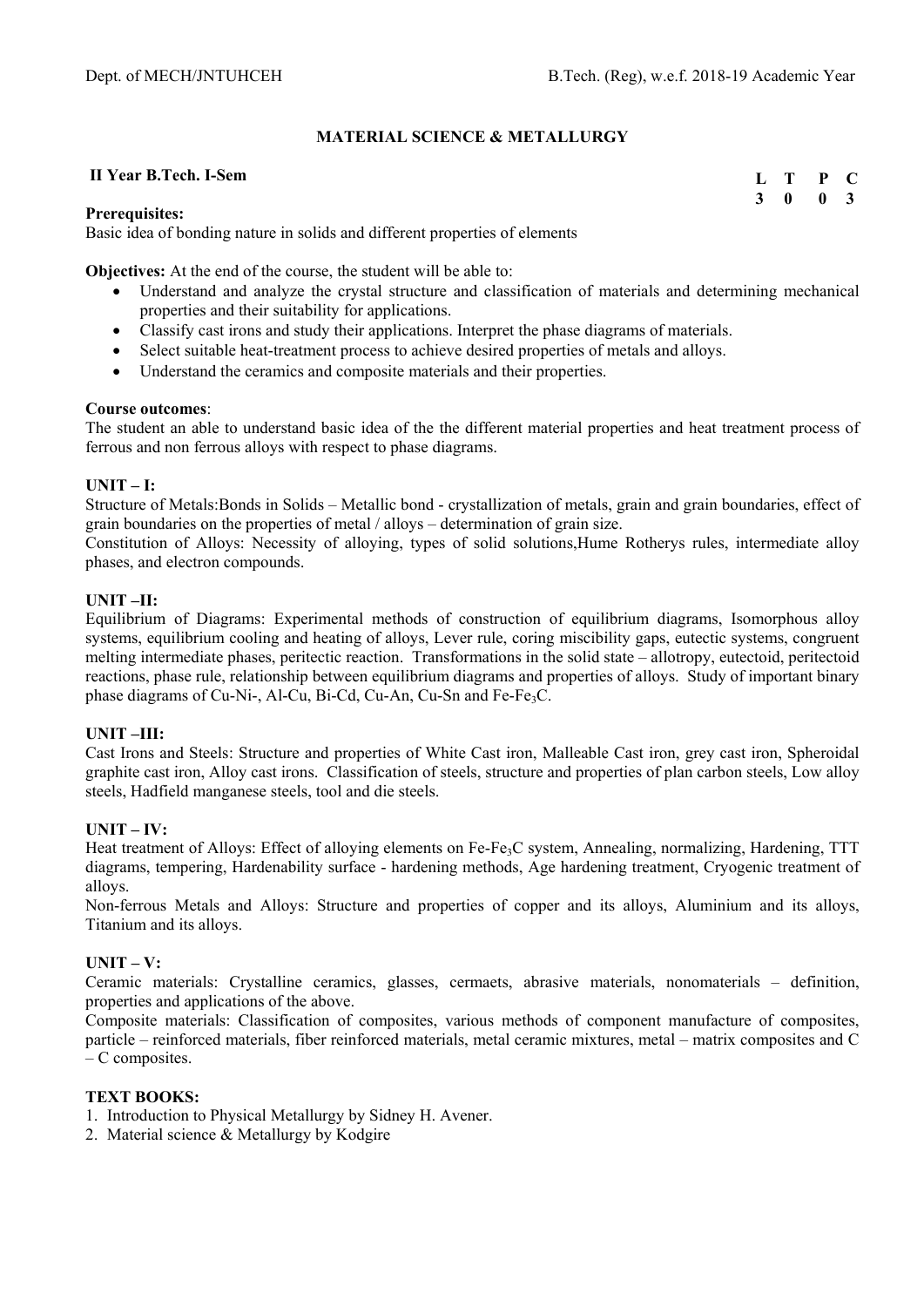## MATERIAL SCIENCE & METALLURGY

**II Year B.Tech. I-Sem**

| L | T | P | C |
|---|---|---|---|
| 3 | 0 | 0 | 3 |

**Prerequisites:**
Basic idea of bonding nature in solids and different properties of elements

**Objectives:** At the end of the course, the student will be able to:

- Understand and analyze the crystal structure and classification of materials and determining mechanical properties and their suitability for applications.
- Classify cast irons and study their applications. Interpret the phase diagrams of materials.
- Select suitable heat-treatment process to achieve desired properties of metals and alloys.
- Understand the ceramics and composite materials and their properties.

**Course outcomes**:
The student an able to understand basic idea of the the different material properties and heat treatment process of ferrous and non ferrous alloys with respect to phase diagrams.

**UNIT – I:**
Structure of Metals:Bonds in Solids – Metallic bond - crystallization of metals, grain and grain boundaries, effect of grain boundaries on the properties of metal / alloys – determination of grain size.
Constitution of Alloys: Necessity of alloying, types of solid solutions,Hume Rotherys rules, intermediate alloy phases, and electron compounds.

**UNIT –II:**
Equilibrium of Diagrams: Experimental methods of construction of equilibrium diagrams, Isomorphous alloy systems, equilibrium cooling and heating of alloys, Lever rule, coring miscibility gaps, eutectic systems, congruent melting intermediate phases, peritectic reaction. Transformations in the solid state – allotropy, eutectoid, peritectoid reactions, phase rule, relationship between equilibrium diagrams and properties of alloys. Study of important binary phase diagrams of Cu-Ni-, Al-Cu, Bi-Cd, Cu-An, Cu-Sn and Fe-$Fe_3C$.

**UNIT –III:**
Cast Irons and Steels: Structure and properties of White Cast iron, Malleable Cast iron, grey cast iron, Spheroidal graphite cast iron, Alloy cast irons. Classification of steels, structure and properties of plan carbon steels, Low alloy steels, Hadfield manganese steels, tool and die steels.

**UNIT – IV:**
Heat treatment of Alloys: Effect of alloying elements on Fe-$Fe_3C$ system, Annealing, normalizing, Hardening, TTT diagrams, tempering, Hardenability surface - hardening methods, Age hardening treatment, Cryogenic treatment of alloys.
Non-ferrous Metals and Alloys: Structure and properties of copper and its alloys, Aluminium and its alloys, Titanium and its alloys.

**UNIT – V:**
Ceramic materials: Crystalline ceramics, glasses, cermaets, abrasive materials, nonomaterials – definition, properties and applications of the above.
Composite materials: Classification of composites, various methods of component manufacture of composites, particle – reinforced materials, fiber reinforced materials, metal ceramic mixtures, metal – matrix composites and C – C composites.

**TEXT BOOKS:**

1. Introduction to Physical Metallurgy by Sidney H. Avener.
2. Material science & Metallurgy by Kodgire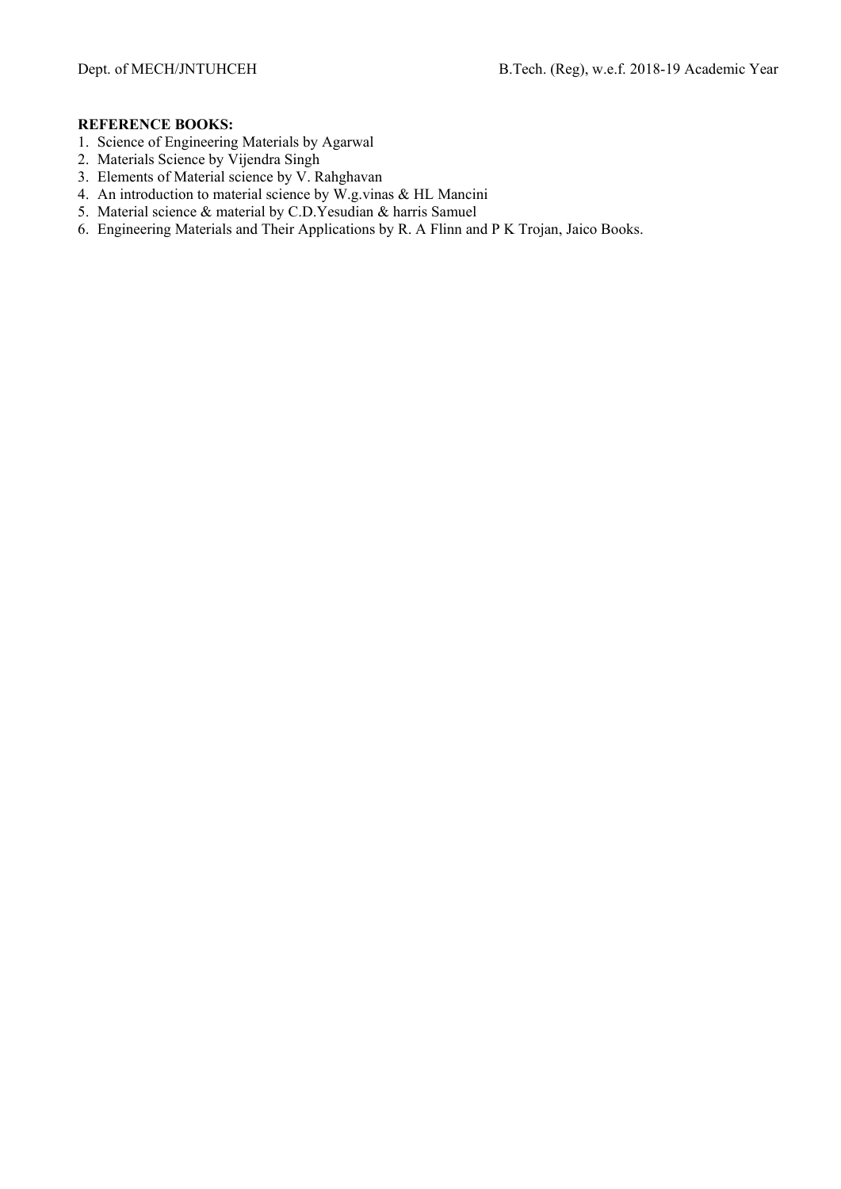**REFERENCE BOOKS:**

1. Science of Engineering Materials by Agarwal
2. Materials Science by Vijendra Singh
3. Elements of Material science by V. Rahghavan
4. An introduction to material science by W.g.vinas & HL Mancini
5. Material science & material by C.D.Yesudian & harris Samuel
6. Engineering Materials and Their Applications by R. A Flinn and P K Trojan, Jaico Books.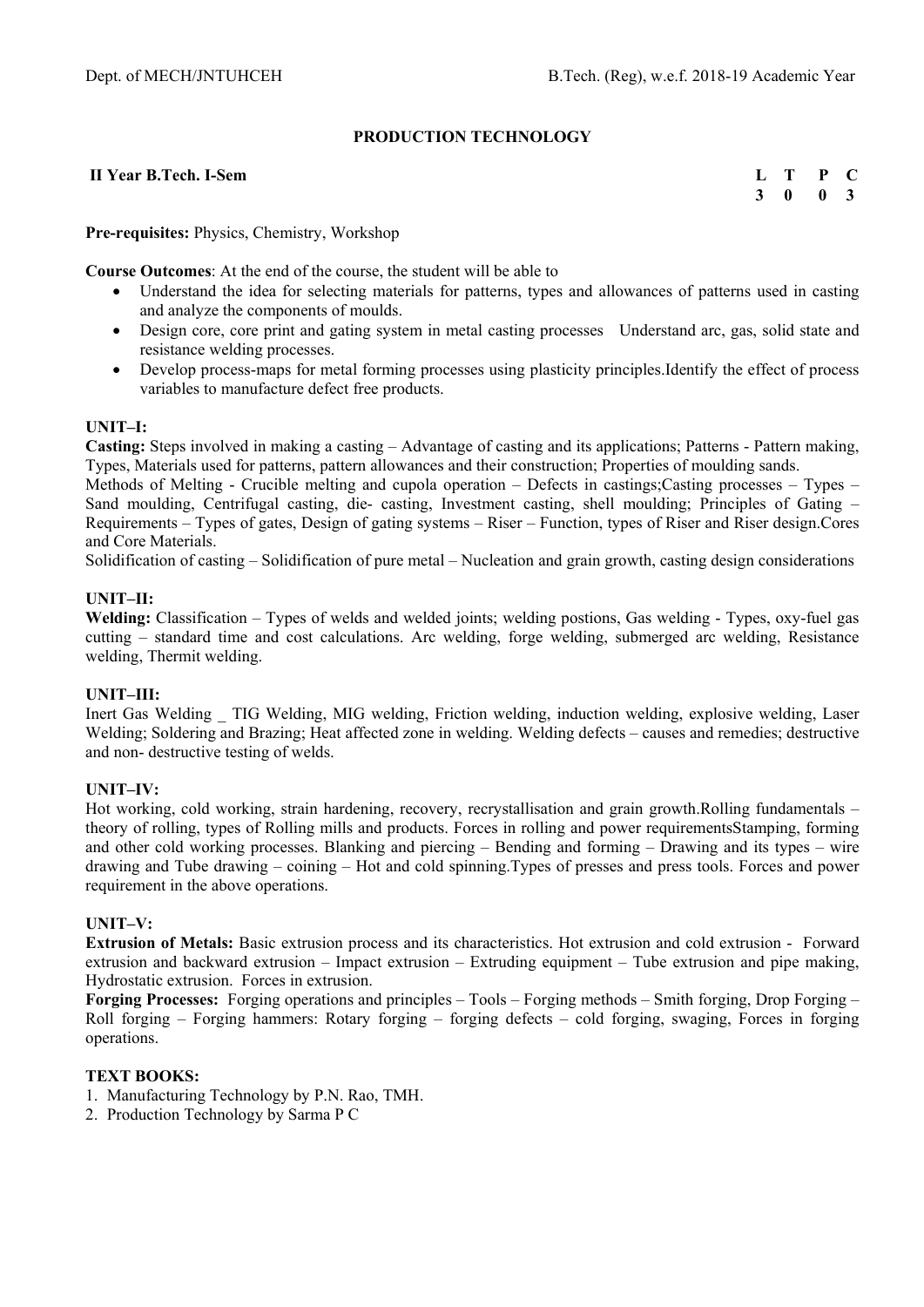# PRODUCTION TECHNOLOGY

**II Year B.Tech. I-Sem**

| L | T | P | C |
|---|---|---|---|
| 3 | 0 | 0 | 3 |

**Pre-requisites:** Physics, Chemistry, Workshop

**Course Outcomes**: At the end of the course, the student will be able to

- Understand the idea for selecting materials for patterns, types and allowances of patterns used in casting and analyze the components of moulds.
- Design core, core print and gating system in metal casting processes Understand arc, gas, solid state and resistance welding processes.
- Develop process-maps for metal forming processes using plasticity principles.Identify the effect of process variables to manufacture defect free products.

**UNIT–I:**

**Casting:** Steps involved in making a casting – Advantage of casting and its applications; Patterns - Pattern making, Types, Materials used for patterns, pattern allowances and their construction; Properties of moulding sands.

Methods of Melting - Crucible melting and cupola operation – Defects in castings;Casting processes – Types – Sand moulding, Centrifugal casting, die- casting, Investment casting, shell moulding; Principles of Gating – Requirements – Types of gates, Design of gating systems – Riser – Function, types of Riser and Riser design.Cores and Core Materials.

Solidification of casting – Solidification of pure metal – Nucleation and grain growth, casting design considerations

**UNIT–II:**

**Welding:** Classification – Types of welds and welded joints; welding postions, Gas welding - Types, oxy-fuel gas cutting – standard time and cost calculations. Arc welding, forge welding, submerged arc welding, Resistance welding, Thermit welding.

**UNIT–III:**

Inert Gas Welding _ TIG Welding, MIG welding, Friction welding, induction welding, explosive welding, Laser Welding; Soldering and Brazing; Heat affected zone in welding. Welding defects – causes and remedies; destructive and non- destructive testing of welds.

**UNIT–IV:**

Hot working, cold working, strain hardening, recovery, recrystallisation and grain growth.Rolling fundamentals – theory of rolling, types of Rolling mills and products. Forces in rolling and power requirementsStamping, forming and other cold working processes. Blanking and piercing – Bending and forming – Drawing and its types – wire drawing and Tube drawing – coining – Hot and cold spinning.Types of presses and press tools. Forces and power requirement in the above operations.

**UNIT–V:**

**Extrusion of Metals:** Basic extrusion process and its characteristics. Hot extrusion and cold extrusion - Forward extrusion and backward extrusion – Impact extrusion – Extruding equipment – Tube extrusion and pipe making, Hydrostatic extrusion. Forces in extrusion.

**Forging Processes:** Forging operations and principles – Tools – Forging methods – Smith forging, Drop Forging – Roll forging – Forging hammers: Rotary forging – forging defects – cold forging, swaging, Forces in forging operations.

**TEXT BOOKS:**

1. Manufacturing Technology by P.N. Rao, TMH.
2. Production Technology by Sarma P C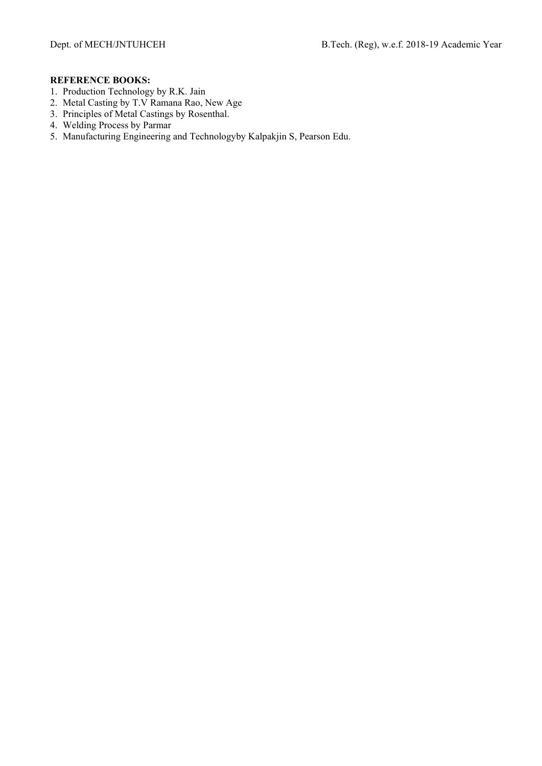**REFERENCE BOOKS:**

1. Production Technology by R.K. Jain
2. Metal Casting by T.V Ramana Rao, New Age
3. Principles of Metal Castings by Rosenthal.
4. Welding Process by Parmar
5. Manufacturing Engineering and Technologyby Kalpakjin S, Pearson Edu.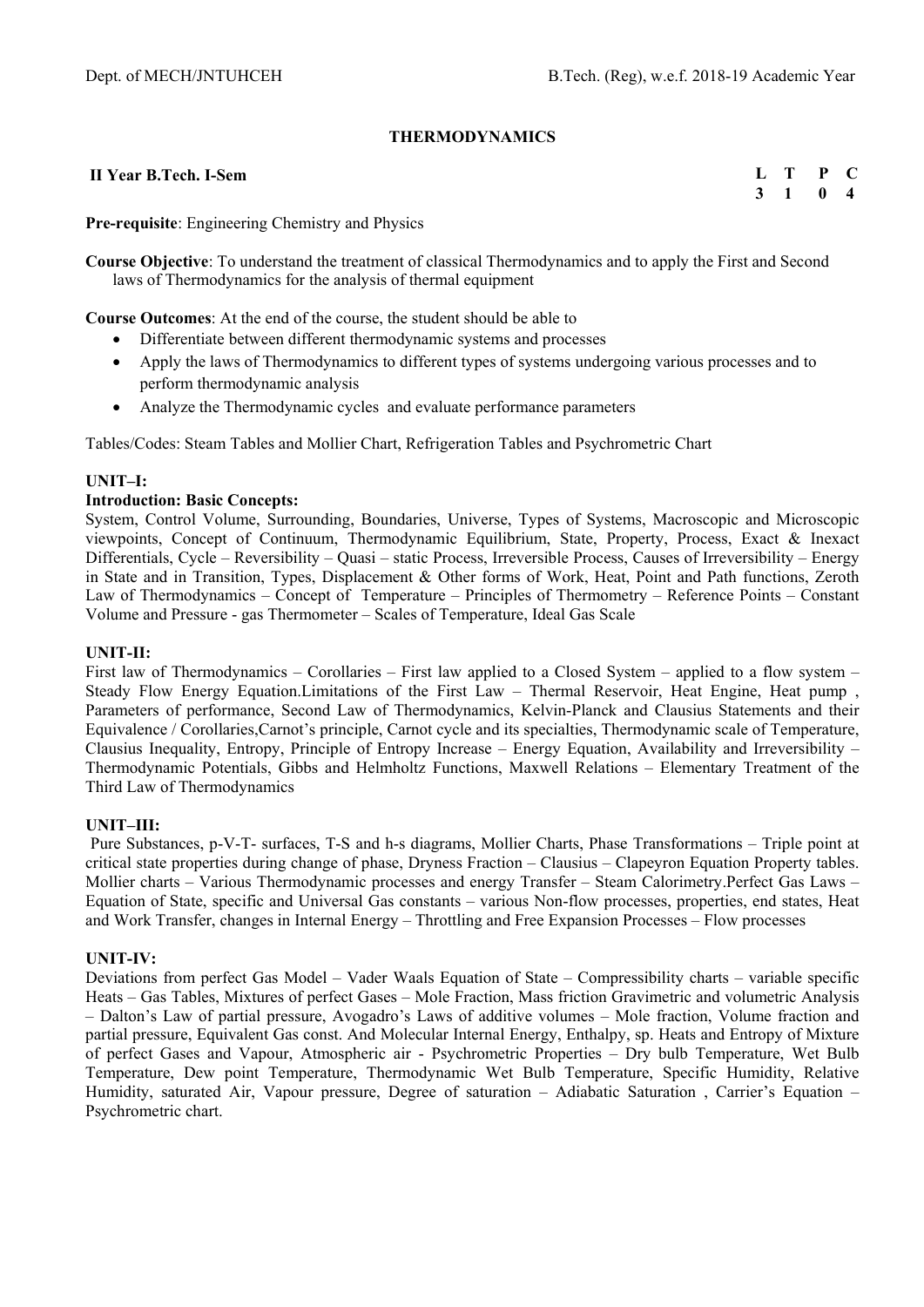# THERMODYNAMICS

**II Year B.Tech. I-Sem**

| L | T | P | C |
|---|---|---|---|
| 3 | 1 | 0 | 4 |

**Pre-requisite**: Engineering Chemistry and Physics

**Course Objective**: To understand the treatment of classical Thermodynamics and to apply the First and Second laws of Thermodynamics for the analysis of thermal equipment

**Course Outcomes**: At the end of the course, the student should be able to

- Differentiate between different thermodynamic systems and processes
- Apply the laws of Thermodynamics to different types of systems undergoing various processes and to perform thermodynamic analysis
- Analyze the Thermodynamic cycles and evaluate performance parameters

Tables/Codes: Steam Tables and Mollier Chart, Refrigeration Tables and Psychrometric Chart

**UNIT–I:**

**Introduction: Basic Concepts:**

System, Control Volume, Surrounding, Boundaries, Universe, Types of Systems, Macroscopic and Microscopic viewpoints, Concept of Continuum, Thermodynamic Equilibrium, State, Property, Process, Exact & Inexact Differentials, Cycle – Reversibility – Quasi – static Process, Irreversible Process, Causes of Irreversibility – Energy in State and in Transition, Types, Displacement & Other forms of Work, Heat, Point and Path functions, Zeroth Law of Thermodynamics – Concept of Temperature – Principles of Thermometry – Reference Points – Constant Volume and Pressure - gas Thermometer – Scales of Temperature, Ideal Gas Scale

**UNIT-II:**

First law of Thermodynamics – Corollaries – First law applied to a Closed System – applied to a flow system – Steady Flow Energy Equation.Limitations of the First Law – Thermal Reservoir, Heat Engine, Heat pump , Parameters of performance, Second Law of Thermodynamics, Kelvin-Planck and Clausius Statements and their Equivalence / Corollaries,Carnot's principle, Carnot cycle and its specialties, Thermodynamic scale of Temperature, Clausius Inequality, Entropy, Principle of Entropy Increase – Energy Equation, Availability and Irreversibility – Thermodynamic Potentials, Gibbs and Helmholtz Functions, Maxwell Relations – Elementary Treatment of the Third Law of Thermodynamics

**UNIT–III:**

Pure Substances, p-V-T- surfaces, T-S and h-s diagrams, Mollier Charts, Phase Transformations – Triple point at critical state properties during change of phase, Dryness Fraction – Clausius – Clapeyron Equation Property tables. Mollier charts – Various Thermodynamic processes and energy Transfer – Steam Calorimetry.Perfect Gas Laws – Equation of State, specific and Universal Gas constants – various Non-flow processes, properties, end states, Heat and Work Transfer, changes in Internal Energy – Throttling and Free Expansion Processes – Flow processes

**UNIT-IV:**

Deviations from perfect Gas Model – Vader Waals Equation of State – Compressibility charts – variable specific Heats – Gas Tables, Mixtures of perfect Gases – Mole Fraction, Mass friction Gravimetric and volumetric Analysis – Dalton's Law of partial pressure, Avogadro's Laws of additive volumes – Mole fraction, Volume fraction and partial pressure, Equivalent Gas const. And Molecular Internal Energy, Enthalpy, sp. Heats and Entropy of Mixture of perfect Gases and Vapour, Atmospheric air - Psychrometric Properties – Dry bulb Temperature, Wet Bulb Temperature, Dew point Temperature, Thermodynamic Wet Bulb Temperature, Specific Humidity, Relative Humidity, saturated Air, Vapour pressure, Degree of saturation – Adiabatic Saturation , Carrier's Equation – Psychrometric chart.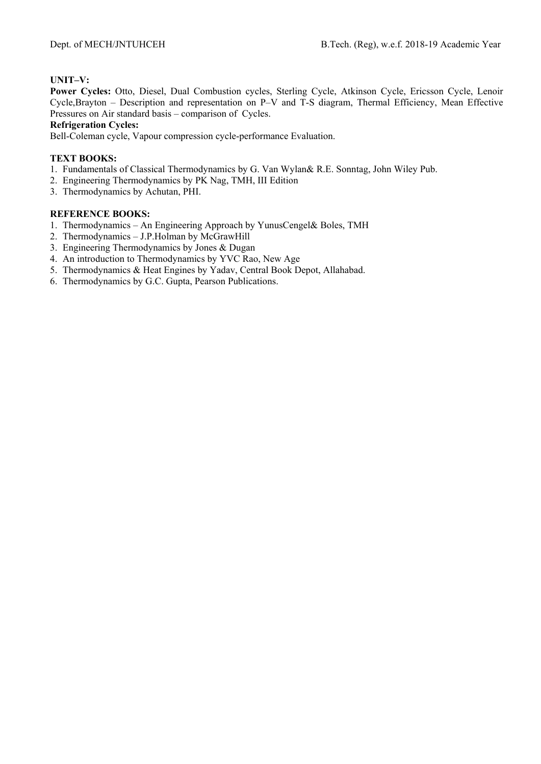**UNIT–V:**

**Power Cycles:** Otto, Diesel, Dual Combustion cycles, Sterling Cycle, Atkinson Cycle, Ericsson Cycle, Lenoir Cycle,Brayton – Description and representation on P–V and T-S diagram, Thermal Efficiency, Mean Effective Pressures on Air standard basis – comparison of Cycles.

**Refrigeration Cycles:**

Bell-Coleman cycle, Vapour compression cycle-performance Evaluation.

**TEXT BOOKS:**

1. Fundamentals of Classical Thermodynamics by G. Van Wylan& R.E. Sonntag, John Wiley Pub.
2. Engineering Thermodynamics by PK Nag, TMH, III Edition
3. Thermodynamics by Achutan, PHI.

**REFERENCE BOOKS:**

1. Thermodynamics – An Engineering Approach by YunusCengel& Boles, TMH
2. Thermodynamics – J.P.Holman by McGrawHill
3. Engineering Thermodynamics by Jones & Dugan
4. An introduction to Thermodynamics by YVC Rao, New Age
5. Thermodynamics & Heat Engines by Yadav, Central Book Depot, Allahabad.
6. Thermodynamics by G.C. Gupta, Pearson Publications.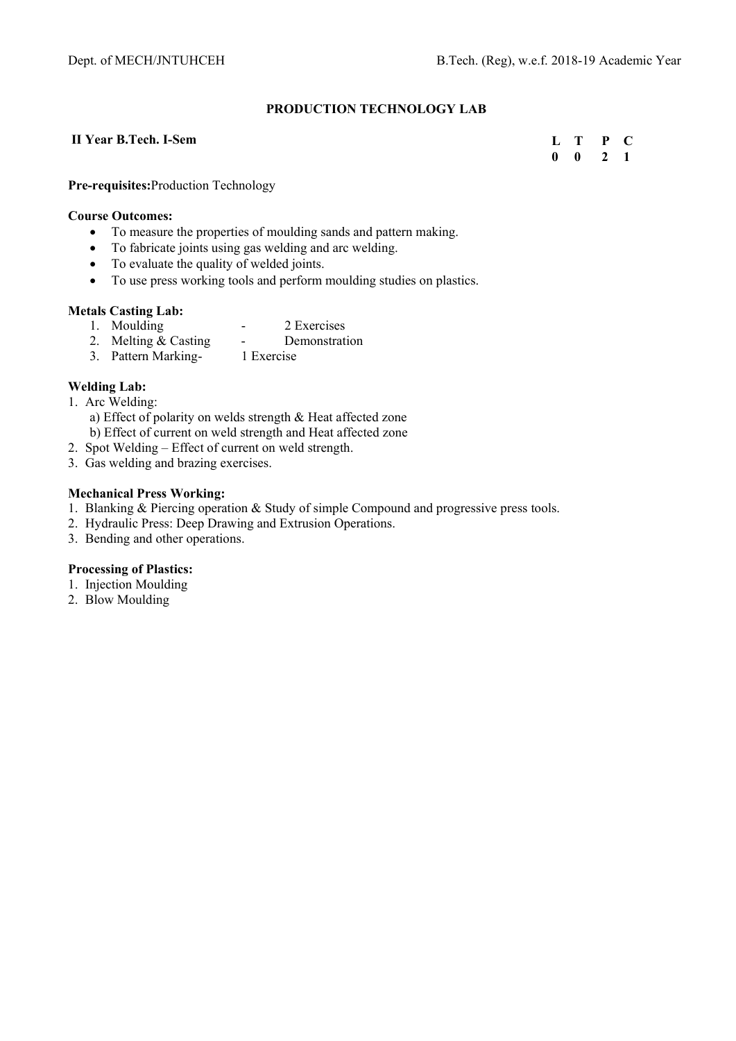## PRODUCTION TECHNOLOGY LAB

**II Year B.Tech. I-Sem**

| L | T | P | C |
|---|---|---|---|
| 0 | 0 | 2 | 1 |

**Pre-requisites:** Production Technology

**Course Outcomes:**

- To measure the properties of moulding sands and pattern making.
- To fabricate joints using gas welding and arc welding.
- To evaluate the quality of welded joints.
- To use press working tools and perform moulding studies on plastics.

**Metals Casting Lab:**

1. Moulding - 2 Exercises
2. Melting & Casting - Demonstration
3. Pattern Marking- 1 Exercise

**Welding Lab:**

1. Arc Welding:
   a) Effect of polarity on welds strength & Heat affected zone
   b) Effect of current on weld strength and Heat affected zone
2. Spot Welding – Effect of current on weld strength.
3. Gas welding and brazing exercises.

**Mechanical Press Working:**

1. Blanking & Piercing operation & Study of simple Compound and progressive press tools.
2. Hydraulic Press: Deep Drawing and Extrusion Operations.
3. Bending and other operations.

**Processing of Plastics:**

1. Injection Moulding
2. Blow Moulding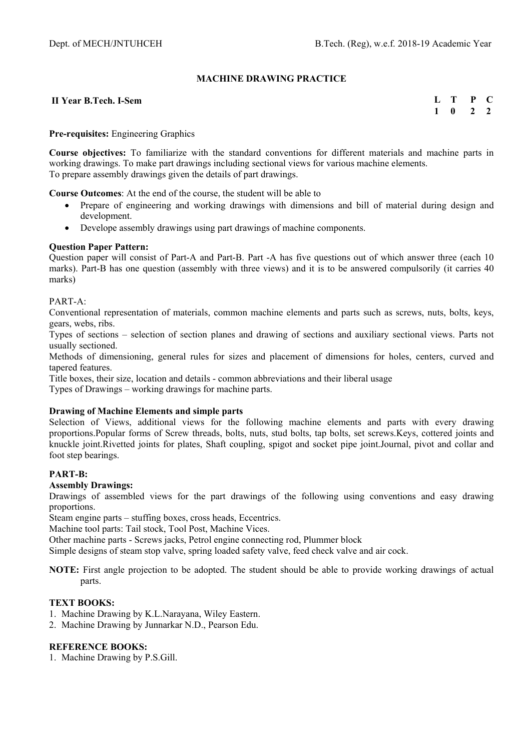## MACHINE DRAWING PRACTICE

**II Year B.Tech. I-Sem**

| L | T | P | C |
|---|---|---|---|
| 1 | 0 | 2 | 2 |

**Pre-requisites:** Engineering Graphics

**Course objectives:** To familiarize with the standard conventions for different materials and machine parts in working drawings. To make part drawings including sectional views for various machine elements.
To prepare assembly drawings given the details of part drawings.

**Course Outcomes**: At the end of the course, the student will be able to

- Prepare of engineering and working drawings with dimensions and bill of material during design and development.
- Develope assembly drawings using part drawings of machine components.

**Question Paper Pattern:**
Question paper will consist of Part-A and Part-B. Part -A has five questions out of which answer three (each 10 marks). Part-B has one question (assembly with three views) and it is to be answered compulsorily (it carries 40 marks)

PART-A:
Conventional representation of materials, common machine elements and parts such as screws, nuts, bolts, keys, gears, webs, ribs.
Types of sections – selection of section planes and drawing of sections and auxiliary sectional views. Parts not usually sectioned.
Methods of dimensioning, general rules for sizes and placement of dimensions for holes, centers, curved and tapered features.
Title boxes, their size, location and details - common abbreviations and their liberal usage
Types of Drawings – working drawings for machine parts.

**Drawing of Machine Elements and simple parts**
Selection of Views, additional views for the following machine elements and parts with every drawing proportions.Popular forms of Screw threads, bolts, nuts, stud bolts, tap bolts, set screws.Keys, cottered joints and knuckle joint.Rivetted joints for plates, Shaft coupling, spigot and socket pipe joint.Journal, pivot and collar and foot step bearings.

**PART-B:**

**Assembly Drawings:**
Drawings of assembled views for the part drawings of the following using conventions and easy drawing proportions.
Steam engine parts – stuffing boxes, cross heads, Eccentrics.
Machine tool parts: Tail stock, Tool Post, Machine Vices.
Other machine parts - Screws jacks, Petrol engine connecting rod, Plummer block
Simple designs of steam stop valve, spring loaded safety valve, feed check valve and air cock.

**NOTE:** First angle projection to be adopted. The student should be able to provide working drawings of actual parts.

**TEXT BOOKS:**

1. Machine Drawing by K.L.Narayana, Wiley Eastern.
2. Machine Drawing by Junnarkar N.D., Pearson Edu.

**REFERENCE BOOKS:**

1. Machine Drawing by P.S.Gill.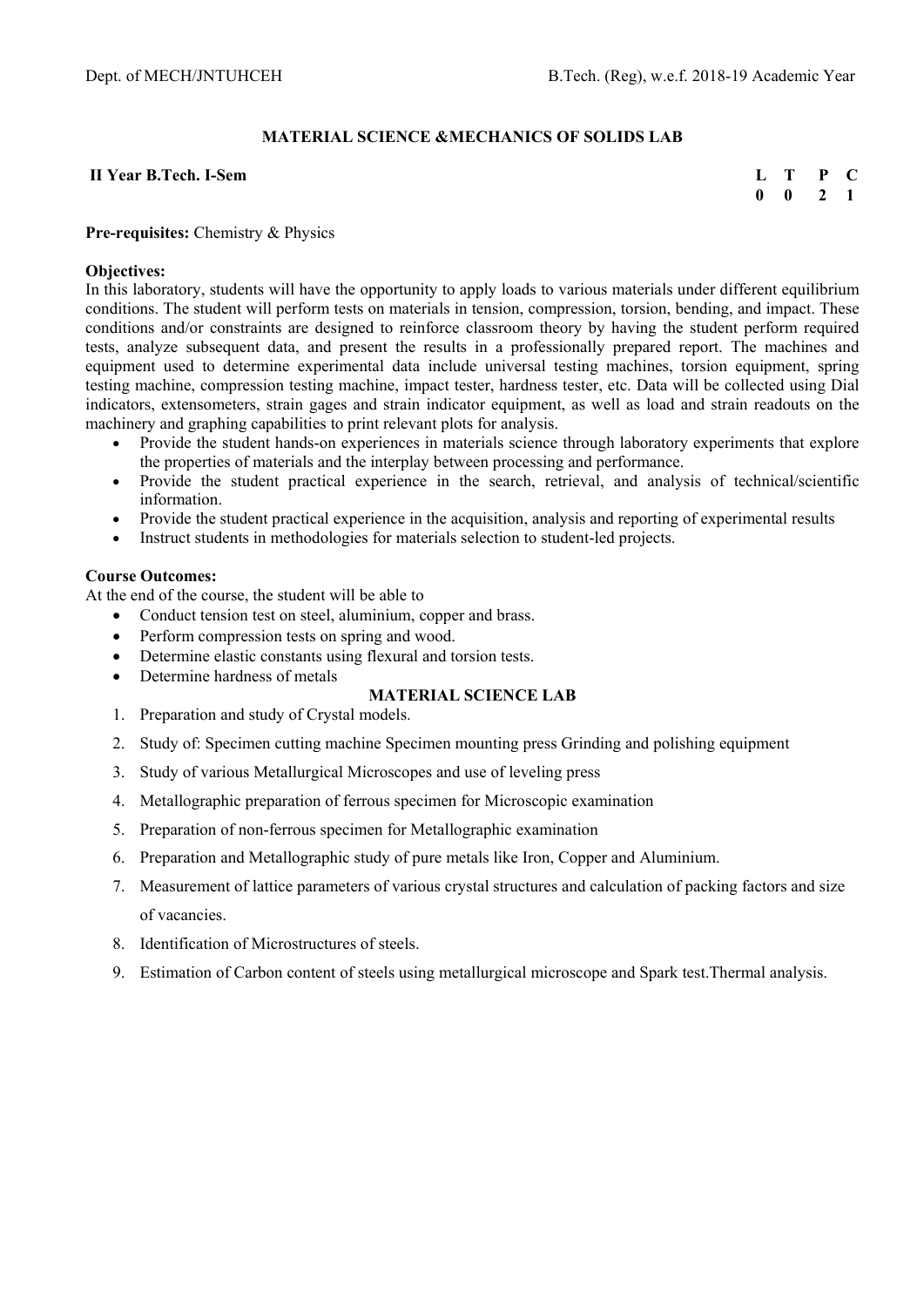## MATERIAL SCIENCE &MECHANICS OF SOLIDS LAB

**II Year B.Tech. I-Sem**

| L | T | P | C |
|---|---|---|---|
| 0 | 0 | 2 | 1 |

**Pre-requisites:** Chemistry & Physics

**Objectives:**

In this laboratory, students will have the opportunity to apply loads to various materials under different equilibrium conditions. The student will perform tests on materials in tension, compression, torsion, bending, and impact. These conditions and/or constraints are designed to reinforce classroom theory by having the student perform required tests, analyze subsequent data, and present the results in a professionally prepared report. The machines and equipment used to determine experimental data include universal testing machines, torsion equipment, spring testing machine, compression testing machine, impact tester, hardness tester, etc. Data will be collected using Dial indicators, extensometers, strain gages and strain indicator equipment, as well as load and strain readouts on the machinery and graphing capabilities to print relevant plots for analysis.

- Provide the student hands-on experiences in materials science through laboratory experiments that explore the properties of materials and the interplay between processing and performance.
- Provide the student practical experience in the search, retrieval, and analysis of technical/scientific information.
- Provide the student practical experience in the acquisition, analysis and reporting of experimental results
- Instruct students in methodologies for materials selection to student-led projects.

**Course Outcomes:**

At the end of the course, the student will be able to

- Conduct tension test on steel, aluminium, copper and brass.
- Perform compression tests on spring and wood.
- Determine elastic constants using flexural and torsion tests.
- Determine hardness of metals

### MATERIAL SCIENCE LAB

1. Preparation and study of Crystal models.
2. Study of: Specimen cutting machine Specimen mounting press Grinding and polishing equipment
3. Study of various Metallurgical Microscopes and use of leveling press
4. Metallographic preparation of ferrous specimen for Microscopic examination
5. Preparation of non-ferrous specimen for Metallographic examination
6. Preparation and Metallographic study of pure metals like Iron, Copper and Aluminium.
7. Measurement of lattice parameters of various crystal structures and calculation of packing factors and size of vacancies.
8. Identification of Microstructures of steels.
9. Estimation of Carbon content of steels using metallurgical microscope and Spark test.Thermal analysis.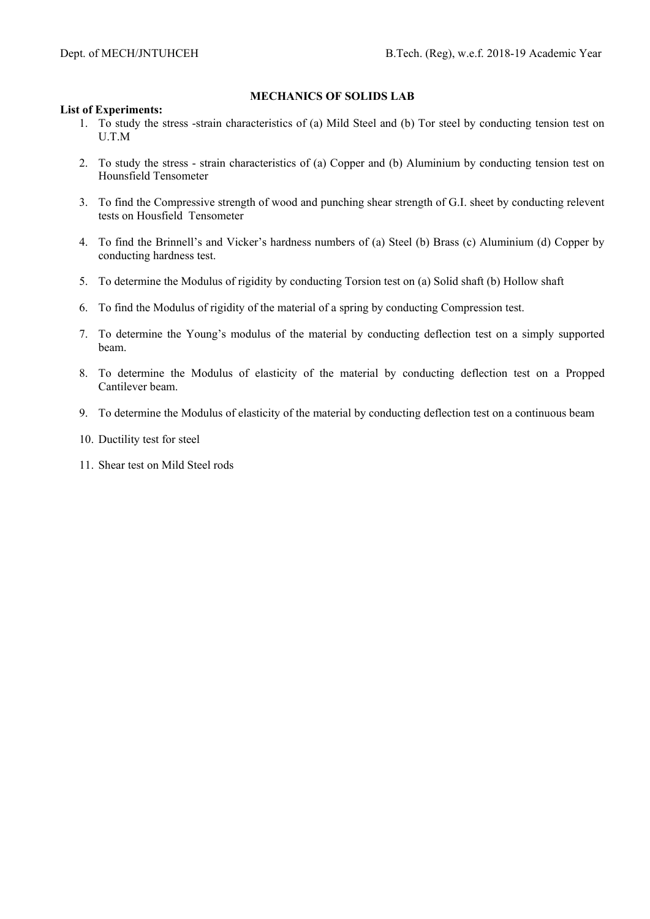## MECHANICS OF SOLIDS LAB

**List of Experiments:**

1. To study the stress -strain characteristics of (a) Mild Steel and (b) Tor steel by conducting tension test on U.T.M
2. To study the stress - strain characteristics of (a) Copper and (b) Aluminium by conducting tension test on Hounsfield Tensometer
3. To find the Compressive strength of wood and punching shear strength of G.I. sheet by conducting relevent tests on Housfield Tensometer
4. To find the Brinnell's and Vicker's hardness numbers of (a) Steel (b) Brass (c) Aluminium (d) Copper by conducting hardness test.
5. To determine the Modulus of rigidity by conducting Torsion test on (a) Solid shaft (b) Hollow shaft
6. To find the Modulus of rigidity of the material of a spring by conducting Compression test.
7. To determine the Young's modulus of the material by conducting deflection test on a simply supported beam.
8. To determine the Modulus of elasticity of the material by conducting deflection test on a Propped Cantilever beam.
9. To determine the Modulus of elasticity of the material by conducting deflection test on a continuous beam
10. Ductility test for steel
11. Shear test on Mild Steel rods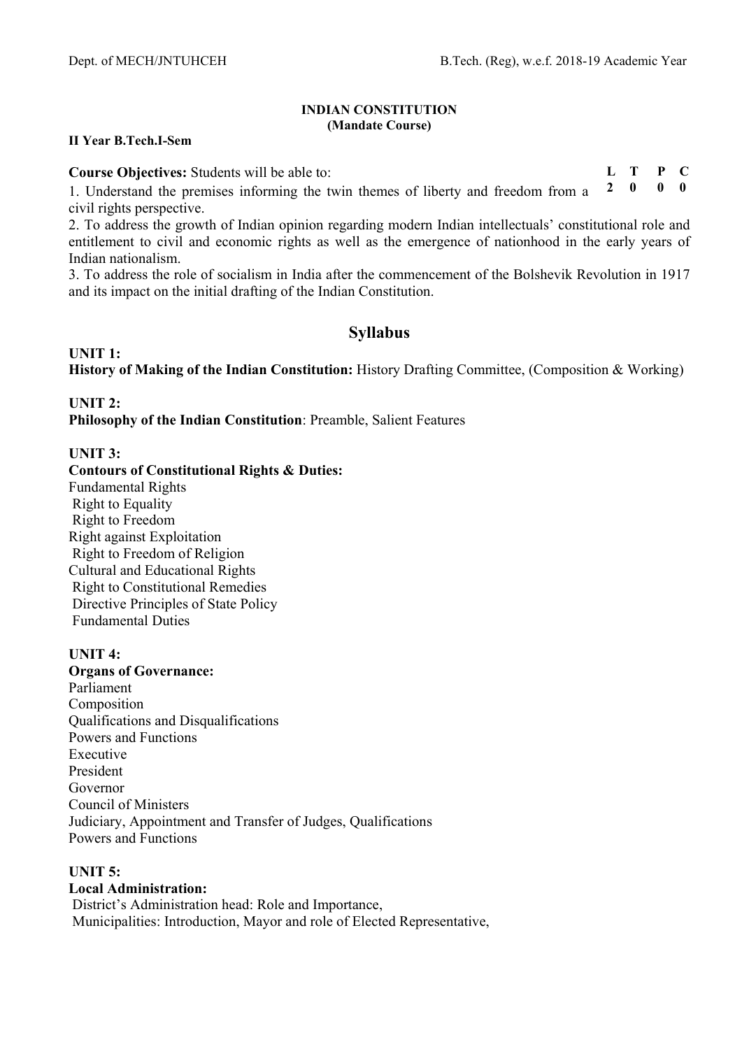**INDIAN CONSTITUTION**
**(Mandate Course)**

**II Year B.Tech.I-Sem**

| L | T | P | C |
|---|---|---|---|
| 2 | 0 | 0 | 0 |

**Course Objectives:** Students will be able to:

1. Understand the premises informing the twin themes of liberty and freedom from a civil rights perspective.
2. To address the growth of Indian opinion regarding modern Indian intellectuals' constitutional role and entitlement to civil and economic rights as well as the emergence of nationhood in the early years of Indian nationalism.
3. To address the role of socialism in India after the commencement of the Bolshevik Revolution in 1917 and its impact on the initial drafting of the Indian Constitution.

## Syllabus

**UNIT 1:**
**History of Making of the Indian Constitution:** History Drafting Committee, (Composition & Working)

**UNIT 2:**
**Philosophy of the Indian Constitution**: Preamble, Salient Features

**UNIT 3:**
**Contours of Constitutional Rights & Duties:**
Fundamental Rights
Right to Equality
Right to Freedom
Right against Exploitation
Right to Freedom of Religion
Cultural and Educational Rights
Right to Constitutional Remedies
Directive Principles of State Policy
Fundamental Duties

**UNIT 4:**
**Organs of Governance:**
Parliament
Composition
Qualifications and Disqualifications
Powers and Functions
Executive
President
Governor
Council of Ministers
Judiciary, Appointment and Transfer of Judges, Qualifications
Powers and Functions

**UNIT 5:**
**Local Administration:**
District's Administration head: Role and Importance,
Municipalities: Introduction, Mayor and role of Elected Representative,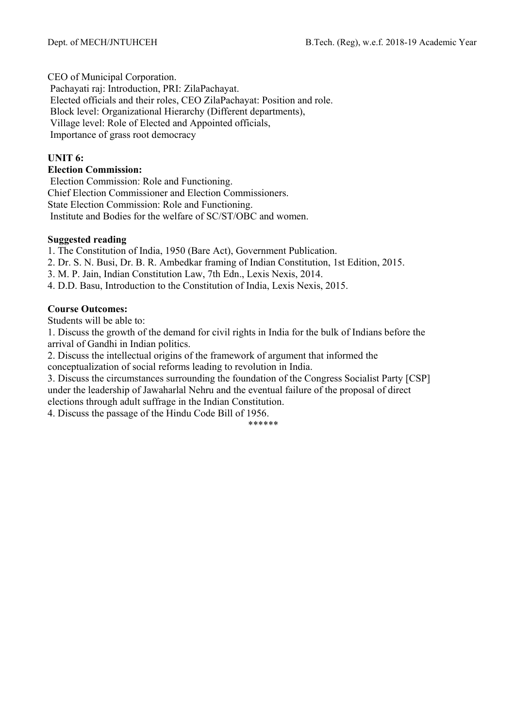CEO of Municipal Corporation.
Pachayati raj: Introduction, PRI: ZilaPachayat.
Elected officials and their roles, CEO ZilaPachayat: Position and role.
Block level: Organizational Hierarchy (Different departments),
Village level: Role of Elected and Appointed officials,
Importance of grass root democracy

**UNIT 6:**

**Election Commission:**

Election Commission: Role and Functioning.
Chief Election Commissioner and Election Commissioners.
State Election Commission: Role and Functioning.
Institute and Bodies for the welfare of SC/ST/OBC and women.

**Suggested reading**

1. The Constitution of India, 1950 (Bare Act), Government Publication.
2. Dr. S. N. Busi, Dr. B. R. Ambedkar framing of Indian Constitution, 1st Edition, 2015.
3. M. P. Jain, Indian Constitution Law, 7th Edn., Lexis Nexis, 2014.
4. D.D. Basu, Introduction to the Constitution of India, Lexis Nexis, 2015.

**Course Outcomes:**

Students will be able to:

1. Discuss the growth of the demand for civil rights in India for the bulk of Indians before the arrival of Gandhi in Indian politics.
2. Discuss the intellectual origins of the framework of argument that informed the conceptualization of social reforms leading to revolution in India.
3. Discuss the circumstances surrounding the foundation of the Congress Socialist Party [CSP] under the leadership of Jawaharlal Nehru and the eventual failure of the proposal of direct elections through adult suffrage in the Indian Constitution.
4. Discuss the passage of the Hindu Code Bill of 1956.

\*\*\*\*\*\*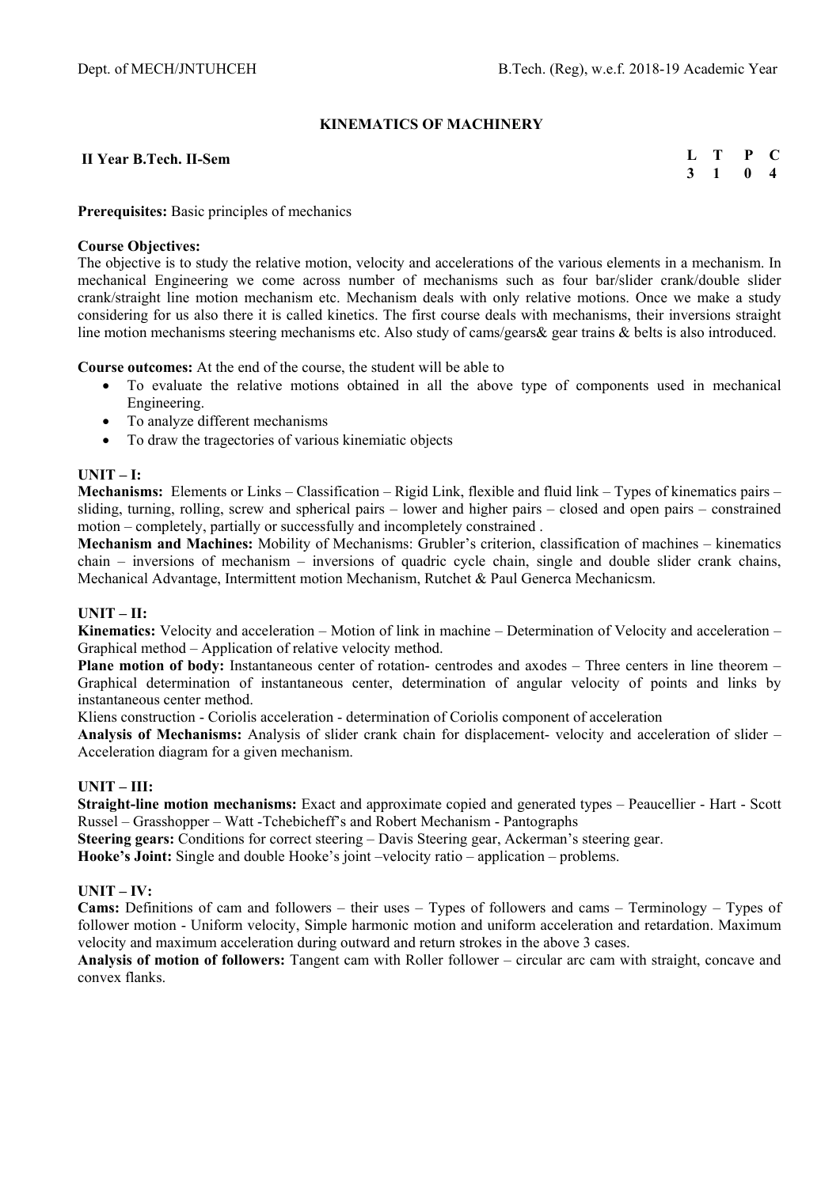# KINEMATICS OF MACHINERY

**II Year B.Tech. II-Sem**

| L | T | P | C |
|---|---|---|---|
| 3 | 1 | 0 | 4 |

**Prerequisites:** Basic principles of mechanics

**Course Objectives:**
The objective is to study the relative motion, velocity and accelerations of the various elements in a mechanism. In mechanical Engineering we come across number of mechanisms such as four bar/slider crank/double slider crank/straight line motion mechanism etc. Mechanism deals with only relative motions. Once we make a study considering for us also there it is called kinetics. The first course deals with mechanisms, their inversions straight line motion mechanisms steering mechanisms etc. Also study of cams/gears& gear trains & belts is also introduced.

**Course outcomes:** At the end of the course, the student will be able to

- To evaluate the relative motions obtained in all the above type of components used in mechanical Engineering.
- To analyze different mechanisms
- To draw the tragectories of various kinemiatic objects

## UNIT – I:

**Mechanisms:** Elements or Links – Classification – Rigid Link, flexible and fluid link – Types of kinematics pairs – sliding, turning, rolling, screw and spherical pairs – lower and higher pairs – closed and open pairs – constrained motion – completely, partially or successfully and incompletely constrained .

**Mechanism and Machines:** Mobility of Mechanisms: Grubler's criterion, classification of machines – kinematics chain – inversions of mechanism – inversions of quadric cycle chain, single and double slider crank chains, Mechanical Advantage, Intermittent motion Mechanism, Rutchet & Paul Generca Mechanicsm.

## UNIT – II:

**Kinematics:** Velocity and acceleration – Motion of link in machine – Determination of Velocity and acceleration – Graphical method – Application of relative velocity method.

**Plane motion of body:** Instantaneous center of rotation- centrodes and axodes – Three centers in line theorem – Graphical determination of instantaneous center, determination of angular velocity of points and links by instantaneous center method.

Kliens construction - Coriolis acceleration - determination of Coriolis component of acceleration

**Analysis of Mechanisms:** Analysis of slider crank chain for displacement- velocity and acceleration of slider – Acceleration diagram for a given mechanism.

## UNIT – III:

**Straight-line motion mechanisms:** Exact and approximate copied and generated types – Peaucellier - Hart - Scott Russel – Grasshopper – Watt -Tchebicheff's and Robert Mechanism - Pantographs

**Steering gears:** Conditions for correct steering – Davis Steering gear, Ackerman's steering gear.

**Hooke's Joint:** Single and double Hooke's joint –velocity ratio – application – problems.

## UNIT – IV:

**Cams:** Definitions of cam and followers – their uses – Types of followers and cams – Terminology – Types of follower motion - Uniform velocity, Simple harmonic motion and uniform acceleration and retardation. Maximum velocity and maximum acceleration during outward and return strokes in the above 3 cases.

**Analysis of motion of followers:** Tangent cam with Roller follower – circular arc cam with straight, concave and convex flanks.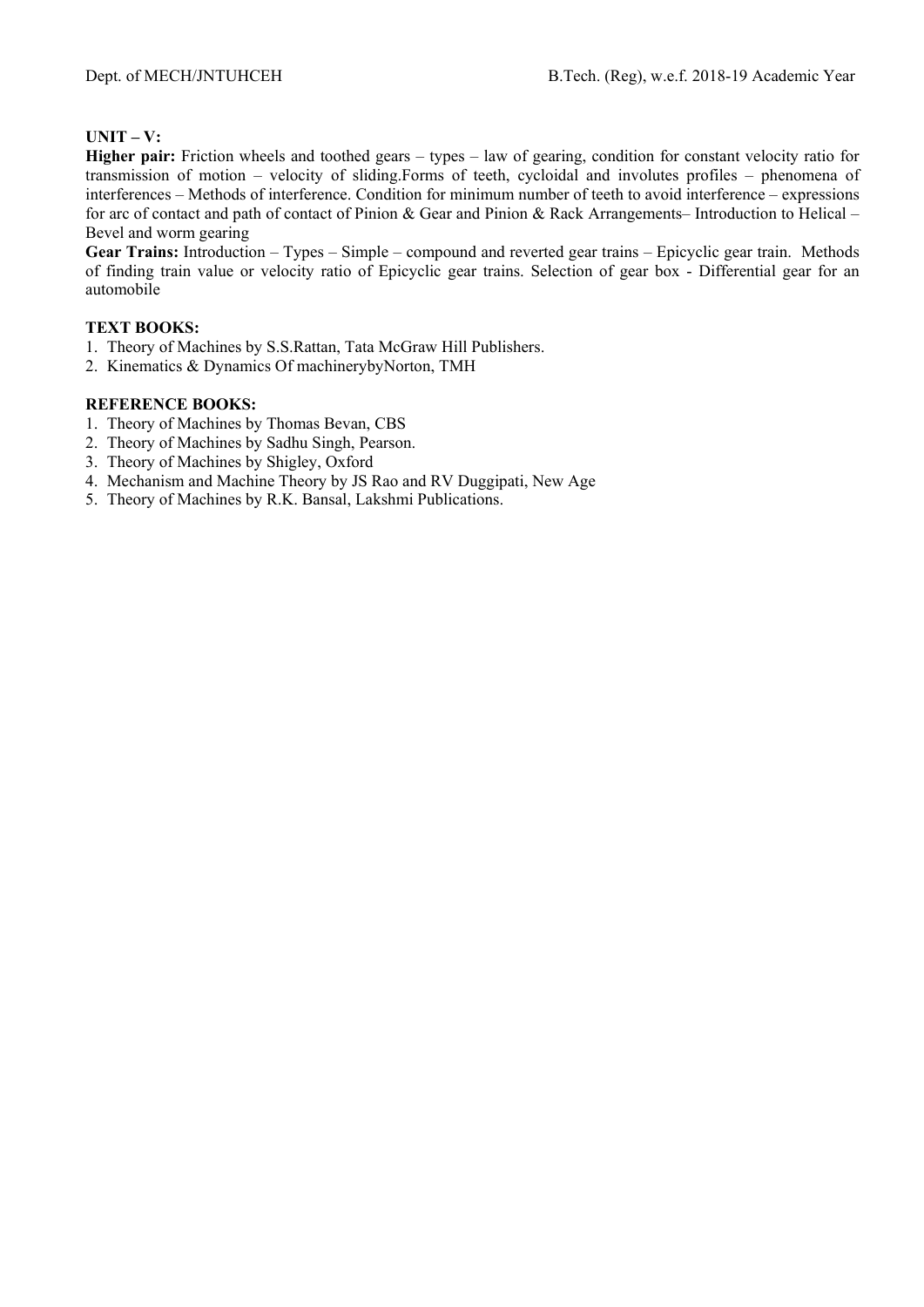**UNIT – V:**

**Higher pair:** Friction wheels and toothed gears – types – law of gearing, condition for constant velocity ratio for transmission of motion – velocity of sliding.Forms of teeth, cycloidal and involutes profiles – phenomena of interferences – Methods of interference. Condition for minimum number of teeth to avoid interference – expressions for arc of contact and path of contact of Pinion & Gear and Pinion & Rack Arrangements– Introduction to Helical – Bevel and worm gearing

**Gear Trains:** Introduction – Types – Simple – compound and reverted gear trains – Epicyclic gear train. Methods of finding train value or velocity ratio of Epicyclic gear trains. Selection of gear box - Differential gear for an automobile

**TEXT BOOKS:**

1. Theory of Machines by S.S.Rattan, Tata McGraw Hill Publishers.
2. Kinematics & Dynamics Of machinerybyNorton, TMH

**REFERENCE BOOKS:**

1. Theory of Machines by Thomas Bevan, CBS
2. Theory of Machines by Sadhu Singh, Pearson.
3. Theory of Machines by Shigley, Oxford
4. Mechanism and Machine Theory by JS Rao and RV Duggipati, New Age
5. Theory of Machines by R.K. Bansal, Lakshmi Publications.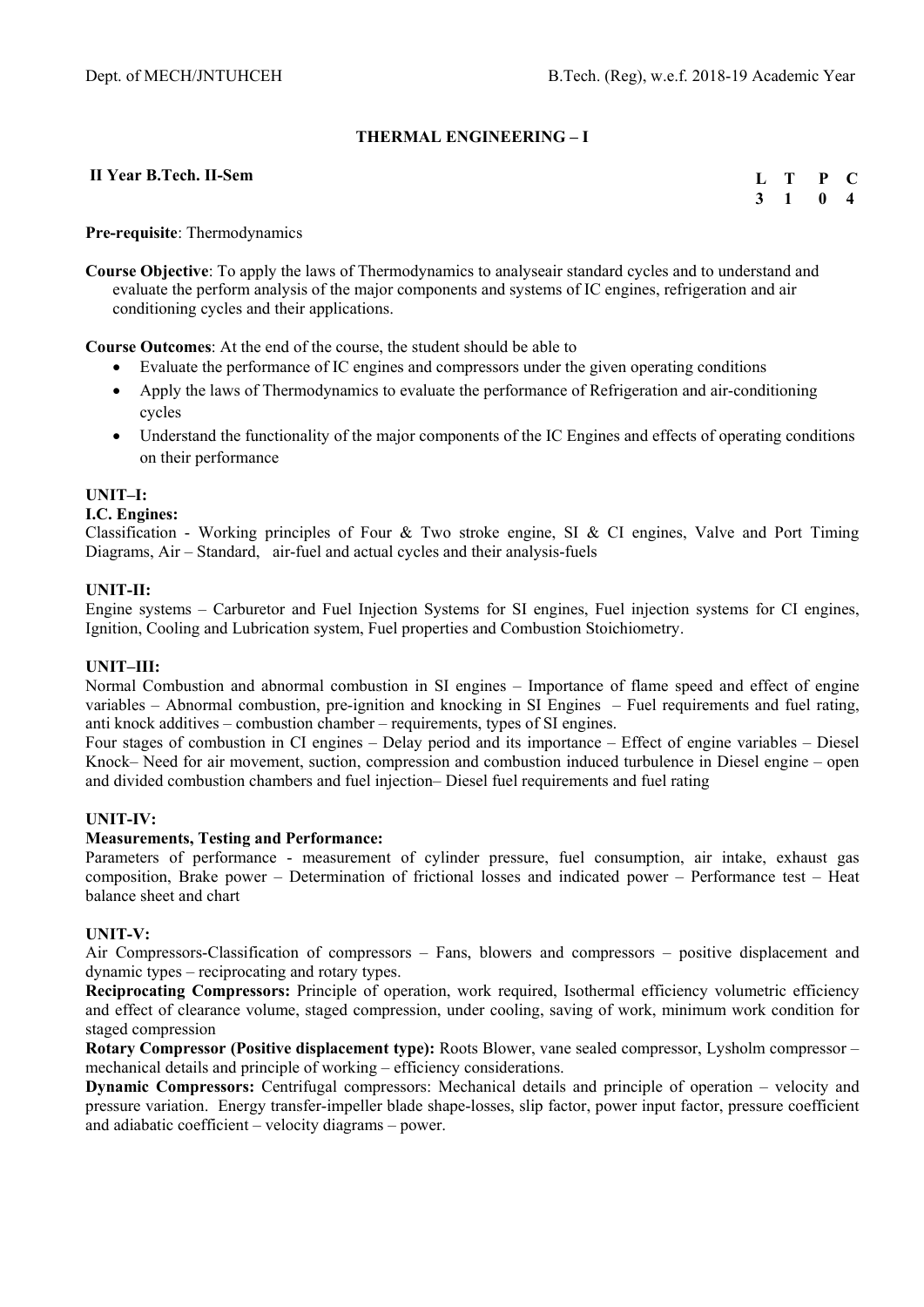# THERMAL ENGINEERING – I

**II Year B.Tech. II-Sem**

| L | T | P | C |
|---|---|---|---|
| 3 | 1 | 0 | 4 |

**Pre-requisite**: Thermodynamics

**Course Objective**: To apply the laws of Thermodynamics to analyseair standard cycles and to understand and evaluate the perform analysis of the major components and systems of IC engines, refrigeration and air conditioning cycles and their applications.

**Course Outcomes**: At the end of the course, the student should be able to

- Evaluate the performance of IC engines and compressors under the given operating conditions
- Apply the laws of Thermodynamics to evaluate the performance of Refrigeration and air-conditioning cycles
- Understand the functionality of the major components of the IC Engines and effects of operating conditions on their performance

**UNIT–I:**

**I.C. Engines:**

Classification - Working principles of Four & Two stroke engine, SI & CI engines, Valve and Port Timing Diagrams, Air – Standard, air-fuel and actual cycles and their analysis-fuels

**UNIT-II:**

Engine systems – Carburetor and Fuel Injection Systems for SI engines, Fuel injection systems for CI engines, Ignition, Cooling and Lubrication system, Fuel properties and Combustion Stoichiometry.

**UNIT–III:**

Normal Combustion and abnormal combustion in SI engines – Importance of flame speed and effect of engine variables – Abnormal combustion, pre-ignition and knocking in SI Engines – Fuel requirements and fuel rating, anti knock additives – combustion chamber – requirements, types of SI engines.

Four stages of combustion in CI engines – Delay period and its importance – Effect of engine variables – Diesel Knock– Need for air movement, suction, compression and combustion induced turbulence in Diesel engine – open and divided combustion chambers and fuel injection– Diesel fuel requirements and fuel rating

**UNIT-IV:**

**Measurements, Testing and Performance:**

Parameters of performance - measurement of cylinder pressure, fuel consumption, air intake, exhaust gas composition, Brake power – Determination of frictional losses and indicated power – Performance test – Heat balance sheet and chart

**UNIT-V:**

Air Compressors-Classification of compressors – Fans, blowers and compressors – positive displacement and dynamic types – reciprocating and rotary types.

**Reciprocating Compressors:** Principle of operation, work required, Isothermal efficiency volumetric efficiency and effect of clearance volume, staged compression, under cooling, saving of work, minimum work condition for staged compression

**Rotary Compressor (Positive displacement type):** Roots Blower, vane sealed compressor, Lysholm compressor – mechanical details and principle of working – efficiency considerations.

**Dynamic Compressors:** Centrifugal compressors: Mechanical details and principle of operation – velocity and pressure variation. Energy transfer-impeller blade shape-losses, slip factor, power input factor, pressure coefficient and adiabatic coefficient – velocity diagrams – power.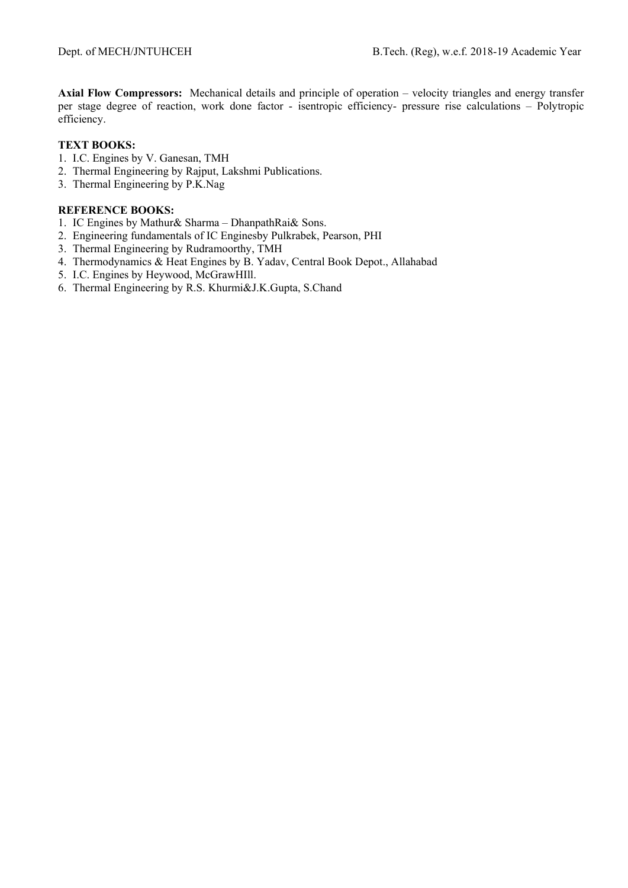**Axial Flow Compressors:** Mechanical details and principle of operation – velocity triangles and energy transfer per stage degree of reaction, work done factor - isentropic efficiency- pressure rise calculations – Polytropic efficiency.

**TEXT BOOKS:**

1. I.C. Engines by V. Ganesan, TMH
2. Thermal Engineering by Rajput, Lakshmi Publications.
3. Thermal Engineering by P.K.Nag

**REFERENCE BOOKS:**

1. IC Engines by Mathur& Sharma – DhanpathRai& Sons.
2. Engineering fundamentals of IC Enginesby Pulkrabek, Pearson, PHI
3. Thermal Engineering by Rudramoorthy, TMH
4. Thermodynamics & Heat Engines by B. Yadav, Central Book Depot., Allahabad
5. I.C. Engines by Heywood, McGrawHIll.
6. Thermal Engineering by R.S. Khurmi&J.K.Gupta, S.Chand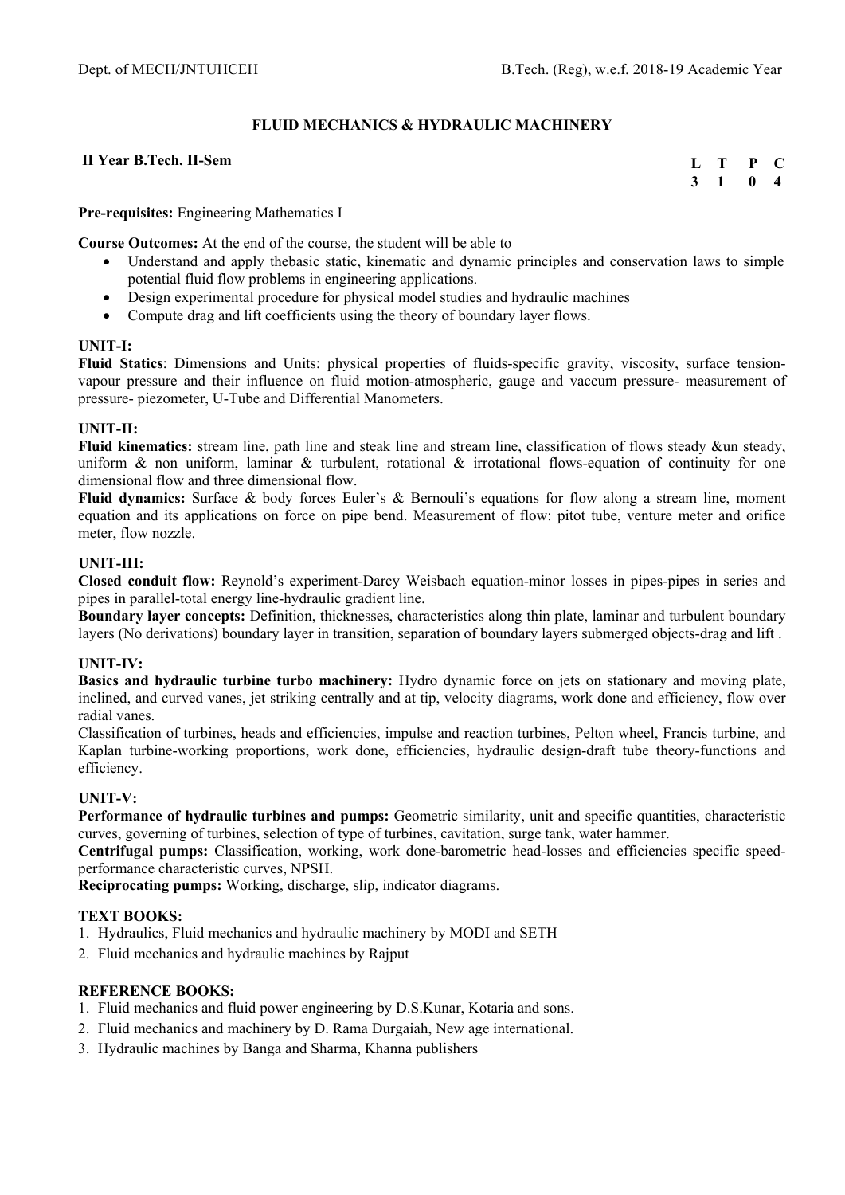## FLUID MECHANICS & HYDRAULIC MACHINERY

**II Year B.Tech. II-Sem**

| L | T | P | C |
|---|---|---|---|
| 3 | 1 | 0 | 4 |

**Pre-requisites:** Engineering Mathematics I

**Course Outcomes:** At the end of the course, the student will be able to

- Understand and apply thebasic static, kinematic and dynamic principles and conservation laws to simple potential fluid flow problems in engineering applications.
- Design experimental procedure for physical model studies and hydraulic machines
- Compute drag and lift coefficients using the theory of boundary layer flows.

### UNIT-I:

**Fluid Statics**: Dimensions and Units: physical properties of fluids-specific gravity, viscosity, surface tension- vapour pressure and their influence on fluid motion-atmospheric, gauge and vaccum pressure- measurement of pressure- piezometer, U-Tube and Differential Manometers.

### UNIT-II:

**Fluid kinematics:** stream line, path line and steak line and stream line, classification of flows steady &un steady, uniform & non uniform, laminar & turbulent, rotational & irrotational flows-equation of continuity for one dimensional flow and three dimensional flow.

**Fluid dynamics:** Surface & body forces Euler's & Bernouli's equations for flow along a stream line, moment equation and its applications on force on pipe bend. Measurement of flow: pitot tube, venture meter and orifice meter, flow nozzle.

### UNIT-III:

**Closed conduit flow:** Reynold's experiment-Darcy Weisbach equation-minor losses in pipes-pipes in series and pipes in parallel-total energy line-hydraulic gradient line.

**Boundary layer concepts:** Definition, thicknesses, characteristics along thin plate, laminar and turbulent boundary layers (No derivations) boundary layer in transition, separation of boundary layers submerged objects-drag and lift .

### UNIT-IV:

**Basics and hydraulic turbine turbo machinery:** Hydro dynamic force on jets on stationary and moving plate, inclined, and curved vanes, jet striking centrally and at tip, velocity diagrams, work done and efficiency, flow over radial vanes.

Classification of turbines, heads and efficiencies, impulse and reaction turbines, Pelton wheel, Francis turbine, and Kaplan turbine-working proportions, work done, efficiencies, hydraulic design-draft tube theory-functions and efficiency.

### UNIT-V:

**Performance of hydraulic turbines and pumps:** Geometric similarity, unit and specific quantities, characteristic curves, governing of turbines, selection of type of turbines, cavitation, surge tank, water hammer.

**Centrifugal pumps:** Classification, working, work done-barometric head-losses and efficiencies specific speed- performance characteristic curves, NPSH.

**Reciprocating pumps:** Working, discharge, slip, indicator diagrams.

### TEXT BOOKS:

1. Hydraulics, Fluid mechanics and hydraulic machinery by MODI and SETH
2. Fluid mechanics and hydraulic machines by Rajput

### REFERENCE BOOKS:

1. Fluid mechanics and fluid power engineering by D.S.Kunar, Kotaria and sons.
2. Fluid mechanics and machinery by D. Rama Durgaiah, New age international.
3. Hydraulic machines by Banga and Sharma, Khanna publishers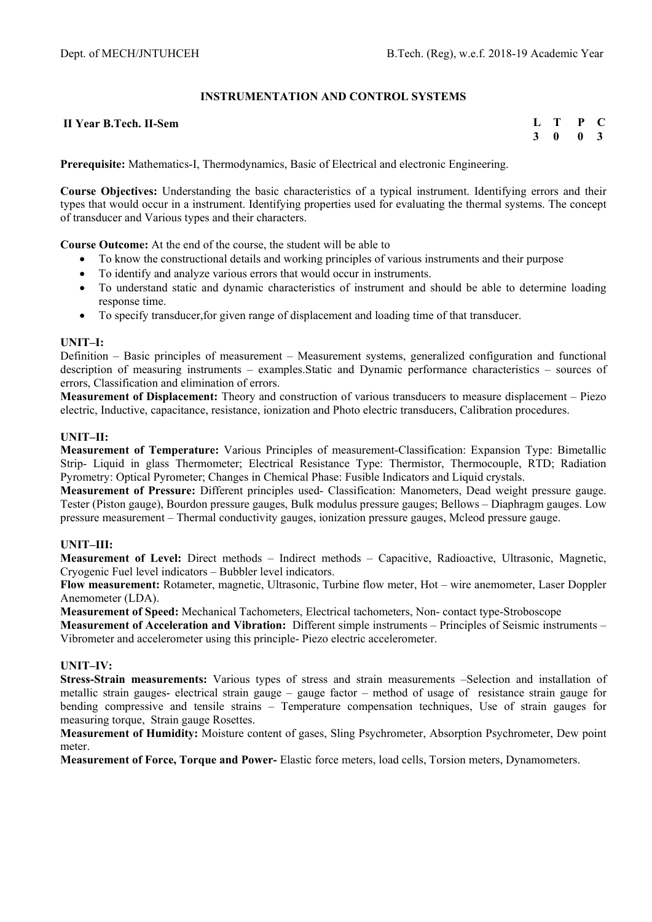## INSTRUMENTATION AND CONTROL SYSTEMS

**II Year B.Tech. II-Sem**

| L | T | P | C |
|---|---|---|---|
| 3 | 0 | 0 | 3 |

**Prerequisite:** Mathematics-I, Thermodynamics, Basic of Electrical and electronic Engineering.

**Course Objectives:** Understanding the basic characteristics of a typical instrument. Identifying errors and their types that would occur in a instrument. Identifying properties used for evaluating the thermal systems. The concept of transducer and Various types and their characters.

**Course Outcome:** At the end of the course, the student will be able to

- To know the constructional details and working principles of various instruments and their purpose
- To identify and analyze various errors that would occur in instruments.
- To understand static and dynamic characteristics of instrument and should be able to determine loading response time.
- To specify transducer,for given range of displacement and loading time of that transducer.

### UNIT–I:

Definition – Basic principles of measurement – Measurement systems, generalized configuration and functional description of measuring instruments – examples.Static and Dynamic performance characteristics – sources of errors, Classification and elimination of errors.

**Measurement of Displacement:** Theory and construction of various transducers to measure displacement – Piezo electric, Inductive, capacitance, resistance, ionization and Photo electric transducers, Calibration procedures.

### UNIT–II:

**Measurement of Temperature:** Various Principles of measurement-Classification: Expansion Type: Bimetallic Strip- Liquid in glass Thermometer; Electrical Resistance Type: Thermistor, Thermocouple, RTD; Radiation Pyrometry: Optical Pyrometer; Changes in Chemical Phase: Fusible Indicators and Liquid crystals.

**Measurement of Pressure:** Different principles used- Classification: Manometers, Dead weight pressure gauge. Tester (Piston gauge), Bourdon pressure gauges, Bulk modulus pressure gauges; Bellows – Diaphragm gauges. Low pressure measurement – Thermal conductivity gauges, ionization pressure gauges, Mcleod pressure gauge.

### UNIT–III:

**Measurement of Level:** Direct methods – Indirect methods – Capacitive, Radioactive, Ultrasonic, Magnetic, Cryogenic Fuel level indicators – Bubbler level indicators.

**Flow measurement:** Rotameter, magnetic, Ultrasonic, Turbine flow meter, Hot – wire anemometer, Laser Doppler Anemometer (LDA).

**Measurement of Speed:** Mechanical Tachometers, Electrical tachometers, Non- contact type-Stroboscope

**Measurement of Acceleration and Vibration:** Different simple instruments – Principles of Seismic instruments – Vibrometer and accelerometer using this principle- Piezo electric accelerometer.

### UNIT–IV:

**Stress-Strain measurements:** Various types of stress and strain measurements –Selection and installation of metallic strain gauges- electrical strain gauge – gauge factor – method of usage of resistance strain gauge for bending compressive and tensile strains – Temperature compensation techniques, Use of strain gauges for measuring torque, Strain gauge Rosettes.

**Measurement of Humidity:** Moisture content of gases, Sling Psychrometer, Absorption Psychrometer, Dew point meter.

**Measurement of Force, Torque and Power-** Elastic force meters, load cells, Torsion meters, Dynamometers.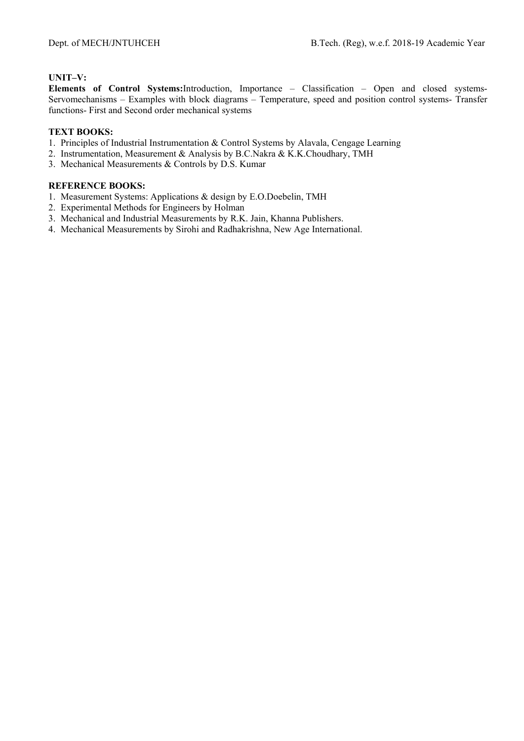**UNIT–V:**

**Elements of Control Systems:** Introduction, Importance – Classification – Open and closed systems-Servomechanisms – Examples with block diagrams – Temperature, speed and position control systems- Transfer functions- First and Second order mechanical systems

**TEXT BOOKS:**

1. Principles of Industrial Instrumentation & Control Systems by Alavala, Cengage Learning
2. Instrumentation, Measurement & Analysis by B.C.Nakra & K.K.Choudhary, TMH
3. Mechanical Measurements & Controls by D.S. Kumar

**REFERENCE BOOKS:**

1. Measurement Systems: Applications & design by E.O.Doebelin, TMH
2. Experimental Methods for Engineers by Holman
3. Mechanical and Industrial Measurements by R.K. Jain, Khanna Publishers.
4. Mechanical Measurements by Sirohi and Radhakrishna, New Age International.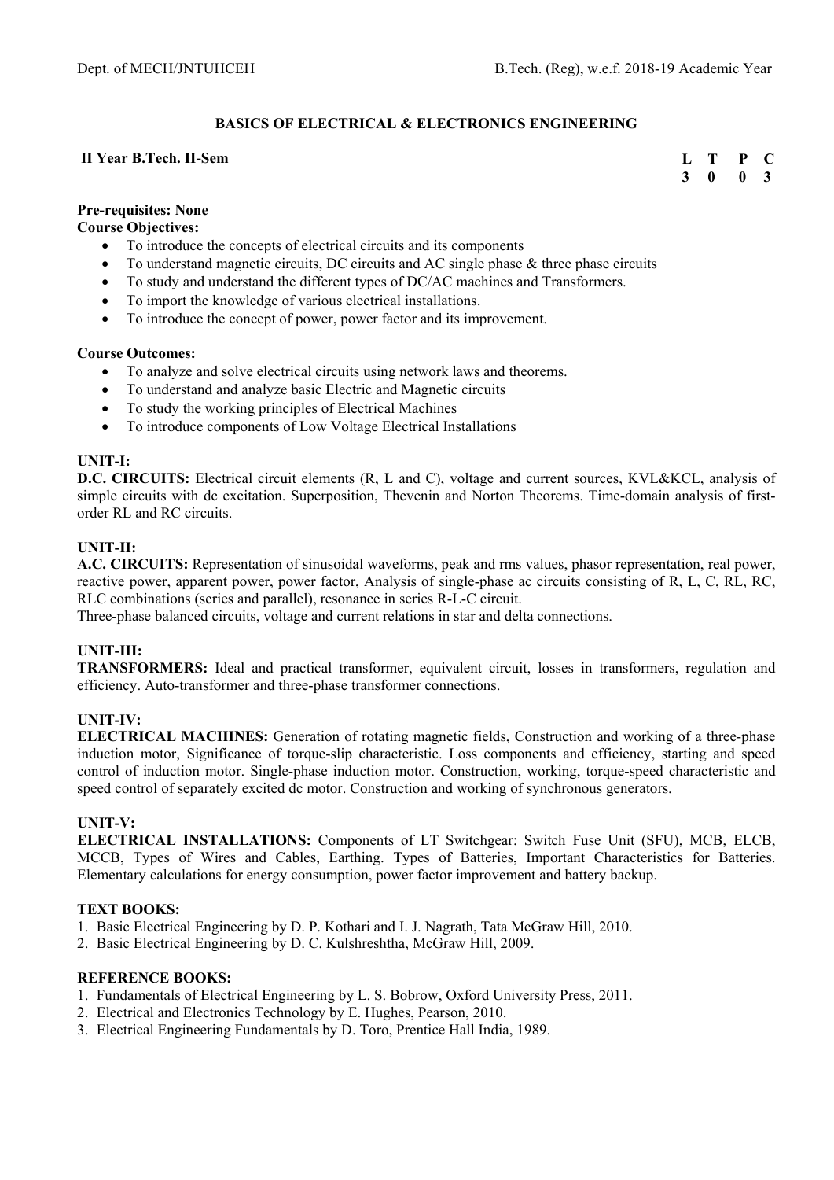## BASICS OF ELECTRICAL & ELECTRONICS ENGINEERING

**II Year B.Tech. II-Sem**

| L | T | P | C |
|---|---|---|---|
| 3 | 0 | 0 | 3 |

**Pre-requisites: None**

**Course Objectives:**

- To introduce the concepts of electrical circuits and its components
- To understand magnetic circuits, DC circuits and AC single phase & three phase circuits
- To study and understand the different types of DC/AC machines and Transformers.
- To import the knowledge of various electrical installations.
- To introduce the concept of power, power factor and its improvement.

**Course Outcomes:**

- To analyze and solve electrical circuits using network laws and theorems.
- To understand and analyze basic Electric and Magnetic circuits
- To study the working principles of Electrical Machines
- To introduce components of Low Voltage Electrical Installations

**UNIT-I:**

**D.C. CIRCUITS:** Electrical circuit elements (R, L and C), voltage and current sources, KVL&KCL, analysis of simple circuits with dc excitation. Superposition, Thevenin and Norton Theorems. Time-domain analysis of first-order RL and RC circuits.

**UNIT-II:**

**A.C. CIRCUITS:** Representation of sinusoidal waveforms, peak and rms values, phasor representation, real power, reactive power, apparent power, power factor, Analysis of single-phase ac circuits consisting of R, L, C, RL, RC, RLC combinations (series and parallel), resonance in series R-L-C circuit.

Three-phase balanced circuits, voltage and current relations in star and delta connections.

**UNIT-III:**

**TRANSFORMERS:** Ideal and practical transformer, equivalent circuit, losses in transformers, regulation and efficiency. Auto-transformer and three-phase transformer connections.

**UNIT-IV:**

**ELECTRICAL MACHINES:** Generation of rotating magnetic fields, Construction and working of a three-phase induction motor, Significance of torque-slip characteristic. Loss components and efficiency, starting and speed control of induction motor. Single-phase induction motor. Construction, working, torque-speed characteristic and speed control of separately excited dc motor. Construction and working of synchronous generators.

**UNIT-V:**

**ELECTRICAL INSTALLATIONS:** Components of LT Switchgear: Switch Fuse Unit (SFU), MCB, ELCB, MCCB, Types of Wires and Cables, Earthing. Types of Batteries, Important Characteristics for Batteries. Elementary calculations for energy consumption, power factor improvement and battery backup.

**TEXT BOOKS:**

1. Basic Electrical Engineering by D. P. Kothari and I. J. Nagrath, Tata McGraw Hill, 2010.
2. Basic Electrical Engineering by D. C. Kulshreshtha, McGraw Hill, 2009.

**REFERENCE BOOKS:**

1. Fundamentals of Electrical Engineering by L. S. Bobrow, Oxford University Press, 2011.
2. Electrical and Electronics Technology by E. Hughes, Pearson, 2010.
3. Electrical Engineering Fundamentals by D. Toro, Prentice Hall India, 1989.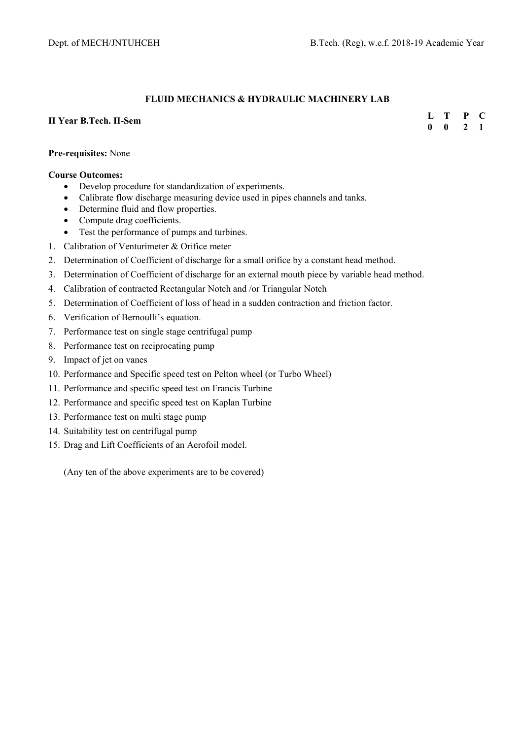## FLUID MECHANICS & HYDRAULIC MACHINERY LAB

**II Year B.Tech. II-Sem**

| L | T | P | C |
|---|---|---|---|
| 0 | 0 | 2 | 1 |

**Pre-requisites:** None

**Course Outcomes:**

- Develop procedure for standardization of experiments.
- Calibrate flow discharge measuring device used in pipes channels and tanks.
- Determine fluid and flow properties.
- Compute drag coefficients.
- Test the performance of pumps and turbines.

1. Calibration of Venturimeter & Orifice meter
2. Determination of Coefficient of discharge for a small orifice by a constant head method.
3. Determination of Coefficient of discharge for an external mouth piece by variable head method.
4. Calibration of contracted Rectangular Notch and /or Triangular Notch
5. Determination of Coefficient of loss of head in a sudden contraction and friction factor.
6. Verification of Bernoulli's equation.
7. Performance test on single stage centrifugal pump
8. Performance test on reciprocating pump
9. Impact of jet on vanes
10. Performance and Specific speed test on Pelton wheel (or Turbo Wheel)
11. Performance and specific speed test on Francis Turbine
12. Performance and specific speed test on Kaplan Turbine
13. Performance test on multi stage pump
14. Suitability test on centrifugal pump
15. Drag and Lift Coefficients of an Aerofoil model.

(Any ten of the above experiments are to be covered)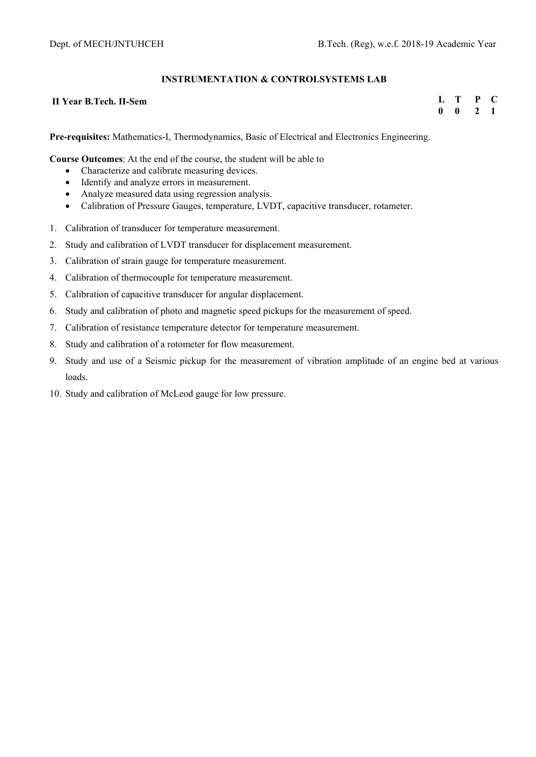## INSTRUMENTATION & CONTROLSYSTEMS LAB

**II Year B.Tech. II-Sem**

| L | T | P | C |
|---|---|---|---|
| 0 | 0 | 2 | 1 |

**Pre-requisites:** Mathematics-I, Thermodynamics, Basic of Electrical and Electronics Engineering.

**Course Outcomes**: At the end of the course, the student will be able to

- Characterize and calibrate measuring devices.
- Identify and analyze errors in measurement.
- Analyze measured data using regression analysis.
- Calibration of Pressure Gauges, temperature, LVDT, capacitive transducer, rotameter.

1. Calibration of transducer for temperature measurement.
2. Study and calibration of LVDT transducer for displacement measurement.
3. Calibration of strain gauge for temperature measurement.
4. Calibration of thermocouple for temperature measurement.
5. Calibration of capacitive transducer for angular displacement.
6. Study and calibration of photo and magnetic speed pickups for the measurement of speed.
7. Calibration of resistance temperature detector for temperature measurement.
8. Study and calibration of a rotometer for flow measurement.
9. Study and use of a Seismic pickup for the measurement of vibration amplitude of an engine bed at various loads.
10. Study and calibration of McLeod gauge for low pressure.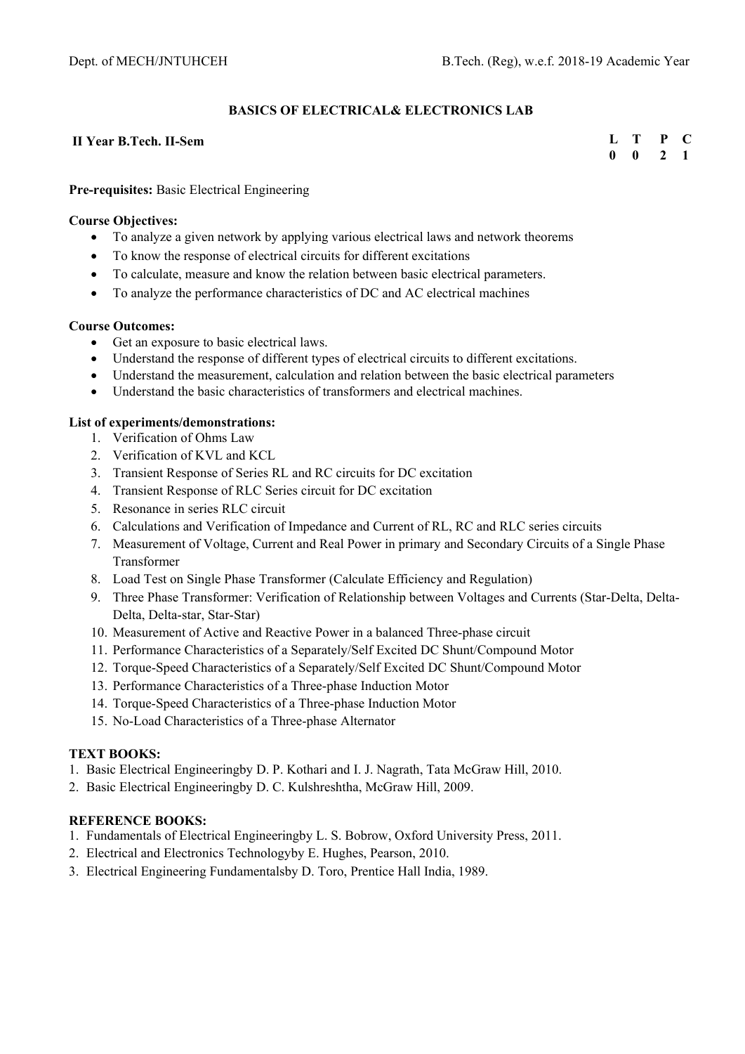## BASICS OF ELECTRICAL& ELECTRONICS LAB

**II Year B.Tech. II-Sem**

| L | T | P | C |
|---|---|---|---|
| 0 | 0 | 2 | 1 |

**Pre-requisites:** Basic Electrical Engineering

**Course Objectives:**

- To analyze a given network by applying various electrical laws and network theorems
- To know the response of electrical circuits for different excitations
- To calculate, measure and know the relation between basic electrical parameters.
- To analyze the performance characteristics of DC and AC electrical machines

**Course Outcomes:**

- Get an exposure to basic electrical laws.
- Understand the response of different types of electrical circuits to different excitations.
- Understand the measurement, calculation and relation between the basic electrical parameters
- Understand the basic characteristics of transformers and electrical machines.

**List of experiments/demonstrations:**

1. Verification of Ohms Law
2. Verification of KVL and KCL
3. Transient Response of Series RL and RC circuits for DC excitation
4. Transient Response of RLC Series circuit for DC excitation
5. Resonance in series RLC circuit
6. Calculations and Verification of Impedance and Current of RL, RC and RLC series circuits
7. Measurement of Voltage, Current and Real Power in primary and Secondary Circuits of a Single Phase Transformer
8. Load Test on Single Phase Transformer (Calculate Efficiency and Regulation)
9. Three Phase Transformer: Verification of Relationship between Voltages and Currents (Star-Delta, Delta-Delta, Delta-star, Star-Star)
10. Measurement of Active and Reactive Power in a balanced Three-phase circuit
11. Performance Characteristics of a Separately/Self Excited DC Shunt/Compound Motor
12. Torque-Speed Characteristics of a Separately/Self Excited DC Shunt/Compound Motor
13. Performance Characteristics of a Three-phase Induction Motor
14. Torque-Speed Characteristics of a Three-phase Induction Motor
15. No-Load Characteristics of a Three-phase Alternator

**TEXT BOOKS:**

1. Basic Electrical Engineeringby D. P. Kothari and I. J. Nagrath, Tata McGraw Hill, 2010.
2. Basic Electrical Engineeringby D. C. Kulshreshtha, McGraw Hill, 2009.

**REFERENCE BOOKS:**

1. Fundamentals of Electrical Engineeringby L. S. Bobrow, Oxford University Press, 2011.
2. Electrical and Electronics Technologyby E. Hughes, Pearson, 2010.
3. Electrical Engineering Fundamentalsby D. Toro, Prentice Hall India, 1989.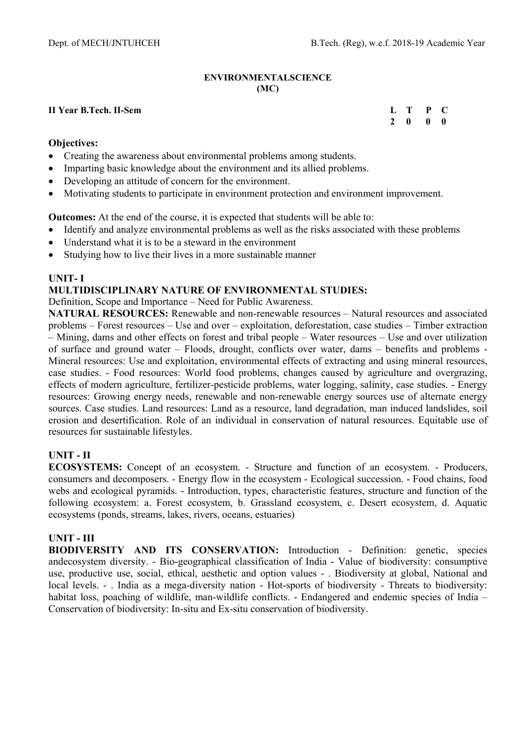## ENVIRONMENTALSCIENCE
## (MC)

**II Year B.Tech. II-Sem**

| L | T | P | C |
|---|---|---|---|
| 2 | 0 | 0 | 0 |

**Objectives:**

- Creating the awareness about environmental problems among students.
- Imparting basic knowledge about the environment and its allied problems.
- Developing an attitude of concern for the environment.
- Motivating students to participate in environment protection and environment improvement.

**Outcomes:** At the end of the course, it is expected that students will be able to:

- Identify and analyze environmental problems as well as the risks associated with these problems
- Understand what it is to be a steward in the environment
- Studying how to live their lives in a more sustainable manner

### UNIT- I

**MULTIDISCIPLINARY NATURE OF ENVIRONMENTAL STUDIES:**

Definition, Scope and Importance – Need for Public Awareness.

**NATURAL RESOURCES:** Renewable and non-renewable resources – Natural resources and associated problems – Forest resources – Use and over – exploitation, deforestation, case studies – Timber extraction – Mining, dams and other effects on forest and tribal people – Water resources – Use and over utilization of surface and ground water – Floods, drought, conflicts over water, dams – benefits and problems - Mineral resources: Use and exploitation, environmental effects of extracting and using mineral resources, case studies. - Food resources: World food problems, changes caused by agriculture and overgrazing, effects of modern agriculture, fertilizer-pesticide problems, water logging, salinity, case studies. - Energy resources: Growing energy needs, renewable and non-renewable energy sources use of alternate energy sources. Case studies. Land resources: Land as a resource, land degradation, man induced landslides, soil erosion and desertification. Role of an individual in conservation of natural resources. Equitable use of resources for sustainable lifestyles.

### UNIT - II

**ECOSYSTEMS:** Concept of an ecosystem. - Structure and function of an ecosystem. - Producers, consumers and decomposers. - Energy flow in the ecosystem - Ecological succession. - Food chains, food webs and ecological pyramids. - Introduction, types, characteristic features, structure and function of the following ecosystem: a. Forest ecosystem, b. Grassland ecosystem, c. Desert ecosystem, d. Aquatic ecosystems (ponds, streams, lakes, rivers, oceans, estuaries)

### UNIT - III

**BIODIVERSITY AND ITS CONSERVATION:** Introduction - Definition: genetic, species andecosystem diversity. - Bio-geographical classification of India - Value of biodiversity: consumptive use, productive use, social, ethical, aesthetic and option values - . Biodiversity at global, National and local levels. - . India as a mega-diversity nation - Hot-sports of biodiversity - Threats to biodiversity: habitat loss, poaching of wildlife, man-wildlife conflicts. - Endangered and endemic species of India – Conservation of biodiversity: In-situ and Ex-situ conservation of biodiversity.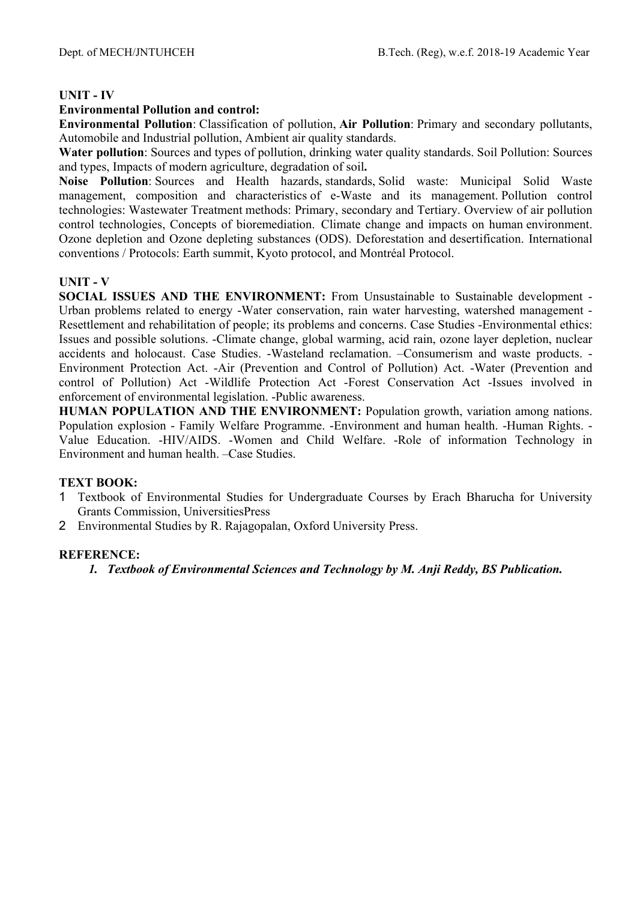**UNIT - IV**

**Environmental Pollution and control:**

**Environmental Pollution**: Classification of pollution, **Air Pollution**: Primary and secondary pollutants, Automobile and Industrial pollution, Ambient air quality standards.

**Water pollution**: Sources and types of pollution, drinking water quality standards. Soil Pollution: Sources and types, Impacts of modern agriculture, degradation of soil**.**

**Noise Pollution**: Sources and Health hazards, standards, Solid waste: Municipal Solid Waste management, composition and characteristics of e-Waste and its management. Pollution control technologies: Wastewater Treatment methods: Primary, secondary and Tertiary. Overview of air pollution control technologies, Concepts of bioremediation. Climate change and impacts on human environment. Ozone depletion and Ozone depleting substances (ODS). Deforestation and desertification. International conventions / Protocols: Earth summit, Kyoto protocol, and Montréal Protocol.

**UNIT - V**

**SOCIAL ISSUES AND THE ENVIRONMENT:** From Unsustainable to Sustainable development - Urban problems related to energy -Water conservation, rain water harvesting, watershed management - Resettlement and rehabilitation of people; its problems and concerns. Case Studies -Environmental ethics: Issues and possible solutions. -Climate change, global warming, acid rain, ozone layer depletion, nuclear accidents and holocaust. Case Studies. -Wasteland reclamation. –Consumerism and waste products. -Environment Protection Act. -Air (Prevention and Control of Pollution) Act. -Water (Prevention and control of Pollution) Act -Wildlife Protection Act -Forest Conservation Act -Issues involved in enforcement of environmental legislation. -Public awareness.

**HUMAN POPULATION AND THE ENVIRONMENT:** Population growth, variation among nations. Population explosion - Family Welfare Programme. -Environment and human health. -Human Rights. -Value Education. -HIV/AIDS. -Women and Child Welfare. -Role of information Technology in Environment and human health. –Case Studies.

**TEXT BOOK:**

1. Textbook of Environmental Studies for Undergraduate Courses by Erach Bharucha for University Grants Commission, UniversitiesPress
2. Environmental Studies by R. Rajagopalan, Oxford University Press.

**REFERENCE:**

1. ***Textbook of Environmental Sciences and Technology by M. Anji Reddy, BS Publication.***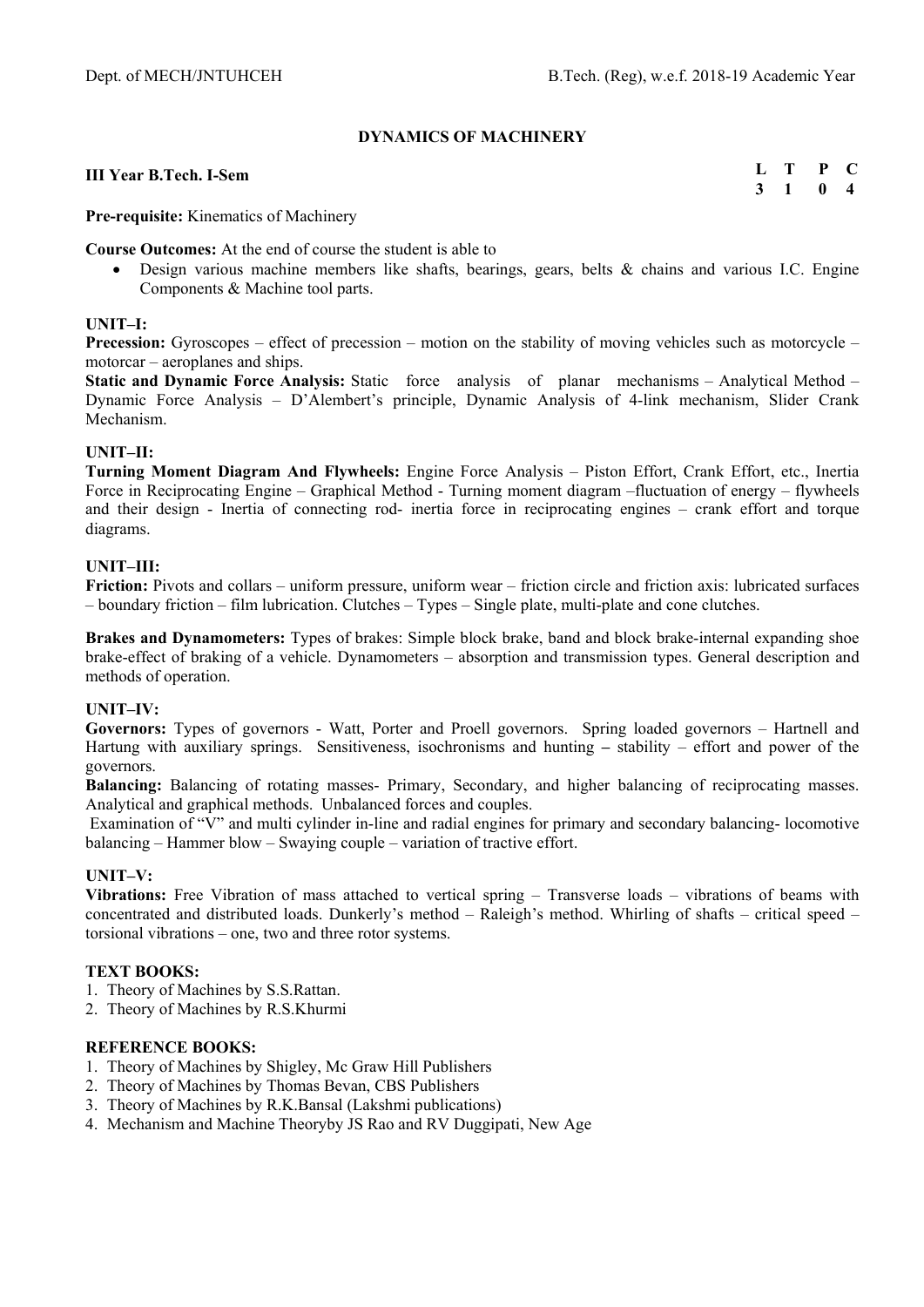## DYNAMICS OF MACHINERY

**III Year B.Tech. I-Sem**

| L | T | P | C |
|---|---|---|---|
| 3 | 1 | 0 | 4 |

**Pre-requisite:** Kinematics of Machinery

**Course Outcomes:** At the end of course the student is able to

- Design various machine members like shafts, bearings, gears, belts & chains and various I.C. Engine Components & Machine tool parts.

**UNIT–I:**

**Precession:** Gyroscopes – effect of precession – motion on the stability of moving vehicles such as motorcycle – motorcar – aeroplanes and ships.

**Static and Dynamic Force Analysis:** Static force analysis of planar mechanisms – Analytical Method – Dynamic Force Analysis – D'Alembert's principle, Dynamic Analysis of 4-link mechanism, Slider Crank Mechanism.

**UNIT–II:**

**Turning Moment Diagram And Flywheels:** Engine Force Analysis – Piston Effort, Crank Effort, etc., Inertia Force in Reciprocating Engine – Graphical Method - Turning moment diagram –fluctuation of energy – flywheels and their design - Inertia of connecting rod- inertia force in reciprocating engines – crank effort and torque diagrams.

**UNIT–III:**

**Friction:** Pivots and collars – uniform pressure, uniform wear – friction circle and friction axis: lubricated surfaces – boundary friction – film lubrication. Clutches – Types – Single plate, multi-plate and cone clutches.

**Brakes and Dynamometers:** Types of brakes: Simple block brake, band and block brake-internal expanding shoe brake-effect of braking of a vehicle. Dynamometers – absorption and transmission types. General description and methods of operation.

**UNIT–IV:**

**Governors:** Types of governors - Watt, Porter and Proell governors. Spring loaded governors – Hartnell and Hartung with auxiliary springs. Sensitiveness, isochronisms and hunting – stability – effort and power of the governors.

**Balancing:** Balancing of rotating masses- Primary, Secondary, and higher balancing of reciprocating masses. Analytical and graphical methods. Unbalanced forces and couples.

Examination of "V" and multi cylinder in-line and radial engines for primary and secondary balancing- locomotive balancing – Hammer blow – Swaying couple – variation of tractive effort.

**UNIT–V:**

**Vibrations:** Free Vibration of mass attached to vertical spring – Transverse loads – vibrations of beams with concentrated and distributed loads. Dunkerly's method – Raleigh's method. Whirling of shafts – critical speed – torsional vibrations – one, two and three rotor systems.

**TEXT BOOKS:**

1. Theory of Machines by S.S.Rattan.
2. Theory of Machines by R.S.Khurmi

**REFERENCE BOOKS:**

1. Theory of Machines by Shigley, Mc Graw Hill Publishers
2. Theory of Machines by Thomas Bevan, CBS Publishers
3. Theory of Machines by R.K.Bansal (Lakshmi publications)
4. Mechanism and Machine Theoryby JS Rao and RV Duggipati, New Age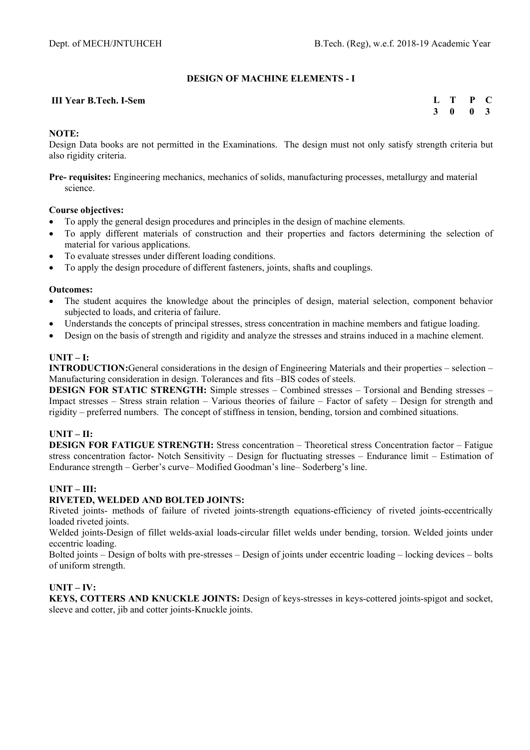## DESIGN OF MACHINE ELEMENTS - I

**III Year B.Tech. I-Sem**

| L | T | P | C |
|---|---|---|---|
| 3 | 0 | 0 | 3 |

**NOTE:**
Design Data books are not permitted in the Examinations. The design must not only satisfy strength criteria but also rigidity criteria.

**Pre- requisites:** Engineering mechanics, mechanics of solids, manufacturing processes, metallurgy and material science.

**Course objectives:**

- To apply the general design procedures and principles in the design of machine elements.
- To apply different materials of construction and their properties and factors determining the selection of material for various applications.
- To evaluate stresses under different loading conditions.
- To apply the design procedure of different fasteners, joints, shafts and couplings.

**Outcomes:**

- The student acquires the knowledge about the principles of design, material selection, component behavior subjected to loads, and criteria of failure.
- Understands the concepts of principal stresses, stress concentration in machine members and fatigue loading.
- Design on the basis of strength and rigidity and analyze the stresses and strains induced in a machine element.

**UNIT – I:**

**INTRODUCTION:** General considerations in the design of Engineering Materials and their properties – selection – Manufacturing consideration in design. Tolerances and fits –BIS codes of steels.

**DESIGN FOR STATIC STRENGTH:** Simple stresses – Combined stresses – Torsional and Bending stresses – Impact stresses – Stress strain relation – Various theories of failure – Factor of safety – Design for strength and rigidity – preferred numbers. The concept of stiffness in tension, bending, torsion and combined situations.

**UNIT – II:**

**DESIGN FOR FATIGUE STRENGTH:** Stress concentration – Theoretical stress Concentration factor – Fatigue stress concentration factor- Notch Sensitivity – Design for fluctuating stresses – Endurance limit – Estimation of Endurance strength – Gerber's curve– Modified Goodman's line– Soderberg's line.

**UNIT – III:**

**RIVETED, WELDED AND BOLTED JOINTS:**

Riveted joints- methods of failure of riveted joints-strength equations-efficiency of riveted joints-eccentrically loaded riveted joints.

Welded joints-Design of fillet welds-axial loads-circular fillet welds under bending, torsion. Welded joints under eccentric loading.

Bolted joints – Design of bolts with pre-stresses – Design of joints under eccentric loading – locking devices – bolts of uniform strength.

**UNIT – IV:**

**KEYS, COTTERS AND KNUCKLE JOINTS:** Design of keys-stresses in keys-cottered joints-spigot and socket, sleeve and cotter, jib and cotter joints-Knuckle joints.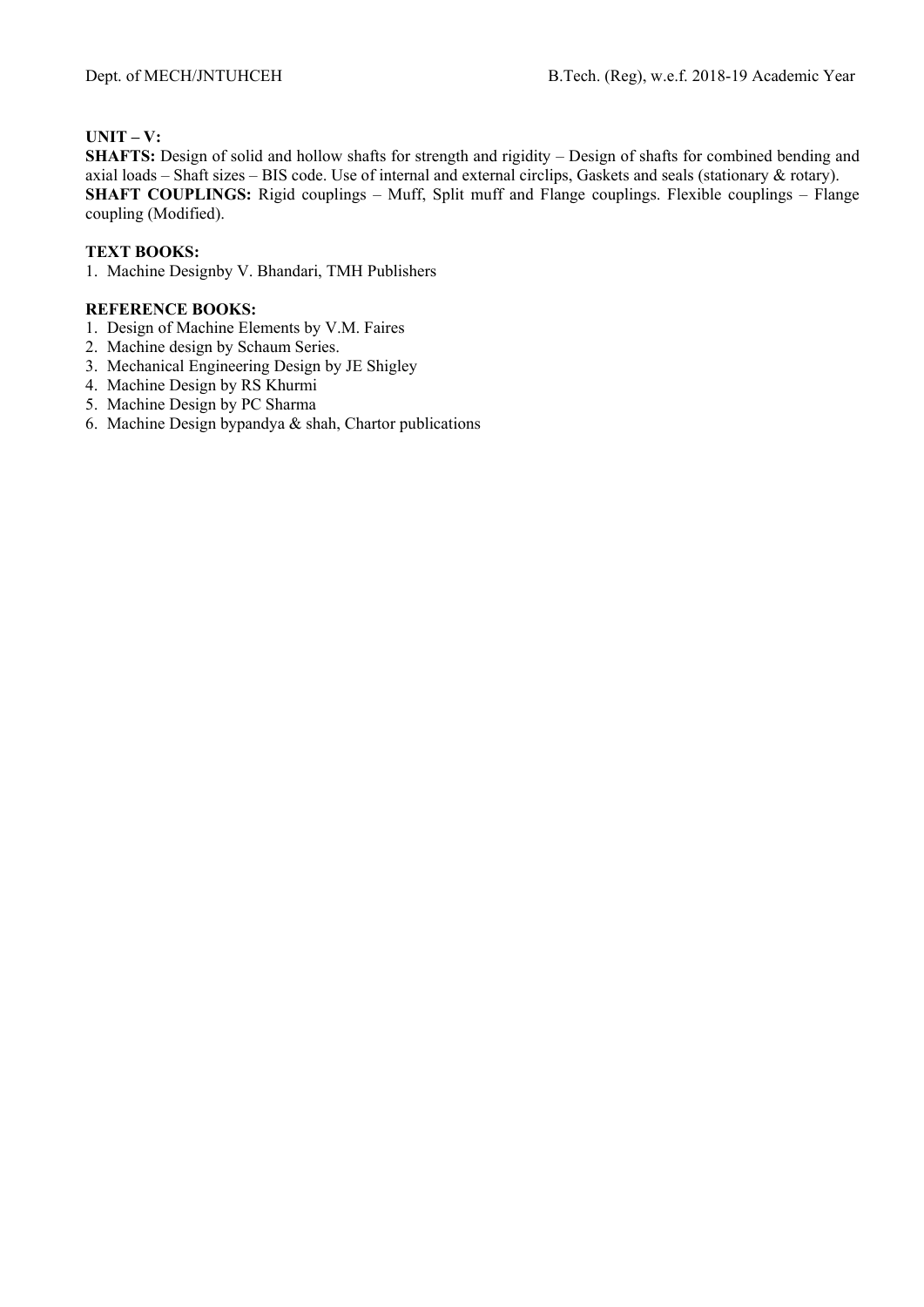**UNIT – V:**

**SHAFTS:** Design of solid and hollow shafts for strength and rigidity – Design of shafts for combined bending and axial loads – Shaft sizes – BIS code. Use of internal and external circlips, Gaskets and seals (stationary & rotary).

**SHAFT COUPLINGS:** Rigid couplings – Muff, Split muff and Flange couplings. Flexible couplings – Flange coupling (Modified).

**TEXT BOOKS:**

1. Machine Designby V. Bhandari, TMH Publishers

**REFERENCE BOOKS:**

1. Design of Machine Elements by V.M. Faires
2. Machine design by Schaum Series.
3. Mechanical Engineering Design by JE Shigley
4. Machine Design by RS Khurmi
5. Machine Design by PC Sharma
6. Machine Design bypandya & shah, Chartor publications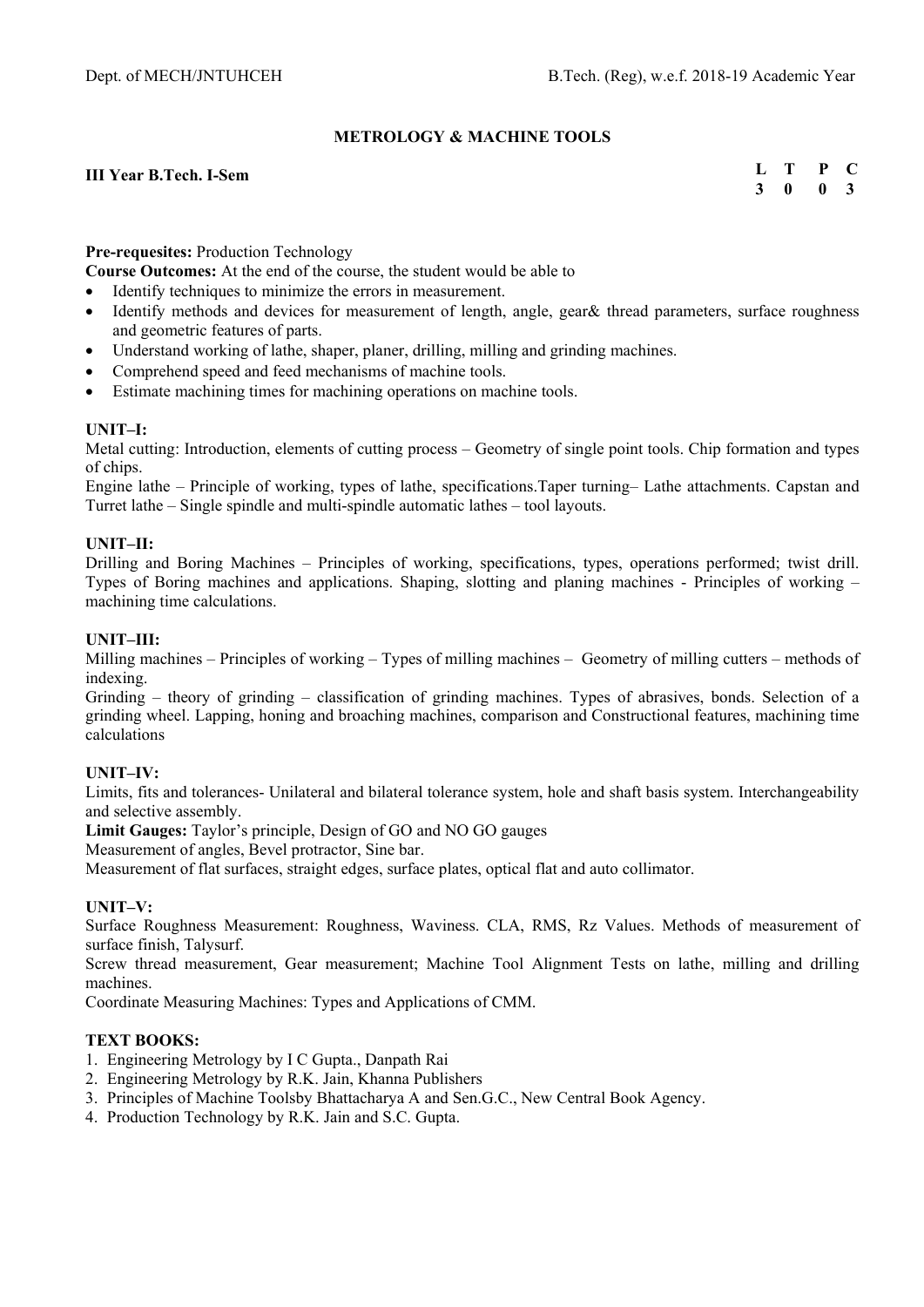## METROLOGY & MACHINE TOOLS

**III Year B.Tech. I-Sem**

| L | T | P | C |
|---|---|---|---|
| 3 | 0 | 0 | 3 |

**Pre-requesites:** Production Technology

**Course Outcomes:** At the end of the course, the student would be able to

- Identify techniques to minimize the errors in measurement.
- Identify methods and devices for measurement of length, angle, gear& thread parameters, surface roughness and geometric features of parts.
- Understand working of lathe, shaper, planer, drilling, milling and grinding machines.
- Comprehend speed and feed mechanisms of machine tools.
- Estimate machining times for machining operations on machine tools.

**UNIT–I:**

Metal cutting: Introduction, elements of cutting process – Geometry of single point tools. Chip formation and types of chips.

Engine lathe – Principle of working, types of lathe, specifications.Taper turning– Lathe attachments. Capstan and Turret lathe – Single spindle and multi-spindle automatic lathes – tool layouts.

**UNIT–II:**

Drilling and Boring Machines – Principles of working, specifications, types, operations performed; twist drill. Types of Boring machines and applications. Shaping, slotting and planing machines - Principles of working – machining time calculations.

**UNIT–III:**

Milling machines – Principles of working – Types of milling machines – Geometry of milling cutters – methods of indexing.

Grinding – theory of grinding – classification of grinding machines. Types of abrasives, bonds. Selection of a grinding wheel. Lapping, honing and broaching machines, comparison and Constructional features, machining time calculations

**UNIT–IV:**

Limits, fits and tolerances- Unilateral and bilateral tolerance system, hole and shaft basis system. Interchangeability and selective assembly.

**Limit Gauges:** Taylor's principle, Design of GO and NO GO gauges

Measurement of angles, Bevel protractor, Sine bar.

Measurement of flat surfaces, straight edges, surface plates, optical flat and auto collimator.

**UNIT–V:**

Surface Roughness Measurement: Roughness, Waviness. CLA, RMS, Rz Values. Methods of measurement of surface finish, Talysurf.

Screw thread measurement, Gear measurement; Machine Tool Alignment Tests on lathe, milling and drilling machines.

Coordinate Measuring Machines: Types and Applications of CMM.

**TEXT BOOKS:**

1. Engineering Metrology by I C Gupta., Danpath Rai
2. Engineering Metrology by R.K. Jain, Khanna Publishers
3. Principles of Machine Toolsby Bhattacharya A and Sen.G.C., New Central Book Agency.
4. Production Technology by R.K. Jain and S.C. Gupta.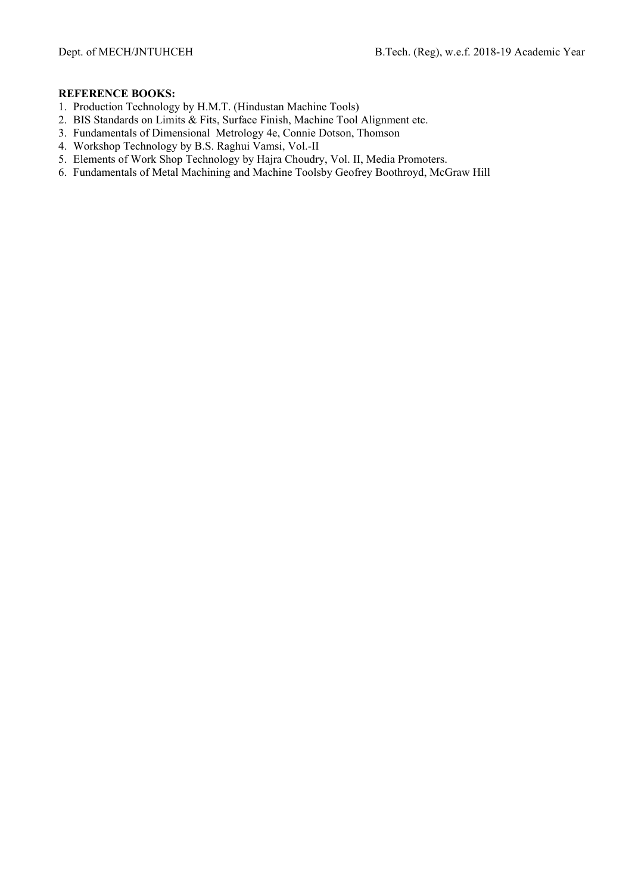**REFERENCE BOOKS:**

1. Production Technology by H.M.T. (Hindustan Machine Tools)
2. BIS Standards on Limits & Fits, Surface Finish, Machine Tool Alignment etc.
3. Fundamentals of Dimensional Metrology 4e, Connie Dotson, Thomson
4. Workshop Technology by B.S. Raghui Vamsi, Vol.-II
5. Elements of Work Shop Technology by Hajra Choudry, Vol. II, Media Promoters.
6. Fundamentals of Metal Machining and Machine Toolsby Geofrey Boothroyd, McGraw Hill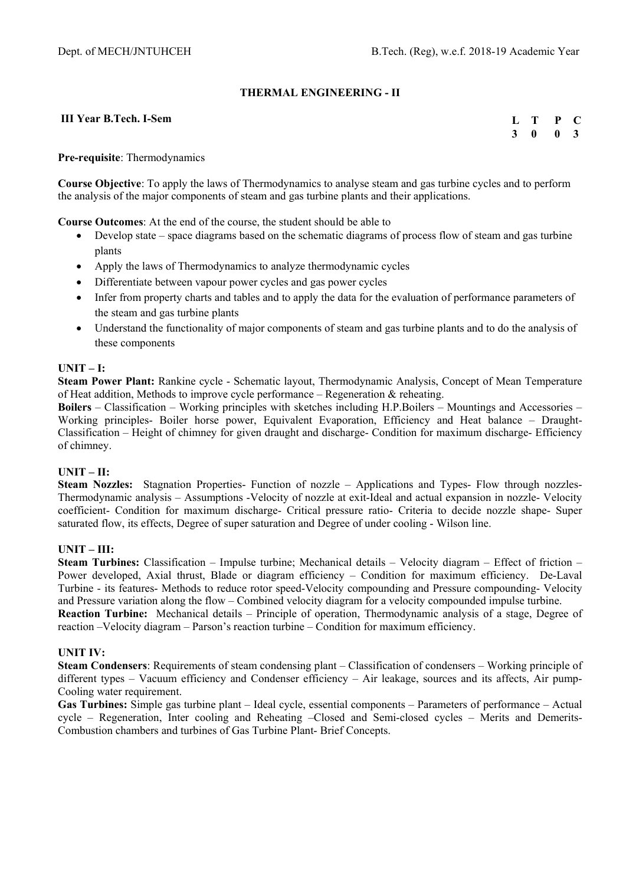# THERMAL ENGINEERING - II

**III Year B.Tech. I-Sem**

| L | T | P | C |
|---|---|---|---|
| 3 | 0 | 0 | 3 |

**Pre-requisite**: Thermodynamics

**Course Objective**: To apply the laws of Thermodynamics to analyse steam and gas turbine cycles and to perform the analysis of the major components of steam and gas turbine plants and their applications.

**Course Outcomes**: At the end of the course, the student should be able to

- Develop state – space diagrams based on the schematic diagrams of process flow of steam and gas turbine plants
- Apply the laws of Thermodynamics to analyze thermodynamic cycles
- Differentiate between vapour power cycles and gas power cycles
- Infer from property charts and tables and to apply the data for the evaluation of performance parameters of the steam and gas turbine plants
- Understand the functionality of major components of steam and gas turbine plants and to do the analysis of these components

## UNIT – I:

**Steam Power Plant:** Rankine cycle - Schematic layout, Thermodynamic Analysis, Concept of Mean Temperature of Heat addition, Methods to improve cycle performance – Regeneration & reheating.

**Boilers** – Classification – Working principles with sketches including H.P.Boilers – Mountings and Accessories – Working principles- Boiler horse power, Equivalent Evaporation, Efficiency and Heat balance – Draught- Classification – Height of chimney for given draught and discharge- Condition for maximum discharge- Efficiency of chimney.

## UNIT – II:

**Steam Nozzles:** Stagnation Properties- Function of nozzle – Applications and Types- Flow through nozzles- Thermodynamic analysis – Assumptions -Velocity of nozzle at exit-Ideal and actual expansion in nozzle- Velocity coefficient- Condition for maximum discharge- Critical pressure ratio- Criteria to decide nozzle shape- Super saturated flow, its effects, Degree of super saturation and Degree of under cooling - Wilson line.

## UNIT – III:

**Steam Turbines:** Classification – Impulse turbine; Mechanical details – Velocity diagram – Effect of friction – Power developed, Axial thrust, Blade or diagram efficiency – Condition for maximum efficiency. De-Laval Turbine - its features- Methods to reduce rotor speed-Velocity compounding and Pressure compounding- Velocity and Pressure variation along the flow – Combined velocity diagram for a velocity compounded impulse turbine.

**Reaction Turbine:** Mechanical details – Principle of operation, Thermodynamic analysis of a stage, Degree of reaction –Velocity diagram – Parson's reaction turbine – Condition for maximum efficiency.

## UNIT IV:

**Steam Condensers**: Requirements of steam condensing plant – Classification of condensers – Working principle of different types – Vacuum efficiency and Condenser efficiency – Air leakage, sources and its affects, Air pump- Cooling water requirement.

**Gas Turbines:** Simple gas turbine plant – Ideal cycle, essential components – Parameters of performance – Actual cycle – Regeneration, Inter cooling and Reheating –Closed and Semi-closed cycles – Merits and Demerits- Combustion chambers and turbines of Gas Turbine Plant- Brief Concepts.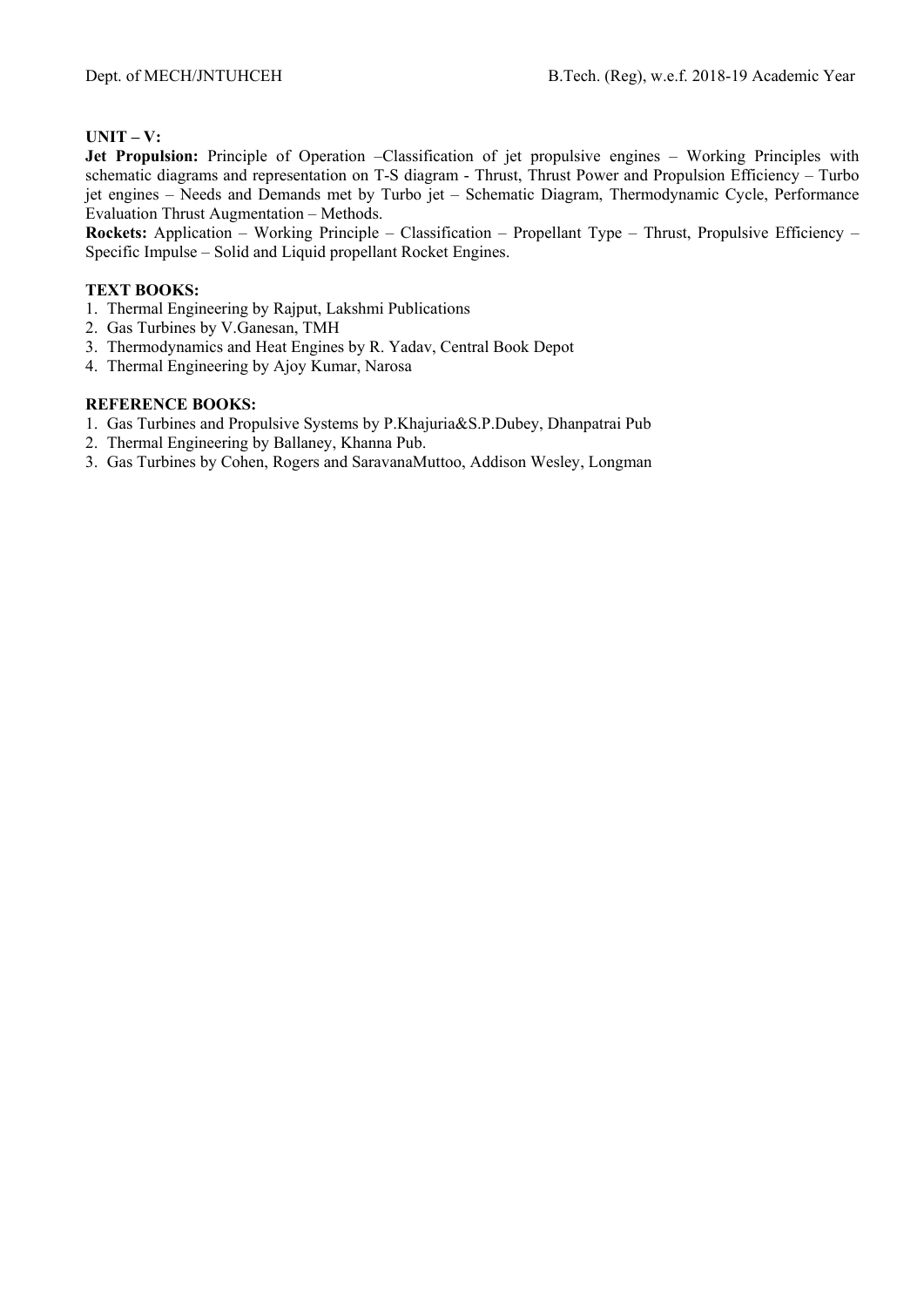**UNIT – V:**

**Jet Propulsion:** Principle of Operation –Classification of jet propulsive engines – Working Principles with schematic diagrams and representation on T-S diagram - Thrust, Thrust Power and Propulsion Efficiency – Turbo jet engines – Needs and Demands met by Turbo jet – Schematic Diagram, Thermodynamic Cycle, Performance Evaluation Thrust Augmentation – Methods.

**Rockets:** Application – Working Principle – Classification – Propellant Type – Thrust, Propulsive Efficiency – Specific Impulse – Solid and Liquid propellant Rocket Engines.

**TEXT BOOKS:**

1. Thermal Engineering by Rajput, Lakshmi Publications
2. Gas Turbines by V.Ganesan, TMH
3. Thermodynamics and Heat Engines by R. Yadav, Central Book Depot
4. Thermal Engineering by Ajoy Kumar, Narosa

**REFERENCE BOOKS:**

1. Gas Turbines and Propulsive Systems by P.Khajuria&S.P.Dubey, Dhanpatrai Pub
2. Thermal Engineering by Ballaney, Khanna Pub.
3. Gas Turbines by Cohen, Rogers and SaravanaMuttoo, Addison Wesley, Longman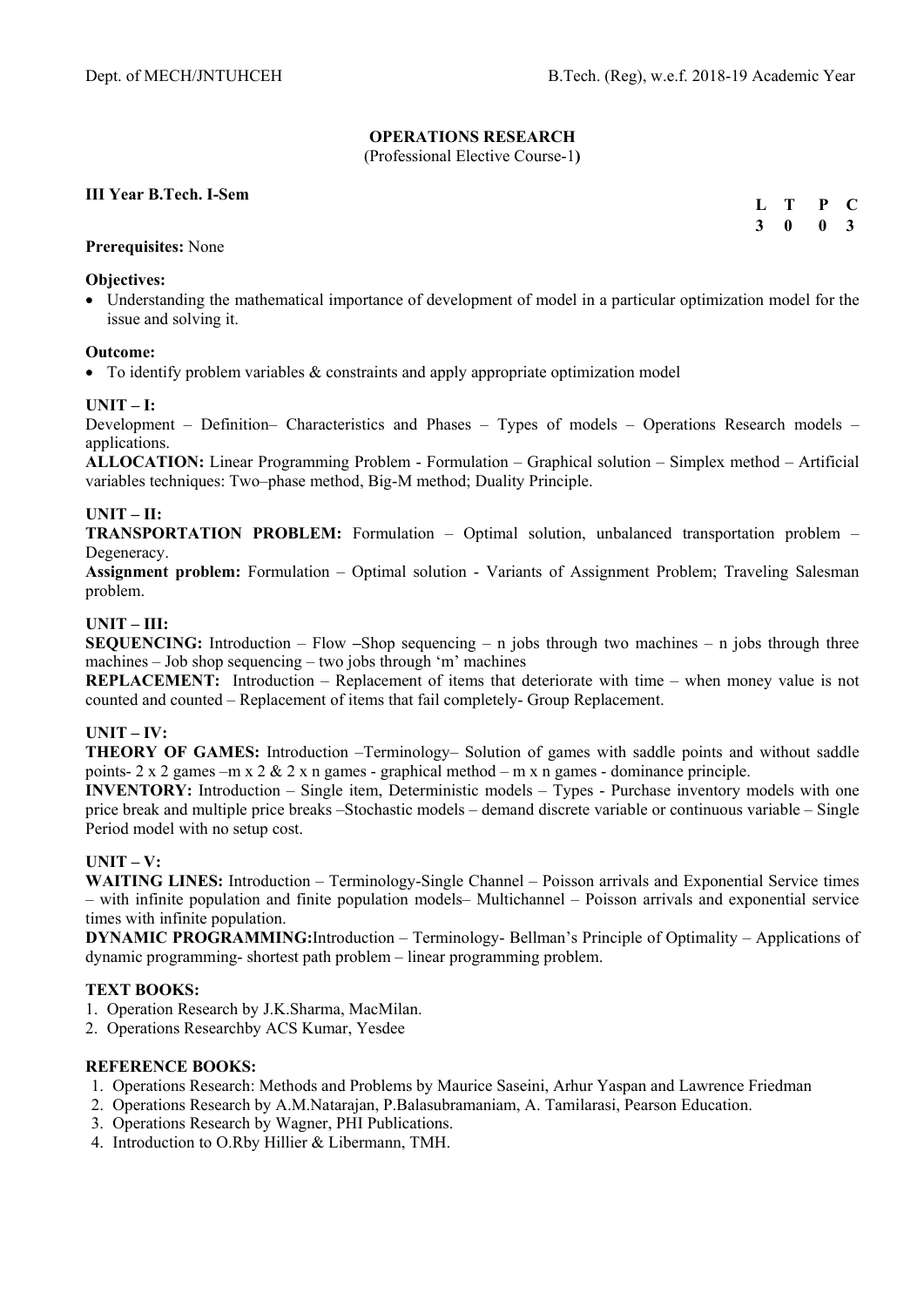## OPERATIONS RESEARCH

(Professional Elective Course-1**)**

**III Year B.Tech. I-Sem**

| L | T | P | C |
|---|---|---|---|
| 3 | 0 | 0 | 3 |

**Prerequisites:** None

**Objectives:**

- Understanding the mathematical importance of development of model in a particular optimization model for the issue and solving it.

**Outcome:**

- To identify problem variables & constraints and apply appropriate optimization model

**UNIT – I:**

Development – Definition– Characteristics and Phases – Types of models – Operations Research models – applications.

**ALLOCATION:** Linear Programming Problem - Formulation – Graphical solution – Simplex method – Artificial variables techniques: Two–phase method, Big-M method; Duality Principle.

**UNIT – II:**

**TRANSPORTATION PROBLEM:** Formulation – Optimal solution, unbalanced transportation problem – Degeneracy.

**Assignment problem:** Formulation – Optimal solution - Variants of Assignment Problem; Traveling Salesman problem.

**UNIT – III:**

**SEQUENCING:** Introduction – Flow **–**Shop sequencing – n jobs through two machines – n jobs through three machines – Job shop sequencing – two jobs through 'm' machines

**REPLACEMENT:** Introduction – Replacement of items that deteriorate with time – when money value is not counted and counted – Replacement of items that fail completely- Group Replacement.

**UNIT – IV:**

**THEORY OF GAMES:** Introduction –Terminology– Solution of games with saddle points and without saddle points- 2 x 2 games –m x 2 & 2 x n games - graphical method – m x n games - dominance principle.

**INVENTORY:** Introduction – Single item, Deterministic models – Types - Purchase inventory models with one price break and multiple price breaks –Stochastic models – demand discrete variable or continuous variable – Single Period model with no setup cost.

**UNIT – V:**

**WAITING LINES:** Introduction – Terminology-Single Channel – Poisson arrivals and Exponential Service times – with infinite population and finite population models– Multichannel – Poisson arrivals and exponential service times with infinite population.

**DYNAMIC PROGRAMMING:**Introduction – Terminology- Bellman's Principle of Optimality – Applications of dynamic programming- shortest path problem – linear programming problem.

**TEXT BOOKS:**

1. Operation Research by J.K.Sharma, MacMilan.
2. Operations Researchby ACS Kumar, Yesdee

**REFERENCE BOOKS:**

1. Operations Research: Methods and Problems by Maurice Saseini, Arhur Yaspan and Lawrence Friedman
2. Operations Research by A.M.Natarajan, P.Balasubramaniam, A. Tamilarasi, Pearson Education.
3. Operations Research by Wagner, PHI Publications.
4. Introduction to O.Rby Hillier & Libermann, TMH.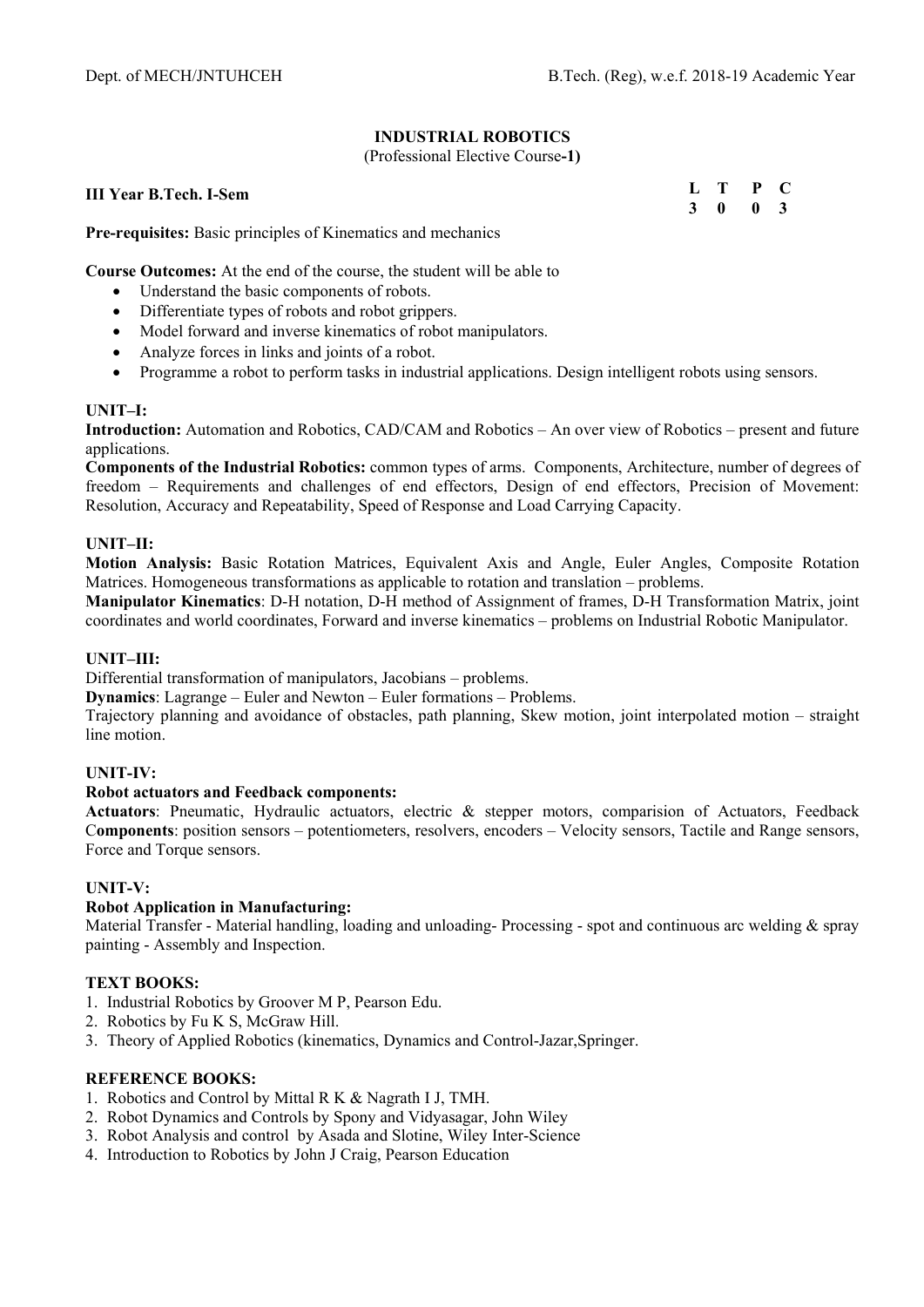## INDUSTRIAL ROBOTICS

(Professional Elective Course-**1)**

**III Year B.Tech. I-Sem**

| L | T | P | C |
|---|---|---|---|
| 3 | 0 | 0 | 3 |

**Pre-requisites:** Basic principles of Kinematics and mechanics

**Course Outcomes:** At the end of the course, the student will be able to

- Understand the basic components of robots.
- Differentiate types of robots and robot grippers.
- Model forward and inverse kinematics of robot manipulators.
- Analyze forces in links and joints of a robot.
- Programme a robot to perform tasks in industrial applications. Design intelligent robots using sensors.

### UNIT–I:

**Introduction:** Automation and Robotics, CAD/CAM and Robotics – An over view of Robotics – present and future applications.

**Components of the Industrial Robotics:** common types of arms. Components, Architecture, number of degrees of freedom – Requirements and challenges of end effectors, Design of end effectors, Precision of Movement: Resolution, Accuracy and Repeatability, Speed of Response and Load Carrying Capacity.

### UNIT–II:

**Motion Analysis:** Basic Rotation Matrices, Equivalent Axis and Angle, Euler Angles, Composite Rotation Matrices. Homogeneous transformations as applicable to rotation and translation – problems.

**Manipulator Kinematics**: D-H notation, D-H method of Assignment of frames, D-H Transformation Matrix, joint coordinates and world coordinates, Forward and inverse kinematics – problems on Industrial Robotic Manipulator.

### UNIT–III:

Differential transformation of manipulators, Jacobians – problems.

**Dynamics**: Lagrange – Euler and Newton – Euler formations – Problems.

Trajectory planning and avoidance of obstacles, path planning, Skew motion, joint interpolated motion – straight line motion.

### UNIT-IV:

**Robot actuators and Feedback components:**

**Actuators**: Pneumatic, Hydraulic actuators, electric & stepper motors, comparision of Actuators, Feedback C**omponents**: position sensors – potentiometers, resolvers, encoders – Velocity sensors, Tactile and Range sensors, Force and Torque sensors.

### UNIT-V:

**Robot Application in Manufacturing:**

Material Transfer - Material handling, loading and unloading- Processing - spot and continuous arc welding & spray painting - Assembly and Inspection.

### TEXT BOOKS:

1. Industrial Robotics by Groover M P, Pearson Edu.
2. Robotics by Fu K S, McGraw Hill.
3. Theory of Applied Robotics (kinematics, Dynamics and Control-Jazar,Springer.

### REFERENCE BOOKS:

1. Robotics and Control by Mittal R K & Nagrath I J, TMH.
2. Robot Dynamics and Controls by Spony and Vidyasagar, John Wiley
3. Robot Analysis and control by Asada and Slotine, Wiley Inter-Science
4. Introduction to Robotics by John J Craig, Pearson Education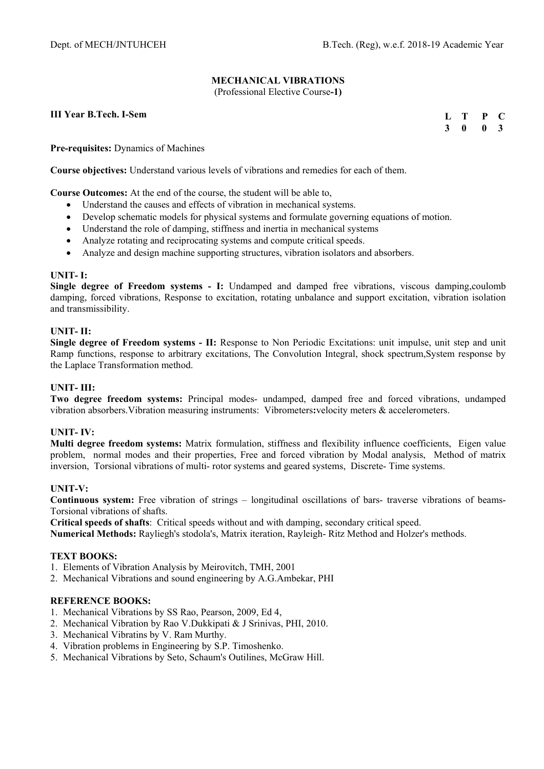# MECHANICAL VIBRATIONS

(Professional Elective Course-**1)**

**III Year B.Tech. I-Sem**

| L | T | P | C |
|---|---|---|---|
| 3 | 0 | 0 | 3 |

**Pre-requisites:** Dynamics of Machines

**Course objectives:** Understand various levels of vibrations and remedies for each of them.

**Course Outcomes:** At the end of the course, the student will be able to,

- Understand the causes and effects of vibration in mechanical systems.
- Develop schematic models for physical systems and formulate governing equations of motion.
- Understand the role of damping, stiffness and inertia in mechanical systems
- Analyze rotating and reciprocating systems and compute critical speeds.
- Analyze and design machine supporting structures, vibration isolators and absorbers.

**UNIT- I:**

**Single degree of Freedom systems - I:** Undamped and damped free vibrations, viscous damping,coulomb damping, forced vibrations, Response to excitation, rotating unbalance and support excitation, vibration isolation and transmissibility.

**UNIT- II:**

**Single degree of Freedom systems - II:** Response to Non Periodic Excitations: unit impulse, unit step and unit Ramp functions, response to arbitrary excitations, The Convolution Integral, shock spectrum,System response by the Laplace Transformation method.

**UNIT- III:**

**Two degree freedom systems:** Principal modes- undamped, damped free and forced vibrations, undamped vibration absorbers.Vibration measuring instruments: Vibrometers**:**velocity meters & accelerometers.

**UNIT- IV:**

**Multi degree freedom systems:** Matrix formulation, stiffness and flexibility influence coefficients, Eigen value problem, normal modes and their properties, Free and forced vibration by Modal analysis, Method of matrix inversion, Torsional vibrations of multi- rotor systems and geared systems, Discrete- Time systems.

**UNIT-V:**

**Continuous system:** Free vibration of strings – longitudinal oscillations of bars- traverse vibrations of beams- Torsional vibrations of shafts.

**Critical speeds of shafts**: Critical speeds without and with damping, secondary critical speed.

**Numerical Methods:** Rayliegh's stodola's, Matrix iteration, Rayleigh- Ritz Method and Holzer's methods.

**TEXT BOOKS:**

1. Elements of Vibration Analysis by Meirovitch, TMH, 2001
2. Mechanical Vibrations and sound engineering by A.G.Ambekar, PHI

**REFERENCE BOOKS:**

1. Mechanical Vibrations by SS Rao, Pearson, 2009, Ed 4,
2. Mechanical Vibration by Rao V.Dukkipati & J Srinivas, PHI, 2010.
3. Mechanical Vibratins by V. Ram Murthy.
4. Vibration problems in Engineering by S.P. Timoshenko.
5. Mechanical Vibrations by Seto, Schaum's Outilines, McGraw Hill.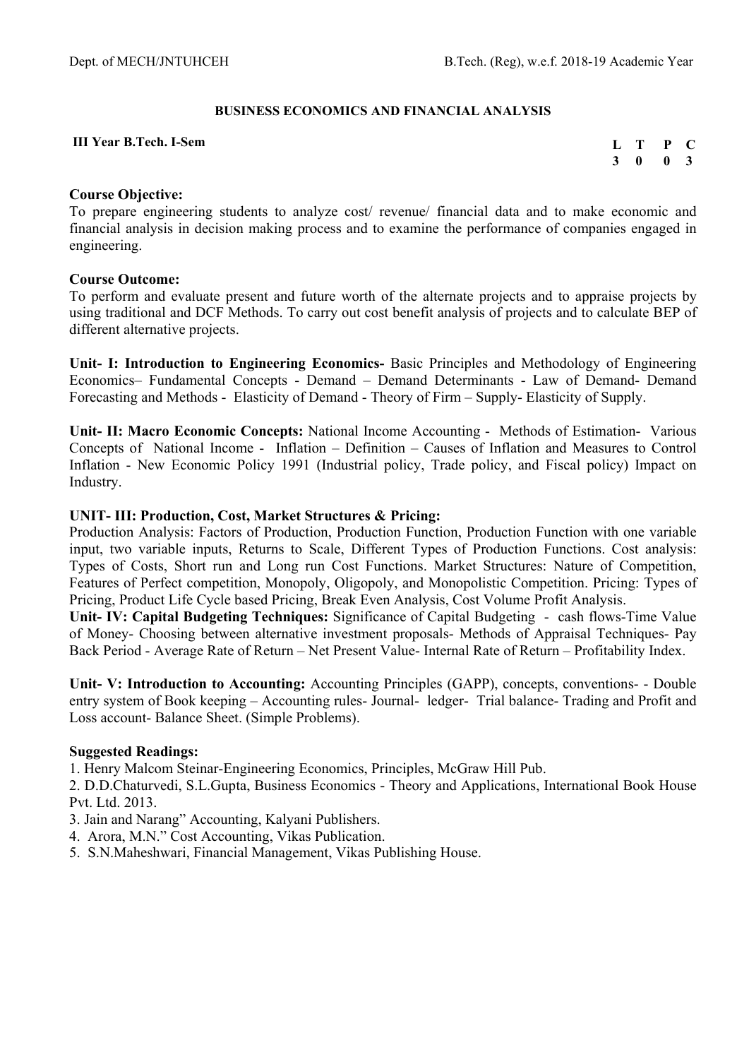## BUSINESS ECONOMICS AND FINANCIAL ANALYSIS

**III Year B.Tech. I-Sem**

| L | T | P | C |
|---|---|---|---|
| 3 | 0 | 0 | 3 |

**Course Objective:**
To prepare engineering students to analyze cost/ revenue/ financial data and to make economic and financial analysis in decision making process and to examine the performance of companies engaged in engineering.

**Course Outcome:**
To perform and evaluate present and future worth of the alternate projects and to appraise projects by using traditional and DCF Methods. To carry out cost benefit analysis of projects and to calculate BEP of different alternative projects.

**Unit- I: Introduction to Engineering Economics-** Basic Principles and Methodology of Engineering Economics– Fundamental Concepts - Demand – Demand Determinants - Law of Demand- Demand Forecasting and Methods - Elasticity of Demand - Theory of Firm – Supply- Elasticity of Supply.

**Unit- II: Macro Economic Concepts:** National Income Accounting - Methods of Estimation- Various Concepts of National Income - Inflation – Definition – Causes of Inflation and Measures to Control Inflation - New Economic Policy 1991 (Industrial policy, Trade policy, and Fiscal policy) Impact on Industry.

**UNIT- III: Production, Cost, Market Structures & Pricing:**
Production Analysis: Factors of Production, Production Function, Production Function with one variable input, two variable inputs, Returns to Scale, Different Types of Production Functions. Cost analysis: Types of Costs, Short run and Long run Cost Functions. Market Structures: Nature of Competition, Features of Perfect competition, Monopoly, Oligopoly, and Monopolistic Competition. Pricing: Types of Pricing, Product Life Cycle based Pricing, Break Even Analysis, Cost Volume Profit Analysis.

**Unit- IV: Capital Budgeting Techniques:** Significance of Capital Budgeting - cash flows-Time Value of Money- Choosing between alternative investment proposals- Methods of Appraisal Techniques- Pay Back Period - Average Rate of Return – Net Present Value- Internal Rate of Return – Profitability Index.

**Unit- V: Introduction to Accounting:** Accounting Principles (GAPP), concepts, conventions- - Double entry system of Book keeping – Accounting rules- Journal- ledger- Trial balance- Trading and Profit and Loss account- Balance Sheet. (Simple Problems).

**Suggested Readings:**

1. Henry Malcom Steinar-Engineering Economics, Principles, McGraw Hill Pub.
2. D.D.Chaturvedi, S.L.Gupta, Business Economics - Theory and Applications, International Book House Pvt. Ltd. 2013.
3. Jain and Narang" Accounting, Kalyani Publishers.
4. Arora, M.N." Cost Accounting, Vikas Publication.
5. S.N.Maheshwari, Financial Management, Vikas Publishing House.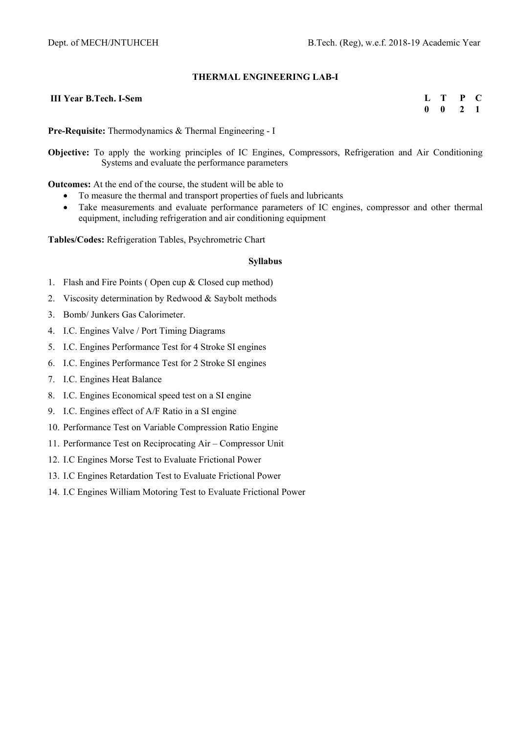# THERMAL ENGINEERING LAB-I

**III Year B.Tech. I-Sem**

| L | T | P | C |
|---|---|---|---|
| 0 | 0 | 2 | 1 |

**Pre-Requisite:** Thermodynamics & Thermal Engineering - I

**Objective:** To apply the working principles of IC Engines, Compressors, Refrigeration and Air Conditioning Systems and evaluate the performance parameters

**Outcomes:** At the end of the course, the student will be able to

- To measure the thermal and transport properties of fuels and lubricants
- Take measurements and evaluate performance parameters of IC engines, compressor and other thermal equipment, including refrigeration and air conditioning equipment

**Tables/Codes:** Refrigeration Tables, Psychrometric Chart

## Syllabus

1. Flash and Fire Points ( Open cup & Closed cup method)
2. Viscosity determination by Redwood & Saybolt methods
3. Bomb/ Junkers Gas Calorimeter.
4. I.C. Engines Valve / Port Timing Diagrams
5. I.C. Engines Performance Test for 4 Stroke SI engines
6. I.C. Engines Performance Test for 2 Stroke SI engines
7. I.C. Engines Heat Balance
8. I.C. Engines Economical speed test on a SI engine
9. I.C. Engines effect of A/F Ratio in a SI engine
10. Performance Test on Variable Compression Ratio Engine
11. Performance Test on Reciprocating Air – Compressor Unit
12. I.C Engines Morse Test to Evaluate Frictional Power
13. I.C Engines Retardation Test to Evaluate Frictional Power
14. I.C Engines William Motoring Test to Evaluate Frictional Power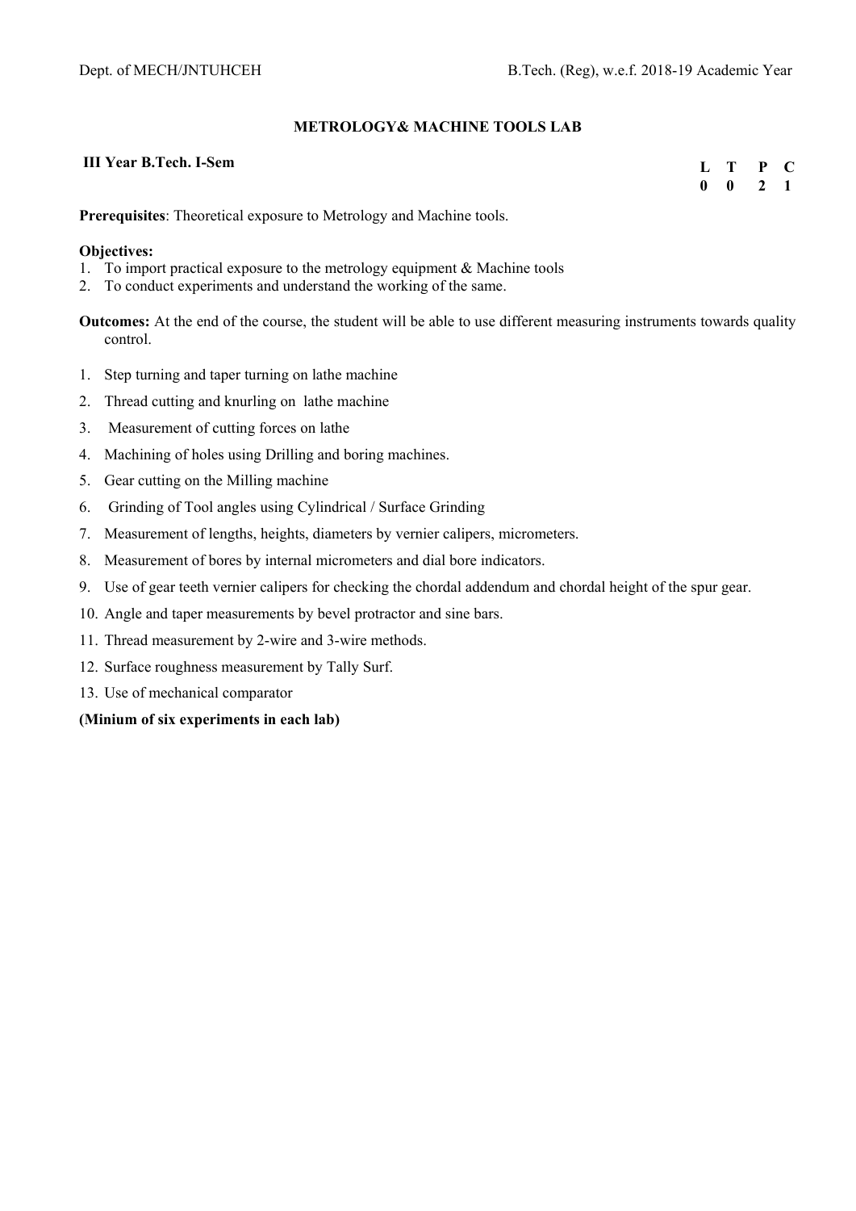## METROLOGY& MACHINE TOOLS LAB

**III Year B.Tech. I-Sem**

| L | T | P | C |
|---|---|---|---|
| 0 | 0 | 2 | 1 |

**Prerequisites**: Theoretical exposure to Metrology and Machine tools.

**Objectives:**

1. To import practical exposure to the metrology equipment & Machine tools
2. To conduct experiments and understand the working of the same.

**Outcomes:** At the end of the course, the student will be able to use different measuring instruments towards quality control.

1. Step turning and taper turning on lathe machine
2. Thread cutting and knurling on lathe machine
3. Measurement of cutting forces on lathe
4. Machining of holes using Drilling and boring machines.
5. Gear cutting on the Milling machine
6. Grinding of Tool angles using Cylindrical / Surface Grinding
7. Measurement of lengths, heights, diameters by vernier calipers, micrometers.
8. Measurement of bores by internal micrometers and dial bore indicators.
9. Use of gear teeth vernier calipers for checking the chordal addendum and chordal height of the spur gear.
10. Angle and taper measurements by bevel protractor and sine bars.
11. Thread measurement by 2-wire and 3-wire methods.
12. Surface roughness measurement by Tally Surf.
13. Use of mechanical comparator

**(Minium of six experiments in each lab)**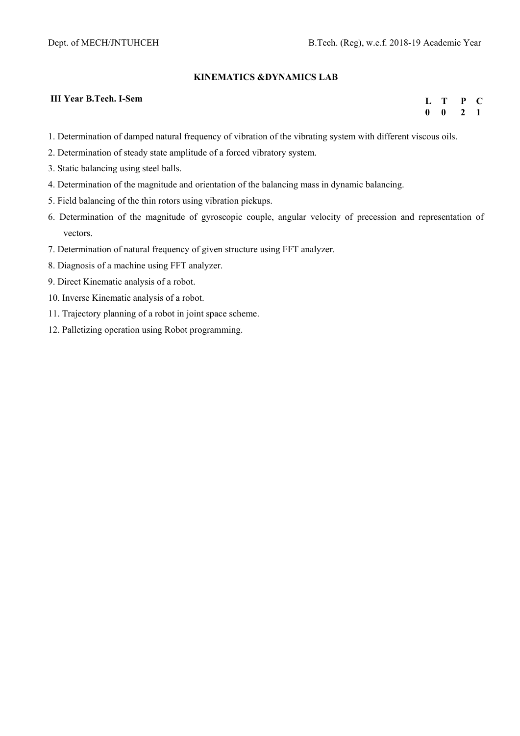### KINEMATICS &DYNAMICS LAB

**III Year B.Tech. I-Sem**

| L | T | P | C |
|---|---|---|---|
| 0 | 0 | 2 | 1 |

1. Determination of damped natural frequency of vibration of the vibrating system with different viscous oils.
2. Determination of steady state amplitude of a forced vibratory system.
3. Static balancing using steel balls.
4. Determination of the magnitude and orientation of the balancing mass in dynamic balancing.
5. Field balancing of the thin rotors using vibration pickups.
6. Determination of the magnitude of gyroscopic couple, angular velocity of precession and representation of vectors.
7. Determination of natural frequency of given structure using FFT analyzer.
8. Diagnosis of a machine using FFT analyzer.
9. Direct Kinematic analysis of a robot.
10. Inverse Kinematic analysis of a robot.
11. Trajectory planning of a robot in joint space scheme.
12. Palletizing operation using Robot programming.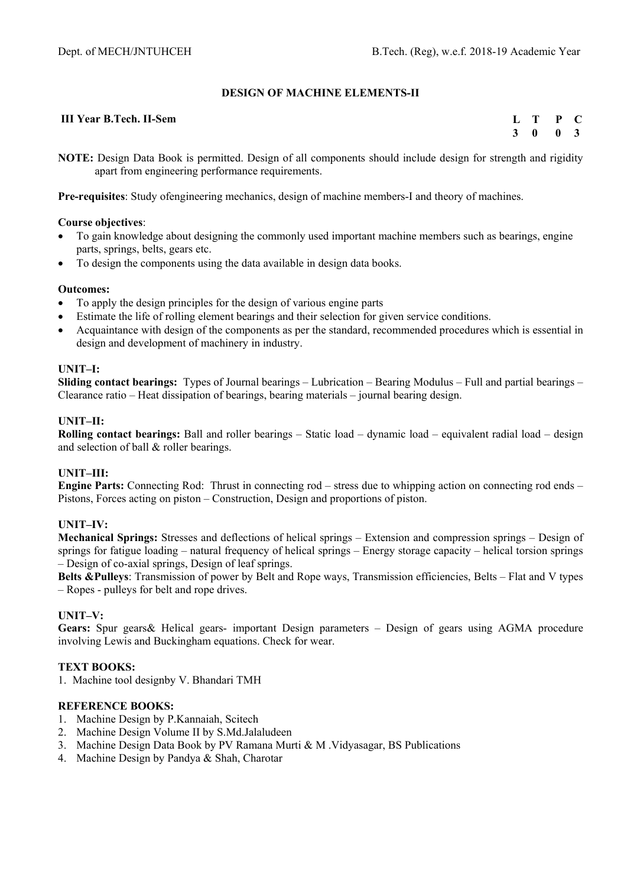## DESIGN OF MACHINE ELEMENTS-II

**III Year B.Tech. II-Sem**

| L | T | P | C |
|---|---|---|---|
| 3 | 0 | 0 | 3 |

**NOTE:** Design Data Book is permitted. Design of all components should include design for strength and rigidity apart from engineering performance requirements.

**Pre-requisites**: Study ofengineering mechanics, design of machine members-I and theory of machines.

**Course objectives**:

- To gain knowledge about designing the commonly used important machine members such as bearings, engine parts, springs, belts, gears etc.
- To design the components using the data available in design data books.

**Outcomes:**

- To apply the design principles for the design of various engine parts
- Estimate the life of rolling element bearings and their selection for given service conditions.
- Acquaintance with design of the components as per the standard, recommended procedures which is essential in design and development of machinery in industry.

**UNIT–I:**

**Sliding contact bearings:** Types of Journal bearings – Lubrication – Bearing Modulus – Full and partial bearings – Clearance ratio – Heat dissipation of bearings, bearing materials – journal bearing design.

**UNIT–II:**

**Rolling contact bearings:** Ball and roller bearings – Static load – dynamic load – equivalent radial load – design and selection of ball & roller bearings.

**UNIT–III:**

**Engine Parts:** Connecting Rod: Thrust in connecting rod – stress due to whipping action on connecting rod ends – Pistons, Forces acting on piston – Construction, Design and proportions of piston.

**UNIT–IV:**

**Mechanical Springs:** Stresses and deflections of helical springs – Extension and compression springs – Design of springs for fatigue loading – natural frequency of helical springs – Energy storage capacity – helical torsion springs – Design of co-axial springs, Design of leaf springs.

**Belts &Pulleys**: Transmission of power by Belt and Rope ways, Transmission efficiencies, Belts – Flat and V types – Ropes - pulleys for belt and rope drives.

**UNIT–V:**

**Gears:** Spur gears& Helical gears- important Design parameters – Design of gears using AGMA procedure involving Lewis and Buckingham equations. Check for wear.

**TEXT BOOKS:**

1. Machine tool designby V. Bhandari TMH

**REFERENCE BOOKS:**

1. Machine Design by P.Kannaiah, Scitech
2. Machine Design Volume II by S.Md.Jalaludeen
3. Machine Design Data Book by PV Ramana Murti & M .Vidyasagar, BS Publications
4. Machine Design by Pandya & Shah, Charotar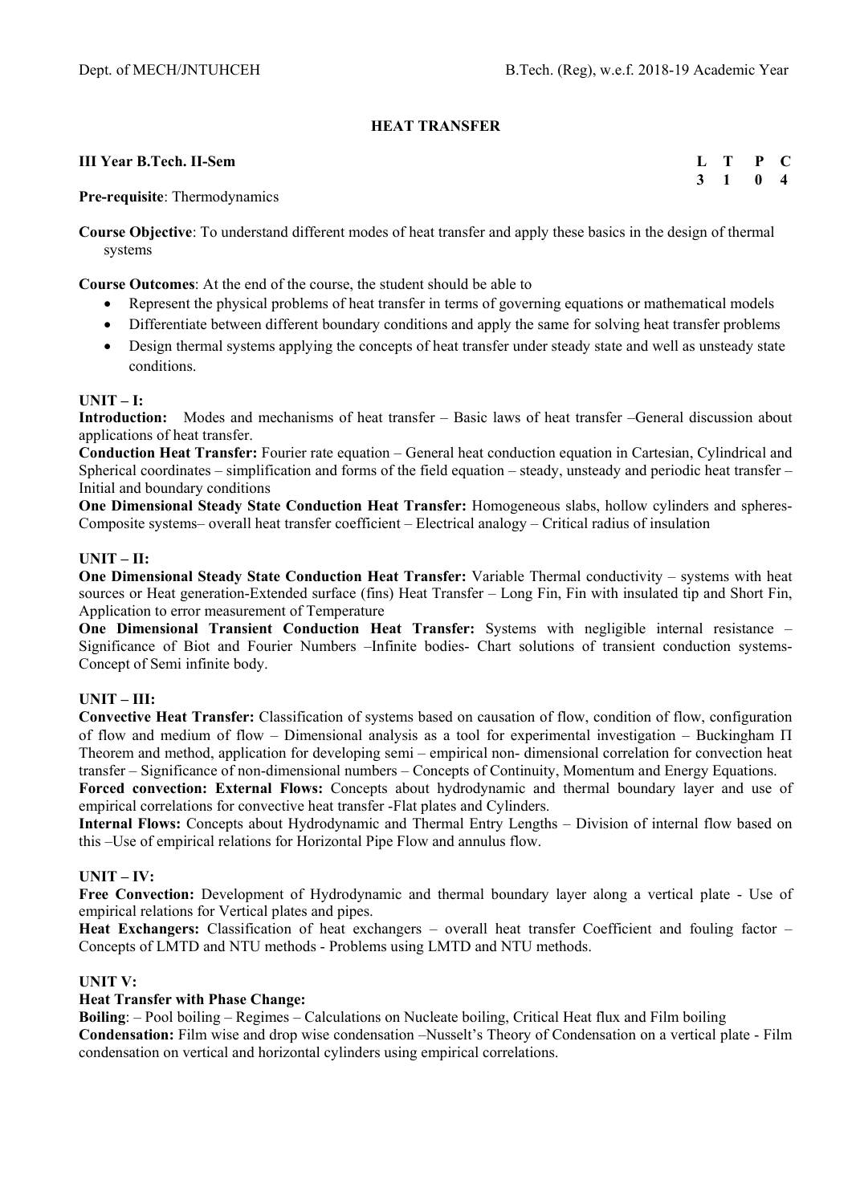## HEAT TRANSFER

**III Year B.Tech. II-Sem**

| L | T | P | C |
|---|---|---|---|
| 3 | 1 | 0 | 4 |

**Pre-requisite**: Thermodynamics

**Course Objective**: To understand different modes of heat transfer and apply these basics in the design of thermal systems

**Course Outcomes**: At the end of the course, the student should be able to

- Represent the physical problems of heat transfer in terms of governing equations or mathematical models
- Differentiate between different boundary conditions and apply the same for solving heat transfer problems
- Design thermal systems applying the concepts of heat transfer under steady state and well as unsteady state conditions.

### UNIT – I:

**Introduction:** Modes and mechanisms of heat transfer – Basic laws of heat transfer –General discussion about applications of heat transfer.

**Conduction Heat Transfer:** Fourier rate equation – General heat conduction equation in Cartesian, Cylindrical and Spherical coordinates – simplification and forms of the field equation – steady, unsteady and periodic heat transfer – Initial and boundary conditions

**One Dimensional Steady State Conduction Heat Transfer:** Homogeneous slabs, hollow cylinders and spheres- Composite systems– overall heat transfer coefficient – Electrical analogy – Critical radius of insulation

### UNIT – II:

**One Dimensional Steady State Conduction Heat Transfer:** Variable Thermal conductivity – systems with heat sources or Heat generation-Extended surface (fins) Heat Transfer – Long Fin, Fin with insulated tip and Short Fin, Application to error measurement of Temperature

**One Dimensional Transient Conduction Heat Transfer:** Systems with negligible internal resistance – Significance of Biot and Fourier Numbers –Infinite bodies- Chart solutions of transient conduction systems- Concept of Semi infinite body.

### UNIT – III:

**Convective Heat Transfer:** Classification of systems based on causation of flow, condition of flow, configuration of flow and medium of flow – Dimensional analysis as a tool for experimental investigation – Buckingham Π Theorem and method, application for developing semi – empirical non- dimensional correlation for convection heat transfer – Significance of non-dimensional numbers – Concepts of Continuity, Momentum and Energy Equations.

**Forced convection: External Flows:** Concepts about hydrodynamic and thermal boundary layer and use of empirical correlations for convective heat transfer -Flat plates and Cylinders.

**Internal Flows:** Concepts about Hydrodynamic and Thermal Entry Lengths – Division of internal flow based on this –Use of empirical relations for Horizontal Pipe Flow and annulus flow.

### UNIT – IV:

**Free Convection:** Development of Hydrodynamic and thermal boundary layer along a vertical plate - Use of empirical relations for Vertical plates and pipes.

**Heat Exchangers:** Classification of heat exchangers – overall heat transfer Coefficient and fouling factor – Concepts of LMTD and NTU methods - Problems using LMTD and NTU methods.

### UNIT V:

**Heat Transfer with Phase Change:**

**Boiling**: – Pool boiling – Regimes – Calculations on Nucleate boiling, Critical Heat flux and Film boiling

**Condensation:** Film wise and drop wise condensation –Nusselt's Theory of Condensation on a vertical plate - Film condensation on vertical and horizontal cylinders using empirical correlations.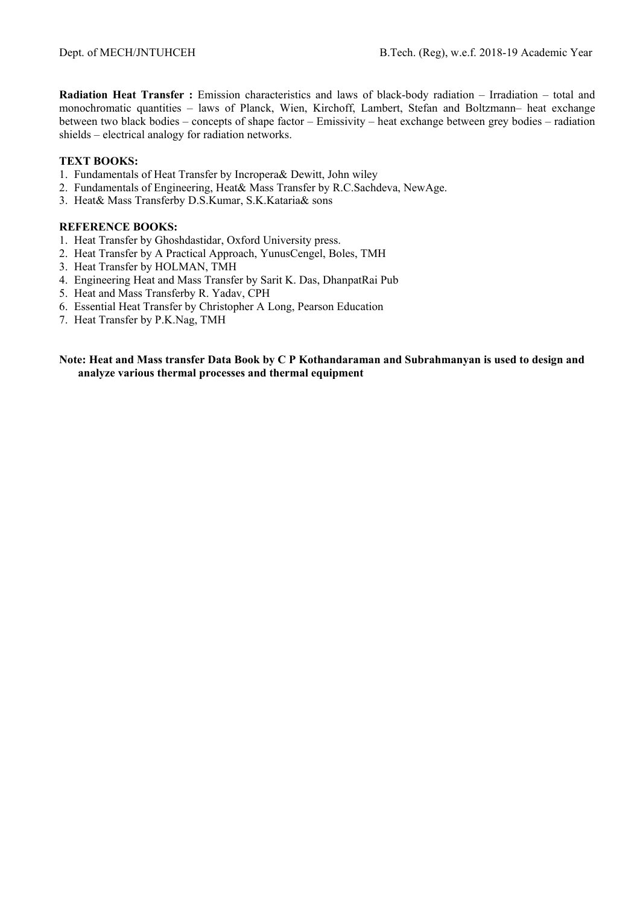**Radiation Heat Transfer :** Emission characteristics and laws of black-body radiation – Irradiation – total and monochromatic quantities – laws of Planck, Wien, Kirchoff, Lambert, Stefan and Boltzmann– heat exchange between two black bodies – concepts of shape factor – Emissivity – heat exchange between grey bodies – radiation shields – electrical analogy for radiation networks.

**TEXT BOOKS:**

1. Fundamentals of Heat Transfer by Incropera& Dewitt, John wiley
2. Fundamentals of Engineering, Heat& Mass Transfer by R.C.Sachdeva, NewAge.
3. Heat& Mass Transferby D.S.Kumar, S.K.Kataria& sons

**REFERENCE BOOKS:**

1. Heat Transfer by Ghoshdastidar, Oxford University press.
2. Heat Transfer by A Practical Approach, YunusCengel, Boles, TMH
3. Heat Transfer by HOLMAN, TMH
4. Engineering Heat and Mass Transfer by Sarit K. Das, DhanpatRai Pub
5. Heat and Mass Transferby R. Yadav, CPH
6. Essential Heat Transfer by Christopher A Long, Pearson Education
7. Heat Transfer by P.K.Nag, TMH

**Note: Heat and Mass transfer Data Book by C P Kothandaraman and Subrahmanyan is used to design and analyze various thermal processes and thermal equipment**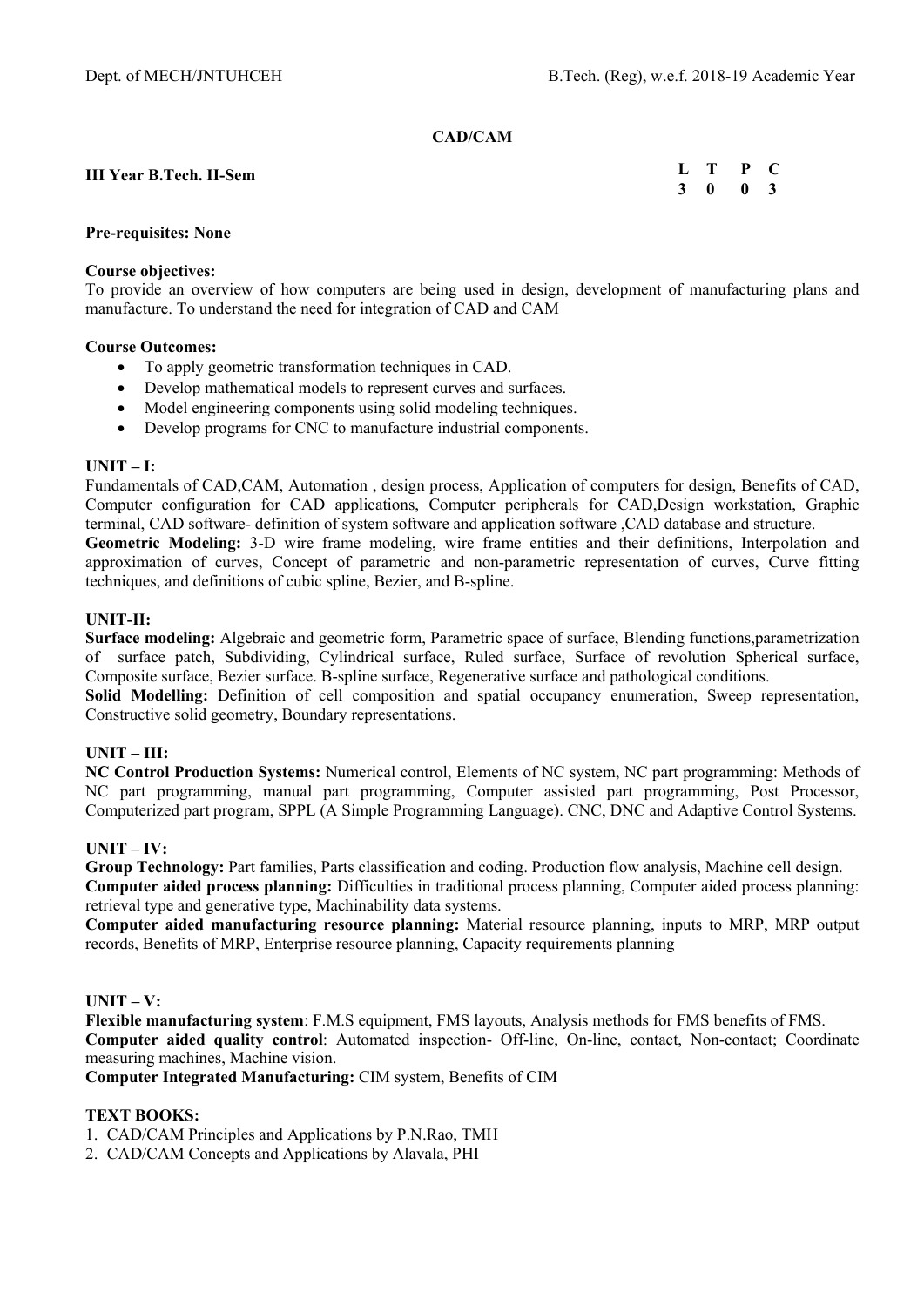# CAD/CAM

**III Year B.Tech. II-Sem**

| L | T | P | C |
|---|---|---|---|
| 3 | 0 | 0 | 3 |

**Pre-requisites: None**

**Course objectives:**
To provide an overview of how computers are being used in design, development of manufacturing plans and manufacture. To understand the need for integration of CAD and CAM

**Course Outcomes:**

- To apply geometric transformation techniques in CAD.
- Develop mathematical models to represent curves and surfaces.
- Model engineering components using solid modeling techniques.
- Develop programs for CNC to manufacture industrial components.

**UNIT – I:**
Fundamentals of CAD,CAM, Automation , design process, Application of computers for design, Benefits of CAD, Computer configuration for CAD applications, Computer peripherals for CAD,Design workstation, Graphic terminal, CAD software- definition of system software and application software ,CAD database and structure.
**Geometric Modeling:** 3-D wire frame modeling, wire frame entities and their definitions, Interpolation and approximation of curves, Concept of parametric and non-parametric representation of curves, Curve fitting techniques, and definitions of cubic spline, Bezier, and B-spline.

**UNIT-II:**
**Surface modeling:** Algebraic and geometric form, Parametric space of surface, Blending functions,parametrization of surface patch, Subdividing, Cylindrical surface, Ruled surface, Surface of revolution Spherical surface, Composite surface, Bezier surface. B-spline surface, Regenerative surface and pathological conditions.
**Solid Modelling:** Definition of cell composition and spatial occupancy enumeration, Sweep representation, Constructive solid geometry, Boundary representations.

**UNIT – III:**
**NC Control Production Systems:** Numerical control, Elements of NC system, NC part programming: Methods of NC part programming, manual part programming, Computer assisted part programming, Post Processor, Computerized part program, SPPL (A Simple Programming Language). CNC, DNC and Adaptive Control Systems.

**UNIT – IV:**
**Group Technology:** Part families, Parts classification and coding. Production flow analysis, Machine cell design.
**Computer aided process planning:** Difficulties in traditional process planning, Computer aided process planning: retrieval type and generative type, Machinability data systems.
**Computer aided manufacturing resource planning:** Material resource planning, inputs to MRP, MRP output records, Benefits of MRP, Enterprise resource planning, Capacity requirements planning

**UNIT – V:**
**Flexible manufacturing system**: F.M.S equipment, FMS layouts, Analysis methods for FMS benefits of FMS.
**Computer aided quality control**: Automated inspection- Off-line, On-line, contact, Non-contact; Coordinate measuring machines, Machine vision.
**Computer Integrated Manufacturing:** CIM system, Benefits of CIM

**TEXT BOOKS:**

1. CAD/CAM Principles and Applications by P.N.Rao, TMH
2. CAD/CAM Concepts and Applications by Alavala, PHI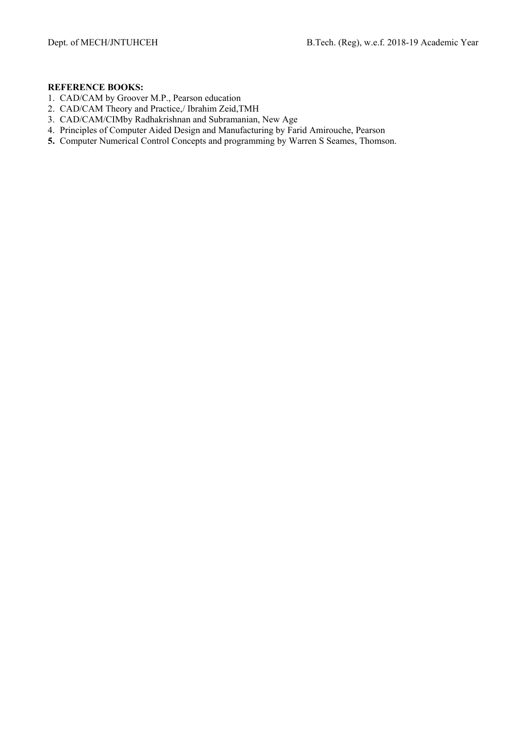**REFERENCE BOOKS:**

1. CAD/CAM by Groover M.P., Pearson education
2. CAD/CAM Theory and Practice,/ Ibrahim Zeid,TMH
3. CAD/CAM/CIMby Radhakrishnan and Subramanian, New Age
4. Principles of Computer Aided Design and Manufacturing by Farid Amirouche, Pearson
5. Computer Numerical Control Concepts and programming by Warren S Seames, Thomson.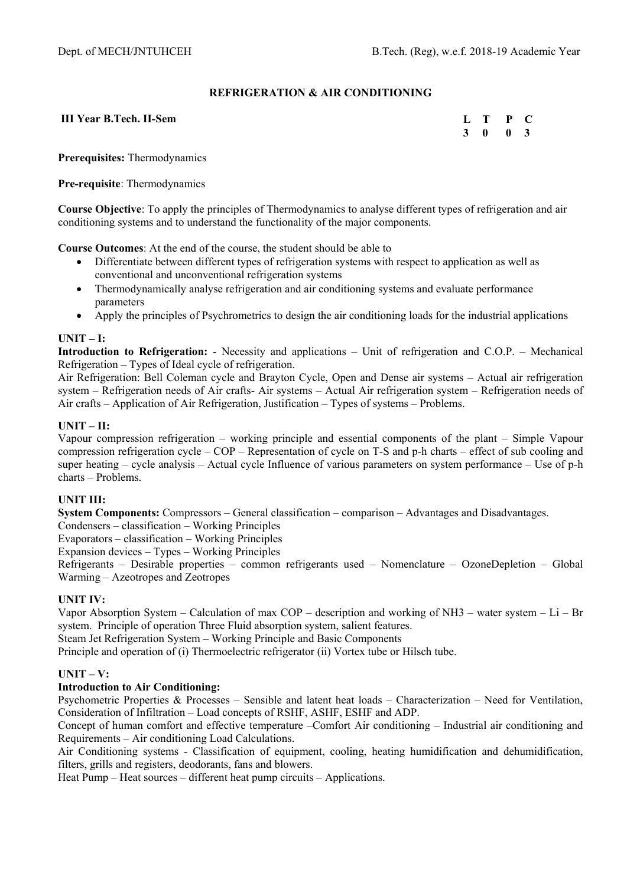## REFRIGERATION & AIR CONDITIONING

**III Year B.Tech. II-Sem**

| L | T | P | C |
|---|---|---|---|
| 3 | 0 | 0 | 3 |

**Prerequisites:** Thermodynamics

**Pre-requisite**: Thermodynamics

**Course Objective**: To apply the principles of Thermodynamics to analyse different types of refrigeration and air conditioning systems and to understand the functionality of the major components.

**Course Outcomes**: At the end of the course, the student should be able to

- Differentiate between different types of refrigeration systems with respect to application as well as conventional and unconventional refrigeration systems
- Thermodynamically analyse refrigeration and air conditioning systems and evaluate performance parameters
- Apply the principles of Psychrometrics to design the air conditioning loads for the industrial applications

**UNIT – I:**

**Introduction to Refrigeration:** - Necessity and applications – Unit of refrigeration and C.O.P. – Mechanical Refrigeration – Types of Ideal cycle of refrigeration.

Air Refrigeration: Bell Coleman cycle and Brayton Cycle, Open and Dense air systems – Actual air refrigeration system – Refrigeration needs of Air crafts- Air systems – Actual Air refrigeration system – Refrigeration needs of Air crafts – Application of Air Refrigeration, Justification – Types of systems – Problems.

**UNIT – II:**

Vapour compression refrigeration – working principle and essential components of the plant – Simple Vapour compression refrigeration cycle – COP – Representation of cycle on T-S and p-h charts – effect of sub cooling and super heating – cycle analysis – Actual cycle Influence of various parameters on system performance – Use of p-h charts – Problems.

**UNIT III:**

**System Components:** Compressors – General classification – comparison – Advantages and Disadvantages.

Condensers – classification – Working Principles

Evaporators – classification – Working Principles

Expansion devices – Types – Working Principles

Refrigerants – Desirable properties – common refrigerants used – Nomenclature – OzoneDepletion – Global Warming – Azeotropes and Zeotropes

**UNIT IV:**

Vapor Absorption System – Calculation of max COP – description and working of $NH_3$ – water system – Li – Br system. Principle of operation Three Fluid absorption system, salient features.

Steam Jet Refrigeration System – Working Principle and Basic Components

Principle and operation of (i) Thermoelectric refrigerator (ii) Vortex tube or Hilsch tube.

**UNIT – V:**

**Introduction to Air Conditioning:**

Psychometric Properties & Processes – Sensible and latent heat loads – Characterization – Need for Ventilation, Consideration of Infiltration – Load concepts of RSHF, ASHF, ESHF and ADP.

Concept of human comfort and effective temperature –Comfort Air conditioning – Industrial air conditioning and Requirements – Air conditioning Load Calculations.

Air Conditioning systems - Classification of equipment, cooling, heating humidification and dehumidification, filters, grills and registers, deodorants, fans and blowers.

Heat Pump – Heat sources – different heat pump circuits – Applications.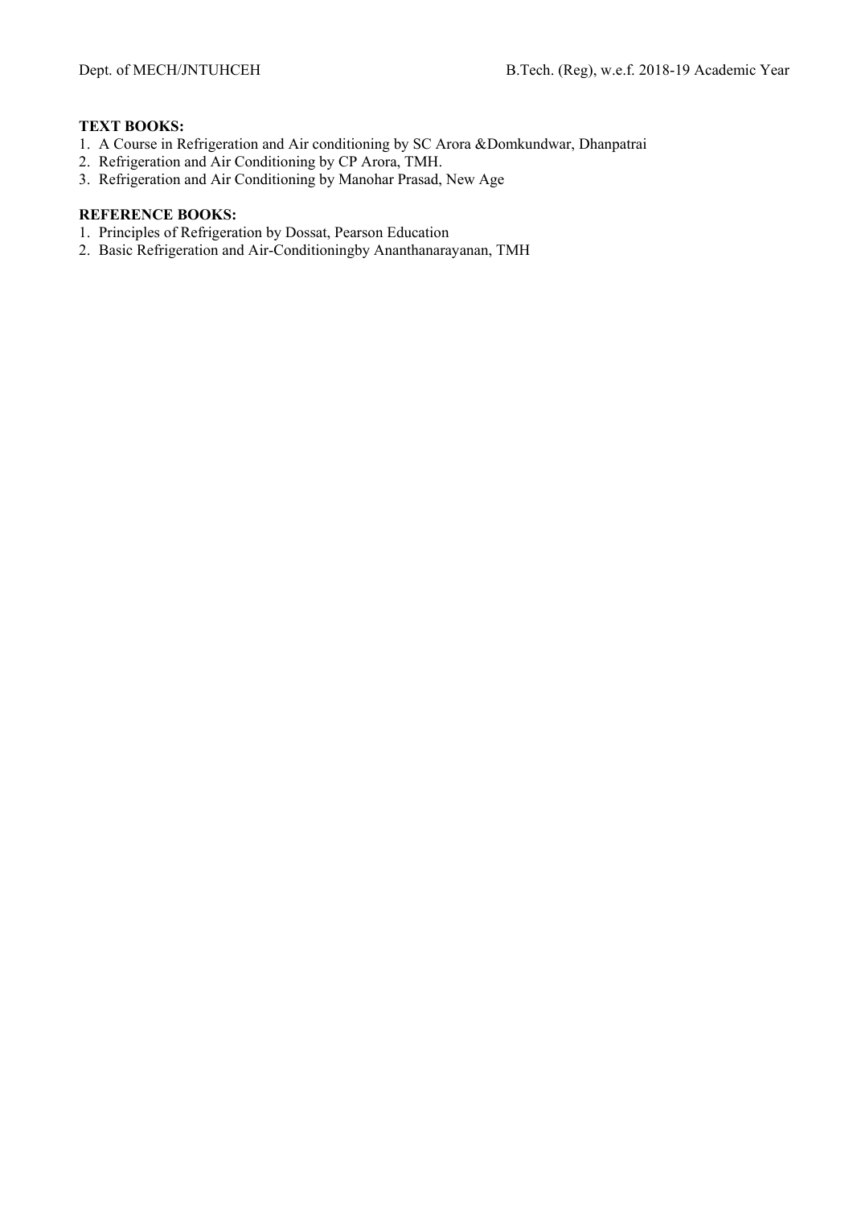**TEXT BOOKS:**

1. A Course in Refrigeration and Air conditioning by SC Arora &Domkundwar, Dhanpatrai
2. Refrigeration and Air Conditioning by CP Arora, TMH.
3. Refrigeration and Air Conditioning by Manohar Prasad, New Age

**REFERENCE BOOKS:**

1. Principles of Refrigeration by Dossat, Pearson Education
2. Basic Refrigeration and Air-Conditioningby Ananthanarayanan, TMH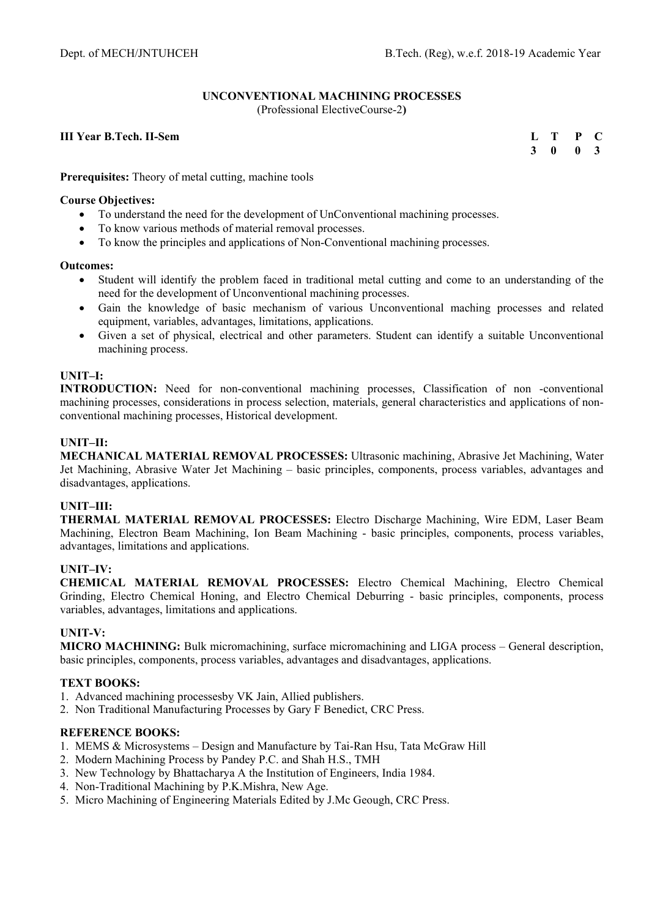## UNCONVENTIONAL MACHINING PROCESSES

(Professional ElectiveCourse-2)

**III Year B.Tech. II-Sem**

| L | T | P | C |
|---|---|---|---|
| 3 | 0 | 0 | 3 |

**Prerequisites:** Theory of metal cutting, machine tools

**Course Objectives:**

- To understand the need for the development of UnConventional machining processes.
- To know various methods of material removal processes.
- To know the principles and applications of Non-Conventional machining processes.

**Outcomes:**

- Student will identify the problem faced in traditional metal cutting and come to an understanding of the need for the development of Unconventional machining processes.
- Gain the knowledge of basic mechanism of various Unconventional maching processes and related equipment, variables, advantages, limitations, applications.
- Given a set of physical, electrical and other parameters. Student can identify a suitable Unconventional machining process.

**UNIT–I:**

**INTRODUCTION:** Need for non-conventional machining processes, Classification of non -conventional machining processes, considerations in process selection, materials, general characteristics and applications of non-conventional machining processes, Historical development.

**UNIT–II:**

**MECHANICAL MATERIAL REMOVAL PROCESSES:** Ultrasonic machining, Abrasive Jet Machining, Water Jet Machining, Abrasive Water Jet Machining – basic principles, components, process variables, advantages and disadvantages, applications.

**UNIT–III:**

**THERMAL MATERIAL REMOVAL PROCESSES:** Electro Discharge Machining, Wire EDM, Laser Beam Machining, Electron Beam Machining, Ion Beam Machining - basic principles, components, process variables, advantages, limitations and applications.

**UNIT–IV:**

**CHEMICAL MATERIAL REMOVAL PROCESSES:** Electro Chemical Machining, Electro Chemical Grinding, Electro Chemical Honing, and Electro Chemical Deburring - basic principles, components, process variables, advantages, limitations and applications.

**UNIT-V:**

**MICRO MACHINING:** Bulk micromachining, surface micromachining and LIGA process – General description, basic principles, components, process variables, advantages and disadvantages, applications.

**TEXT BOOKS:**

1. Advanced machining processesby VK Jain, Allied publishers.
2. Non Traditional Manufacturing Processes by Gary F Benedict, CRC Press.

**REFERENCE BOOKS:**

1. MEMS & Microsystems – Design and Manufacture by Tai-Ran Hsu, Tata McGraw Hill
2. Modern Machining Process by Pandey P.C. and Shah H.S., TMH
3. New Technology by Bhattacharya A the Institution of Engineers, India 1984.
4. Non-Traditional Machining by P.K.Mishra, New Age.
5. Micro Machining of Engineering Materials Edited by J.Mc Geough, CRC Press.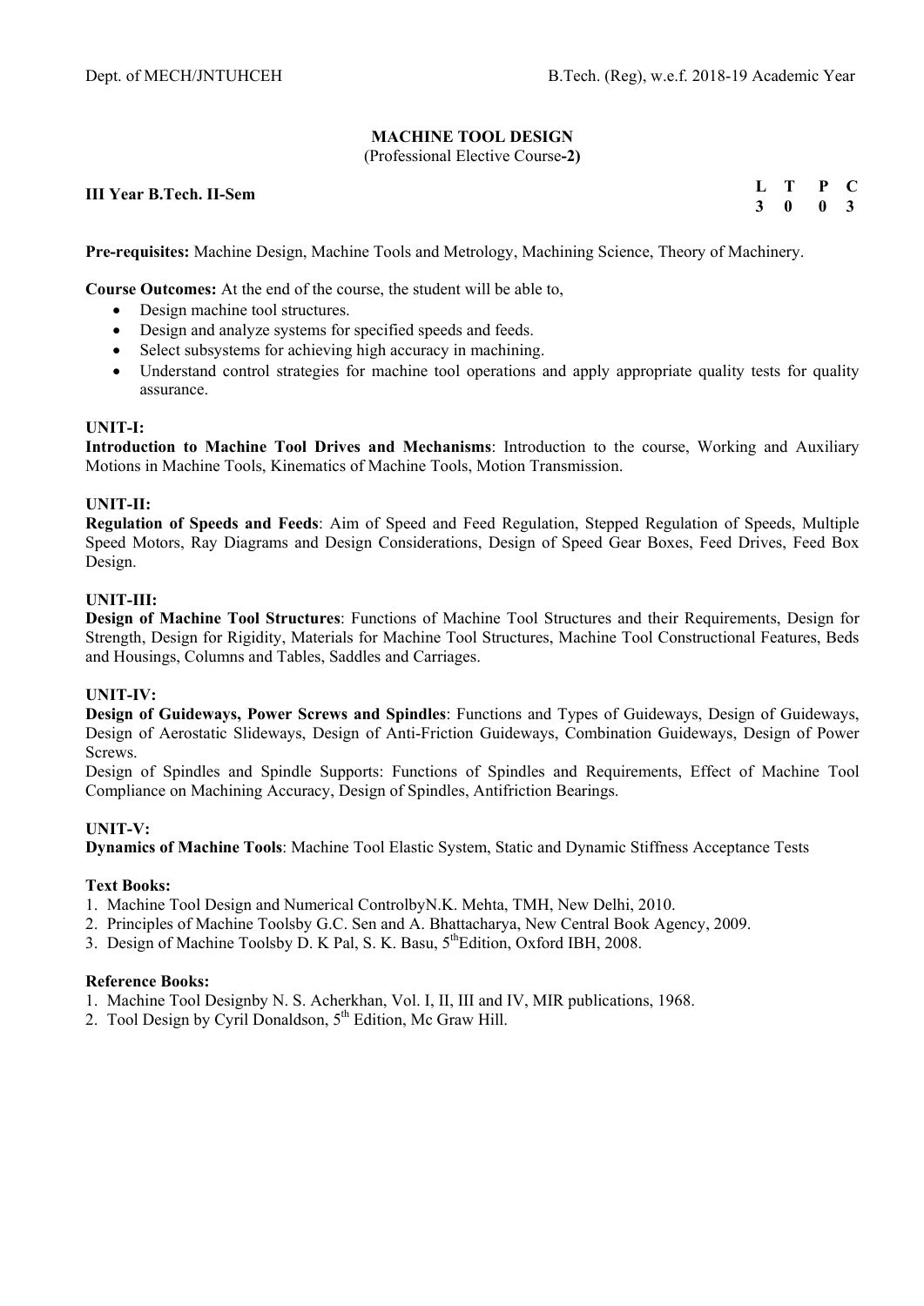## MACHINE TOOL DESIGN

(Professional Elective Course-2)

**III Year B.Tech. II-Sem**

| L | T | P | C |
|---|---|---|---|
| 3 | 0 | 0 | 3 |

**Pre-requisites:** Machine Design, Machine Tools and Metrology, Machining Science, Theory of Machinery.

**Course Outcomes:** At the end of the course, the student will be able to,

- Design machine tool structures.
- Design and analyze systems for specified speeds and feeds.
- Select subsystems for achieving high accuracy in machining.
- Understand control strategies for machine tool operations and apply appropriate quality tests for quality assurance.

**UNIT-I:**

**Introduction to Machine Tool Drives and Mechanisms**: Introduction to the course, Working and Auxiliary Motions in Machine Tools, Kinematics of Machine Tools, Motion Transmission.

**UNIT-II:**

**Regulation of Speeds and Feeds**: Aim of Speed and Feed Regulation, Stepped Regulation of Speeds, Multiple Speed Motors, Ray Diagrams and Design Considerations, Design of Speed Gear Boxes, Feed Drives, Feed Box Design.

**UNIT-III:**

**Design of Machine Tool Structures**: Functions of Machine Tool Structures and their Requirements, Design for Strength, Design for Rigidity, Materials for Machine Tool Structures, Machine Tool Constructional Features, Beds and Housings, Columns and Tables, Saddles and Carriages.

**UNIT-IV:**

**Design of Guideways, Power Screws and Spindles**: Functions and Types of Guideways, Design of Guideways, Design of Aerostatic Slideways, Design of Anti-Friction Guideways, Combination Guideways, Design of Power Screws.

Design of Spindles and Spindle Supports: Functions of Spindles and Requirements, Effect of Machine Tool Compliance on Machining Accuracy, Design of Spindles, Antifriction Bearings.

**UNIT-V:**

**Dynamics of Machine Tools**: Machine Tool Elastic System, Static and Dynamic Stiffness Acceptance Tests

**Text Books:**

1. Machine Tool Design and Numerical ControlbyN.K. Mehta, TMH, New Delhi, 2010.
2. Principles of Machine Toolsby G.C. Sen and A. Bhattacharya, New Central Book Agency, 2009.
3. Design of Machine Toolsby D. K Pal, S. K. Basu, 5th Edition, Oxford IBH, 2008.

**Reference Books:**

1. Machine Tool Designby N. S. Acherkhan, Vol. I, II, III and IV, MIR publications, 1968.
2. Tool Design by Cyril Donaldson, 5th Edition, Mc Graw Hill.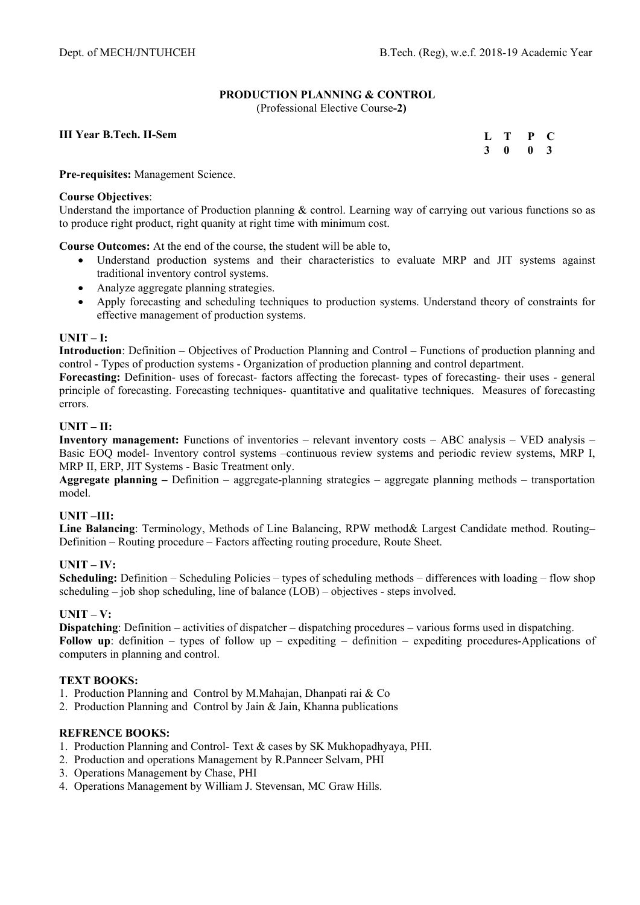# PRODUCTION PLANNING & CONTROL

(Professional Elective Course-2)

**III Year B.Tech. II-Sem**

| L | T | P | C |
|---|---|---|---|
| 3 | 0 | 0 | 3 |

**Pre-requisites:** Management Science.

**Course Objectives**:
Understand the importance of Production planning & control. Learning way of carrying out various functions so as to produce right product, right quanity at right time with minimum cost.

**Course Outcomes:** At the end of the course, the student will be able to,

- Understand production systems and their characteristics to evaluate MRP and JIT systems against traditional inventory control systems.
- Analyze aggregate planning strategies.
- Apply forecasting and scheduling techniques to production systems. Understand theory of constraints for effective management of production systems.

**UNIT – I:**

**Introduction**: Definition – Objectives of Production Planning and Control – Functions of production planning and control - Types of production systems - Organization of production planning and control department.

**Forecasting:** Definition- uses of forecast- factors affecting the forecast- types of forecasting- their uses - general principle of forecasting. Forecasting techniques- quantitative and qualitative techniques. Measures of forecasting errors.

**UNIT – II:**

**Inventory management:** Functions of inventories – relevant inventory costs – ABC analysis – VED analysis – Basic EOQ model- Inventory control systems –continuous review systems and periodic review systems, MRP I, MRP II, ERP, JIT Systems - Basic Treatment only.

**Aggregate planning –** Definition – aggregate-planning strategies – aggregate planning methods – transportation model.

**UNIT –III:**

**Line Balancing**: Terminology, Methods of Line Balancing, RPW method& Largest Candidate method. Routing– Definition – Routing procedure – Factors affecting routing procedure, Route Sheet.

**UNIT – IV:**

**Scheduling:** Definition – Scheduling Policies – types of scheduling methods – differences with loading – flow shop scheduling **–** job shop scheduling, line of balance (LOB) – objectives - steps involved.

**UNIT – V:**

**Dispatching**: Definition – activities of dispatcher – dispatching procedures – various forms used in dispatching.

**Follow up**: definition – types of follow up – expediting – definition – expediting procedures-Applications of computers in planning and control.

**TEXT BOOKS:**

1. Production Planning and Control by M.Mahajan, Dhanpati rai & Co
2. Production Planning and Control by Jain & Jain, Khanna publications

**REFRENCE BOOKS:**

1. Production Planning and Control- Text & cases by SK Mukhopadhyaya, PHI.
2. Production and operations Management by R.Panneer Selvam, PHI
3. Operations Management by Chase, PHI
4. Operations Management by William J. Stevensan, MC Graw Hills.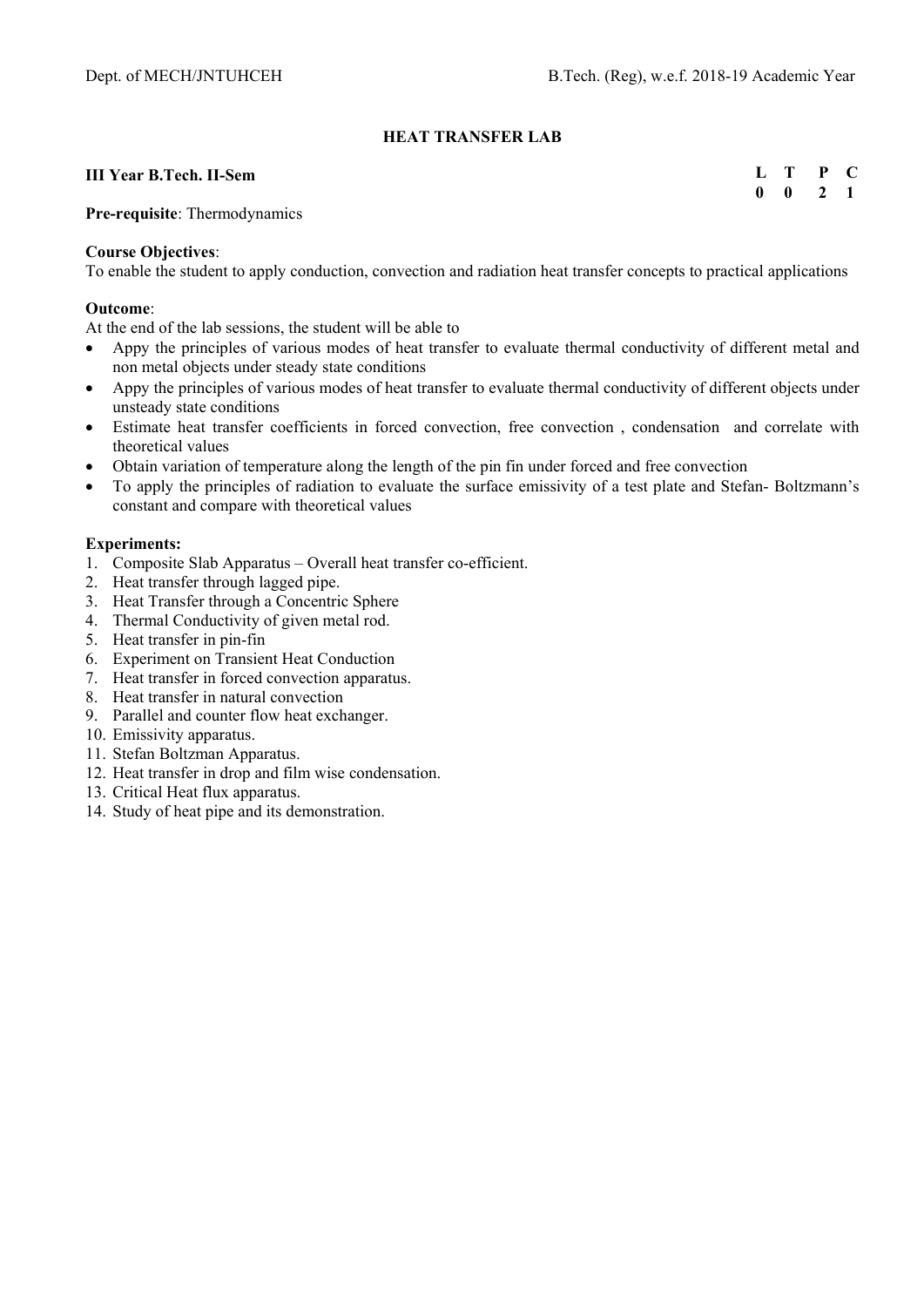## HEAT TRANSFER LAB

**III Year B.Tech. II-Sem**

| L | T | P | C |
|---|---|---|---|
| 0 | 0 | 2 | 1 |

**Pre-requisite**: Thermodynamics

**Course Objectives**:
To enable the student to apply conduction, convection and radiation heat transfer concepts to practical applications

**Outcome**:
At the end of the lab sessions, the student will be able to

- Appy the principles of various modes of heat transfer to evaluate thermal conductivity of different metal and non metal objects under steady state conditions
- Appy the principles of various modes of heat transfer to evaluate thermal conductivity of different objects under unsteady state conditions
- Estimate heat transfer coefficients in forced convection, free convection , condensation and correlate with theoretical values
- Obtain variation of temperature along the length of the pin fin under forced and free convection
- To apply the principles of radiation to evaluate the surface emissivity of a test plate and Stefan- Boltzmann's constant and compare with theoretical values

**Experiments:**

1. Composite Slab Apparatus – Overall heat transfer co-efficient.
2. Heat transfer through lagged pipe.
3. Heat Transfer through a Concentric Sphere
4. Thermal Conductivity of given metal rod.
5. Heat transfer in pin-fin
6. Experiment on Transient Heat Conduction
7. Heat transfer in forced convection apparatus.
8. Heat transfer in natural convection
9. Parallel and counter flow heat exchanger.
10. Emissivity apparatus.
11. Stefan Boltzman Apparatus.
12. Heat transfer in drop and film wise condensation.
13. Critical Heat flux apparatus.
14. Study of heat pipe and its demonstration.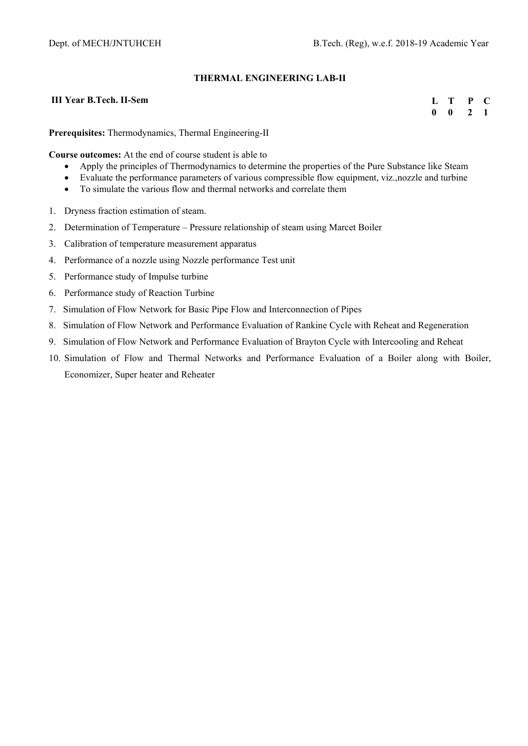## THERMAL ENGINEERING LAB-II

**III Year B.Tech. II-Sem**

| L | T | P | C |
|---|---|---|---|
| 0 | 0 | 2 | 1 |

**Prerequisites:** Thermodynamics, Thermal Engineering-II

**Course outcomes:** At the end of course student is able to

- Apply the principles of Thermodynamics to determine the properties of the Pure Substance like Steam
- Evaluate the performance parameters of various compressible flow equipment, viz.,nozzle and turbine
- To simulate the various flow and thermal networks and correlate them

1. Dryness fraction estimation of steam.
2. Determination of Temperature – Pressure relationship of steam using Marcet Boiler
3. Calibration of temperature measurement apparatus
4. Performance of a nozzle using Nozzle performance Test unit
5. Performance study of Impulse turbine
6. Performance study of Reaction Turbine
7. Simulation of Flow Network for Basic Pipe Flow and Interconnection of Pipes
8. Simulation of Flow Network and Performance Evaluation of Rankine Cycle with Reheat and Regeneration
9. Simulation of Flow Network and Performance Evaluation of Brayton Cycle with Intercooling and Reheat
10. Simulation of Flow and Thermal Networks and Performance Evaluation of a Boiler along with Boiler, Economizer, Super heater and Reheater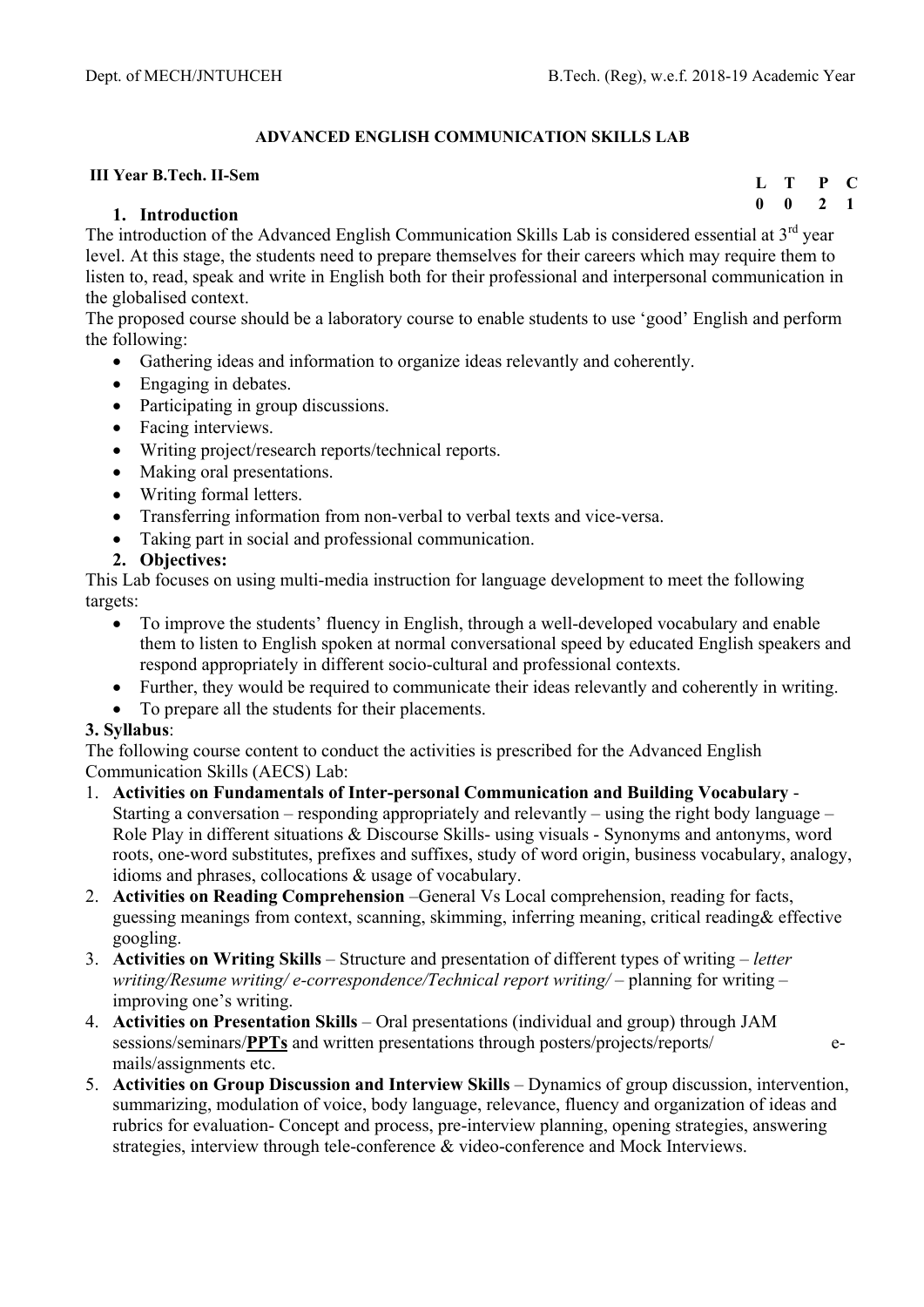## ADVANCED ENGLISH COMMUNICATION SKILLS LAB

**III Year B.Tech. II-Sem**

| L | T | P | C |
|---|---|---|---|
| 0 | 0 | 2 | 1 |

### 1. Introduction

The introduction of the Advanced English Communication Skills Lab is considered essential at 3rd year level. At this stage, the students need to prepare themselves for their careers which may require them to listen to, read, speak and write in English both for their professional and interpersonal communication in the globalised context.

The proposed course should be a laboratory course to enable students to use 'good' English and perform the following:

- Gathering ideas and information to organize ideas relevantly and coherently.
- Engaging in debates.
- Participating in group discussions.
- Facing interviews.
- Writing project/research reports/technical reports.
- Making oral presentations.
- Writing formal letters.
- Transferring information from non-verbal to verbal texts and vice-versa.
- Taking part in social and professional communication.

### 2. Objectives:

This Lab focuses on using multi-media instruction for language development to meet the following targets:

- To improve the students' fluency in English, through a well-developed vocabulary and enable them to listen to English spoken at normal conversational speed by educated English speakers and respond appropriately in different socio-cultural and professional contexts.
- Further, they would be required to communicate their ideas relevantly and coherently in writing.
- To prepare all the students for their placements.

### 3. Syllabus:

The following course content to conduct the activities is prescribed for the Advanced English Communication Skills (AECS) Lab:

1. **Activities on Fundamentals of Inter-personal Communication and Building Vocabulary** - Starting a conversation – responding appropriately and relevantly – using the right body language – Role Play in different situations & Discourse Skills- using visuals - Synonyms and antonyms, word roots, one-word substitutes, prefixes and suffixes, study of word origin, business vocabulary, analogy, idioms and phrases, collocations & usage of vocabulary.
2. **Activities on Reading Comprehension** –General Vs Local comprehension, reading for facts, guessing meanings from context, scanning, skimming, inferring meaning, critical reading& effective googling.
3. **Activities on Writing Skills** – Structure and presentation of different types of writing – *letter writing/Resume writing/ e-correspondence/Technical report writing/* – planning for writing – improving one's writing.
4. **Activities on Presentation Skills** – Oral presentations (individual and group) through JAM sessions/seminars/**PPTs** and written presentations through posters/projects/reports/ e-mails/assignments etc.
5. **Activities on Group Discussion and Interview Skills** – Dynamics of group discussion, intervention, summarizing, modulation of voice, body language, relevance, fluency and organization of ideas and rubrics for evaluation- Concept and process, pre-interview planning, opening strategies, answering strategies, interview through tele-conference & video-conference and Mock Interviews.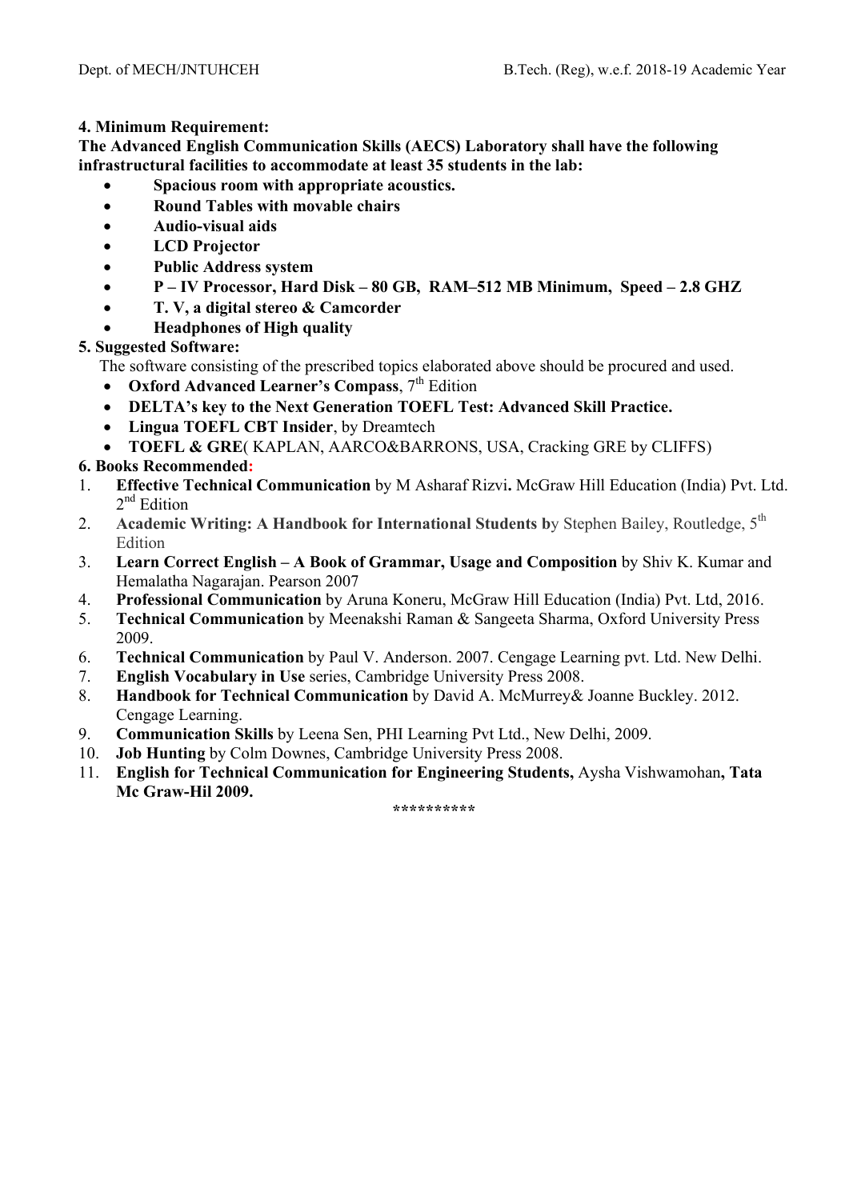**4. Minimum Requirement:**

**The Advanced English Communication Skills (AECS) Laboratory shall have the following infrastructural facilities to accommodate at least 35 students in the lab:**

- **Spacious room with appropriate acoustics.**
- **Round Tables with movable chairs**
- **Audio-visual aids**
- **LCD Projector**
- **Public Address system**
- **P – IV Processor, Hard Disk – 80 GB, RAM–512 MB Minimum, Speed – 2.8 GHZ**
- **T. V, a digital stereo & Camcorder**
- **Headphones of High quality**

**5. Suggested Software:**

The software consisting of the prescribed topics elaborated above should be procured and used.

- **Oxford Advanced Learner's Compass**, 7th Edition
- **DELTA's key to the Next Generation TOEFL Test: Advanced Skill Practice.**
- **Lingua TOEFL CBT Insider**, by Dreamtech
- **TOEFL & GRE**( KAPLAN, AARCO&BARRONS, USA, Cracking GRE by CLIFFS)

**6. Books Recommended:**

1. **Effective Technical Communication** by M Asharaf Rizvi**.** McGraw Hill Education (India) Pvt. Ltd. 2nd Edition
2. **Academic Writing: A Handbook for International Students b**y Stephen Bailey, Routledge, 5th Edition
3. **Learn Correct English – A Book of Grammar, Usage and Composition** by Shiv K. Kumar and Hemalatha Nagarajan. Pearson 2007
4. **Professional Communication** by Aruna Koneru, McGraw Hill Education (India) Pvt. Ltd, 2016.
5. **Technical Communication** by Meenakshi Raman & Sangeeta Sharma, Oxford University Press 2009.
6. **Technical Communication** by Paul V. Anderson. 2007. Cengage Learning pvt. Ltd. New Delhi.
7. **English Vocabulary in Use** series, Cambridge University Press 2008.
8. **Handbook for Technical Communication** by David A. McMurrey& Joanne Buckley. 2012. Cengage Learning.
9. **Communication Skills** by Leena Sen, PHI Learning Pvt Ltd., New Delhi, 2009.
10. **Job Hunting** by Colm Downes, Cambridge University Press 2008.
11. **English for Technical Communication for Engineering Students,** Aysha Vishwamohan**, Tata Mc Graw-Hil 2009.**

\*\*\*\*\*\*\*\*\*\*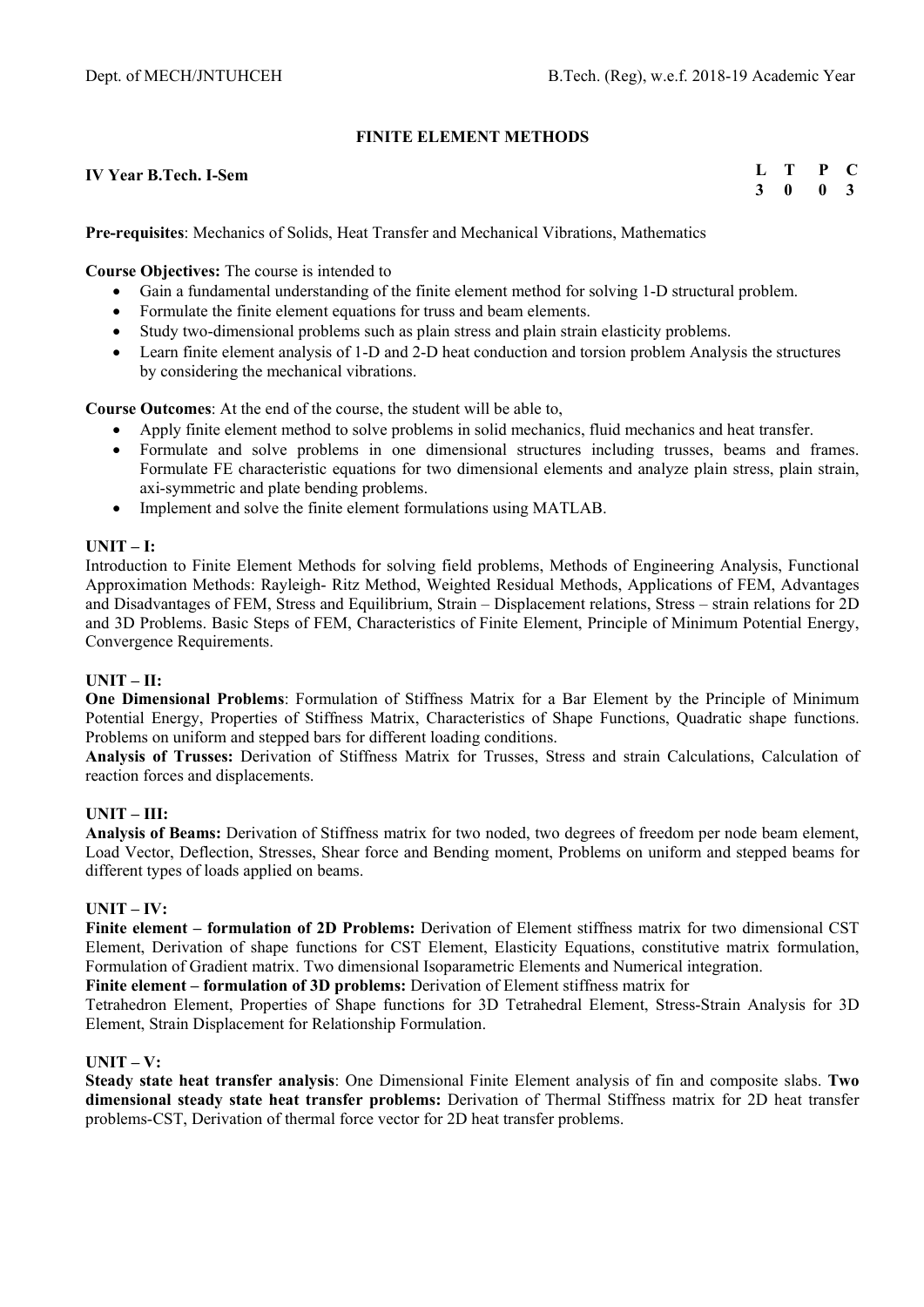## FINITE ELEMENT METHODS

**IV Year B.Tech. I-Sem**

| L | T | P | C |
|---|---|---|---|
| 3 | 0 | 0 | 3 |

**Pre-requisites**: Mechanics of Solids, Heat Transfer and Mechanical Vibrations, Mathematics

**Course Objectives:** The course is intended to

- Gain a fundamental understanding of the finite element method for solving 1-D structural problem.
- Formulate the finite element equations for truss and beam elements.
- Study two-dimensional problems such as plain stress and plain strain elasticity problems.
- Learn finite element analysis of 1-D and 2-D heat conduction and torsion problem Analysis the structures by considering the mechanical vibrations.

**Course Outcomes**: At the end of the course, the student will be able to,

- Apply finite element method to solve problems in solid mechanics, fluid mechanics and heat transfer.
- Formulate and solve problems in one dimensional structures including trusses, beams and frames. Formulate FE characteristic equations for two dimensional elements and analyze plain stress, plain strain, axi-symmetric and plate bending problems.
- Implement and solve the finite element formulations using MATLAB.

**UNIT – I:**

Introduction to Finite Element Methods for solving field problems, Methods of Engineering Analysis, Functional Approximation Methods: Rayleigh- Ritz Method, Weighted Residual Methods, Applications of FEM, Advantages and Disadvantages of FEM, Stress and Equilibrium, Strain – Displacement relations, Stress – strain relations for 2D and 3D Problems. Basic Steps of FEM, Characteristics of Finite Element, Principle of Minimum Potential Energy, Convergence Requirements.

**UNIT – II:**

**One Dimensional Problems**: Formulation of Stiffness Matrix for a Bar Element by the Principle of Minimum Potential Energy, Properties of Stiffness Matrix, Characteristics of Shape Functions, Quadratic shape functions. Problems on uniform and stepped bars for different loading conditions.

**Analysis of Trusses:** Derivation of Stiffness Matrix for Trusses, Stress and strain Calculations, Calculation of reaction forces and displacements.

**UNIT – III:**

**Analysis of Beams:** Derivation of Stiffness matrix for two noded, two degrees of freedom per node beam element, Load Vector, Deflection, Stresses, Shear force and Bending moment, Problems on uniform and stepped beams for different types of loads applied on beams.

**UNIT – IV:**

**Finite element – formulation of 2D Problems:** Derivation of Element stiffness matrix for two dimensional CST Element, Derivation of shape functions for CST Element, Elasticity Equations, constitutive matrix formulation, Formulation of Gradient matrix. Two dimensional Isoparametric Elements and Numerical integration.

**Finite element – formulation of 3D problems:** Derivation of Element stiffness matrix for Tetrahedron Element, Properties of Shape functions for 3D Tetrahedral Element, Stress-Strain Analysis for 3D Element, Strain Displacement for Relationship Formulation.

**UNIT – V:**

**Steady state heat transfer analysis**: One Dimensional Finite Element analysis of fin and composite slabs. **Two dimensional steady state heat transfer problems:** Derivation of Thermal Stiffness matrix for 2D heat transfer problems-CST, Derivation of thermal force vector for 2D heat transfer problems.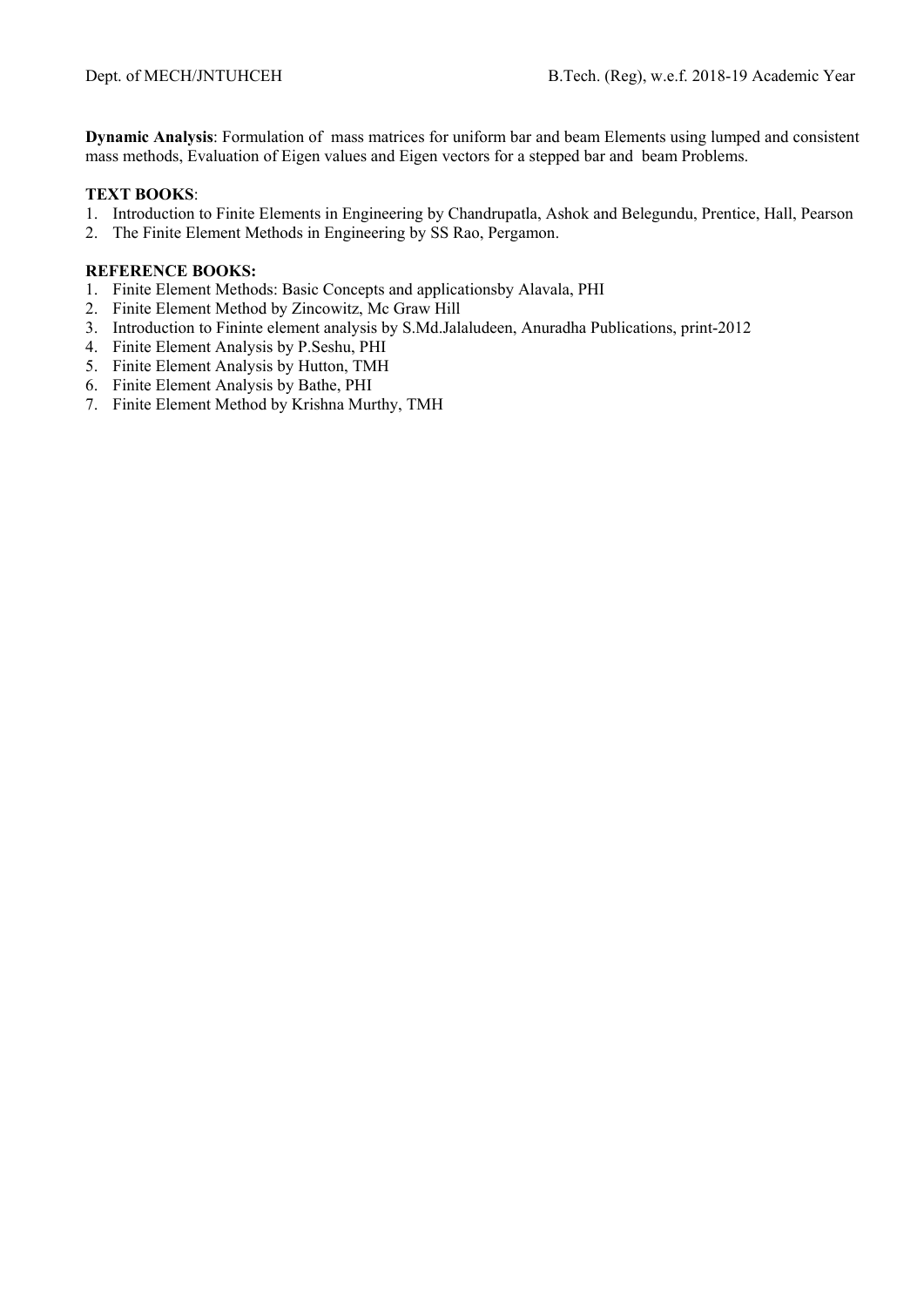**Dynamic Analysis**: Formulation of mass matrices for uniform bar and beam Elements using lumped and consistent mass methods, Evaluation of Eigen values and Eigen vectors for a stepped bar and beam Problems.

**TEXT BOOKS**:

1. Introduction to Finite Elements in Engineering by Chandrupatla, Ashok and Belegundu, Prentice, Hall, Pearson
2. The Finite Element Methods in Engineering by SS Rao, Pergamon.

**REFERENCE BOOKS:**

1. Finite Element Methods: Basic Concepts and applicationsby Alavala, PHI
2. Finite Element Method by Zincowitz, Mc Graw Hill
3. Introduction to Fininte element analysis by S.Md.Jalaludeen, Anuradha Publications, print-2012
4. Finite Element Analysis by P.Seshu, PHI
5. Finite Element Analysis by Hutton, TMH
6. Finite Element Analysis by Bathe, PHI
7. Finite Element Method by Krishna Murthy, TMH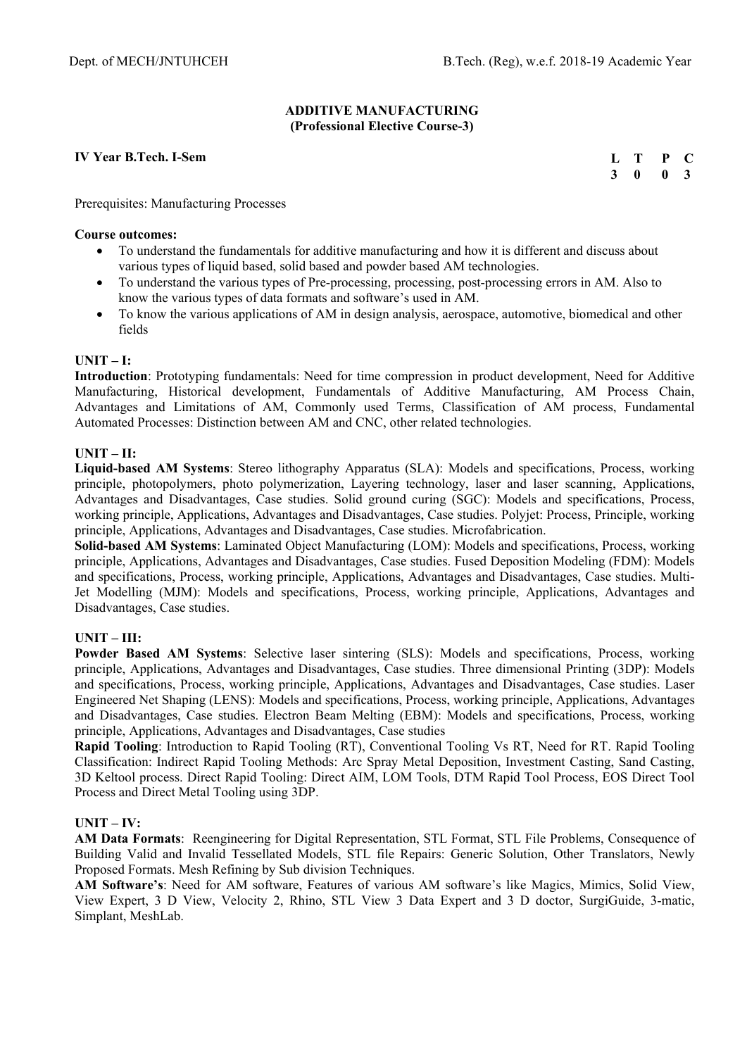## ADDITIVE MANUFACTURING
### (Professional Elective Course-3)

**IV Year B.Tech. I-Sem**

| L | T | P | C |
|---|---|---|---|
| 3 | 0 | 0 | 3 |

Prerequisites: Manufacturing Processes

**Course outcomes:**

- To understand the fundamentals for additive manufacturing and how it is different and discuss about various types of liquid based, solid based and powder based AM technologies.
- To understand the various types of Pre-processing, processing, post-processing errors in AM. Also to know the various types of data formats and software's used in AM.
- To know the various applications of AM in design analysis, aerospace, automotive, biomedical and other fields

**UNIT – I:**

**Introduction**: Prototyping fundamentals: Need for time compression in product development, Need for Additive Manufacturing, Historical development, Fundamentals of Additive Manufacturing, AM Process Chain, Advantages and Limitations of AM, Commonly used Terms, Classification of AM process, Fundamental Automated Processes: Distinction between AM and CNC, other related technologies.

**UNIT – II:**

**Liquid-based AM Systems**: Stereo lithography Apparatus (SLA): Models and specifications, Process, working principle, photopolymers, photo polymerization, Layering technology, laser and laser scanning, Applications, Advantages and Disadvantages, Case studies. Solid ground curing (SGC): Models and specifications, Process, working principle, Applications, Advantages and Disadvantages, Case studies. Polyjet: Process, Principle, working principle, Applications, Advantages and Disadvantages, Case studies. Microfabrication.

**Solid-based AM Systems**: Laminated Object Manufacturing (LOM): Models and specifications, Process, working principle, Applications, Advantages and Disadvantages, Case studies. Fused Deposition Modeling (FDM): Models and specifications, Process, working principle, Applications, Advantages and Disadvantages, Case studies. Multi-Jet Modelling (MJM): Models and specifications, Process, working principle, Applications, Advantages and Disadvantages, Case studies.

**UNIT – III:**

**Powder Based AM Systems**: Selective laser sintering (SLS): Models and specifications, Process, working principle, Applications, Advantages and Disadvantages, Case studies. Three dimensional Printing (3DP): Models and specifications, Process, working principle, Applications, Advantages and Disadvantages, Case studies. Laser Engineered Net Shaping (LENS): Models and specifications, Process, working principle, Applications, Advantages and Disadvantages, Case studies. Electron Beam Melting (EBM): Models and specifications, Process, working principle, Applications, Advantages and Disadvantages, Case studies

**Rapid Tooling**: Introduction to Rapid Tooling (RT), Conventional Tooling Vs RT, Need for RT. Rapid Tooling Classification: Indirect Rapid Tooling Methods: Arc Spray Metal Deposition, Investment Casting, Sand Casting, 3D Keltool process. Direct Rapid Tooling: Direct AIM, LOM Tools, DTM Rapid Tool Process, EOS Direct Tool Process and Direct Metal Tooling using 3DP.

**UNIT – IV:**

**AM Data Formats**: Reengineering for Digital Representation, STL Format, STL File Problems, Consequence of Building Valid and Invalid Tessellated Models, STL file Repairs: Generic Solution, Other Translators, Newly Proposed Formats. Mesh Refining by Sub division Techniques.

**AM Software's**: Need for AM software, Features of various AM software's like Magics, Mimics, Solid View, View Expert, 3 D View, Velocity 2, Rhino, STL View 3 Data Expert and 3 D doctor, SurgiGuide, 3-matic, Simplant, MeshLab.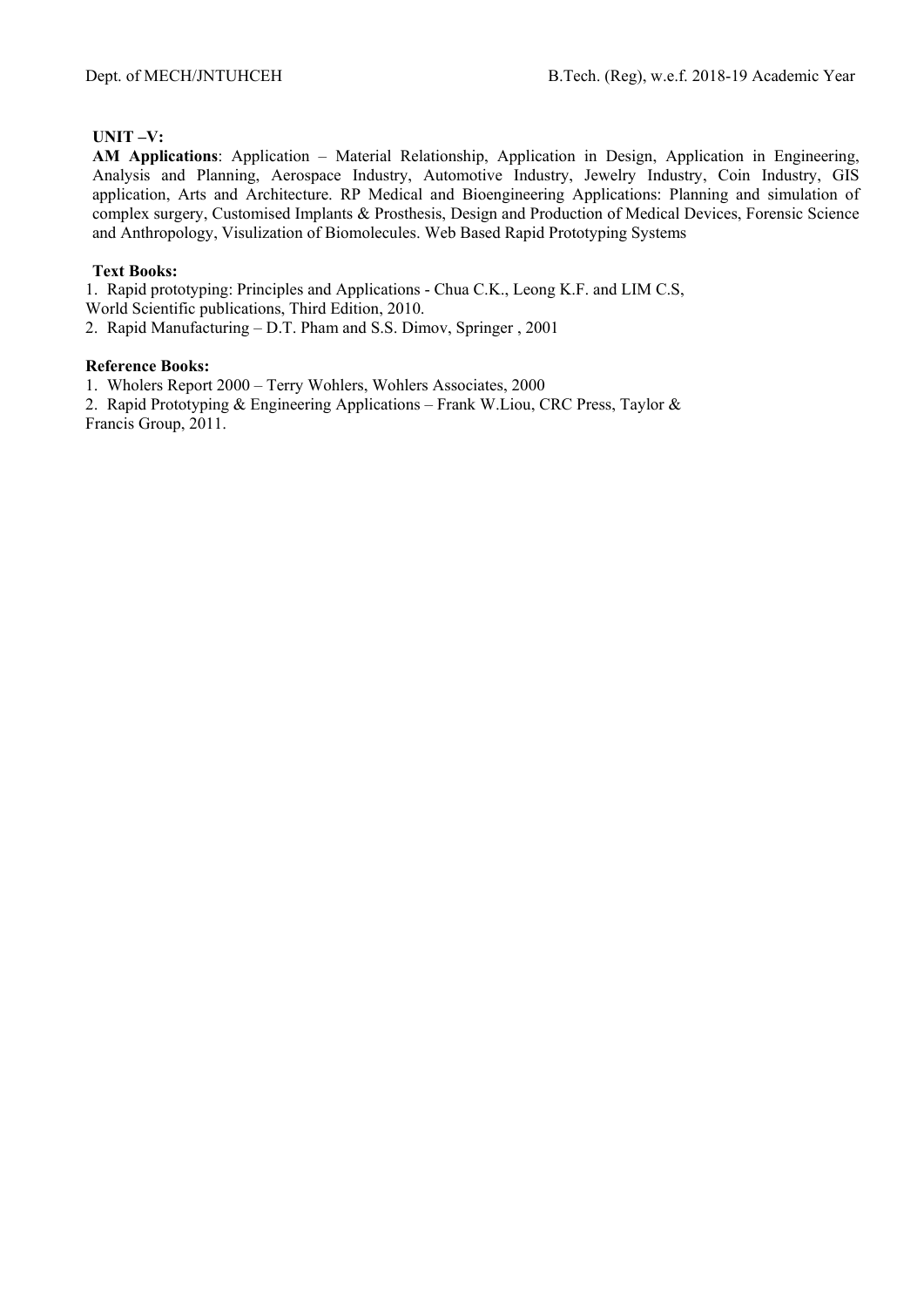**UNIT –V:**

**AM Applications**: Application – Material Relationship, Application in Design, Application in Engineering, Analysis and Planning, Aerospace Industry, Automotive Industry, Jewelry Industry, Coin Industry, GIS application, Arts and Architecture. RP Medical and Bioengineering Applications: Planning and simulation of complex surgery, Customised Implants & Prosthesis, Design and Production of Medical Devices, Forensic Science and Anthropology, Visulization of Biomolecules. Web Based Rapid Prototyping Systems

**Text Books:**

1. Rapid prototyping: Principles and Applications - Chua C.K., Leong K.F. and LIM C.S, World Scientific publications, Third Edition, 2010.
2. Rapid Manufacturing – D.T. Pham and S.S. Dimov, Springer , 2001

**Reference Books:**

1. Wholers Report 2000 – Terry Wohlers, Wohlers Associates, 2000
2. Rapid Prototyping & Engineering Applications – Frank W.Liou, CRC Press, Taylor & Francis Group, 2011.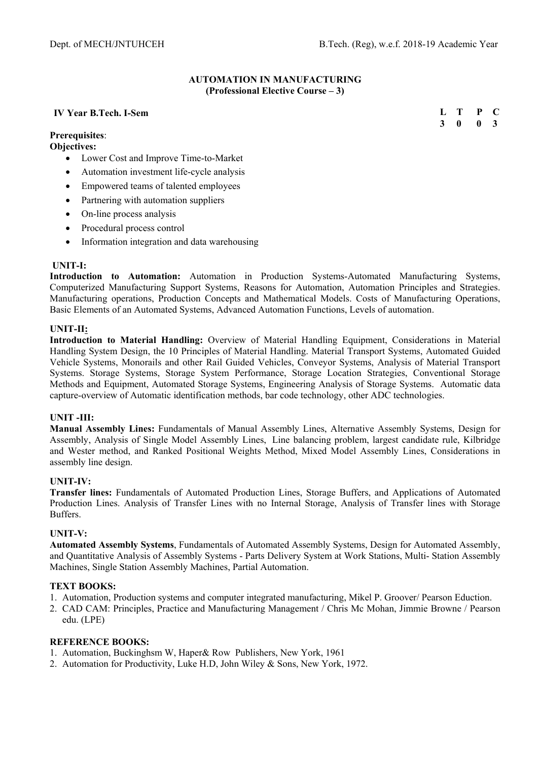# AUTOMATION IN MANUFACTURING
## (Professional Elective Course – 3)

**IV Year B.Tech. I-Sem**

| L | T | P | C |
|---|---|---|---|
| 3 | 0 | 0 | 3 |

**Prerequisites**:

**Objectives:**

- Lower Cost and Improve Time-to-Market
- Automation investment life-cycle analysis
- Empowered teams of talented employees
- Partnering with automation suppliers
- On-line process analysis
- Procedural process control
- Information integration and data warehousing

**UNIT-I:**

**Introduction to Automation:** Automation in Production Systems-Automated Manufacturing Systems, Computerized Manufacturing Support Systems, Reasons for Automation, Automation Principles and Strategies. Manufacturing operations, Production Concepts and Mathematical Models. Costs of Manufacturing Operations, Basic Elements of an Automated Systems, Advanced Automation Functions, Levels of automation.

**UNIT-II:**

**Introduction to Material Handling:** Overview of Material Handling Equipment, Considerations in Material Handling System Design, the 10 Principles of Material Handling. Material Transport Systems, Automated Guided Vehicle Systems, Monorails and other Rail Guided Vehicles, Conveyor Systems, Analysis of Material Transport Systems. Storage Systems, Storage System Performance, Storage Location Strategies, Conventional Storage Methods and Equipment, Automated Storage Systems, Engineering Analysis of Storage Systems. Automatic data capture-overview of Automatic identification methods, bar code technology, other ADC technologies.

**UNIT -III:**

**Manual Assembly Lines:** Fundamentals of Manual Assembly Lines, Alternative Assembly Systems, Design for Assembly, Analysis of Single Model Assembly Lines, Line balancing problem, largest candidate rule, Kilbridge and Wester method, and Ranked Positional Weights Method, Mixed Model Assembly Lines, Considerations in assembly line design.

**UNIT-IV:**

**Transfer lines:** Fundamentals of Automated Production Lines, Storage Buffers, and Applications of Automated Production Lines. Analysis of Transfer Lines with no Internal Storage, Analysis of Transfer lines with Storage Buffers.

**UNIT-V:**

**Automated Assembly Systems**, Fundamentals of Automated Assembly Systems, Design for Automated Assembly, and Quantitative Analysis of Assembly Systems - Parts Delivery System at Work Stations, Multi- Station Assembly Machines, Single Station Assembly Machines, Partial Automation.

**TEXT BOOKS:**

1. Automation, Production systems and computer integrated manufacturing, Mikel P. Groover/ Pearson Eduction.
2. CAD CAM: Principles, Practice and Manufacturing Management / Chris Mc Mohan, Jimmie Browne / Pearson edu. (LPE)

**REFERENCE BOOKS:**

1. Automation, Buckinghsm W, Haper& Row Publishers, New York, 1961
2. Automation for Productivity, Luke H.D, John Wiley & Sons, New York, 1972.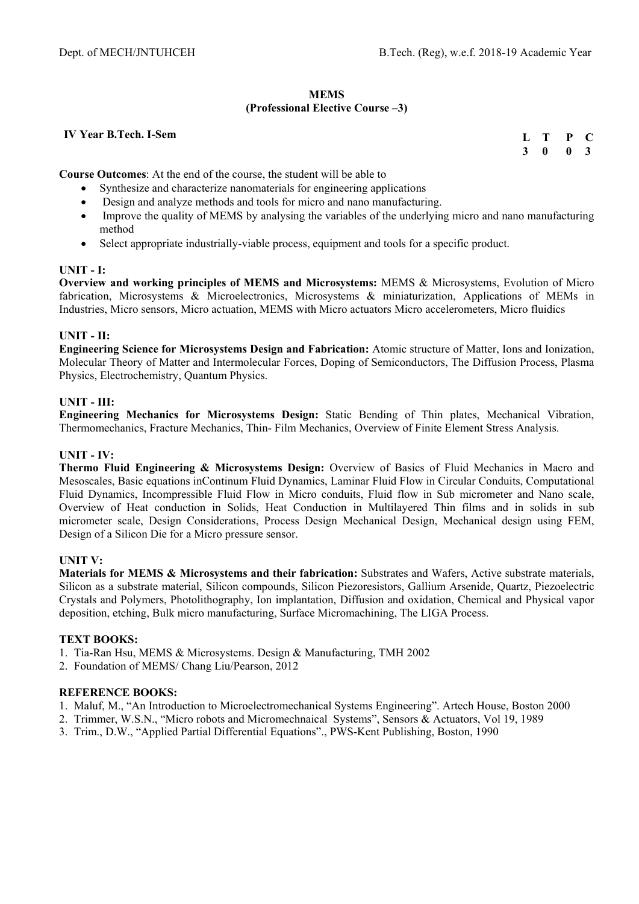## MEMS
### (Professional Elective Course –3)

**IV Year B.Tech. I-Sem**

| L | T | P | C |
|---|---|---|---|
| 3 | 0 | 0 | 3 |

**Course Outcomes**: At the end of the course, the student will be able to

- Synthesize and characterize nanomaterials for engineering applications
- Design and analyze methods and tools for micro and nano manufacturing.
- Improve the quality of MEMS by analysing the variables of the underlying micro and nano manufacturing method
- Select appropriate industrially-viable process, equipment and tools for a specific product.

**UNIT - I:**

**Overview and working principles of MEMS and Microsystems:** MEMS & Microsystems, Evolution of Micro fabrication, Microsystems & Microelectronics, Microsystems & miniaturization, Applications of MEMs in Industries, Micro sensors, Micro actuation, MEMS with Micro actuators Micro accelerometers, Micro fluidics

**UNIT - II:**

**Engineering Science for Microsystems Design and Fabrication:** Atomic structure of Matter, Ions and Ionization, Molecular Theory of Matter and Intermolecular Forces, Doping of Semiconductors, The Diffusion Process, Plasma Physics, Electrochemistry, Quantum Physics.

**UNIT - III:**

**Engineering Mechanics for Microsystems Design:** Static Bending of Thin plates, Mechanical Vibration, Thermomechanics, Fracture Mechanics, Thin- Film Mechanics, Overview of Finite Element Stress Analysis.

**UNIT - IV:**

**Thermo Fluid Engineering & Microsystems Design:** Overview of Basics of Fluid Mechanics in Macro and Mesoscales, Basic equations inContinum Fluid Dynamics, Laminar Fluid Flow in Circular Conduits, Computational Fluid Dynamics, Incompressible Fluid Flow in Micro conduits, Fluid flow in Sub micrometer and Nano scale, Overview of Heat conduction in Solids, Heat Conduction in Multilayered Thin films and in solids in sub micrometer scale, Design Considerations, Process Design Mechanical Design, Mechanical design using FEM, Design of a Silicon Die for a Micro pressure sensor.

**UNIT V:**

**Materials for MEMS & Microsystems and their fabrication:** Substrates and Wafers, Active substrate materials, Silicon as a substrate material, Silicon compounds, Silicon Piezoresistors, Gallium Arsenide, Quartz, Piezoelectric Crystals and Polymers, Photolithography, Ion implantation, Diffusion and oxidation, Chemical and Physical vapor deposition, etching, Bulk micro manufacturing, Surface Micromachining, The LIGA Process.

**TEXT BOOKS:**

1. Tia-Ran Hsu, MEMS & Microsystems. Design & Manufacturing, TMH 2002
2. Foundation of MEMS/ Chang Liu/Pearson, 2012

**REFERENCE BOOKS:**

1. Maluf, M., "An Introduction to Microelectromechanical Systems Engineering". Artech House, Boston 2000
2. Trimmer, W.S.N., "Micro robots and Micromechnaical Systems", Sensors & Actuators, Vol 19, 1989
3. Trim., D.W., "Applied Partial Differential Equations"., PWS-Kent Publishing, Boston, 1990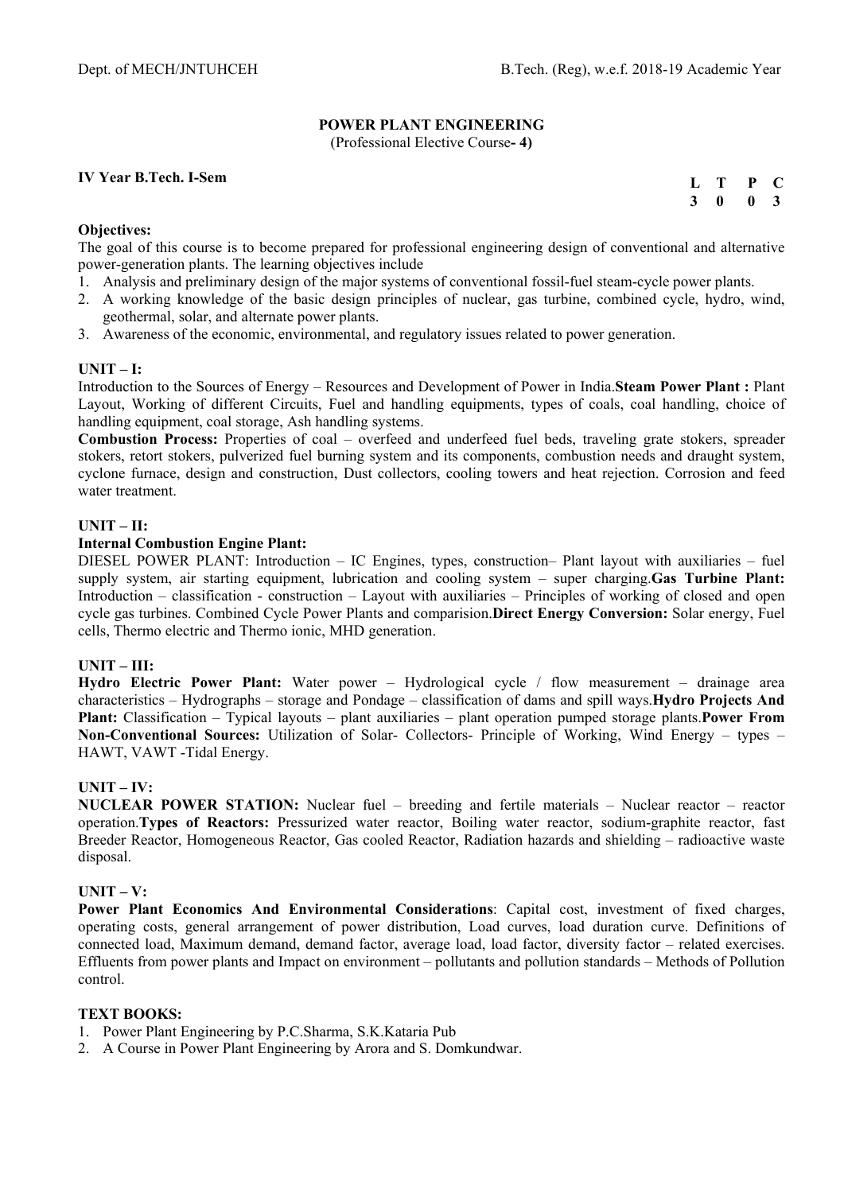# POWER PLANT ENGINEERING

(Professional Elective Course- 4)

**IV Year B.Tech. I-Sem**

| L | T | P | C |
|---|---|---|---|
| 3 | 0 | 0 | 3 |

**Objectives:**

The goal of this course is to become prepared for professional engineering design of conventional and alternative power-generation plants. The learning objectives include

1. Analysis and preliminary design of the major systems of conventional fossil-fuel steam-cycle power plants.
2. A working knowledge of the basic design principles of nuclear, gas turbine, combined cycle, hydro, wind, geothermal, solar, and alternate power plants.
3. Awareness of the economic, environmental, and regulatory issues related to power generation.

**UNIT – I:**

Introduction to the Sources of Energy – Resources and Development of Power in India.**Steam Power Plant :** Plant Layout, Working of different Circuits, Fuel and handling equipments, types of coals, coal handling, choice of handling equipment, coal storage, Ash handling systems.

**Combustion Process:** Properties of coal – overfeed and underfeed fuel beds, traveling grate stokers, spreader stokers, retort stokers, pulverized fuel burning system and its components, combustion needs and draught system, cyclone furnace, design and construction, Dust collectors, cooling towers and heat rejection. Corrosion and feed water treatment.

**UNIT – II:**

**Internal Combustion Engine Plant:**

DIESEL POWER PLANT: Introduction – IC Engines, types, construction– Plant layout with auxiliaries – fuel supply system, air starting equipment, lubrication and cooling system – super charging.**Gas Turbine Plant:** Introduction – classification - construction – Layout with auxiliaries – Principles of working of closed and open cycle gas turbines. Combined Cycle Power Plants and comparision.**Direct Energy Conversion:** Solar energy, Fuel cells, Thermo electric and Thermo ionic, MHD generation.

**UNIT – III:**

**Hydro Electric Power Plant:** Water power – Hydrological cycle / flow measurement – drainage area characteristics – Hydrographs – storage and Pondage – classification of dams and spill ways.**Hydro Projects And Plant:** Classification – Typical layouts – plant auxiliaries – plant operation pumped storage plants.**Power From Non-Conventional Sources:** Utilization of Solar- Collectors- Principle of Working, Wind Energy – types – HAWT, VAWT -Tidal Energy.

**UNIT – IV:**

**NUCLEAR POWER STATION:** Nuclear fuel – breeding and fertile materials – Nuclear reactor – reactor operation.**Types of Reactors:** Pressurized water reactor, Boiling water reactor, sodium-graphite reactor, fast Breeder Reactor, Homogeneous Reactor, Gas cooled Reactor, Radiation hazards and shielding – radioactive waste disposal.

**UNIT – V:**

**Power Plant Economics And Environmental Considerations**: Capital cost, investment of fixed charges, operating costs, general arrangement of power distribution, Load curves, load duration curve. Definitions of connected load, Maximum demand, demand factor, average load, load factor, diversity factor – related exercises. Effluents from power plants and Impact on environment – pollutants and pollution standards – Methods of Pollution control.

**TEXT BOOKS:**

1. Power Plant Engineering by P.C.Sharma, S.K.Kataria Pub
2. A Course in Power Plant Engineering by Arora and S. Domkundwar.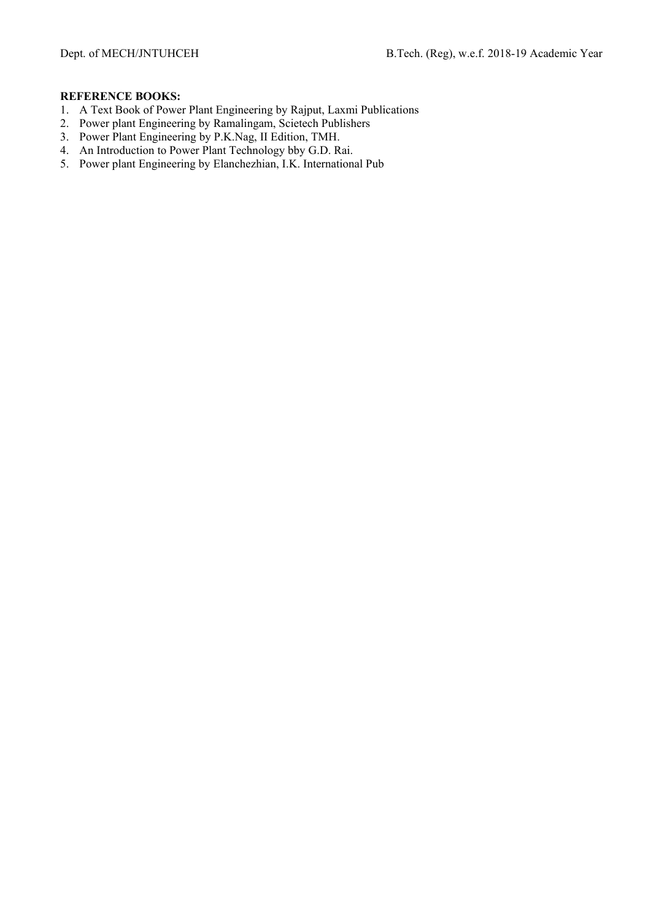**REFERENCE BOOKS:**

1. A Text Book of Power Plant Engineering by Rajput, Laxmi Publications
2. Power plant Engineering by Ramalingam, Scietech Publishers
3. Power Plant Engineering by P.K.Nag, II Edition, TMH.
4. An Introduction to Power Plant Technology bby G.D. Rai.
5. Power plant Engineering by Elanchezhian, I.K. International Pub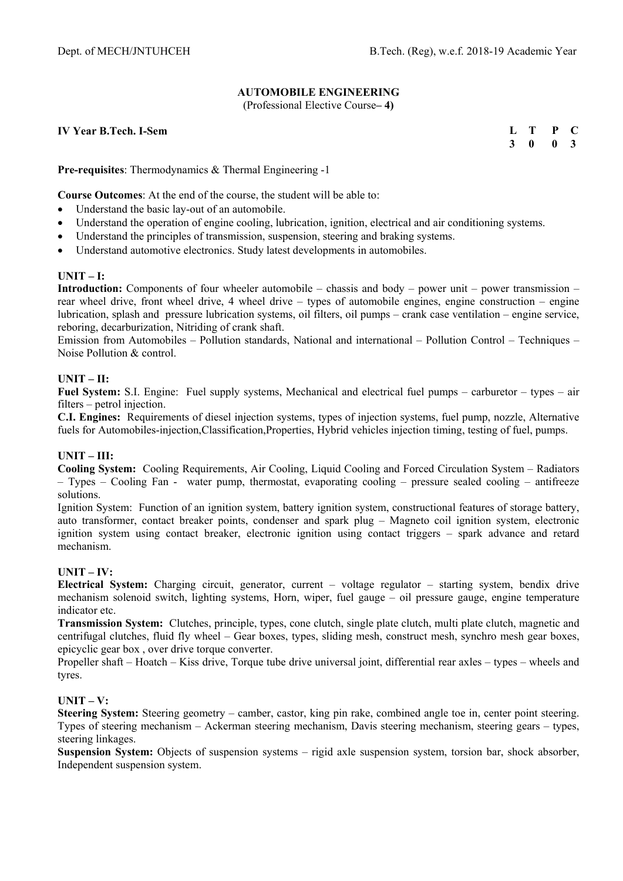## AUTOMOBILE ENGINEERING

(Professional Elective Course**– 4)**

**IV Year B.Tech. I-Sem**

| L | T | P | C |
|---|---|---|---|
| 3 | 0 | 0 | 3 |

**Pre-requisites**: Thermodynamics & Thermal Engineering -1

**Course Outcomes**: At the end of the course, the student will be able to:

- Understand the basic lay-out of an automobile.
- Understand the operation of engine cooling, lubrication, ignition, electrical and air conditioning systems.
- Understand the principles of transmission, suspension, steering and braking systems.
- Understand automotive electronics. Study latest developments in automobiles.

**UNIT – I:**

**Introduction:** Components of four wheeler automobile – chassis and body – power unit – power transmission – rear wheel drive, front wheel drive, 4 wheel drive – types of automobile engines, engine construction – engine lubrication, splash and pressure lubrication systems, oil filters, oil pumps – crank case ventilation – engine service, reboring, decarburization, Nitriding of crank shaft.

Emission from Automobiles – Pollution standards, National and international – Pollution Control – Techniques – Noise Pollution & control.

**UNIT – II:**

**Fuel System:** S.I. Engine: Fuel supply systems, Mechanical and electrical fuel pumps – carburetor – types – air filters – petrol injection.

**C.I. Engines:** Requirements of diesel injection systems, types of injection systems, fuel pump, nozzle, Alternative fuels for Automobiles-injection,Classification,Properties, Hybrid vehicles injection timing, testing of fuel, pumps.

**UNIT – III:**

**Cooling System:** Cooling Requirements, Air Cooling, Liquid Cooling and Forced Circulation System – Radiators – Types – Cooling Fan - water pump, thermostat, evaporating cooling – pressure sealed cooling – antifreeze solutions.

Ignition System: Function of an ignition system, battery ignition system, constructional features of storage battery, auto transformer, contact breaker points, condenser and spark plug – Magneto coil ignition system, electronic ignition system using contact breaker, electronic ignition using contact triggers – spark advance and retard mechanism.

**UNIT – IV:**

**Electrical System:** Charging circuit, generator, current – voltage regulator – starting system, bendix drive mechanism solenoid switch, lighting systems, Horn, wiper, fuel gauge – oil pressure gauge, engine temperature indicator etc.

**Transmission System:** Clutches, principle, types, cone clutch, single plate clutch, multi plate clutch, magnetic and centrifugal clutches, fluid fly wheel – Gear boxes, types, sliding mesh, construct mesh, synchro mesh gear boxes, epicyclic gear box , over drive torque converter.

Propeller shaft – Hoatch – Kiss drive, Torque tube drive universal joint, differential rear axles – types – wheels and tyres.

**UNIT – V:**

**Steering System:** Steering geometry – camber, castor, king pin rake, combined angle toe in, center point steering. Types of steering mechanism – Ackerman steering mechanism, Davis steering mechanism, steering gears – types, steering linkages.

**Suspension System:** Objects of suspension systems – rigid axle suspension system, torsion bar, shock absorber, Independent suspension system.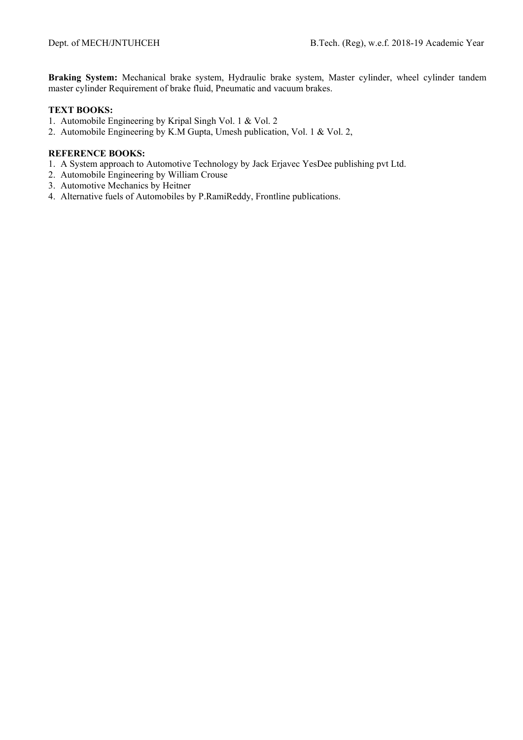**Braking System:** Mechanical brake system, Hydraulic brake system, Master cylinder, wheel cylinder tandem master cylinder Requirement of brake fluid, Pneumatic and vacuum brakes.

**TEXT BOOKS:**
1. Automobile Engineering by Kripal Singh Vol. 1 & Vol. 2
2. Automobile Engineering by K.M Gupta, Umesh publication, Vol. 1 & Vol. 2,

**REFERENCE BOOKS:**
1. A System approach to Automotive Technology by Jack Erjavec YesDee publishing pvt Ltd.
2. Automobile Engineering by William Crouse
3. Automotive Mechanics by Heitner
4. Alternative fuels of Automobiles by P.RamiReddy, Frontline publications.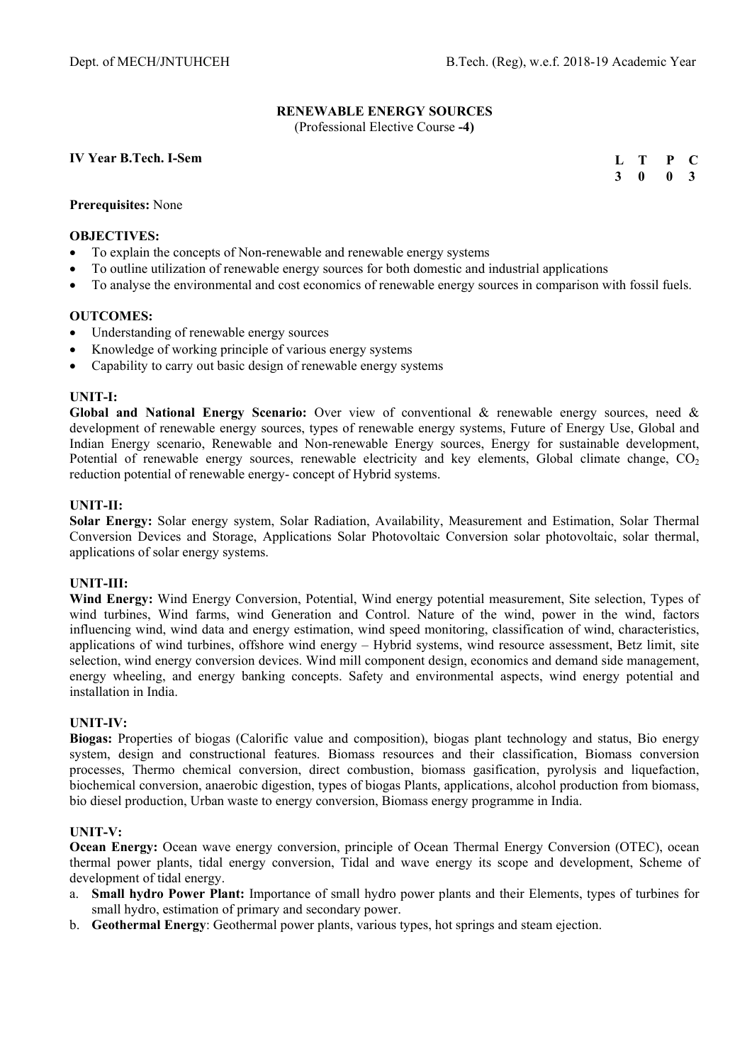## RENEWABLE ENERGY SOURCES

(Professional Elective Course **-4)**

**IV Year B.Tech. I-Sem**

| L | T | P | C |
|---|---|---|---|
| 3 | 0 | 0 | 3 |

**Prerequisites:** None

**OBJECTIVES:**

- To explain the concepts of Non-renewable and renewable energy systems
- To outline utilization of renewable energy sources for both domestic and industrial applications
- To analyse the environmental and cost economics of renewable energy sources in comparison with fossil fuels.

**OUTCOMES:**

- Understanding of renewable energy sources
- Knowledge of working principle of various energy systems
- Capability to carry out basic design of renewable energy systems

**UNIT-I:**

**Global and National Energy Scenario:** Over view of conventional & renewable energy sources, need & development of renewable energy sources, types of renewable energy systems, Future of Energy Use, Global and Indian Energy scenario, Renewable and Non-renewable Energy sources, Energy for sustainable development, Potential of renewable energy sources, renewable electricity and key elements, Global climate change, $CO_2$ reduction potential of renewable energy- concept of Hybrid systems.

**UNIT-II:**

**Solar Energy:** Solar energy system, Solar Radiation, Availability, Measurement and Estimation, Solar Thermal Conversion Devices and Storage, Applications Solar Photovoltaic Conversion solar photovoltaic, solar thermal, applications of solar energy systems.

**UNIT-III:**

**Wind Energy:** Wind Energy Conversion, Potential, Wind energy potential measurement, Site selection, Types of wind turbines, Wind farms, wind Generation and Control. Nature of the wind, power in the wind, factors influencing wind, wind data and energy estimation, wind speed monitoring, classification of wind, characteristics, applications of wind turbines, offshore wind energy – Hybrid systems, wind resource assessment, Betz limit, site selection, wind energy conversion devices. Wind mill component design, economics and demand side management, energy wheeling, and energy banking concepts. Safety and environmental aspects, wind energy potential and installation in India.

**UNIT-IV:**

**Biogas:** Properties of biogas (Calorific value and composition), biogas plant technology and status, Bio energy system, design and constructional features. Biomass resources and their classification, Biomass conversion processes, Thermo chemical conversion, direct combustion, biomass gasification, pyrolysis and liquefaction, biochemical conversion, anaerobic digestion, types of biogas Plants, applications, alcohol production from biomass, bio diesel production, Urban waste to energy conversion, Biomass energy programme in India.

**UNIT-V:**

**Ocean Energy:** Ocean wave energy conversion, principle of Ocean Thermal Energy Conversion (OTEC), ocean thermal power plants, tidal energy conversion, Tidal and wave energy its scope and development, Scheme of development of tidal energy.

a. **Small hydro Power Plant:** Importance of small hydro power plants and their Elements, types of turbines for small hydro, estimation of primary and secondary power.
b. **Geothermal Energy**: Geothermal power plants, various types, hot springs and steam ejection.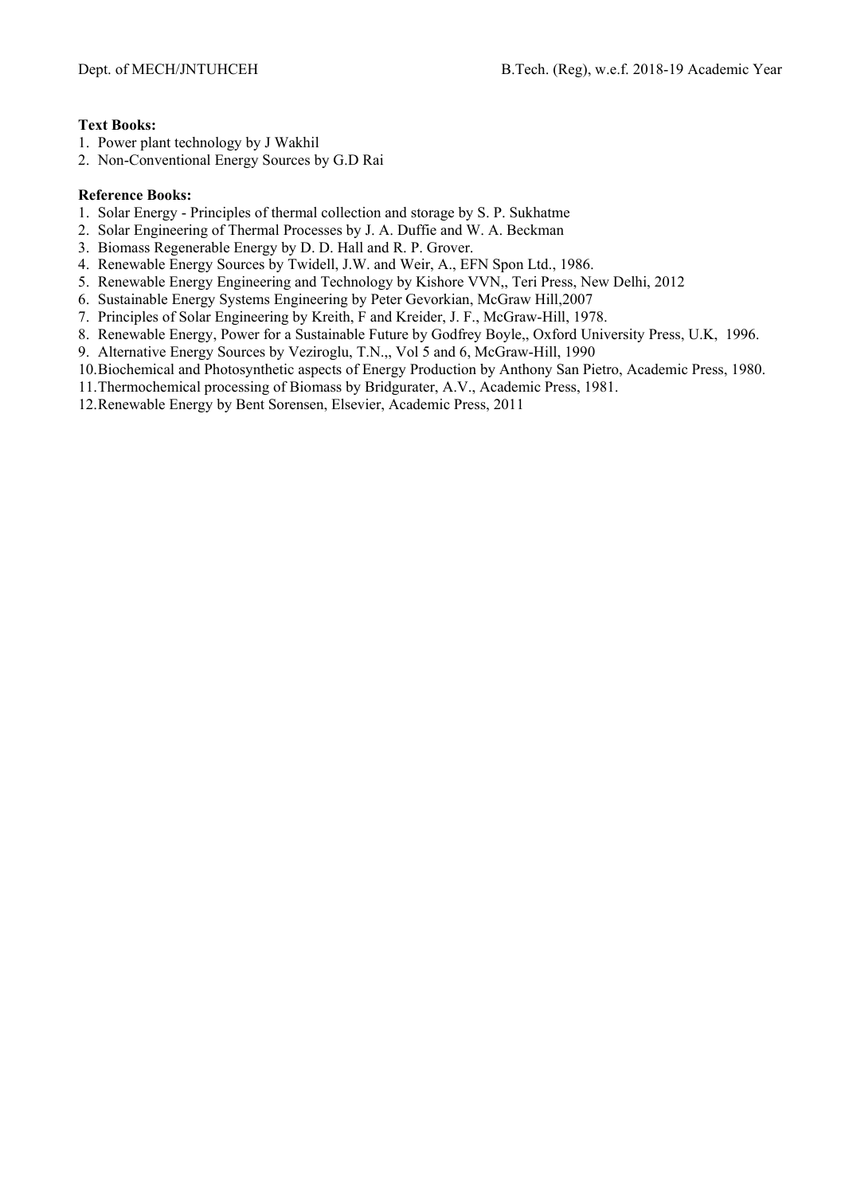**Text Books:**

1. Power plant technology by J Wakhil
2. Non-Conventional Energy Sources by G.D Rai

**Reference Books:**

1. Solar Energy - Principles of thermal collection and storage by S. P. Sukhatme
2. Solar Engineering of Thermal Processes by J. A. Duffie and W. A. Beckman
3. Biomass Regenerable Energy by D. D. Hall and R. P. Grover.
4. Renewable Energy Sources by Twidell, J.W. and Weir, A., EFN Spon Ltd., 1986.
5. Renewable Energy Engineering and Technology by Kishore VVN,, Teri Press, New Delhi, 2012
6. Sustainable Energy Systems Engineering by Peter Gevorkian, McGraw Hill,2007
7. Principles of Solar Engineering by Kreith, F and Kreider, J. F., McGraw-Hill, 1978.
8. Renewable Energy, Power for a Sustainable Future by Godfrey Boyle,, Oxford University Press, U.K, 1996.
9. Alternative Energy Sources by Veziroglu, T.N.,, Vol 5 and 6, McGraw-Hill, 1990
10. Biochemical and Photosynthetic aspects of Energy Production by Anthony San Pietro, Academic Press, 1980.
11. Thermochemical processing of Biomass by Bridgurater, A.V., Academic Press, 1981.
12. Renewable Energy by Bent Sorensen, Elsevier, Academic Press, 2011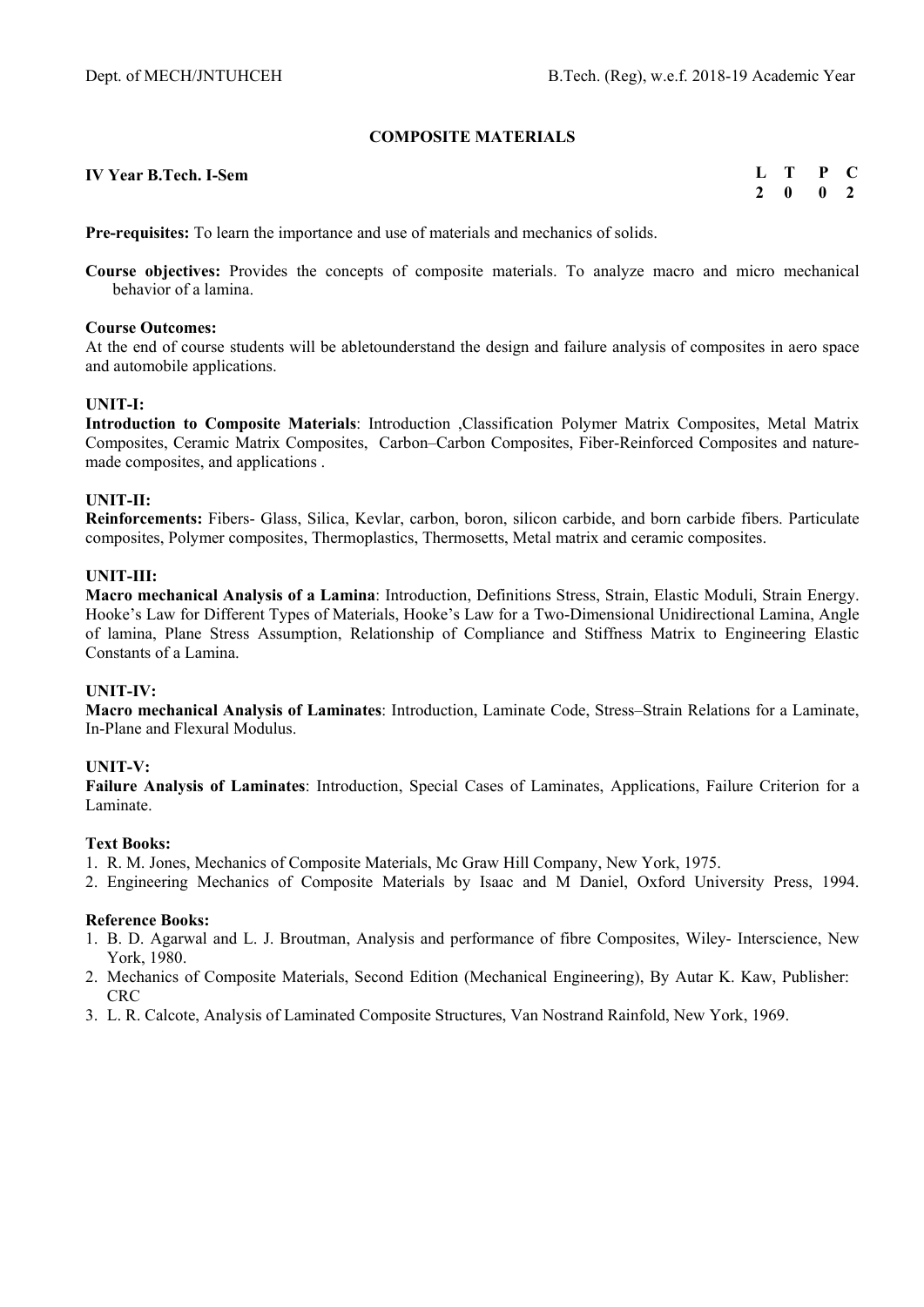## COMPOSITE MATERIALS

**IV Year B.Tech. I-Sem**

| L | T | P | C |
|---|---|---|---|
| 2 | 0 | 0 | 2 |

**Pre-requisites:** To learn the importance and use of materials and mechanics of solids.

**Course objectives:** Provides the concepts of composite materials. To analyze macro and micro mechanical behavior of a lamina.

**Course Outcomes:**
At the end of course students will be abletounderstand the design and failure analysis of composites in aero space and automobile applications.

**UNIT-I:**
**Introduction to Composite Materials**: Introduction ,Classification Polymer Matrix Composites, Metal Matrix Composites, Ceramic Matrix Composites, Carbon–Carbon Composites, Fiber-Reinforced Composites and nature-made composites, and applications .

**UNIT-II:**
**Reinforcements:** Fibers- Glass, Silica, Kevlar, carbon, boron, silicon carbide, and born carbide fibers. Particulate composites, Polymer composites, Thermoplastics, Thermosetts, Metal matrix and ceramic composites.

**UNIT-III:**
**Macro mechanical Analysis of a Lamina**: Introduction, Definitions Stress, Strain, Elastic Moduli, Strain Energy. Hooke's Law for Different Types of Materials, Hooke's Law for a Two-Dimensional Unidirectional Lamina, Angle of lamina, Plane Stress Assumption, Relationship of Compliance and Stiffness Matrix to Engineering Elastic Constants of a Lamina.

**UNIT-IV:**
**Macro mechanical Analysis of Laminates**: Introduction, Laminate Code, Stress–Strain Relations for a Laminate, In-Plane and Flexural Modulus.

**UNIT-V:**
**Failure Analysis of Laminates**: Introduction, Special Cases of Laminates, Applications, Failure Criterion for a Laminate.

**Text Books:**
1. R. M. Jones, Mechanics of Composite Materials, Mc Graw Hill Company, New York, 1975.
2. Engineering Mechanics of Composite Materials by Isaac and M Daniel, Oxford University Press, 1994.

**Reference Books:**
1. B. D. Agarwal and L. J. Broutman, Analysis and performance of fibre Composites, Wiley- Interscience, New York, 1980.
2. Mechanics of Composite Materials, Second Edition (Mechanical Engineering), By Autar K. Kaw, Publisher: CRC
3. L. R. Calcote, Analysis of Laminated Composite Structures, Van Nostrand Rainfold, New York, 1969.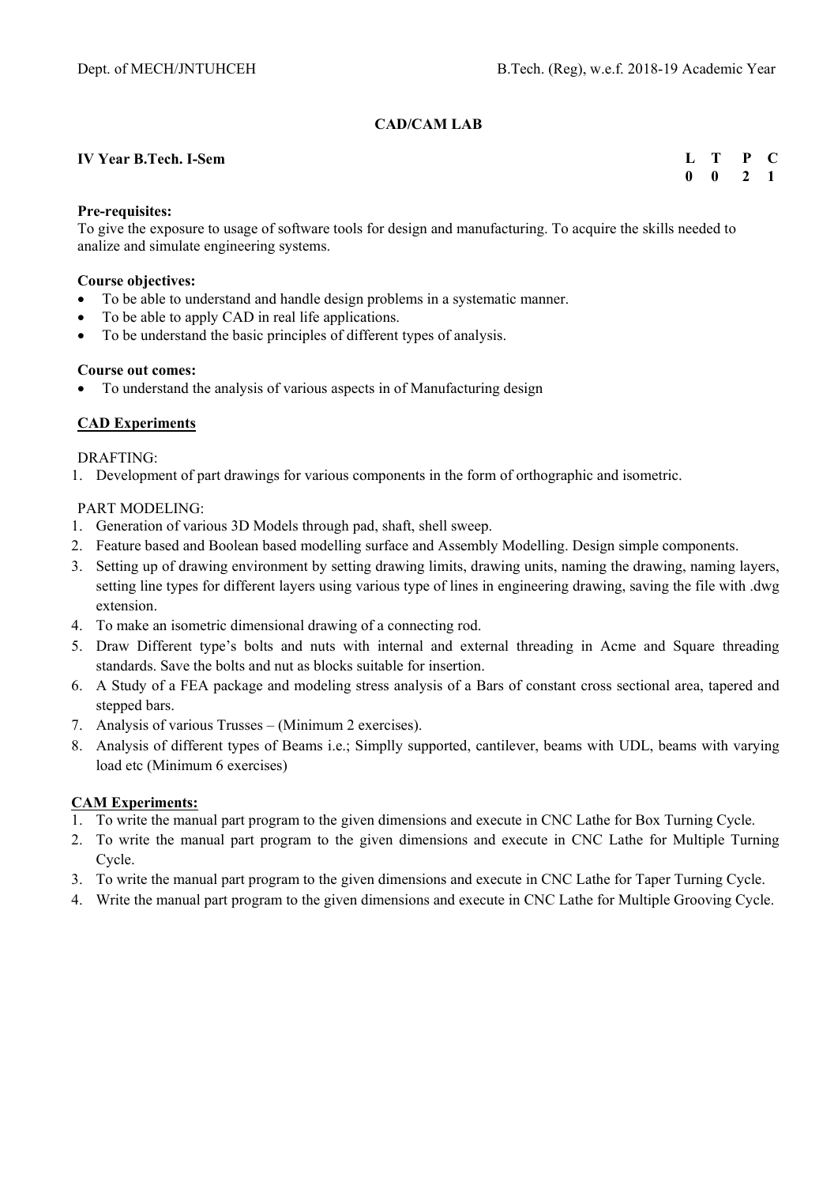## CAD/CAM LAB

**IV Year B.Tech. I-Sem**

| L | T | P | C |
|---|---|---|---|
| 0 | 0 | 2 | 1 |

**Pre-requisites:**
To give the exposure to usage of software tools for design and manufacturing. To acquire the skills needed to analize and simulate engineering systems.

**Course objectives:**

- To be able to understand and handle design problems in a systematic manner.
- To be able to apply CAD in real life applications.
- To be understand the basic principles of different types of analysis.

**Course out comes:**

- To understand the analysis of various aspects in of Manufacturing design

### CAD Experiments

DRAFTING:

1. Development of part drawings for various components in the form of orthographic and isometric.

PART MODELING:

1. Generation of various 3D Models through pad, shaft, shell sweep.
2. Feature based and Boolean based modelling surface and Assembly Modelling. Design simple components.
3. Setting up of drawing environment by setting drawing limits, drawing units, naming the drawing, naming layers, setting line types for different layers using various type of lines in engineering drawing, saving the file with .dwg extension.
4. To make an isometric dimensional drawing of a connecting rod.
5. Draw Different type's bolts and nuts with internal and external threading in Acme and Square threading standards. Save the bolts and nut as blocks suitable for insertion.
6. A Study of a FEA package and modeling stress analysis of a Bars of constant cross sectional area, tapered and stepped bars.
7. Analysis of various Trusses – (Minimum 2 exercises).
8. Analysis of different types of Beams i.e.; Simplly supported, cantilever, beams with UDL, beams with varying load etc (Minimum 6 exercises)

### CAM Experiments:

1. To write the manual part program to the given dimensions and execute in CNC Lathe for Box Turning Cycle.
2. To write the manual part program to the given dimensions and execute in CNC Lathe for Multiple Turning Cycle.
3. To write the manual part program to the given dimensions and execute in CNC Lathe for Taper Turning Cycle.
4. Write the manual part program to the given dimensions and execute in CNC Lathe for Multiple Grooving Cycle.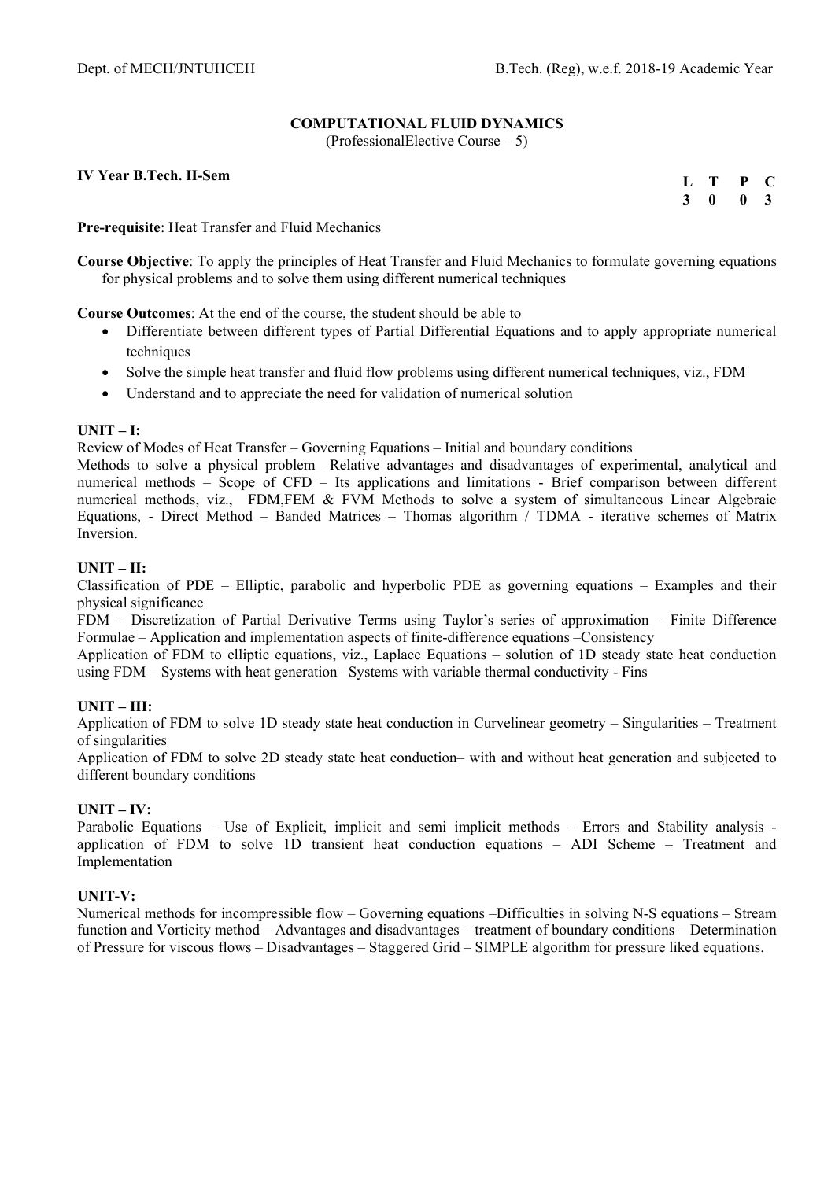## COMPUTATIONAL FLUID DYNAMICS

(ProfessionalElective Course – 5)

**IV Year B.Tech. II-Sem**

| L | T | P | C |
|---|---|---|---|
| 3 | 0 | 0 | 3 |

**Pre-requisite**: Heat Transfer and Fluid Mechanics

**Course Objective**: To apply the principles of Heat Transfer and Fluid Mechanics to formulate governing equations for physical problems and to solve them using different numerical techniques

**Course Outcomes**: At the end of the course, the student should be able to

- Differentiate between different types of Partial Differential Equations and to apply appropriate numerical techniques
- Solve the simple heat transfer and fluid flow problems using different numerical techniques, viz., FDM
- Understand and to appreciate the need for validation of numerical solution

**UNIT – I:**

Review of Modes of Heat Transfer – Governing Equations – Initial and boundary conditions

Methods to solve a physical problem –Relative advantages and disadvantages of experimental, analytical and numerical methods – Scope of CFD – Its applications and limitations - Brief comparison between different numerical methods, viz., FDM,FEM & FVM Methods to solve a system of simultaneous Linear Algebraic Equations, - Direct Method – Banded Matrices – Thomas algorithm / TDMA - iterative schemes of Matrix Inversion.

**UNIT – II:**

Classification of PDE – Elliptic, parabolic and hyperbolic PDE as governing equations – Examples and their physical significance

FDM – Discretization of Partial Derivative Terms using Taylor's series of approximation – Finite Difference Formulae – Application and implementation aspects of finite-difference equations –Consistency

Application of FDM to elliptic equations, viz., Laplace Equations – solution of 1D steady state heat conduction using FDM – Systems with heat generation –Systems with variable thermal conductivity - Fins

**UNIT – III:**

Application of FDM to solve 1D steady state heat conduction in Curvelinear geometry – Singularities – Treatment of singularities

Application of FDM to solve 2D steady state heat conduction– with and without heat generation and subjected to different boundary conditions

**UNIT – IV:**

Parabolic Equations – Use of Explicit, implicit and semi implicit methods – Errors and Stability analysis - application of FDM to solve 1D transient heat conduction equations – ADI Scheme – Treatment and Implementation

**UNIT-V:**

Numerical methods for incompressible flow – Governing equations –Difficulties in solving N-S equations – Stream function and Vorticity method – Advantages and disadvantages – treatment of boundary conditions – Determination of Pressure for viscous flows – Disadvantages – Staggered Grid – SIMPLE algorithm for pressure liked equations.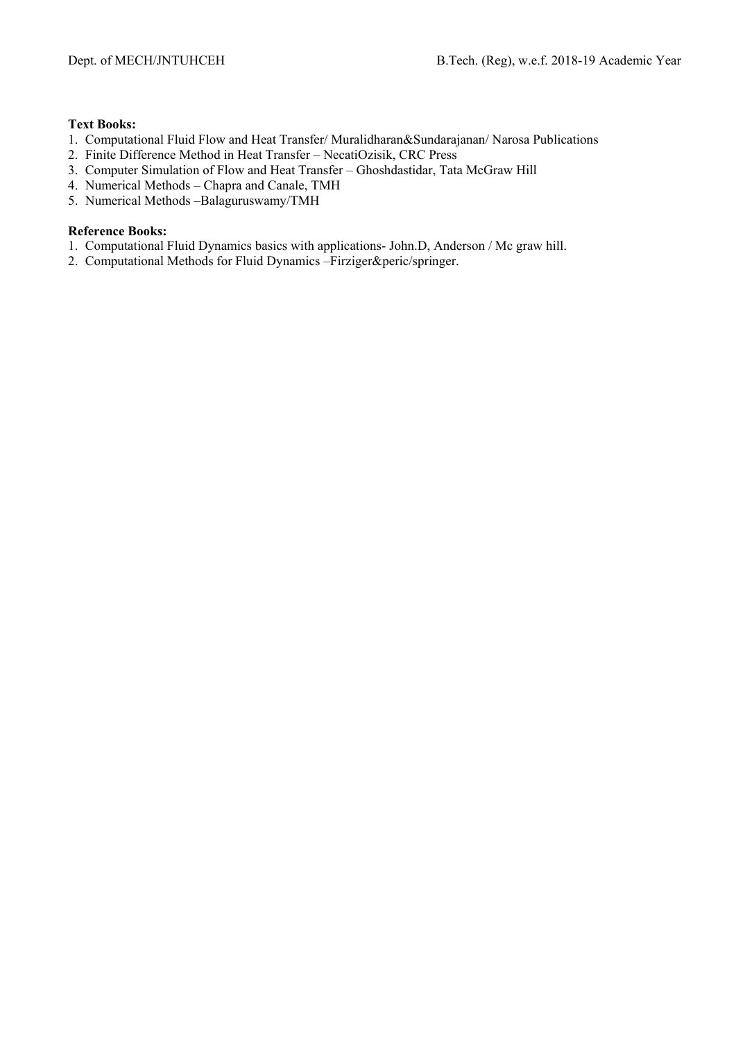**Text Books:**

1. Computational Fluid Flow and Heat Transfer/ Muralidharan&Sundarajanan/ Narosa Publications
2. Finite Difference Method in Heat Transfer – NecatiOzisik, CRC Press
3. Computer Simulation of Flow and Heat Transfer – Ghoshdastidar, Tata McGraw Hill
4. Numerical Methods – Chapra and Canale, TMH
5. Numerical Methods –Balaguruswamy/TMH

**Reference Books:**

1. Computational Fluid Dynamics basics with applications- John.D, Anderson / Mc graw hill.
2. Computational Methods for Fluid Dynamics –Firziger&peric/springer.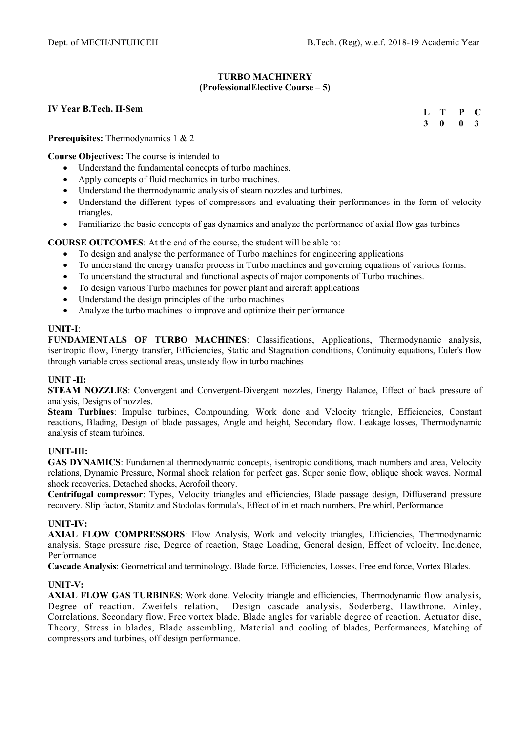## TURBO MACHINERY
### (ProfessionalElective Course – 5)

**IV Year B.Tech. II-Sem**

| L | T | P | C |
|---|---|---|---|
| 3 | 0 | 0 | 3 |

**Prerequisites:** Thermodynamics 1 & 2

**Course Objectives:** The course is intended to

- Understand the fundamental concepts of turbo machines.
- Apply concepts of fluid mechanics in turbo machines.
- Understand the thermodynamic analysis of steam nozzles and turbines.
- Understand the different types of compressors and evaluating their performances in the form of velocity triangles.
- Familiarize the basic concepts of gas dynamics and analyze the performance of axial flow gas turbines

**COURSE OUTCOMES**: At the end of the course, the student will be able to:

- To design and analyse the performance of Turbo machines for engineering applications
- To understand the energy transfer process in Turbo machines and governing equations of various forms.
- To understand the structural and functional aspects of major components of Turbo machines.
- To design various Turbo machines for power plant and aircraft applications
- Understand the design principles of the turbo machines
- Analyze the turbo machines to improve and optimize their performance

**UNIT-I**:

**FUNDAMENTALS OF TURBO MACHINES**: Classifications, Applications, Thermodynamic analysis, isentropic flow, Energy transfer, Efficiencies, Static and Stagnation conditions, Continuity equations, Euler's flow through variable cross sectional areas, unsteady flow in turbo machines

**UNIT -II:**

**STEAM NOZZLES**: Convergent and Convergent-Divergent nozzles, Energy Balance, Effect of back pressure of analysis, Designs of nozzles.

**Steam Turbines**: Impulse turbines, Compounding, Work done and Velocity triangle, Efficiencies, Constant reactions, Blading, Design of blade passages, Angle and height, Secondary flow. Leakage losses, Thermodynamic analysis of steam turbines.

**UNIT-III:**

**GAS DYNAMICS**: Fundamental thermodynamic concepts, isentropic conditions, mach numbers and area, Velocity relations, Dynamic Pressure, Normal shock relation for perfect gas. Super sonic flow, oblique shock waves. Normal shock recoveries, Detached shocks, Aerofoil theory.

**Centrifugal compressor**: Types, Velocity triangles and efficiencies, Blade passage design, Diffuserand pressure recovery. Slip factor, Stanitz and Stodolas formula's, Effect of inlet mach numbers, Pre whirl, Performance

**UNIT-IV:**

**AXIAL FLOW COMPRESSORS**: Flow Analysis, Work and velocity triangles, Efficiencies, Thermodynamic analysis. Stage pressure rise, Degree of reaction, Stage Loading, General design, Effect of velocity, Incidence, Performance

**Cascade Analysis**: Geometrical and terminology. Blade force, Efficiencies, Losses, Free end force, Vortex Blades.

**UNIT-V:**

**AXIAL FLOW GAS TURBINES**: Work done. Velocity triangle and efficiencies, Thermodynamic flow analysis, Degree of reaction, Zweifels relation, Design cascade analysis, Soderberg, Hawthrone, Ainley, Correlations, Secondary flow, Free vortex blade, Blade angles for variable degree of reaction. Actuator disc, Theory, Stress in blades, Blade assembling, Material and cooling of blades, Performances, Matching of compressors and turbines, off design performance.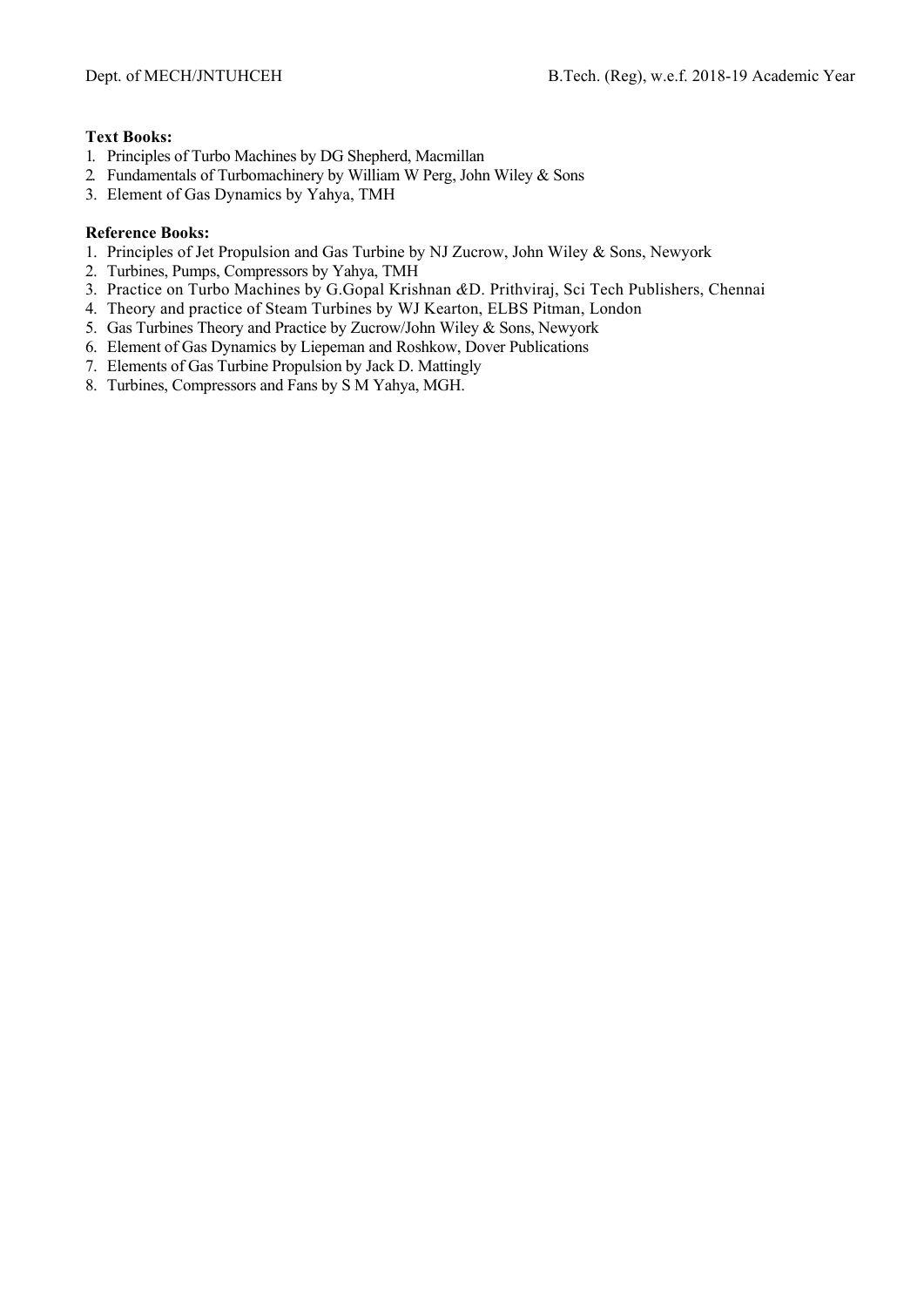**Text Books:**

1. Principles of Turbo Machines by DG Shepherd, Macmillan
2. Fundamentals of Turbomachinery by William W Perg, John Wiley & Sons
3. Element of Gas Dynamics by Yahya, TMH

**Reference Books:**

1. Principles of Jet Propulsion and Gas Turbine by NJ Zucrow, John Wiley & Sons, Newyork
2. Turbines, Pumps, Compressors by Yahya, TMH
3. Practice on Turbo Machines by G.Gopal Krishnan &D. Prithviraj, Sci Tech Publishers, Chennai
4. Theory and practice of Steam Turbines by WJ Kearton, ELBS Pitman, London
5. Gas Turbines Theory and Practice by Zucrow/John Wiley & Sons, Newyork
6. Element of Gas Dynamics by Liepeman and Roshkow, Dover Publications
7. Elements of Gas Turbine Propulsion by Jack D. Mattingly
8. Turbines, Compressors and Fans by S M Yahya, MGH.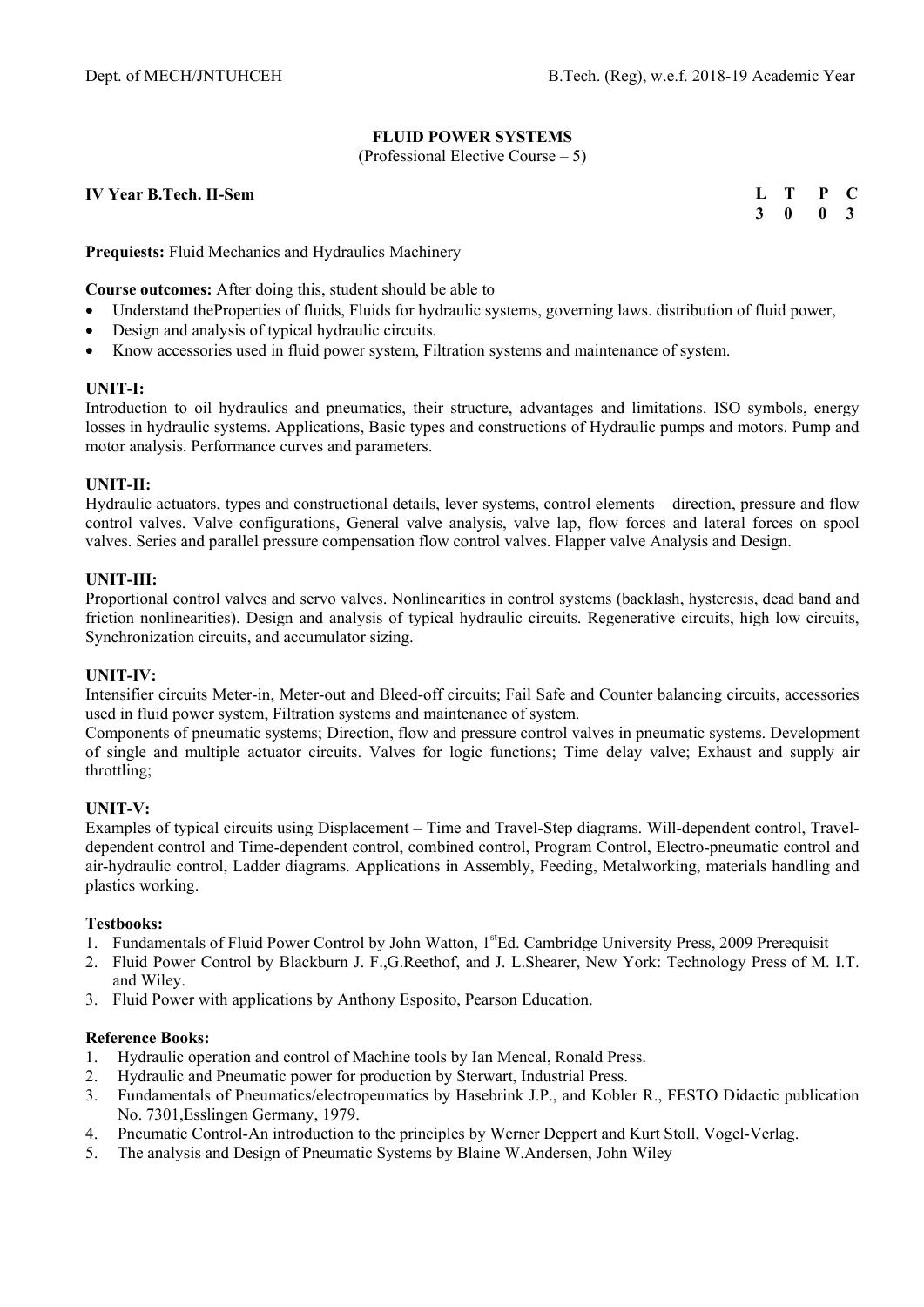## FLUID POWER SYSTEMS

(Professional Elective Course – 5)

**IV Year B.Tech. II-Sem**

| L | T | P | C |
|---|---|---|---|
| 3 | 0 | 0 | 3 |

**Prequiests:** Fluid Mechanics and Hydraulics Machinery

**Course outcomes:** After doing this, student should be able to

- Understand theProperties of fluids, Fluids for hydraulic systems, governing laws. distribution of fluid power,
- Design and analysis of typical hydraulic circuits.
- Know accessories used in fluid power system, Filtration systems and maintenance of system.

**UNIT-I:**

Introduction to oil hydraulics and pneumatics, their structure, advantages and limitations. ISO symbols, energy losses in hydraulic systems. Applications, Basic types and constructions of Hydraulic pumps and motors. Pump and motor analysis. Performance curves and parameters.

**UNIT-II:**

Hydraulic actuators, types and constructional details, lever systems, control elements – direction, pressure and flow control valves. Valve configurations, General valve analysis, valve lap, flow forces and lateral forces on spool valves. Series and parallel pressure compensation flow control valves. Flapper valve Analysis and Design.

**UNIT-III:**

Proportional control valves and servo valves. Nonlinearities in control systems (backlash, hysteresis, dead band and friction nonlinearities). Design and analysis of typical hydraulic circuits. Regenerative circuits, high low circuits, Synchronization circuits, and accumulator sizing.

**UNIT-IV:**

Intensifier circuits Meter-in, Meter-out and Bleed-off circuits; Fail Safe and Counter balancing circuits, accessories used in fluid power system, Filtration systems and maintenance of system.

Components of pneumatic systems; Direction, flow and pressure control valves in pneumatic systems. Development of single and multiple actuator circuits. Valves for logic functions; Time delay valve; Exhaust and supply air throttling;

**UNIT-V:**

Examples of typical circuits using Displacement – Time and Travel-Step diagrams. Will-dependent control, Travel-dependent control and Time-dependent control, combined control, Program Control, Electro-pneumatic control and air-hydraulic control, Ladder diagrams. Applications in Assembly, Feeding, Metalworking, materials handling and plastics working.

**Testbooks:**

1. Fundamentals of Fluid Power Control by John Watton, 1stEd. Cambridge University Press, 2009 Prerequisit
2. Fluid Power Control by Blackburn J. F.,G.Reethof, and J. L.Shearer, New York: Technology Press of M. I.T. and Wiley.
3. Fluid Power with applications by Anthony Esposito, Pearson Education.

**Reference Books:**

1. Hydraulic operation and control of Machine tools by Ian Mencal, Ronald Press.
2. Hydraulic and Pneumatic power for production by Sterwart, Industrial Press.
3. Fundamentals of Pneumatics/electropeumatics by Hasebrink J.P., and Kobler R., FESTO Didactic publication No. 7301,Esslingen Germany, 1979.
4. Pneumatic Control-An introduction to the principles by Werner Deppert and Kurt Stoll, Vogel-Verlag.
5. The analysis and Design of Pneumatic Systems by Blaine W.Andersen, John Wiley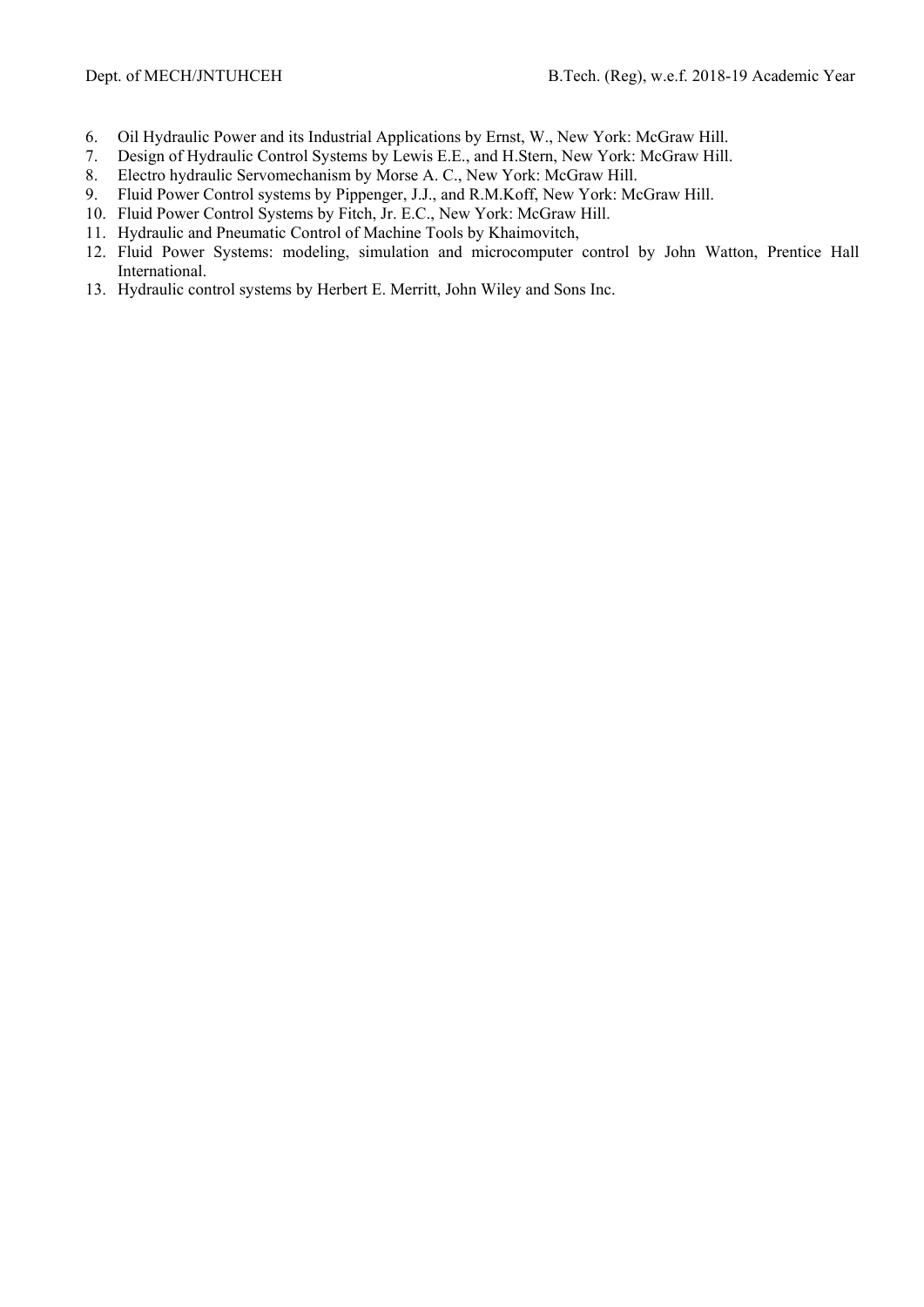6. Oil Hydraulic Power and its Industrial Applications by Ernst, W., New York: McGraw Hill.
7. Design of Hydraulic Control Systems by Lewis E.E., and H.Stern, New York: McGraw Hill.
8. Electro hydraulic Servomechanism by Morse A. C., New York: McGraw Hill.
9. Fluid Power Control systems by Pippenger, J.J., and R.M.Koff, New York: McGraw Hill.
10. Fluid Power Control Systems by Fitch, Jr. E.C., New York: McGraw Hill.
11. Hydraulic and Pneumatic Control of Machine Tools by Khaimovitch,
12. Fluid Power Systems: modeling, simulation and microcomputer control by John Watton, Prentice Hall International.
13. Hydraulic control systems by Herbert E. Merritt, John Wiley and Sons Inc.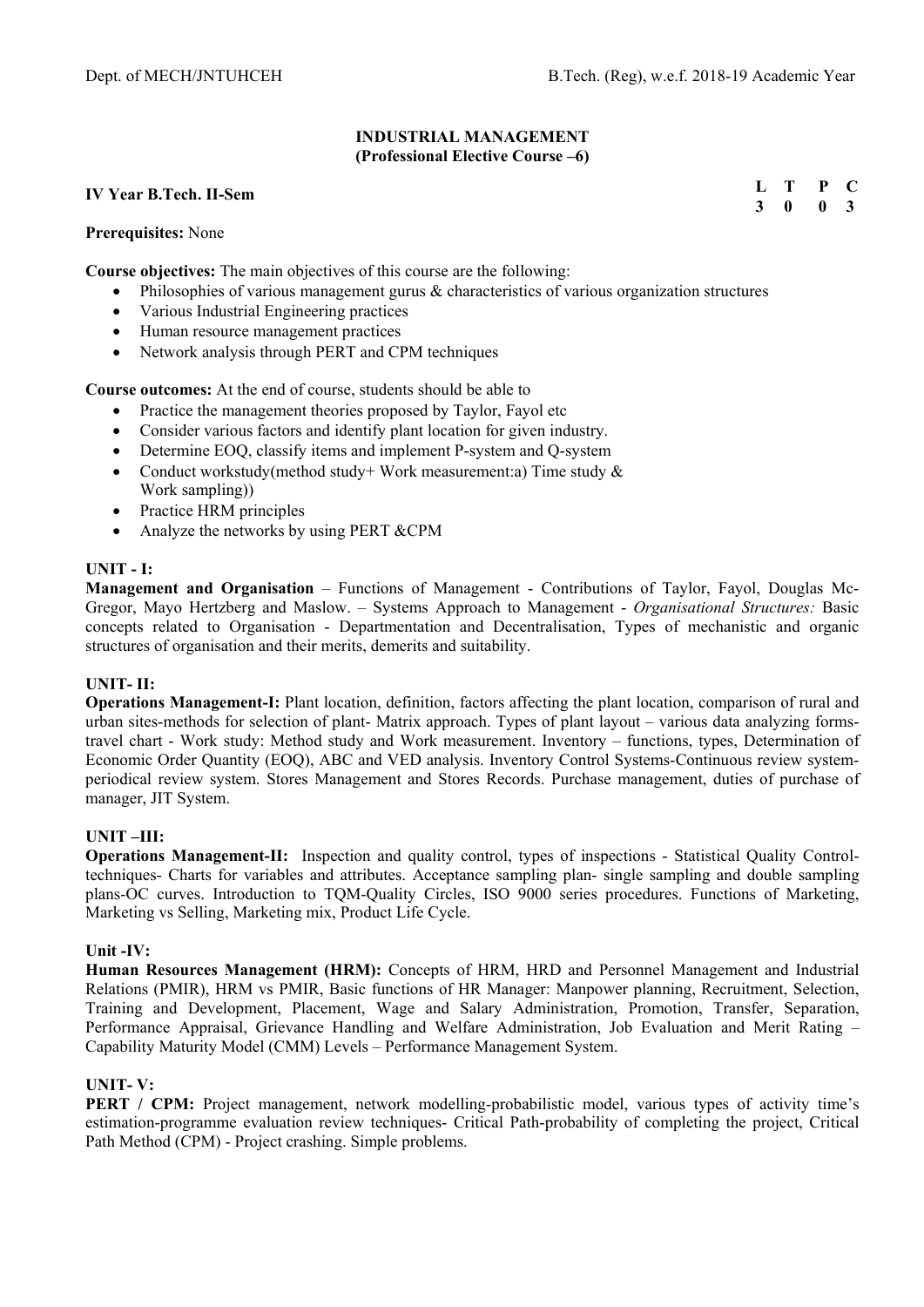## INDUSTRIAL MANAGEMENT
### (Professional Elective Course –6)

**IV Year B.Tech. II-Sem**

| L | T | P | C |
|---|---|---|---|
| 3 | 0 | 0 | 3 |

**Prerequisites:** None

**Course objectives:** The main objectives of this course are the following:

- Philosophies of various management gurus & characteristics of various organization structures
- Various Industrial Engineering practices
- Human resource management practices
- Network analysis through PERT and CPM techniques

**Course outcomes:** At the end of course, students should be able to

- Practice the management theories proposed by Taylor, Fayol etc
- Consider various factors and identify plant location for given industry.
- Determine EOQ, classify items and implement P-system and Q-system
- Conduct workstudy(method study+ Work measurement:a) Time study & Work sampling))
- Practice HRM principles
- Analyze the networks by using PERT &CPM

**UNIT - I:**

**Management and Organisation** – Functions of Management - Contributions of Taylor, Fayol, Douglas Mc-Gregor, Mayo Hertzberg and Maslow. – Systems Approach to Management - *Organisational Structures:* Basic concepts related to Organisation - Departmentation and Decentralisation, Types of mechanistic and organic structures of organisation and their merits, demerits and suitability.

**UNIT- II:**

**Operations Management-I:** Plant location, definition, factors affecting the plant location, comparison of rural and urban sites-methods for selection of plant- Matrix approach. Types of plant layout – various data analyzing forms-travel chart - Work study: Method study and Work measurement. Inventory – functions, types, Determination of Economic Order Quantity (EOQ), ABC and VED analysis. Inventory Control Systems-Continuous review system-periodical review system. Stores Management and Stores Records. Purchase management, duties of purchase of manager, JIT System.

**UNIT –III:**

**Operations Management-II:** Inspection and quality control, types of inspections - Statistical Quality Control-techniques- Charts for variables and attributes. Acceptance sampling plan- single sampling and double sampling plans-OC curves. Introduction to TQM-Quality Circles, ISO 9000 series procedures. Functions of Marketing, Marketing vs Selling, Marketing mix, Product Life Cycle.

**Unit -IV:**

**Human Resources Management (HRM):** Concepts of HRM, HRD and Personnel Management and Industrial Relations (PMIR), HRM vs PMIR, Basic functions of HR Manager: Manpower planning, Recruitment, Selection, Training and Development, Placement, Wage and Salary Administration, Promotion, Transfer, Separation, Performance Appraisal, Grievance Handling and Welfare Administration, Job Evaluation and Merit Rating – Capability Maturity Model (CMM) Levels – Performance Management System.

**UNIT- V:**

**PERT / CPM:** Project management, network modelling-probabilistic model, various types of activity time's estimation-programme evaluation review techniques- Critical Path-probability of completing the project, Critical Path Method (CPM) - Project crashing. Simple problems.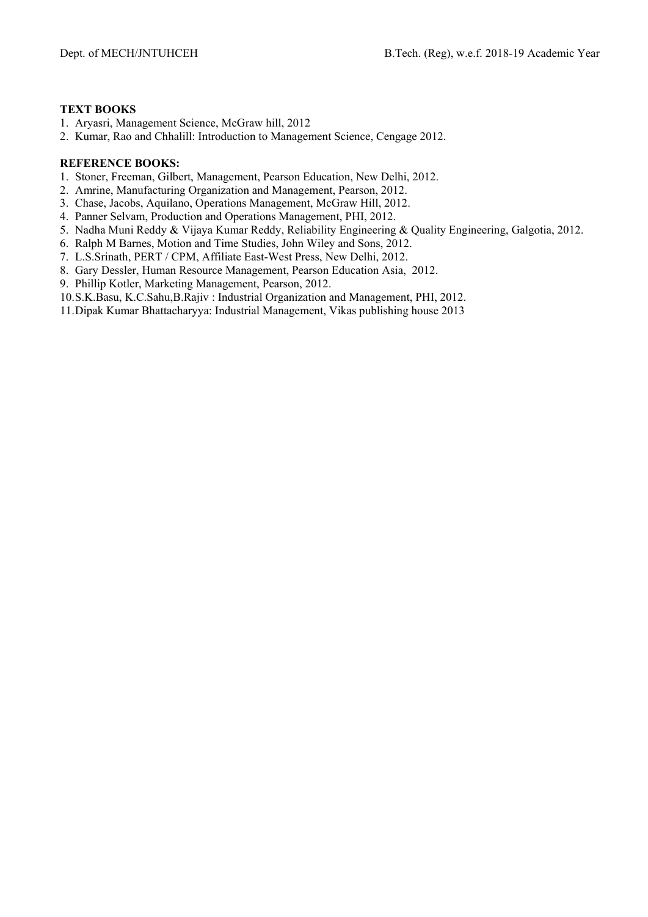**TEXT BOOKS**

1. Aryasri, Management Science, McGraw hill, 2012
2. Kumar, Rao and Chhalill: Introduction to Management Science, Cengage 2012.

**REFERENCE BOOKS:**

1. Stoner, Freeman, Gilbert, Management, Pearson Education, New Delhi, 2012.
2. Amrine, Manufacturing Organization and Management, Pearson, 2012.
3. Chase, Jacobs, Aquilano, Operations Management, McGraw Hill, 2012.
4. Panner Selvam, Production and Operations Management, PHI, 2012.
5. Nadha Muni Reddy & Vijaya Kumar Reddy, Reliability Engineering & Quality Engineering, Galgotia, 2012.
6. Ralph M Barnes, Motion and Time Studies, John Wiley and Sons, 2012.
7. L.S.Srinath, PERT / CPM, Affiliate East-West Press, New Delhi, 2012.
8. Gary Dessler, Human Resource Management, Pearson Education Asia, 2012.
9. Phillip Kotler, Marketing Management, Pearson, 2012.
10. S.K.Basu, K.C.Sahu,B.Rajiv : Industrial Organization and Management, PHI, 2012.
11. Dipak Kumar Bhattacharyya: Industrial Management, Vikas publishing house 2013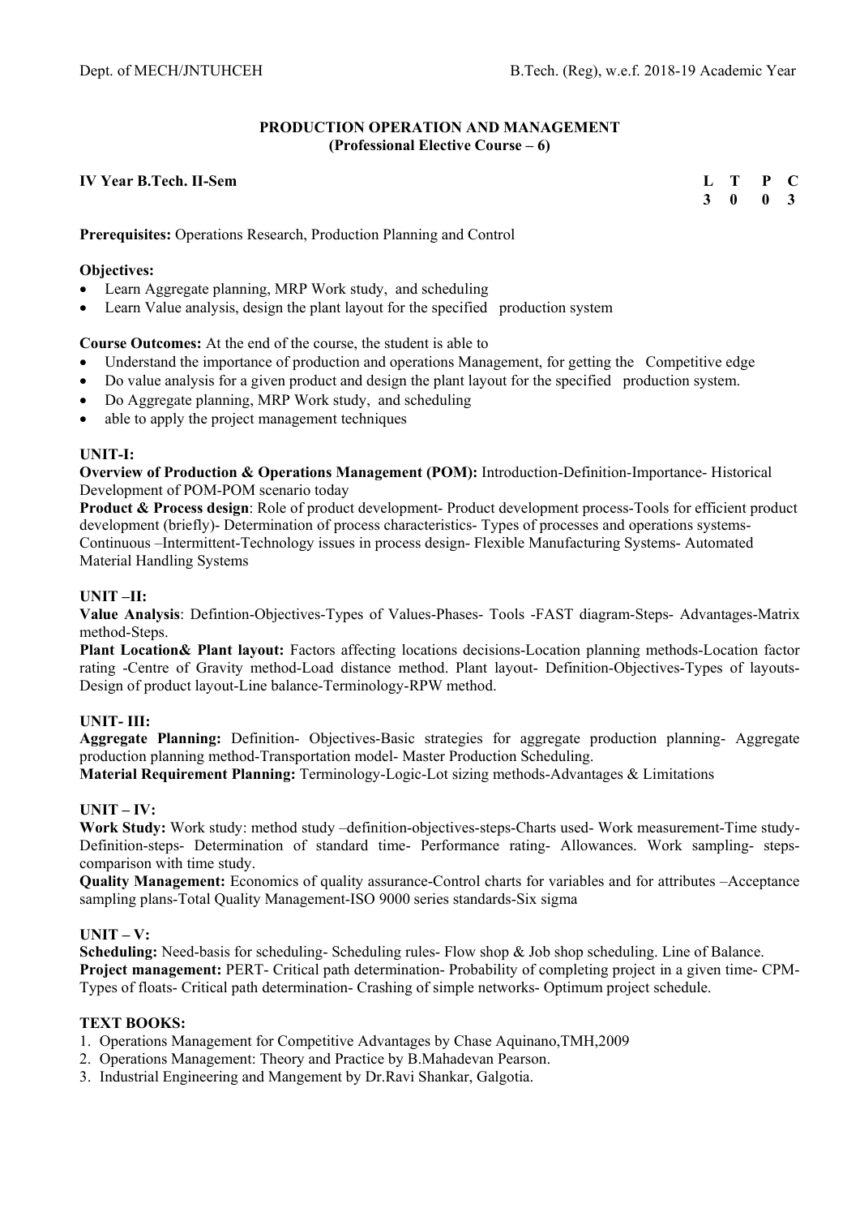## PRODUCTION OPERATION AND MANAGEMENT
### (Professional Elective Course – 6)

**IV Year B.Tech. II-Sem**

| L | T | P | C |
|---|---|---|---|
| 3 | 0 | 0 | 3 |

**Prerequisites:** Operations Research, Production Planning and Control

**Objectives:**

- Learn Aggregate planning, MRP Work study, and scheduling
- Learn Value analysis, design the plant layout for the specified production system

**Course Outcomes:** At the end of the course, the student is able to

- Understand the importance of production and operations Management, for getting the Competitive edge
- Do value analysis for a given product and design the plant layout for the specified production system.
- Do Aggregate planning, MRP Work study, and scheduling
- able to apply the project management techniques

**UNIT-I:**

**Overview of Production & Operations Management (POM):** Introduction-Definition-Importance- Historical Development of POM-POM scenario today

**Product & Process design**: Role of product development- Product development process-Tools for efficient product development (briefly)- Determination of process characteristics- Types of processes and operations systems-Continuous –Intermittent-Technology issues in process design- Flexible Manufacturing Systems- Automated Material Handling Systems

**UNIT –II:**

**Value Analysis**: Defintion-Objectives-Types of Values-Phases- Tools -FAST diagram-Steps- Advantages-Matrix method-Steps.

**Plant Location& Plant layout:** Factors affecting locations decisions-Location planning methods-Location factor rating -Centre of Gravity method-Load distance method. Plant layout- Definition-Objectives-Types of layouts-Design of product layout-Line balance-Terminology-RPW method.

**UNIT- III:**

**Aggregate Planning:** Definition- Objectives-Basic strategies for aggregate production planning- Aggregate production planning method-Transportation model- Master Production Scheduling.

**Material Requirement Planning:** Terminology-Logic-Lot sizing methods-Advantages & Limitations

**UNIT – IV:**

**Work Study:** Work study: method study –definition-objectives-steps-Charts used- Work measurement-Time study-Definition-steps- Determination of standard time- Performance rating- Allowances. Work sampling- steps-comparison with time study.

**Quality Management:** Economics of quality assurance-Control charts for variables and for attributes –Acceptance sampling plans-Total Quality Management-ISO 9000 series standards-Six sigma

**UNIT – V:**

**Scheduling:** Need-basis for scheduling- Scheduling rules- Flow shop & Job shop scheduling. Line of Balance.

**Project management:** PERT- Critical path determination- Probability of completing project in a given time- CPM-Types of floats- Critical path determination- Crashing of simple networks- Optimum project schedule.

**TEXT BOOKS:**

1. Operations Management for Competitive Advantages by Chase Aquinano,TMH,2009
2. Operations Management: Theory and Practice by B.Mahadevan Pearson.
3. Industrial Engineering and Mangement by Dr.Ravi Shankar, Galgotia.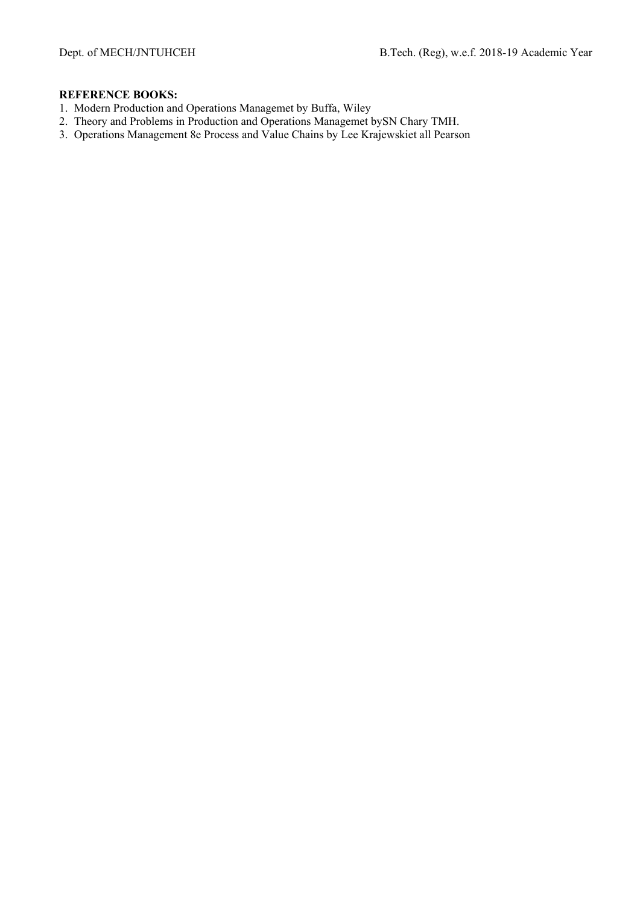**REFERENCE BOOKS:**

1. Modern Production and Operations Managemet by Buffa, Wiley
2. Theory and Problems in Production and Operations Managemet bySN Chary TMH.
3. Operations Management 8e Process and Value Chains by Lee Krajewskiet all Pearson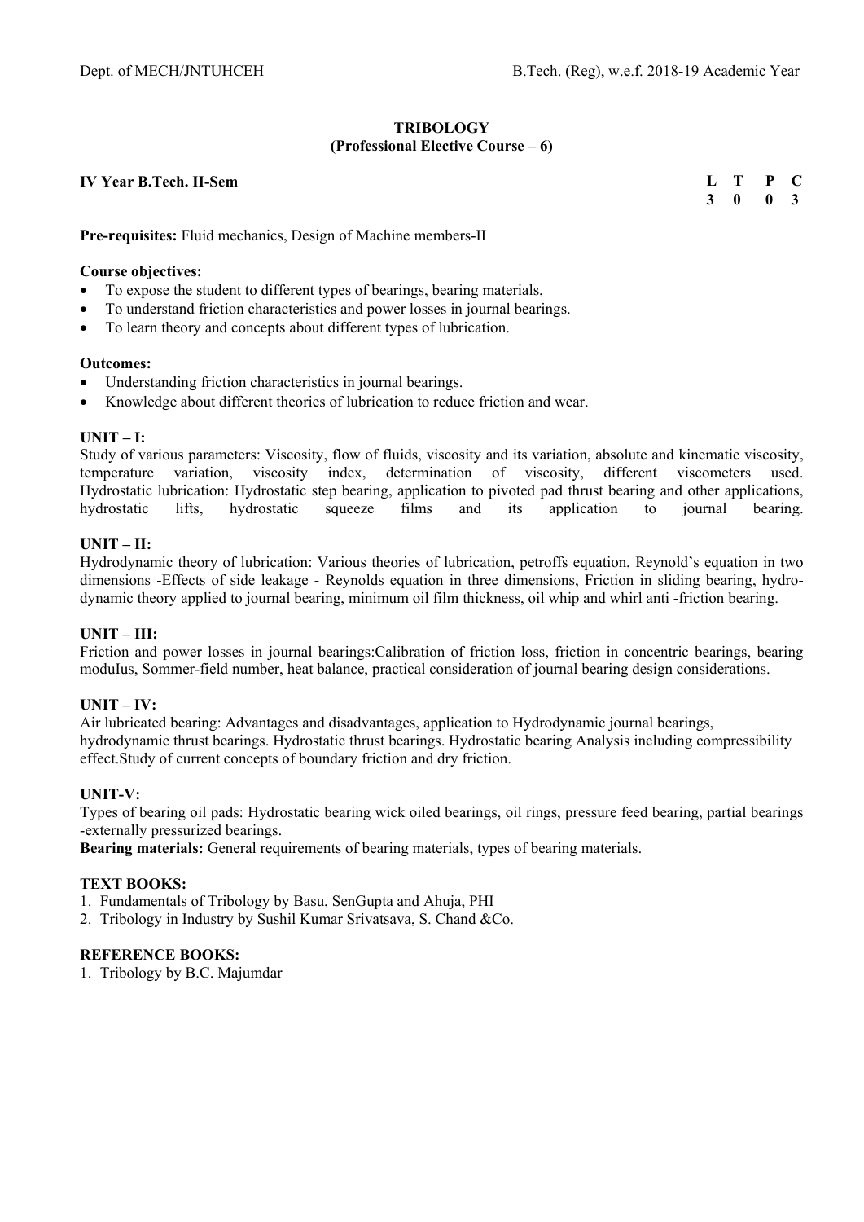# TRIBOLOGY
## (Professional Elective Course – 6)

**IV Year B.Tech. II-Sem**

| L | T | P | C |
|---|---|---|---|
| 3 | 0 | 0 | 3 |

**Pre-requisites:** Fluid mechanics, Design of Machine members-II

**Course objectives:**
- To expose the student to different types of bearings, bearing materials,
- To understand friction characteristics and power losses in journal bearings.
- To learn theory and concepts about different types of lubrication.

**Outcomes:**
- Understanding friction characteristics in journal bearings.
- Knowledge about different theories of lubrication to reduce friction and wear.

**UNIT – I:**
Study of various parameters: Viscosity, flow of fluids, viscosity and its variation, absolute and kinematic viscosity, temperature variation, viscosity index, determination of viscosity, different viscometers used. Hydrostatic lubrication: Hydrostatic step bearing, application to pivoted pad thrust bearing and other applications, hydrostatic lifts, hydrostatic squeeze films and its application to journal bearing.

**UNIT – II:**
Hydrodynamic theory of lubrication: Various theories of lubrication, petroffs equation, Reynold's equation in two dimensions -Effects of side leakage - Reynolds equation in three dimensions, Friction in sliding bearing, hydro-dynamic theory applied to journal bearing, minimum oil film thickness, oil whip and whirl anti -friction bearing.

**UNIT – III:**
Friction and power losses in journal bearings:Calibration of friction loss, friction in concentric bearings, bearing moduIus, Sommer-field number, heat balance, practical consideration of journal bearing design considerations.

**UNIT – IV:**
Air lubricated bearing: Advantages and disadvantages, application to Hydrodynamic journal bearings, hydrodynamic thrust bearings. Hydrostatic thrust bearings. Hydrostatic bearing Analysis including compressibility effect.Study of current concepts of boundary friction and dry friction.

**UNIT-V:**
Types of bearing oil pads: Hydrostatic bearing wick oiled bearings, oil rings, pressure feed bearing, partial bearings -externally pressurized bearings.
**Bearing materials:** General requirements of bearing materials, types of bearing materials.

**TEXT BOOKS:**
1. Fundamentals of Tribology by Basu, SenGupta and Ahuja, PHI
2. Tribology in Industry by Sushil Kumar Srivatsava, S. Chand &Co.

**REFERENCE BOOKS:**
1. Tribology by B.C. Majumdar